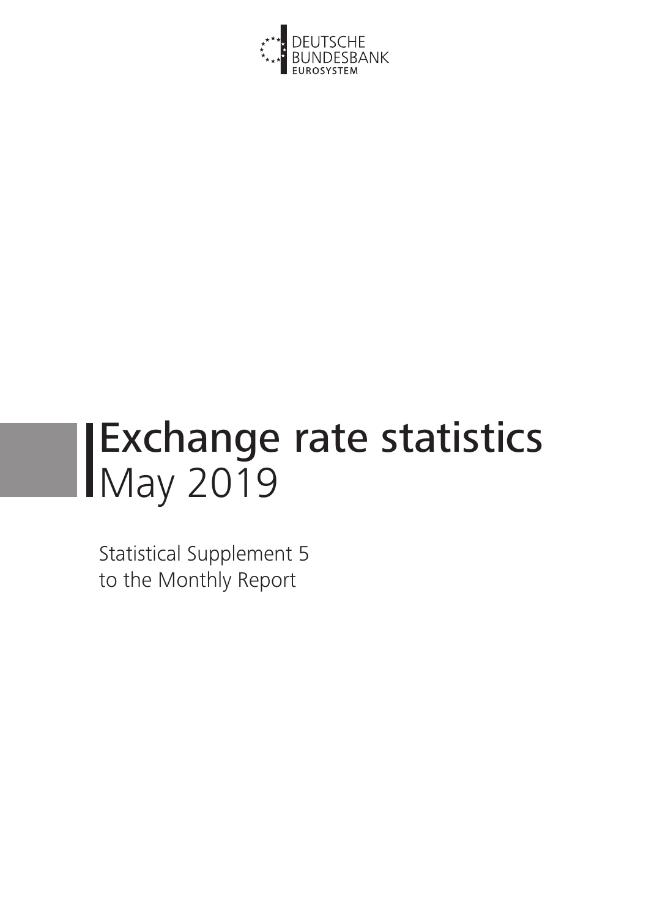DEUTSCHE BUNDESBANK
EUROSYSTEM

# Exchange rate statistics
## May 2019

Statistical Supplement 5
to the Monthly Report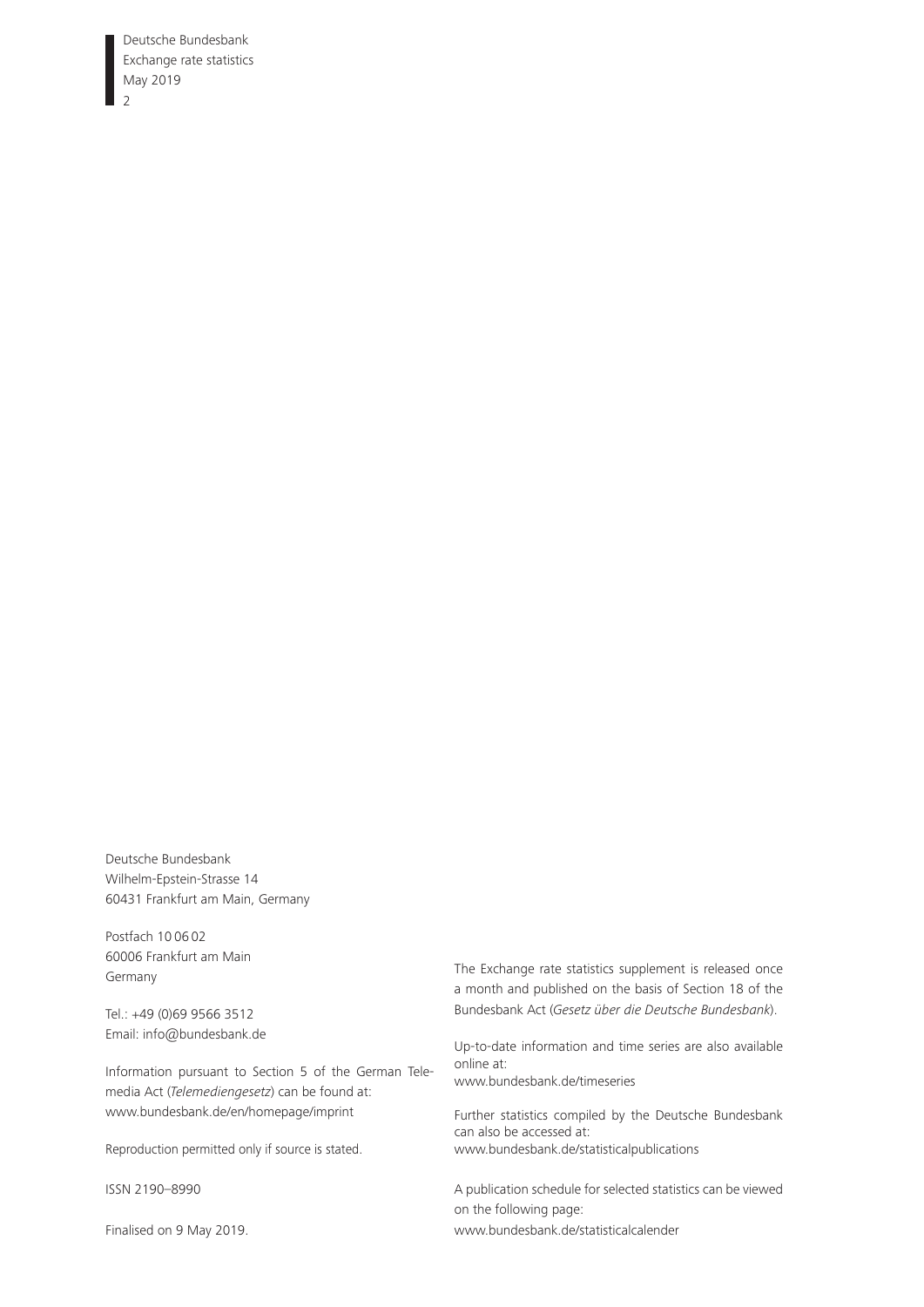Deutsche Bundesbank
Wilhelm-Epstein-Strasse 14
60431 Frankfurt am Main, Germany

Postfach 10 06 02
60006 Frankfurt am Main
Germany

Tel.: +49 (0)69 9566 3512
Email: info@bundesbank.de

Information pursuant to Section 5 of the German Telemedia Act (*Telemediengesetz*) can be found at:
www.bundesbank.de/en/homepage/imprint

Reproduction permitted only if source is stated.

ISSN 2190–8990

Finalised on 9 May 2019.

The Exchange rate statistics supplement is released once a month and published on the basis of Section 18 of the Bundesbank Act (*Gesetz über die Deutsche Bundesbank*).

Up-to-date information and time series are also available online at:
www.bundesbank.de/timeseries

Further statistics compiled by the Deutsche Bundesbank can also be accessed at:
www.bundesbank.de/statisticalpublications

A publication schedule for selected statistics can be viewed on the following page:
www.bundesbank.de/statisticalcalender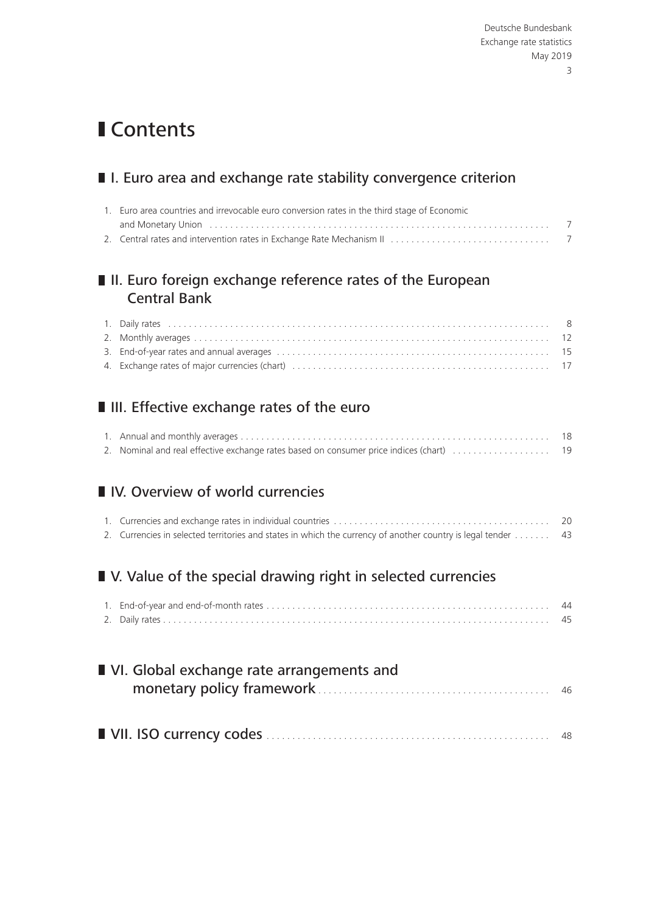# Contents

## I. Euro area and exchange rate stability convergence criterion

1. Euro area countries and irrevocable euro conversion rates in the third stage of Economic and Monetary Union ........ 7
2. Central rates and intervention rates in Exchange Rate Mechanism II ........ 7

## II. Euro foreign exchange reference rates of the European Central Bank

1. Daily rates ........ 8
2. Monthly averages ........ 12
3. End-of-year rates and annual averages ........ 15
4. Exchange rates of major currencies (chart) ........ 17

## III. Effective exchange rates of the euro

1. Annual and monthly averages ........ 18
2. Nominal and real effective exchange rates based on consumer price indices (chart) ........ 19

## IV. Overview of world currencies

1. Currencies and exchange rates in individual countries ........ 20
2. Currencies in selected territories and states in which the currency of another country is legal tender ........ 43

## V. Value of the special drawing right in selected currencies

1. End-of-year and end-of-month rates ........ 44
2. Daily rates ........ 45

## VI. Global exchange rate arrangements and monetary policy framework ........ 46

## VII. ISO currency codes ........ 48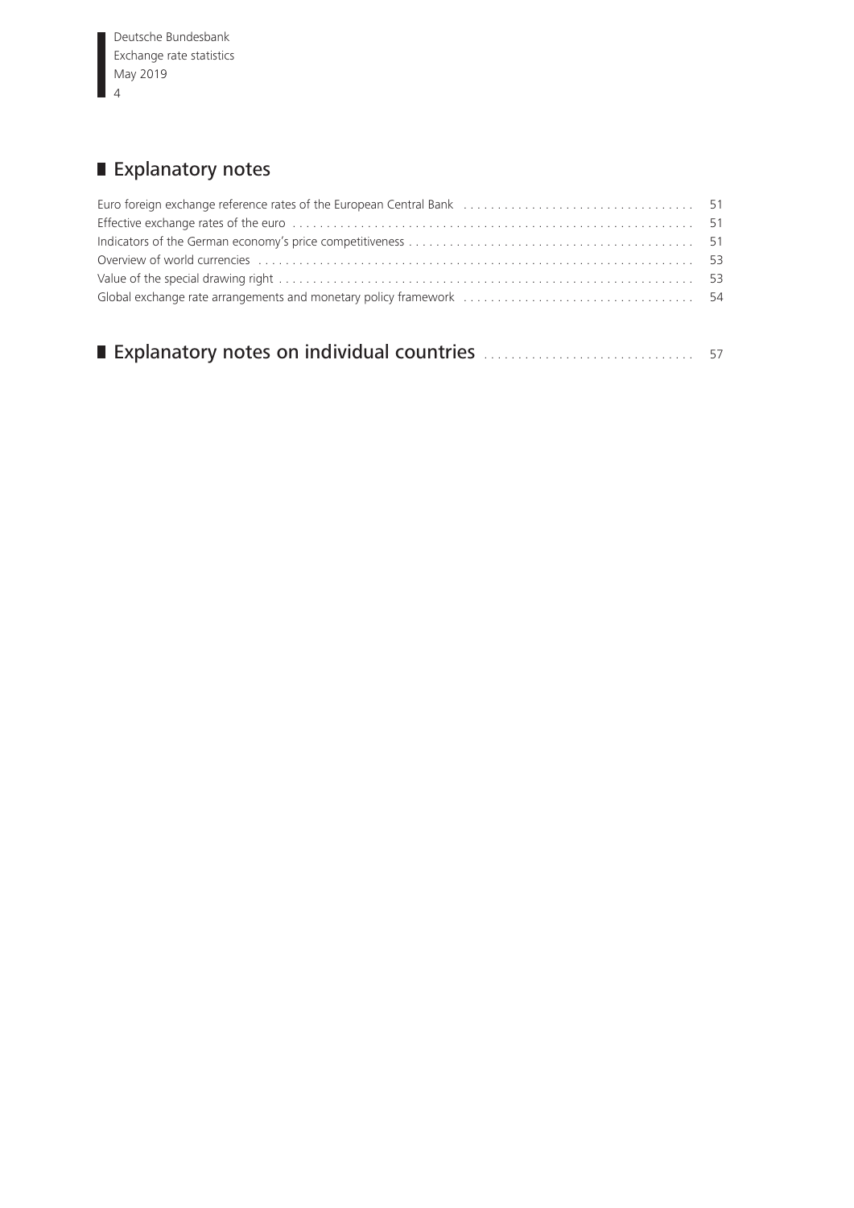## Explanatory notes

Euro foreign exchange reference rates of the European Central Bank .......... 51
Effective exchange rates of the euro .......... 51
Indicators of the German economy's price competitiveness .......... 51
Overview of world currencies .......... 53
Value of the special drawing right .......... 53
Global exchange rate arrangements and monetary policy framework .......... 54

## Explanatory notes on individual countries .......... 57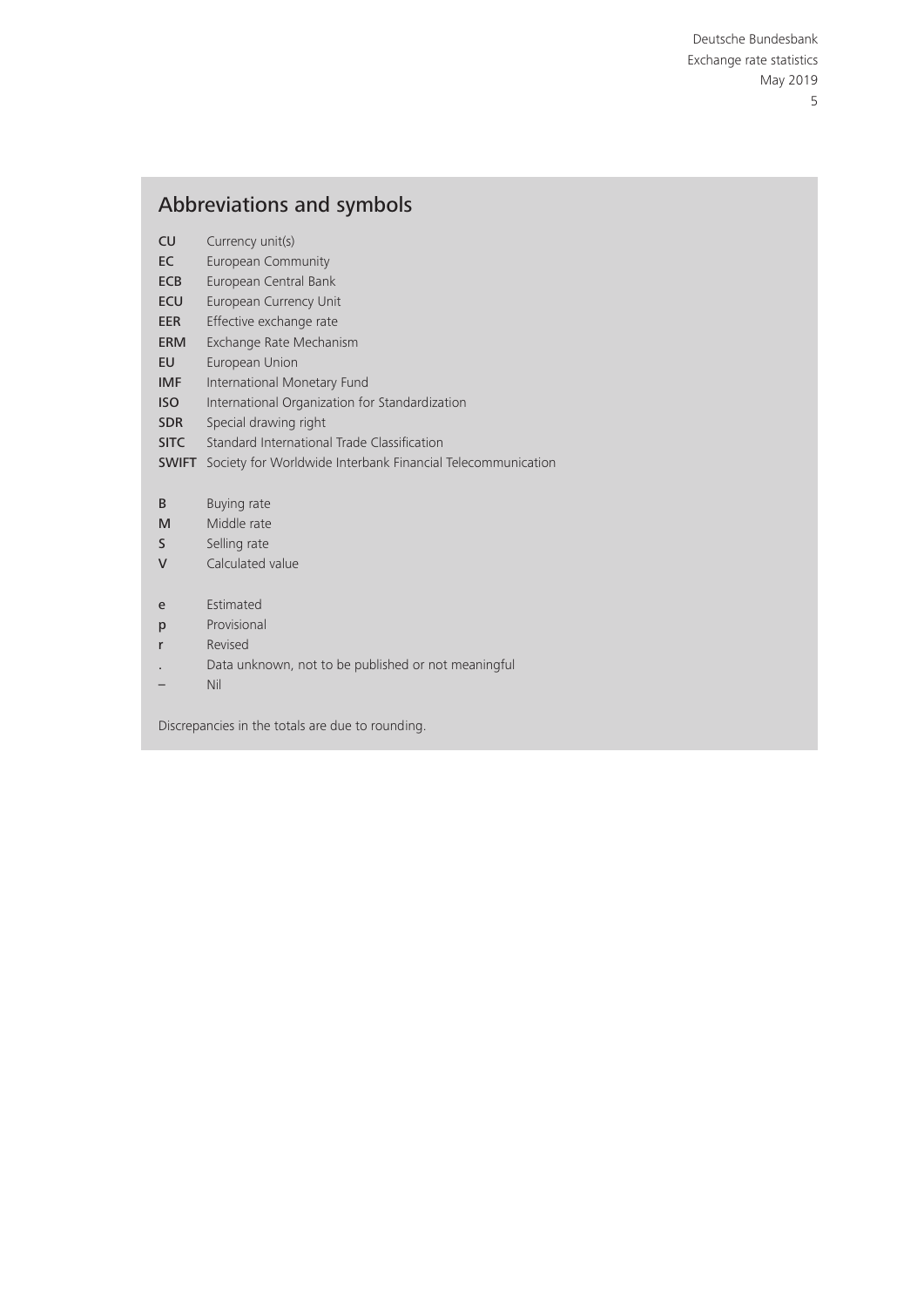## Abbreviations and symbols

| | |
|---|---|
| **CU** | Currency unit(s) |
| **EC** | European Community |
| **ECB** | European Central Bank |
| **ECU** | European Currency Unit |
| **EER** | Effective exchange rate |
| **ERM** | Exchange Rate Mechanism |
| **EU** | European Union |
| **IMF** | International Monetary Fund |
| **ISO** | International Organization for Standardization |
| **SDR** | Special drawing right |
| **SITC** | Standard International Trade Classification |
| **SWIFT** | Society for Worldwide Interbank Financial Telecommunication |

| | |
|---|---|
| B | Buying rate |
| M | Middle rate |
| S | Selling rate |
| V | Calculated value |

| | |
|---|---|
| e | Estimated |
| p | Provisional |
| r | Revised |
| . | Data unknown, not to be published or not meaningful |
| – | Nil |

Discrepancies in the totals are due to rounding.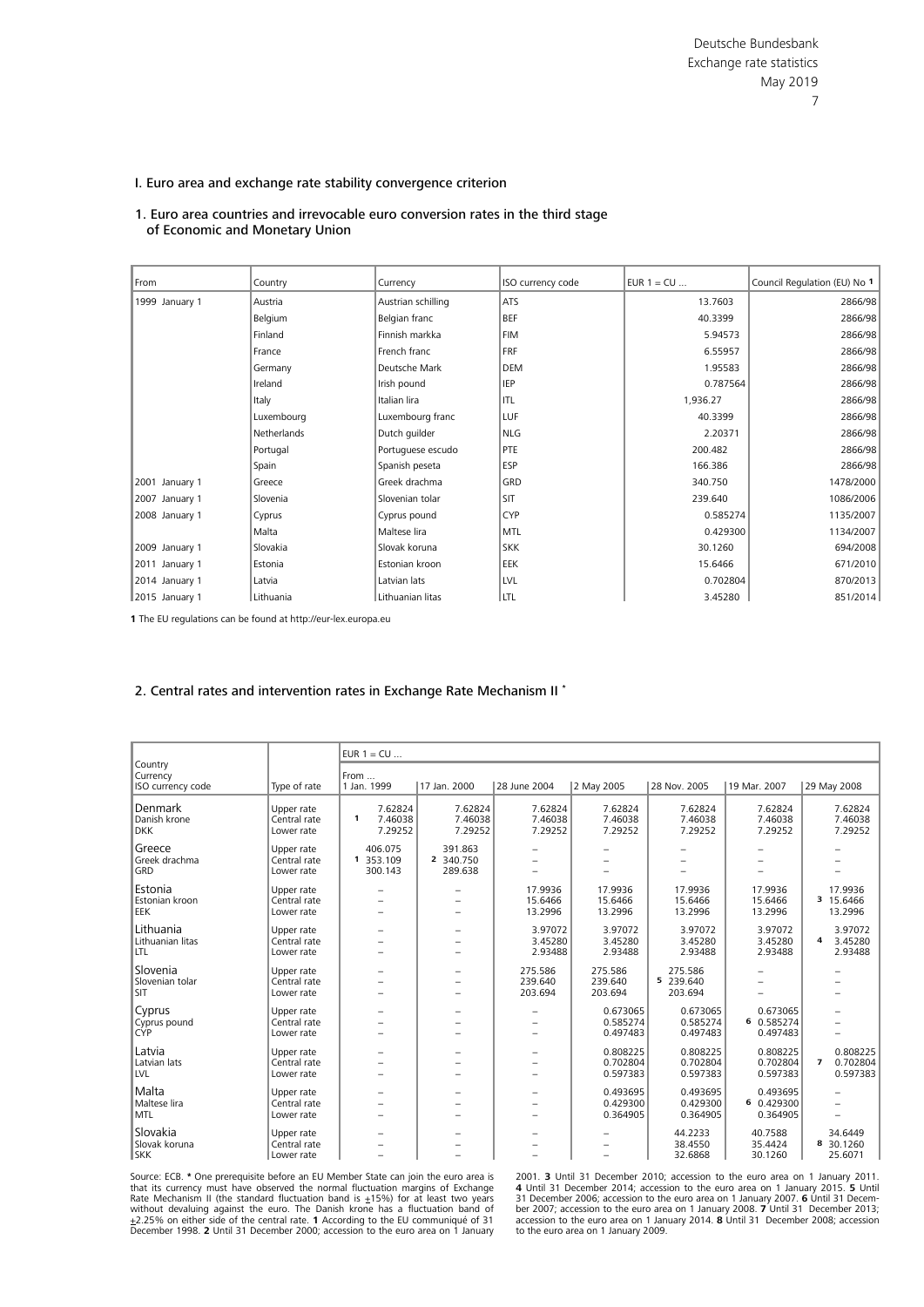# I. Euro area and exchange rate stability convergence criterion

## 1. Euro area countries and irrevocable euro conversion rates in the third stage of Economic and Monetary Union

| From | Country | Currency | ISO currency code | EUR 1 = CU ... | Council Regulation (EU) No 1 |
|---|---|---|---|---|---|
| 1999 January 1 | Austria | Austrian schilling | ATS | 13.7603 | 2866/98 |
| | Belgium | Belgian franc | BEF | 40.3399 | 2866/98 |
| | Finland | Finnish markka | FIM | 5.94573 | 2866/98 |
| | France | French franc | FRF | 6.55957 | 2866/98 |
| | Germany | Deutsche Mark | DEM | 1.95583 | 2866/98 |
| | Ireland | Irish pound | IEP | 0.787564 | 2866/98 |
| | Italy | Italian lira | ITL | 1,936.27 | 2866/98 |
| | Luxembourg | Luxembourg franc | LUF | 40.3399 | 2866/98 |
| | Netherlands | Dutch guilder | NLG | 2.20371 | 2866/98 |
| | Portugal | Portuguese escudo | PTE | 200.482 | 2866/98 |
| | Spain | Spanish peseta | ESP | 166.386 | 2866/98 |
| 2001 January 1 | Greece | Greek drachma | GRD | 340.750 | 1478/2000 |
| 2007 January 1 | Slovenia | Slovenian tolar | SIT | 239.640 | 1086/2006 |
| 2008 January 1 | Cyprus | Cyprus pound | CYP | 0.585274 | 1135/2007 |
| | Malta | Maltese lira | MTL | 0.429300 | 1134/2007 |
| 2009 January 1 | Slovakia | Slovak koruna | SKK | 30.1260 | 694/2008 |
| 2011 January 1 | Estonia | Estonian kroon | EEK | 15.6466 | 671/2010 |
| 2014 January 1 | Latvia | Latvian lats | LVL | 0.702804 | 870/2013 |
| 2015 January 1 | Lithuania | Lithuanian litas | LTL | 3.45280 | 851/2014 |

**1** The EU regulations can be found at http://eur-lex.europa.eu

## 2. Central rates and intervention rates in Exchange Rate Mechanism II *

| Country Currency ISO currency code | Type of rate | EUR 1 = CU ... From ... 1 Jan. 1999 | 17 Jan. 2000 | 28 June 2004 | 2 May 2005 | 28 Nov. 2005 | 19 Mar. 2007 | 29 May 2008 |
|---|---|---|---|---|---|---|---|---|
| Denmark Danish krone DKK | Upper rate | 7.62824 | 7.62824 | 7.62824 | 7.62824 | 7.62824 | 7.62824 | 7.62824 |
| | Central rate | 1 7.46038 | 7.46038 | 7.46038 | 7.46038 | 7.46038 | 7.46038 | 7.46038 |
| | Lower rate | 7.29252 | 7.29252 | 7.29252 | 7.29252 | 7.29252 | 7.29252 | 7.29252 |
| Greece Greek drachma GRD | Upper rate | 406.075 | 391.863 | – | – | – | – | – |
| | Central rate | 1 353.109 | 2 340.750 | – | – | – | – | – |
| | Lower rate | 300.143 | 289.638 | – | – | – | – | – |
| Estonia Estonian kroon EEK | Upper rate | – | – | 17.9936 | 17.9936 | 17.9936 | 17.9936 | 17.9936 |
| | Central rate | – | – | 15.6466 | 15.6466 | 15.6466 | 15.6466 | 3 15.6466 |
| | Lower rate | – | – | 13.2996 | 13.2996 | 13.2996 | 13.2996 | 13.2996 |
| Lithuania Lithuanian litas LTL | Upper rate | – | – | 3.97072 | 3.97072 | 3.97072 | 3.97072 | 3.97072 |
| | Central rate | – | – | 3.45280 | 3.45280 | 3.45280 | 3.45280 | 4 3.45280 |
| | Lower rate | – | – | 2.93488 | 2.93488 | 2.93488 | 2.93488 | 2.93488 |
| Slovenia Slovenian tolar SIT | Upper rate | – | – | 275.586 | 275.586 | 275.586 | – | – |
| | Central rate | – | – | 239.640 | 239.640 | 5 239.640 | – | – |
| | Lower rate | – | – | 203.694 | 203.694 | 203.694 | – | – |
| Cyprus Cyprus pound CYP | Upper rate | – | – | – | 0.673065 | 0.673065 | 0.673065 | – |
| | Central rate | – | – | – | 0.585274 | 0.585274 | 6 0.585274 | – |
| | Lower rate | – | – | – | 0.497483 | 0.497483 | 0.497483 | – |
| Latvia Latvian lats LVL | Upper rate | – | – | – | 0.808225 | 0.808225 | 0.808225 | 0.808225 |
| | Central rate | – | – | – | 0.702804 | 0.702804 | 0.702804 | 7 0.702804 |
| | Lower rate | – | – | – | 0.597383 | 0.597383 | 0.597383 | 0.597383 |
| Malta Maltese lira MTL | Upper rate | – | – | – | 0.493695 | 0.493695 | 0.493695 | – |
| | Central rate | – | – | – | 0.429300 | 0.429300 | 6 0.429300 | – |
| | Lower rate | – | – | – | 0.364905 | 0.364905 | 0.364905 | – |
| Slovakia Slovak koruna SKK | Upper rate | – | – | – | – | 44.2233 | 40.7588 | 34.6449 |
| | Central rate | – | – | – | – | 38.4550 | 35.4424 | 8 30.1260 |
| | Lower rate | – | – | – | – | 32.6868 | 30.1260 | 25.6071 |

Source: ECB. * One prerequisite before an EU Member State can join the euro area is that its currency must have observed the normal fluctuation margins of Exchange Rate Mechanism II (the standard fluctuation band is ±15%) for at least two years without devaluing against the euro. The Danish krone has a fluctuation band of ±2.25% on either side of the central rate. **1** According to the EU communiqué of 31 December 1998. **2** Until 31 December 2000; accession to the euro area on 1 January 2001. **3** Until 31 December 2010; accession to the euro area on 1 January 2011. **4** Until 31 December 2014; accession to the euro area on 1 January 2015. **5** Until 31 December 2006; accession to the euro area on 1 January 2007. **6** Until 31 December 2007; accession to the euro area on 1 January 2008. **7** Until 31 December 2013; accession to the euro area on 1 January 2014. **8** Until 31 December 2008; accession to the euro area on 1 January 2009.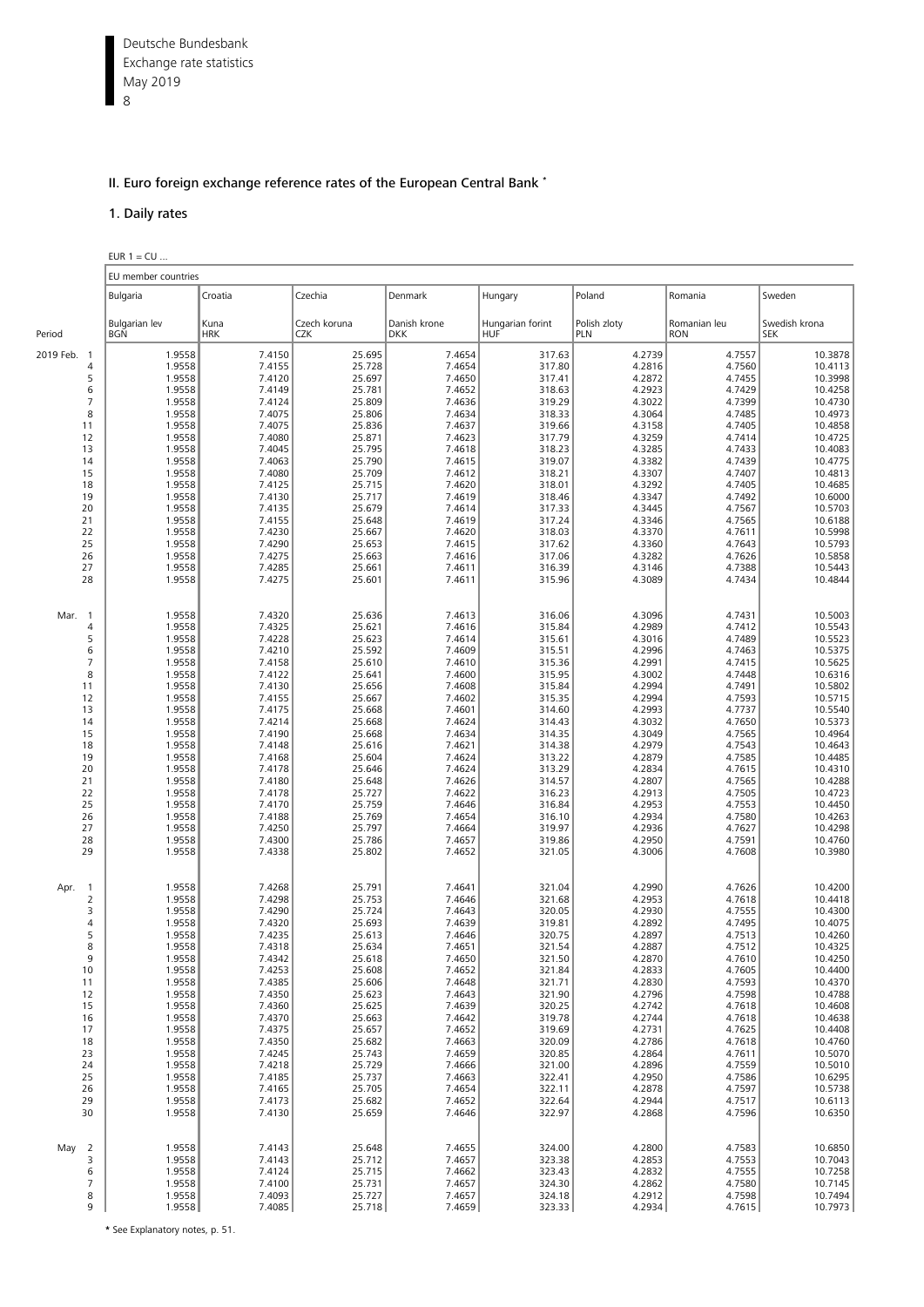## II. Euro foreign exchange reference rates of the European Central Bank *

### 1. Daily rates

EUR 1 = CU ...

| Period | | EU member countries | | | | | | | |
|---|---|---|---|---|---|---|---|---|---|
| | | Bulgaria | Croatia | Czechia | Denmark | Hungary | Poland | Romania | Sweden |
| | | Bulgarian lev BGN | Kuna HRK | Czech koruna CZK | Danish krone DKK | Hungarian forint HUF | Polish zloty PLN | Romanian leu RON | Swedish krona SEK |
| 2019 Feb. | 1 | 1.9558 | 7.4150 | 25.695 | 7.4654 | 317.63 | 4.2739 | 4.7557 | 10.3878 |
| | 4 | 1.9558 | 7.4155 | 25.728 | 7.4654 | 317.80 | 4.2816 | 4.7560 | 10.4113 |
| | 5 | 1.9558 | 7.4120 | 25.697 | 7.4650 | 317.41 | 4.2872 | 4.7455 | 10.3998 |
| | 6 | 1.9558 | 7.4149 | 25.781 | 7.4652 | 318.63 | 4.2923 | 4.7429 | 10.4258 |
| | 7 | 1.9558 | 7.4124 | 25.809 | 7.4636 | 319.29 | 4.3022 | 4.7399 | 10.4730 |
| | 8 | 1.9558 | 7.4075 | 25.806 | 7.4634 | 318.33 | 4.3064 | 4.7485 | 10.4973 |
| | 11 | 1.9558 | 7.4075 | 25.836 | 7.4637 | 319.66 | 4.3158 | 4.7405 | 10.4858 |
| | 12 | 1.9558 | 7.4080 | 25.871 | 7.4623 | 317.79 | 4.3259 | 4.7414 | 10.4725 |
| | 13 | 1.9558 | 7.4045 | 25.795 | 7.4618 | 318.23 | 4.3285 | 4.7433 | 10.4083 |
| | 14 | 1.9558 | 7.4063 | 25.790 | 7.4615 | 319.07 | 4.3382 | 4.7439 | 10.4775 |
| | 15 | 1.9558 | 7.4080 | 25.709 | 7.4612 | 318.21 | 4.3307 | 4.7407 | 10.4813 |
| | 18 | 1.9558 | 7.4125 | 25.715 | 7.4620 | 318.01 | 4.3292 | 4.7405 | 10.4685 |
| | 19 | 1.9558 | 7.4130 | 25.717 | 7.4619 | 318.46 | 4.3347 | 4.7492 | 10.6000 |
| | 20 | 1.9558 | 7.4135 | 25.679 | 7.4614 | 317.33 | 4.3445 | 4.7567 | 10.5703 |
| | 21 | 1.9558 | 7.4155 | 25.648 | 7.4619 | 317.24 | 4.3346 | 4.7565 | 10.6188 |
| | 22 | 1.9558 | 7.4230 | 25.667 | 7.4620 | 318.03 | 4.3370 | 4.7611 | 10.5998 |
| | 25 | 1.9558 | 7.4290 | 25.653 | 7.4615 | 317.62 | 4.3360 | 4.7643 | 10.5793 |
| | 26 | 1.9558 | 7.4275 | 25.663 | 7.4616 | 317.06 | 4.3282 | 4.7626 | 10.5858 |
| | 27 | 1.9558 | 7.4285 | 25.661 | 7.4611 | 316.39 | 4.3146 | 4.7388 | 10.5443 |
| | 28 | 1.9558 | 7.4275 | 25.601 | 7.4611 | 315.96 | 4.3089 | 4.7434 | 10.4844 |
| Mar. | 1 | 1.9558 | 7.4320 | 25.636 | 7.4613 | 316.06 | 4.3096 | 4.7431 | 10.5003 |
| | 4 | 1.9558 | 7.4325 | 25.621 | 7.4616 | 315.84 | 4.2989 | 4.7412 | 10.5543 |
| | 5 | 1.9558 | 7.4228 | 25.623 | 7.4614 | 315.61 | 4.3016 | 4.7489 | 10.5523 |
| | 6 | 1.9558 | 7.4210 | 25.592 | 7.4609 | 315.51 | 4.2996 | 4.7463 | 10.5375 |
| | 7 | 1.9558 | 7.4158 | 25.610 | 7.4610 | 315.36 | 4.2991 | 4.7415 | 10.5625 |
| | 8 | 1.9558 | 7.4122 | 25.641 | 7.4600 | 315.95 | 4.3002 | 4.7448 | 10.6316 |
| | 11 | 1.9558 | 7.4130 | 25.656 | 7.4608 | 315.84 | 4.2994 | 4.7491 | 10.5802 |
| | 12 | 1.9558 | 7.4155 | 25.667 | 7.4602 | 315.35 | 4.2994 | 4.7593 | 10.5715 |
| | 13 | 1.9558 | 7.4175 | 25.668 | 7.4601 | 314.60 | 4.2993 | 4.7737 | 10.5540 |
| | 14 | 1.9558 | 7.4214 | 25.668 | 7.4624 | 314.43 | 4.3032 | 4.7650 | 10.5373 |
| | 15 | 1.9558 | 7.4190 | 25.668 | 7.4634 | 314.35 | 4.3049 | 4.7565 | 10.4964 |
| | 18 | 1.9558 | 7.4148 | 25.616 | 7.4621 | 314.38 | 4.2979 | 4.7543 | 10.4643 |
| | 19 | 1.9558 | 7.4168 | 25.604 | 7.4624 | 313.22 | 4.2879 | 4.7585 | 10.4485 |
| | 20 | 1.9558 | 7.4178 | 25.646 | 7.4624 | 313.29 | 4.2834 | 4.7615 | 10.4310 |
| | 21 | 1.9558 | 7.4180 | 25.648 | 7.4626 | 314.57 | 4.2807 | 4.7565 | 10.4288 |
| | 22 | 1.9558 | 7.4178 | 25.727 | 7.4622 | 316.23 | 4.2913 | 4.7505 | 10.4723 |
| | 25 | 1.9558 | 7.4170 | 25.759 | 7.4646 | 316.84 | 4.2953 | 4.7553 | 10.4450 |
| | 26 | 1.9558 | 7.4188 | 25.769 | 7.4654 | 316.10 | 4.2934 | 4.7580 | 10.4263 |
| | 27 | 1.9558 | 7.4250 | 25.797 | 7.4664 | 319.97 | 4.2936 | 4.7627 | 10.4298 |
| | 28 | 1.9558 | 7.4300 | 25.786 | 7.4657 | 319.86 | 4.2950 | 4.7591 | 10.4760 |
| | 29 | 1.9558 | 7.4338 | 25.802 | 7.4652 | 321.05 | 4.3006 | 4.7608 | 10.3980 |
| Apr. | 1 | 1.9558 | 7.4268 | 25.791 | 7.4641 | 321.04 | 4.2990 | 4.7626 | 10.4200 |
| | 2 | 1.9558 | 7.4298 | 25.753 | 7.4646 | 321.68 | 4.2953 | 4.7618 | 10.4418 |
| | 3 | 1.9558 | 7.4290 | 25.724 | 7.4643 | 320.05 | 4.2930 | 4.7555 | 10.4300 |
| | 4 | 1.9558 | 7.4320 | 25.693 | 7.4639 | 319.81 | 4.2892 | 4.7495 | 10.4075 |
| | 5 | 1.9558 | 7.4235 | 25.613 | 7.4646 | 320.75 | 4.2897 | 4.7513 | 10.4260 |
| | 8 | 1.9558 | 7.4318 | 25.634 | 7.4651 | 321.54 | 4.2887 | 4.7512 | 10.4325 |
| | 9 | 1.9558 | 7.4342 | 25.618 | 7.4650 | 321.50 | 4.2870 | 4.7610 | 10.4250 |
| | 10 | 1.9558 | 7.4253 | 25.608 | 7.4652 | 321.84 | 4.2833 | 4.7605 | 10.4400 |
| | 11 | 1.9558 | 7.4385 | 25.606 | 7.4648 | 321.71 | 4.2830 | 4.7593 | 10.4370 |
| | 12 | 1.9558 | 7.4350 | 25.623 | 7.4643 | 321.90 | 4.2796 | 4.7598 | 10.4788 |
| | 15 | 1.9558 | 7.4360 | 25.625 | 7.4639 | 320.25 | 4.2742 | 4.7618 | 10.4608 |
| | 16 | 1.9558 | 7.4370 | 25.663 | 7.4642 | 319.78 | 4.2744 | 4.7618 | 10.4638 |
| | 17 | 1.9558 | 7.4375 | 25.657 | 7.4652 | 319.69 | 4.2731 | 4.7625 | 10.4408 |
| | 18 | 1.9558 | 7.4350 | 25.682 | 7.4663 | 320.09 | 4.2786 | 4.7618 | 10.4760 |
| | 23 | 1.9558 | 7.4245 | 25.743 | 7.4659 | 320.85 | 4.2864 | 4.7611 | 10.5070 |
| | 24 | 1.9558 | 7.4218 | 25.729 | 7.4666 | 321.00 | 4.2896 | 4.7559 | 10.5010 |
| | 25 | 1.9558 | 7.4185 | 25.737 | 7.4663 | 322.41 | 4.2950 | 4.7586 | 10.6295 |
| | 26 | 1.9558 | 7.4165 | 25.705 | 7.4654 | 322.11 | 4.2878 | 4.7597 | 10.5738 |
| | 29 | 1.9558 | 7.4173 | 25.682 | 7.4652 | 322.64 | 4.2944 | 4.7517 | 10.6113 |
| | 30 | 1.9558 | 7.4130 | 25.659 | 7.4646 | 322.97 | 4.2868 | 4.7596 | 10.6350 |
| May | 2 | 1.9558 | 7.4143 | 25.648 | 7.4655 | 324.00 | 4.2800 | 4.7583 | 10.6850 |
| | 3 | 1.9558 | 7.4143 | 25.712 | 7.4657 | 323.38 | 4.2853 | 4.7553 | 10.7043 |
| | 6 | 1.9558 | 7.4124 | 25.715 | 7.4662 | 323.43 | 4.2832 | 4.7555 | 10.7258 |
| | 7 | 1.9558 | 7.4100 | 25.731 | 7.4657 | 324.30 | 4.2862 | 4.7580 | 10.7145 |
| | 8 | 1.9558 | 7.4093 | 25.727 | 7.4657 | 324.18 | 4.2912 | 4.7598 | 10.7494 |
| | 9 | 1.9558 | 7.4085 | 25.718 | 7.4659 | 323.33 | 4.2934 | 4.7615 | 10.7973 |

* See Explanatory notes, p. 51.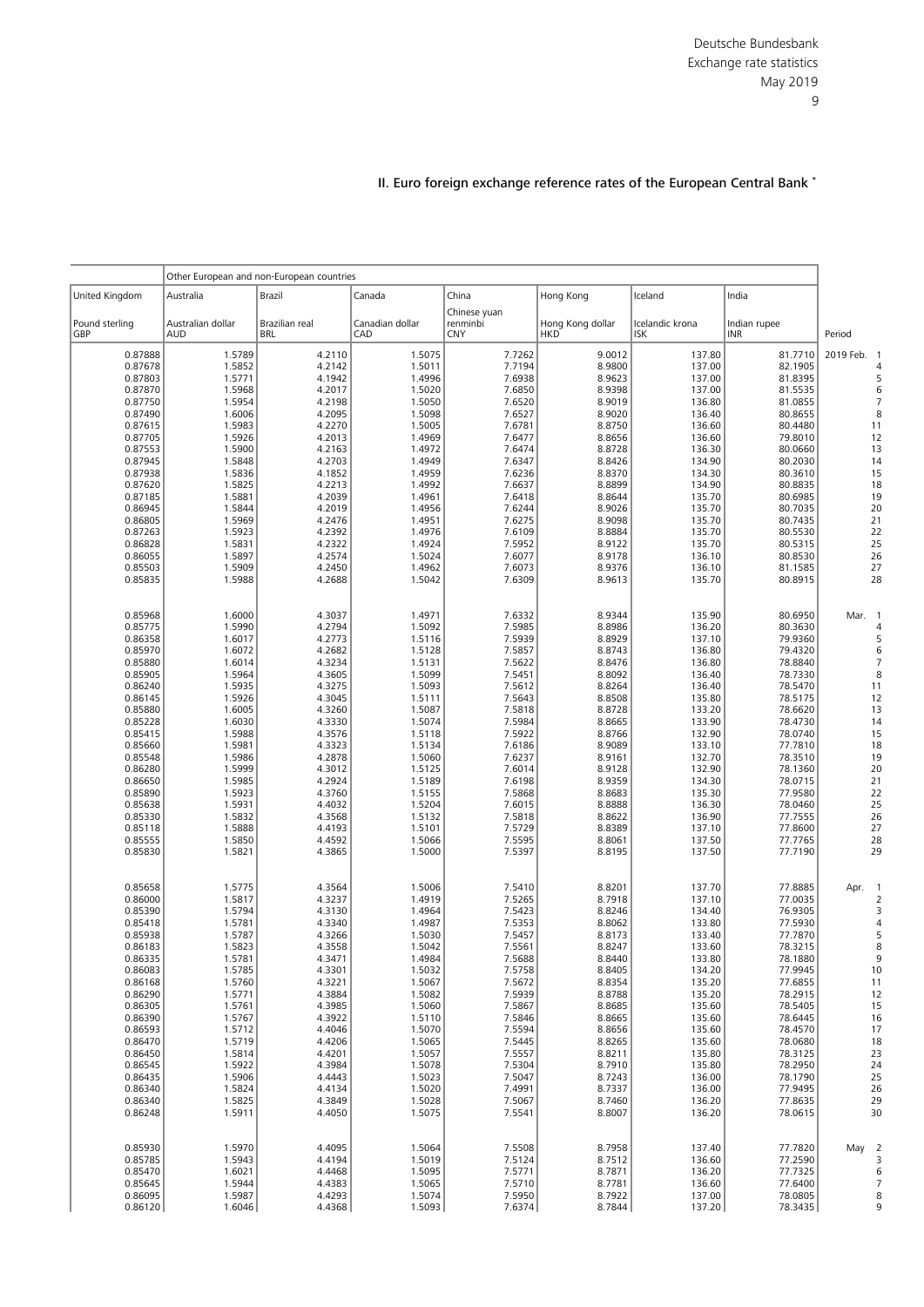## II. Euro foreign exchange reference rates of the European Central Bank *

| | Other European and non-European countries | | | | | | | |
|---|---|---|---|---|---|---|---|---|
| United Kingdom | Australia | Brazil | Canada | China | Hong Kong | Iceland | India | |
| Pound sterling GBP | Australian dollar AUD | Brazilian real BRL | Canadian dollar CAD | Chinese yuan renminbi CNY | Hong Kong dollar HKD | Icelandic krona ISK | Indian rupee INR | Period |
| 0.87888 | 1.5789 | 4.2110 | 1.5075 | 7.7262 | 9.0012 | 137.80 | 81.7710 | 2019 Feb. 1 |
| 0.87678 | 1.5852 | 4.2142 | 1.5011 | 7.7194 | 8.9800 | 137.00 | 82.1905 | 4 |
| 0.87803 | 1.5771 | 4.1942 | 1.4996 | 7.6938 | 8.9623 | 137.00 | 81.8395 | 5 |
| 0.87870 | 1.5968 | 4.2017 | 1.5020 | 7.6850 | 8.9398 | 137.00 | 81.5535 | 6 |
| 0.87750 | 1.5954 | 4.2198 | 1.5050 | 7.6520 | 8.9019 | 136.80 | 81.0855 | 7 |
| 0.87490 | 1.6006 | 4.2095 | 1.5098 | 7.6527 | 8.9020 | 136.40 | 80.8655 | 8 |
| 0.87615 | 1.5983 | 4.2270 | 1.5005 | 7.6781 | 8.8750 | 136.60 | 80.4480 | 11 |
| 0.87705 | 1.5926 | 4.2013 | 1.4969 | 7.6477 | 8.8656 | 136.60 | 79.8010 | 12 |
| 0.87553 | 1.5900 | 4.2163 | 1.4972 | 7.6474 | 8.8728 | 136.30 | 80.0660 | 13 |
| 0.87945 | 1.5848 | 4.2703 | 1.4949 | 7.6347 | 8.8426 | 134.90 | 80.2030 | 14 |
| 0.87938 | 1.5836 | 4.1852 | 1.4959 | 7.6236 | 8.8370 | 134.30 | 80.3610 | 15 |
| 0.87620 | 1.5825 | 4.2213 | 1.4992 | 7.6637 | 8.8899 | 134.90 | 80.8835 | 18 |
| 0.87185 | 1.5881 | 4.2039 | 1.4961 | 7.6418 | 8.8644 | 135.70 | 80.6985 | 19 |
| 0.86945 | 1.5844 | 4.2019 | 1.4956 | 7.6244 | 8.9026 | 135.70 | 80.7035 | 20 |
| 0.86805 | 1.5969 | 4.2476 | 1.4951 | 7.6275 | 8.9098 | 135.70 | 80.7435 | 21 |
| 0.87263 | 1.5923 | 4.2392 | 1.4976 | 7.6109 | 8.8884 | 135.70 | 80.5530 | 22 |
| 0.86828 | 1.5831 | 4.2322 | 1.4924 | 7.5952 | 8.9122 | 135.70 | 80.5315 | 25 |
| 0.86055 | 1.5897 | 4.2574 | 1.5024 | 7.6077 | 8.9178 | 136.10 | 80.8530 | 26 |
| 0.85503 | 1.5909 | 4.2450 | 1.4962 | 7.6073 | 8.9376 | 136.10 | 81.1585 | 27 |
| 0.85835 | 1.5988 | 4.2688 | 1.5042 | 7.6309 | 8.9613 | 135.70 | 80.8915 | 28 |
| 0.85968 | 1.6000 | 4.3037 | 1.4971 | 7.6332 | 8.9344 | 135.90 | 80.6950 | Mar. 1 |
| 0.85775 | 1.5990 | 4.2794 | 1.5092 | 7.5985 | 8.8986 | 136.20 | 80.3630 | 4 |
| 0.86358 | 1.6017 | 4.2773 | 1.5116 | 7.5939 | 8.8929 | 137.10 | 79.9360 | 5 |
| 0.85970 | 1.6072 | 4.2682 | 1.5128 | 7.5857 | 8.8743 | 136.80 | 79.4320 | 6 |
| 0.85880 | 1.6014 | 4.3234 | 1.5131 | 7.5622 | 8.8476 | 136.80 | 78.8840 | 7 |
| 0.85905 | 1.5964 | 4.3605 | 1.5099 | 7.5451 | 8.8092 | 136.40 | 78.7330 | 8 |
| 0.86240 | 1.5935 | 4.3275 | 1.5093 | 7.5612 | 8.8264 | 136.40 | 78.5470 | 11 |
| 0.86145 | 1.5926 | 4.3045 | 1.5111 | 7.5643 | 8.8508 | 135.80 | 78.5175 | 12 |
| 0.85880 | 1.6005 | 4.3260 | 1.5087 | 7.5818 | 8.8728 | 133.20 | 78.6620 | 13 |
| 0.85228 | 1.6030 | 4.3330 | 1.5074 | 7.5984 | 8.8665 | 133.90 | 78.4730 | 14 |
| 0.85415 | 1.5988 | 4.3576 | 1.5118 | 7.5922 | 8.8766 | 132.90 | 78.0740 | 15 |
| 0.85660 | 1.5981 | 4.3323 | 1.5134 | 7.6186 | 8.9089 | 133.10 | 77.7810 | 18 |
| 0.85548 | 1.5986 | 4.2878 | 1.5060 | 7.6237 | 8.9161 | 132.70 | 78.3510 | 19 |
| 0.86280 | 1.5999 | 4.3012 | 1.5125 | 7.6014 | 8.9128 | 132.90 | 78.1360 | 20 |
| 0.86650 | 1.5985 | 4.2924 | 1.5189 | 7.6198 | 8.9359 | 134.30 | 78.0715 | 21 |
| 0.85890 | 1.5923 | 4.3760 | 1.5155 | 7.5868 | 8.8683 | 135.30 | 77.9580 | 22 |
| 0.85638 | 1.5931 | 4.4032 | 1.5204 | 7.6015 | 8.8888 | 136.30 | 78.0460 | 25 |
| 0.85330 | 1.5832 | 4.3568 | 1.5132 | 7.5818 | 8.8622 | 136.90 | 77.7555 | 26 |
| 0.85118 | 1.5888 | 4.4193 | 1.5101 | 7.5729 | 8.8389 | 137.10 | 77.8600 | 27 |
| 0.85555 | 1.5850 | 4.4592 | 1.5066 | 7.5595 | 8.8061 | 137.50 | 77.7765 | 28 |
| 0.85830 | 1.5821 | 4.3865 | 1.5000 | 7.5397 | 8.8195 | 137.50 | 77.7190 | 29 |
| 0.85658 | 1.5775 | 4.3564 | 1.5006 | 7.5410 | 8.8201 | 137.70 | 77.8885 | Apr. 1 |
| 0.86000 | 1.5817 | 4.3237 | 1.4919 | 7.5265 | 8.7918 | 137.10 | 77.0035 | 2 |
| 0.85390 | 1.5794 | 4.3130 | 1.4964 | 7.5423 | 8.8246 | 134.40 | 76.9305 | 3 |
| 0.85418 | 1.5781 | 4.3340 | 1.4987 | 7.5353 | 8.8062 | 133.80 | 77.5930 | 4 |
| 0.85938 | 1.5787 | 4.3266 | 1.5030 | 7.5457 | 8.8173 | 133.40 | 77.7870 | 5 |
| 0.86183 | 1.5823 | 4.3558 | 1.5042 | 7.5561 | 8.8247 | 133.60 | 78.3215 | 8 |
| 0.86335 | 1.5781 | 4.3471 | 1.4984 | 7.5688 | 8.8440 | 133.80 | 78.1880 | 9 |
| 0.86083 | 1.5785 | 4.3301 | 1.5032 | 7.5758 | 8.8405 | 134.20 | 77.9945 | 10 |
| 0.86168 | 1.5760 | 4.3221 | 1.5067 | 7.5672 | 8.8354 | 135.20 | 77.6855 | 11 |
| 0.86290 | 1.5771 | 4.3884 | 1.5082 | 7.5939 | 8.8788 | 135.20 | 78.2915 | 12 |
| 0.86305 | 1.5761 | 4.3985 | 1.5060 | 7.5867 | 8.8685 | 135.60 | 78.5405 | 15 |
| 0.86390 | 1.5767 | 4.3922 | 1.5110 | 7.5846 | 8.8665 | 135.60 | 78.6445 | 16 |
| 0.86593 | 1.5712 | 4.4046 | 1.5070 | 7.5594 | 8.8656 | 135.60 | 78.4570 | 17 |
| 0.86470 | 1.5719 | 4.4206 | 1.5065 | 7.5445 | 8.8265 | 135.60 | 78.0680 | 18 |
| 0.86450 | 1.5814 | 4.4201 | 1.5057 | 7.5557 | 8.8211 | 135.80 | 78.3125 | 23 |
| 0.86545 | 1.5922 | 4.3984 | 1.5078 | 7.5304 | 8.7910 | 135.80 | 78.2950 | 24 |
| 0.86435 | 1.5906 | 4.4443 | 1.5023 | 7.5047 | 8.7243 | 136.00 | 78.1790 | 25 |
| 0.86340 | 1.5824 | 4.4134 | 1.5020 | 7.4991 | 8.7337 | 136.00 | 77.9495 | 26 |
| 0.86340 | 1.5825 | 4.3849 | 1.5028 | 7.5067 | 8.7460 | 136.20 | 77.8635 | 29 |
| 0.86248 | 1.5911 | 4.4050 | 1.5075 | 7.5541 | 8.8007 | 136.20 | 78.0615 | 30 |
| 0.85930 | 1.5970 | 4.4095 | 1.5064 | 7.5508 | 8.7958 | 137.40 | 77.7820 | May 2 |
| 0.85785 | 1.5943 | 4.4194 | 1.5019 | 7.5124 | 8.7512 | 136.60 | 77.2590 | 3 |
| 0.85470 | 1.6021 | 4.4468 | 1.5095 | 7.5771 | 8.7871 | 136.20 | 77.7325 | 6 |
| 0.85645 | 1.5944 | 4.4383 | 1.5065 | 7.5710 | 8.7781 | 136.60 | 77.6400 | 7 |
| 0.86095 | 1.5987 | 4.4293 | 1.5074 | 7.5950 | 8.7922 | 137.00 | 78.0805 | 8 |
| 0.86120 | 1.6046 | 4.4368 | 1.5093 | 7.6374 | 8.7844 | 137.20 | 78.3435 | 9 |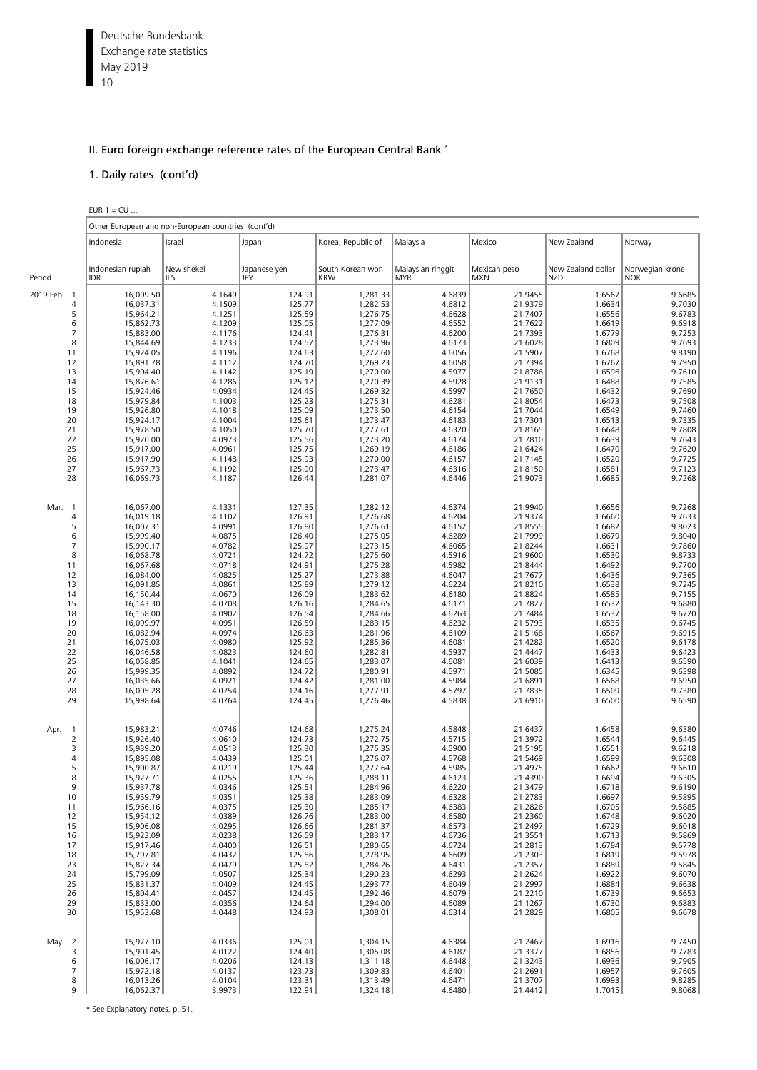## II. Euro foreign exchange reference rates of the European Central Bank *

### 1. Daily rates (cont'd)

EUR 1 = CU ...

| Period | | Other European and non-European countries (cont'd) | | | | | | | |
|---|---|---|---|---|---|---|---|---|---|
| | | Indonesia | Israel | Japan | Korea, Republic of | Malaysia | Mexico | New Zealand | Norway |
| | | Indonesian rupiah IDR | New shekel ILS | Japanese yen JPY | South Korean won KRW | Malaysian ringgit MYR | Mexican peso MXN | New Zealand dollar NZD | Norwegian krone NOK |
| 2019 Feb. | 1 | 16,009.50 | 4.1649 | 124.91 | 1,281.33 | 4.6839 | 21.9455 | 1.6567 | 9.6685 |
| | 4 | 16,037.31 | 4.1509 | 125.77 | 1,282.53 | 4.6812 | 21.9379 | 1.6634 | 9.7030 |
| | 5 | 15,964.21 | 4.1251 | 125.59 | 1,276.75 | 4.6628 | 21.7407 | 1.6556 | 9.6783 |
| | 6 | 15,862.73 | 4.1209 | 125.05 | 1,277.09 | 4.6552 | 21.7622 | 1.6619 | 9.6918 |
| | 7 | 15,883.00 | 4.1176 | 124.41 | 1,276.31 | 4.6200 | 21.7393 | 1.6779 | 9.7253 |
| | 8 | 15,844.69 | 4.1233 | 124.57 | 1,273.96 | 4.6173 | 21.6028 | 1.6809 | 9.7693 |
| | 11 | 15,924.05 | 4.1196 | 124.63 | 1,272.60 | 4.6056 | 21.5907 | 1.6768 | 9.8190 |
| | 12 | 15,891.78 | 4.1112 | 124.70 | 1,269.23 | 4.6058 | 21.7394 | 1.6767 | 9.7950 |
| | 13 | 15,904.40 | 4.1142 | 125.19 | 1,270.00 | 4.5977 | 21.8786 | 1.6596 | 9.7610 |
| | 14 | 15,876.61 | 4.1286 | 125.12 | 1,270.39 | 4.5928 | 21.9131 | 1.6488 | 9.7585 |
| | 15 | 15,924.46 | 4.0934 | 124.45 | 1,269.32 | 4.5997 | 21.7650 | 1.6432 | 9.7690 |
| | 18 | 15,979.84 | 4.1003 | 125.23 | 1,275.31 | 4.6281 | 21.8054 | 1.6473 | 9.7508 |
| | 19 | 15,926.80 | 4.1018 | 125.09 | 1,273.50 | 4.6154 | 21.7044 | 1.6549 | 9.7460 |
| | 20 | 15,924.17 | 4.1004 | 125.61 | 1,273.47 | 4.6183 | 21.7301 | 1.6513 | 9.7335 |
| | 21 | 15,978.50 | 4.1050 | 125.70 | 1,277.61 | 4.6320 | 21.8165 | 1.6648 | 9.7808 |
| | 22 | 15,920.00 | 4.0973 | 125.56 | 1,273.20 | 4.6174 | 21.7810 | 1.6639 | 9.7643 |
| | 25 | 15,917.00 | 4.0961 | 125.75 | 1,269.19 | 4.6186 | 21.6424 | 1.6470 | 9.7620 |
| | 26 | 15,917.90 | 4.1148 | 125.93 | 1,270.00 | 4.6157 | 21.7145 | 1.6520 | 9.7725 |
| | 27 | 15,967.73 | 4.1192 | 125.90 | 1,273.47 | 4.6316 | 21.8150 | 1.6581 | 9.7123 |
| | 28 | 16,069.73 | 4.1187 | 126.44 | 1,281.07 | 4.6446 | 21.9073 | 1.6685 | 9.7268 |
| Mar. | 1 | 16,067.00 | 4.1331 | 127.35 | 1,282.12 | 4.6374 | 21.9940 | 1.6656 | 9.7268 |
| | 4 | 16,019.18 | 4.1102 | 126.91 | 1,276.68 | 4.6204 | 21.9374 | 1.6660 | 9.7633 |
| | 5 | 16,007.31 | 4.0991 | 126.80 | 1,276.61 | 4.6152 | 21.8555 | 1.6682 | 9.8023 |
| | 6 | 15,999.40 | 4.0875 | 126.40 | 1,275.05 | 4.6289 | 21.7999 | 1.6679 | 9.8040 |
| | 7 | 15,990.17 | 4.0782 | 125.97 | 1,273.15 | 4.6065 | 21.8244 | 1.6631 | 9.7860 |
| | 8 | 16,068.78 | 4.0721 | 124.72 | 1,275.60 | 4.5916 | 21.9600 | 1.6530 | 9.8733 |
| | 11 | 16,067.68 | 4.0718 | 124.91 | 1,275.28 | 4.5982 | 21.8444 | 1.6492 | 9.7700 |
| | 12 | 16,084.00 | 4.0825 | 125.27 | 1,273.88 | 4.6047 | 21.7677 | 1.6436 | 9.7365 |
| | 13 | 16,091.85 | 4.0861 | 125.89 | 1,279.12 | 4.6224 | 21.8210 | 1.6538 | 9.7245 |
| | 14 | 16,150.44 | 4.0670 | 126.09 | 1,283.62 | 4.6180 | 21.8824 | 1.6585 | 9.7155 |
| | 15 | 16,143.30 | 4.0708 | 126.16 | 1,284.65 | 4.6171 | 21.7827 | 1.6532 | 9.6880 |
| | 18 | 16,158.00 | 4.0902 | 126.54 | 1,284.66 | 4.6263 | 21.7484 | 1.6537 | 9.6720 |
| | 19 | 16,099.97 | 4.0951 | 126.59 | 1,283.15 | 4.6232 | 21.5793 | 1.6535 | 9.6745 |
| | 20 | 16,082.94 | 4.0974 | 126.63 | 1,281.96 | 4.6109 | 21.5168 | 1.6567 | 9.6915 |
| | 21 | 16,075.03 | 4.0980 | 125.92 | 1,285.36 | 4.6081 | 21.4282 | 1.6520 | 9.6178 |
| | 22 | 16,046.58 | 4.0823 | 124.60 | 1,282.81 | 4.5937 | 21.4447 | 1.6433 | 9.6423 |
| | 25 | 16,058.85 | 4.1041 | 124.65 | 1,283.07 | 4.6081 | 21.6039 | 1.6413 | 9.6590 |
| | 26 | 15,999.35 | 4.0892 | 124.72 | 1,280.91 | 4.5971 | 21.5085 | 1.6345 | 9.6398 |
| | 27 | 16,035.66 | 4.0921 | 124.42 | 1,281.00 | 4.5984 | 21.6891 | 1.6568 | 9.6950 |
| | 28 | 16,005.28 | 4.0754 | 124.16 | 1,277.91 | 4.5797 | 21.7835 | 1.6509 | 9.7380 |
| | 29 | 15,998.64 | 4.0764 | 124.45 | 1,276.46 | 4.5838 | 21.6910 | 1.6500 | 9.6590 |
| Apr. | 1 | 15,983.21 | 4.0746 | 124.68 | 1,275.24 | 4.5848 | 21.6437 | 1.6458 | 9.6380 |
| | 2 | 15,926.40 | 4.0610 | 124.73 | 1,272.75 | 4.5715 | 21.3972 | 1.6544 | 9.6445 |
| | 3 | 15,939.20 | 4.0513 | 125.30 | 1,275.35 | 4.5900 | 21.5195 | 1.6551 | 9.6218 |
| | 4 | 15,895.08 | 4.0439 | 125.01 | 1,276.07 | 4.5768 | 21.5469 | 1.6599 | 9.6308 |
| | 5 | 15,900.87 | 4.0219 | 125.44 | 1,277.64 | 4.5985 | 21.4975 | 1.6662 | 9.6610 |
| | 8 | 15,927.71 | 4.0255 | 125.36 | 1,288.11 | 4.6123 | 21.4390 | 1.6694 | 9.6305 |
| | 9 | 15,937.78 | 4.0346 | 125.51 | 1,284.96 | 4.6220 | 21.3479 | 1.6718 | 9.6190 |
| | 10 | 15,959.79 | 4.0351 | 125.38 | 1,283.09 | 4.6328 | 21.2783 | 1.6697 | 9.5895 |
| | 11 | 15,966.16 | 4.0375 | 125.30 | 1,285.17 | 4.6383 | 21.2826 | 1.6705 | 9.5885 |
| | 12 | 15,954.12 | 4.0389 | 126.76 | 1,283.00 | 4.6580 | 21.2360 | 1.6748 | 9.6020 |
| | 15 | 15,906.08 | 4.0295 | 126.66 | 1,281.37 | 4.6573 | 21.2497 | 1.6729 | 9.6018 |
| | 16 | 15,923.09 | 4.0238 | 126.59 | 1,283.17 | 4.6736 | 21.3551 | 1.6713 | 9.5869 |
| | 17 | 15,917.46 | 4.0400 | 126.51 | 1,280.65 | 4.6724 | 21.2813 | 1.6784 | 9.5778 |
| | 18 | 15,797.81 | 4.0432 | 125.86 | 1,278.95 | 4.6609 | 21.2303 | 1.6819 | 9.5978 |
| | 23 | 15,827.34 | 4.0479 | 125.82 | 1,284.26 | 4.6431 | 21.2357 | 1.6889 | 9.5845 |
| | 24 | 15,799.09 | 4.0507 | 125.34 | 1,290.23 | 4.6293 | 21.2624 | 1.6922 | 9.6070 |
| | 25 | 15,831.37 | 4.0409 | 124.45 | 1,293.77 | 4.6049 | 21.2997 | 1.6884 | 9.6638 |
| | 26 | 15,804.41 | 4.0457 | 124.45 | 1,292.46 | 4.6079 | 21.2210 | 1.6739 | 9.6653 |
| | 29 | 15,833.00 | 4.0356 | 124.64 | 1,294.00 | 4.6089 | 21.1267 | 1.6730 | 9.6883 |
| | 30 | 15,953.68 | 4.0448 | 124.93 | 1,308.01 | 4.6314 | 21.2829 | 1.6805 | 9.6678 |
| May | 2 | 15,977.10 | 4.0336 | 125.01 | 1,304.15 | 4.6384 | 21.2467 | 1.6916 | 9.7450 |
| | 3 | 15,901.45 | 4.0122 | 124.40 | 1,305.08 | 4.6187 | 21.3377 | 1.6856 | 9.7783 |
| | 6 | 16,006.17 | 4.0206 | 124.13 | 1,311.18 | 4.6448 | 21.3243 | 1.6936 | 9.7905 |
| | 7 | 15,972.18 | 4.0137 | 123.73 | 1,309.83 | 4.6401 | 21.2691 | 1.6957 | 9.7605 |
| | 8 | 16,013.26 | 4.0104 | 123.31 | 1,313.49 | 4.6471 | 21.3707 | 1.6993 | 9.8285 |
| | 9 | 16,062.37 | 3.9973 | 122.91 | 1,324.18 | 4.6480 | 21.4412 | 1.7015 | 9.8068 |

* See Explanatory notes, p. 51.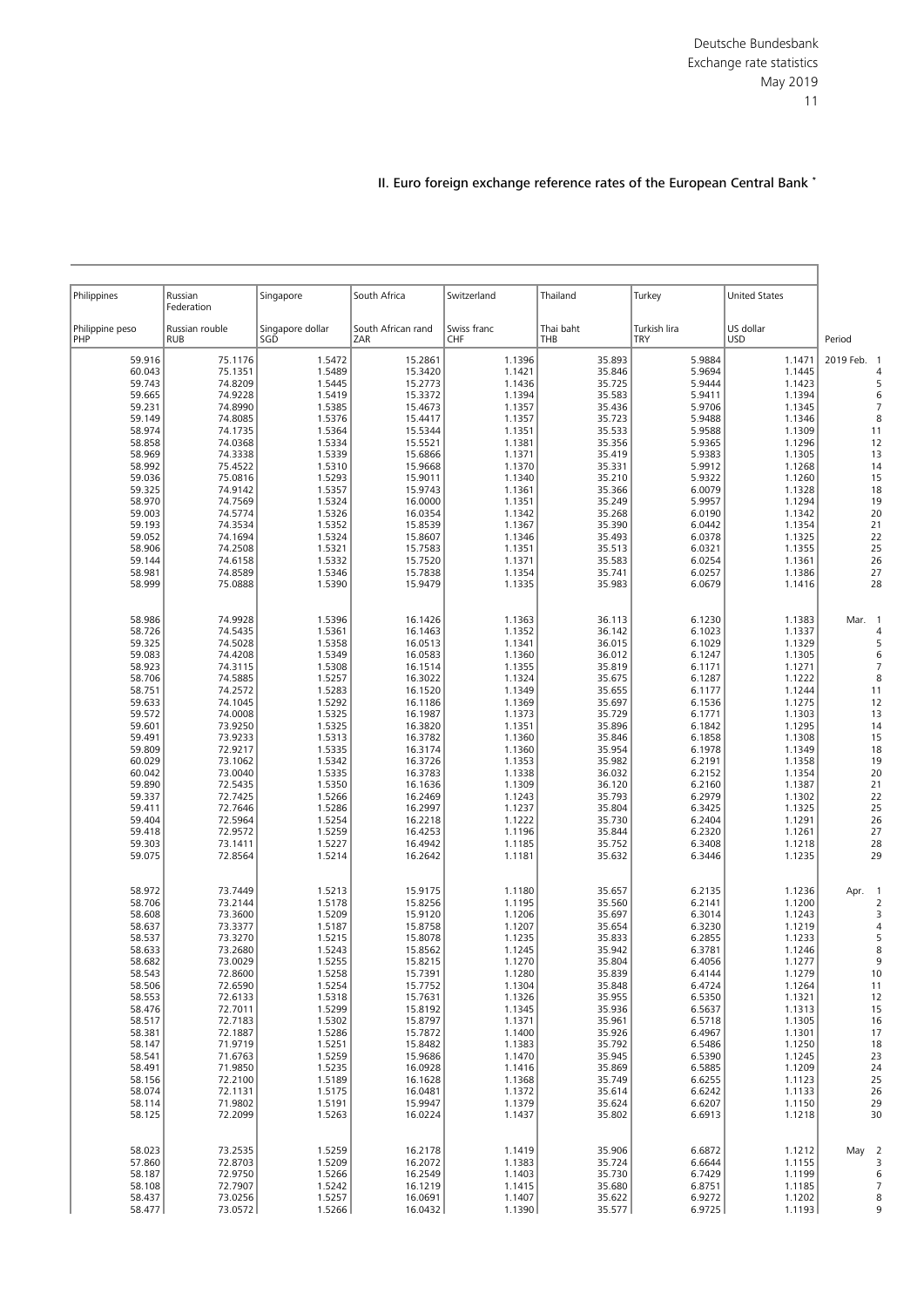## II. Euro foreign exchange reference rates of the European Central Bank *

| Philippines | Russian Federation | Singapore | South Africa | Switzerland | Thailand | Turkey | United States | |
|---|---|---|---|---|---|---|---|---|
| Philippine peso PHP | Russian rouble RUB | Singapore dollar SGD | South African rand ZAR | Swiss franc CHF | Thai baht THB | Turkish lira TRY | US dollar USD | Period |
| 59.916 | 75.1176 | 1.5472 | 15.2861 | 1.1396 | 35.893 | 5.9884 | 1.1471 | 2019 Feb. 1 |
| 60.043 | 75.1351 | 1.5489 | 15.3420 | 1.1421 | 35.846 | 5.9694 | 1.1445 | 4 |
| 59.743 | 74.8209 | 1.5445 | 15.2773 | 1.1436 | 35.725 | 5.9444 | 1.1423 | 5 |
| 59.665 | 74.9228 | 1.5419 | 15.3372 | 1.1394 | 35.583 | 5.9411 | 1.1394 | 6 |
| 59.231 | 74.8990 | 1.5385 | 15.4673 | 1.1357 | 35.436 | 5.9706 | 1.1345 | 7 |
| 59.149 | 74.8085 | 1.5376 | 15.4417 | 1.1357 | 35.723 | 5.9488 | 1.1346 | 8 |
| 58.974 | 74.1735 | 1.5364 | 15.5344 | 1.1351 | 35.533 | 5.9588 | 1.1309 | 11 |
| 58.858 | 74.0368 | 1.5334 | 15.5521 | 1.1381 | 35.356 | 5.9365 | 1.1296 | 12 |
| 58.969 | 74.3338 | 1.5339 | 15.6866 | 1.1371 | 35.419 | 5.9383 | 1.1305 | 13 |
| 58.992 | 75.4522 | 1.5310 | 15.9668 | 1.1370 | 35.331 | 5.9912 | 1.1268 | 14 |
| 59.036 | 75.0816 | 1.5293 | 15.9011 | 1.1340 | 35.210 | 5.9322 | 1.1260 | 15 |
| 59.325 | 74.9142 | 1.5357 | 15.9743 | 1.1361 | 35.366 | 6.0079 | 1.1328 | 18 |
| 58.970 | 74.7569 | 1.5324 | 16.0000 | 1.1351 | 35.249 | 5.9957 | 1.1294 | 19 |
| 59.003 | 74.5774 | 1.5326 | 16.0354 | 1.1342 | 35.268 | 6.0190 | 1.1342 | 20 |
| 59.193 | 74.3534 | 1.5352 | 15.8539 | 1.1367 | 35.390 | 6.0442 | 1.1354 | 21 |
| 59.052 | 74.1694 | 1.5324 | 15.8607 | 1.1346 | 35.493 | 6.0378 | 1.1325 | 22 |
| 58.906 | 74.2508 | 1.5321 | 15.7583 | 1.1351 | 35.513 | 6.0321 | 1.1355 | 25 |
| 59.144 | 74.6158 | 1.5332 | 15.7520 | 1.1371 | 35.583 | 6.0254 | 1.1361 | 26 |
| 58.981 | 74.8589 | 1.5346 | 15.7838 | 1.1354 | 35.741 | 6.0257 | 1.1386 | 27 |
| 58.999 | 75.0888 | 1.5390 | 15.9479 | 1.1335 | 35.983 | 6.0679 | 1.1416 | 28 |
| 58.986 | 74.9928 | 1.5396 | 16.1426 | 1.1363 | 36.113 | 6.1230 | 1.1383 | Mar. 1 |
| 58.726 | 74.5435 | 1.5361 | 16.1463 | 1.1352 | 36.142 | 6.1023 | 1.1337 | 4 |
| 59.325 | 74.5028 | 1.5358 | 16.0513 | 1.1341 | 36.015 | 6.1029 | 1.1329 | 5 |
| 59.083 | 74.4208 | 1.5349 | 16.0583 | 1.1360 | 36.012 | 6.1247 | 1.1305 | 6 |
| 58.923 | 74.3115 | 1.5308 | 16.1514 | 1.1355 | 35.819 | 6.1171 | 1.1271 | 7 |
| 58.706 | 74.5885 | 1.5257 | 16.3022 | 1.1324 | 35.675 | 6.1287 | 1.1222 | 8 |
| 58.751 | 74.2572 | 1.5283 | 16.1520 | 1.1349 | 35.655 | 6.1177 | 1.1244 | 11 |
| 59.633 | 74.1045 | 1.5292 | 16.1186 | 1.1369 | 35.697 | 6.1536 | 1.1275 | 12 |
| 59.572 | 74.0008 | 1.5325 | 16.1987 | 1.1373 | 35.729 | 6.1771 | 1.1303 | 13 |
| 59.601 | 73.9250 | 1.5325 | 16.3820 | 1.1351 | 35.896 | 6.1842 | 1.1295 | 14 |
| 59.491 | 73.9233 | 1.5313 | 16.3782 | 1.1360 | 35.846 | 6.1858 | 1.1308 | 15 |
| 59.809 | 72.9217 | 1.5335 | 16.3174 | 1.1360 | 35.954 | 6.1978 | 1.1349 | 18 |
| 60.029 | 73.1062 | 1.5342 | 16.3726 | 1.1353 | 35.982 | 6.2191 | 1.1358 | 19 |
| 60.042 | 73.0040 | 1.5335 | 16.3783 | 1.1338 | 36.032 | 6.2152 | 1.1354 | 20 |
| 59.890 | 72.5435 | 1.5350 | 16.1636 | 1.1309 | 36.120 | 6.2160 | 1.1387 | 21 |
| 59.337 | 72.7425 | 1.5266 | 16.2469 | 1.1243 | 35.793 | 6.2979 | 1.1302 | 22 |
| 59.411 | 72.7646 | 1.5286 | 16.2997 | 1.1237 | 35.804 | 6.3425 | 1.1325 | 25 |
| 59.404 | 72.5964 | 1.5254 | 16.2218 | 1.1222 | 35.730 | 6.2404 | 1.1291 | 26 |
| 59.418 | 72.9572 | 1.5259 | 16.4253 | 1.1196 | 35.844 | 6.2320 | 1.1261 | 27 |
| 59.303 | 73.1411 | 1.5227 | 16.4942 | 1.1185 | 35.752 | 6.3408 | 1.1218 | 28 |
| 59.075 | 72.8564 | 1.5214 | 16.2642 | 1.1181 | 35.632 | 6.3446 | 1.1235 | 29 |
| 58.972 | 73.7449 | 1.5213 | 15.9175 | 1.1180 | 35.657 | 6.2135 | 1.1236 | Apr. 1 |
| 58.706 | 73.2144 | 1.5178 | 15.8256 | 1.1195 | 35.560 | 6.2141 | 1.1200 | 2 |
| 58.608 | 73.3600 | 1.5209 | 15.9120 | 1.1206 | 35.697 | 6.3014 | 1.1243 | 3 |
| 58.637 | 73.3377 | 1.5187 | 15.8758 | 1.1207 | 35.654 | 6.3230 | 1.1219 | 4 |
| 58.537 | 73.3270 | 1.5215 | 15.8078 | 1.1235 | 35.833 | 6.2855 | 1.1233 | 5 |
| 58.633 | 73.2680 | 1.5243 | 15.8562 | 1.1245 | 35.942 | 6.3781 | 1.1246 | 8 |
| 58.682 | 73.0029 | 1.5255 | 15.8215 | 1.1270 | 35.804 | 6.4056 | 1.1277 | 9 |
| 58.543 | 72.8600 | 1.5258 | 15.7391 | 1.1280 | 35.839 | 6.4144 | 1.1279 | 10 |
| 58.506 | 72.6590 | 1.5254 | 15.7752 | 1.1304 | 35.848 | 6.4724 | 1.1264 | 11 |
| 58.553 | 72.6133 | 1.5318 | 15.7631 | 1.1326 | 35.955 | 6.5350 | 1.1321 | 12 |
| 58.476 | 72.7011 | 1.5299 | 15.8192 | 1.1345 | 35.936 | 6.5637 | 1.1313 | 15 |
| 58.517 | 72.7183 | 1.5302 | 15.8797 | 1.1371 | 35.961 | 6.5718 | 1.1305 | 16 |
| 58.381 | 72.1887 | 1.5286 | 15.7872 | 1.1400 | 35.926 | 6.4967 | 1.1301 | 17 |
| 58.147 | 71.9719 | 1.5251 | 15.8482 | 1.1383 | 35.792 | 6.5486 | 1.1250 | 18 |
| 58.541 | 71.6763 | 1.5259 | 15.9686 | 1.1470 | 35.945 | 6.5390 | 1.1245 | 23 |
| 58.491 | 71.9850 | 1.5235 | 16.0928 | 1.1416 | 35.869 | 6.5885 | 1.1209 | 24 |
| 58.156 | 72.2100 | 1.5189 | 16.1628 | 1.1368 | 35.749 | 6.6255 | 1.1123 | 25 |
| 58.074 | 72.1131 | 1.5175 | 16.0481 | 1.1372 | 35.614 | 6.6242 | 1.1133 | 26 |
| 58.114 | 71.9802 | 1.5191 | 15.9947 | 1.1379 | 35.624 | 6.6207 | 1.1150 | 29 |
| 58.125 | 72.2099 | 1.5263 | 16.0224 | 1.1437 | 35.802 | 6.6913 | 1.1218 | 30 |
| 58.023 | 73.2535 | 1.5259 | 16.2178 | 1.1419 | 35.906 | 6.6872 | 1.1212 | May 2 |
| 57.860 | 72.8703 | 1.5209 | 16.2072 | 1.1383 | 35.724 | 6.6644 | 1.1155 | 3 |
| 58.187 | 72.9750 | 1.5266 | 16.2549 | 1.1403 | 35.730 | 6.7429 | 1.1199 | 6 |
| 58.108 | 72.7907 | 1.5242 | 16.1219 | 1.1415 | 35.680 | 6.8751 | 1.1185 | 7 |
| 58.437 | 73.0256 | 1.5257 | 16.0691 | 1.1407 | 35.622 | 6.9272 | 1.1202 | 8 |
| 58.477 | 73.0572 | 1.5266 | 16.0432 | 1.1390 | 35.577 | 6.9725 | 1.1193 | 9 |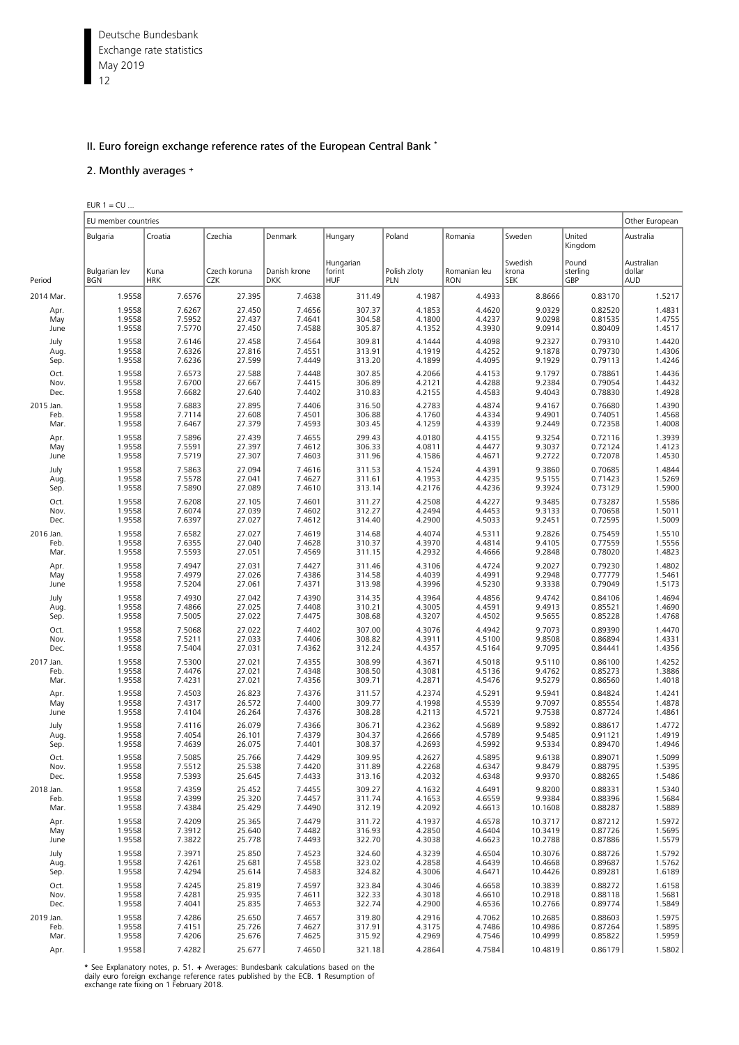## II. Euro foreign exchange reference rates of the European Central Bank *

### 2. Monthly averages +

EUR 1 = CU ...

| Period | EU member countries | | | | | | | | | Other European |
|---|---|---|---|---|---|---|---|---|---|---|
| | Bulgaria | Croatia | Czechia | Denmark | Hungary | Poland | Romania | Sweden | United Kingdom | Australia |
| | Bulgarian lev BGN | Kuna HRK | Czech koruna CZK | Danish krone DKK | Hungarian forint HUF | Polish zloty PLN | Romanian leu RON | Swedish krona SEK | Pound sterling GBP | Australian dollar AUD |
| 2014 Mar. | 1.9558 | 7.6576 | 27.395 | 7.4638 | 311.49 | 4.1987 | 4.4933 | 8.8666 | 0.83170 | 1.5217 |
| Apr. | 1.9558 | 7.6267 | 27.450 | 7.4656 | 307.37 | 4.1853 | 4.4620 | 9.0329 | 0.82520 | 1.4831 |
| May | 1.9558 | 7.5952 | 27.437 | 7.4641 | 304.58 | 4.1800 | 4.4237 | 9.0298 | 0.81535 | 1.4755 |
| June | 1.9558 | 7.5770 | 27.450 | 7.4588 | 305.87 | 4.1352 | 4.3930 | 9.0914 | 0.80409 | 1.4517 |
| July | 1.9558 | 7.6146 | 27.458 | 7.4564 | 309.81 | 4.1444 | 4.4098 | 9.2327 | 0.79310 | 1.4420 |
| Aug. | 1.9558 | 7.6326 | 27.816 | 7.4551 | 313.91 | 4.1919 | 4.4252 | 9.1878 | 0.79730 | 1.4306 |
| Sep. | 1.9558 | 7.6236 | 27.599 | 7.4449 | 313.20 | 4.1899 | 4.4095 | 9.1929 | 0.79113 | 1.4246 |
| Oct. | 1.9558 | 7.6573 | 27.588 | 7.4448 | 307.85 | 4.2066 | 4.4153 | 9.1797 | 0.78861 | 1.4436 |
| Nov. | 1.9558 | 7.6700 | 27.667 | 7.4415 | 306.89 | 4.2121 | 4.4288 | 9.2384 | 0.79054 | 1.4432 |
| Dec. | 1.9558 | 7.6682 | 27.640 | 7.4402 | 310.83 | 4.2155 | 4.4583 | 9.4043 | 0.78830 | 1.4928 |
| 2015 Jan. | 1.9558 | 7.6883 | 27.895 | 7.4406 | 316.50 | 4.2783 | 4.4874 | 9.4167 | 0.76680 | 1.4390 |
| Feb. | 1.9558 | 7.7114 | 27.608 | 7.4501 | 306.88 | 4.1760 | 4.4334 | 9.4901 | 0.74051 | 1.4568 |
| Mar. | 1.9558 | 7.6467 | 27.379 | 7.4593 | 303.45 | 4.1259 | 4.4339 | 9.2449 | 0.72358 | 1.4008 |
| Apr. | 1.9558 | 7.5896 | 27.439 | 7.4655 | 299.43 | 4.0180 | 4.4155 | 9.3254 | 0.72116 | 1.3939 |
| May | 1.9558 | 7.5591 | 27.397 | 7.4612 | 306.33 | 4.0811 | 4.4477 | 9.3037 | 0.72124 | 1.4123 |
| June | 1.9558 | 7.5719 | 27.307 | 7.4603 | 311.96 | 4.1586 | 4.4671 | 9.2722 | 0.72078 | 1.4530 |
| July | 1.9558 | 7.5863 | 27.094 | 7.4616 | 311.53 | 4.1524 | 4.4391 | 9.3860 | 0.70685 | 1.4844 |
| Aug. | 1.9558 | 7.5578 | 27.041 | 7.4627 | 311.61 | 4.1953 | 4.4235 | 9.5155 | 0.71423 | 1.5269 |
| Sep. | 1.9558 | 7.5890 | 27.089 | 7.4610 | 313.14 | 4.2176 | 4.4236 | 9.3924 | 0.73129 | 1.5900 |
| Oct. | 1.9558 | 7.6208 | 27.105 | 7.4601 | 311.27 | 4.2508 | 4.4227 | 9.3485 | 0.73287 | 1.5586 |
| Nov. | 1.9558 | 7.6074 | 27.039 | 7.4602 | 312.27 | 4.2494 | 4.4453 | 9.3133 | 0.70658 | 1.5011 |
| Dec. | 1.9558 | 7.6397 | 27.027 | 7.4612 | 314.40 | 4.2900 | 4.5033 | 9.2451 | 0.72595 | 1.5009 |
| 2016 Jan. | 1.9558 | 7.6582 | 27.027 | 7.4619 | 314.68 | 4.4074 | 4.5311 | 9.2826 | 0.75459 | 1.5510 |
| Feb. | 1.9558 | 7.6355 | 27.040 | 7.4628 | 310.37 | 4.3970 | 4.4814 | 9.4105 | 0.77559 | 1.5556 |
| Mar. | 1.9558 | 7.5593 | 27.051 | 7.4569 | 311.15 | 4.2932 | 4.4666 | 9.2848 | 0.78020 | 1.4823 |
| Apr. | 1.9558 | 7.4947 | 27.031 | 7.4427 | 311.46 | 4.3106 | 4.4724 | 9.2027 | 0.79230 | 1.4802 |
| May | 1.9558 | 7.4979 | 27.026 | 7.4386 | 314.58 | 4.4039 | 4.4991 | 9.2948 | 0.77779 | 1.5461 |
| June | 1.9558 | 7.5204 | 27.061 | 7.4371 | 313.98 | 4.3996 | 4.5230 | 9.3338 | 0.79049 | 1.5173 |
| July | 1.9558 | 7.4930 | 27.042 | 7.4390 | 314.35 | 4.3964 | 4.4856 | 9.4742 | 0.84106 | 1.4694 |
| Aug. | 1.9558 | 7.4866 | 27.025 | 7.4408 | 310.21 | 4.3005 | 4.4591 | 9.4913 | 0.85521 | 1.4690 |
| Sep. | 1.9558 | 7.5005 | 27.022 | 7.4475 | 308.68 | 4.3207 | 4.4502 | 9.5655 | 0.85228 | 1.4768 |
| Oct. | 1.9558 | 7.5068 | 27.022 | 7.4402 | 307.00 | 4.3076 | 4.4942 | 9.7073 | 0.89390 | 1.4470 |
| Nov. | 1.9558 | 7.5211 | 27.033 | 7.4406 | 308.82 | 4.3911 | 4.5100 | 9.8508 | 0.86894 | 1.4331 |
| Dec. | 1.9558 | 7.5404 | 27.031 | 7.4362 | 312.24 | 4.4357 | 4.5164 | 9.7095 | 0.84441 | 1.4356 |
| 2017 Jan. | 1.9558 | 7.5300 | 27.021 | 7.4355 | 308.99 | 4.3671 | 4.5018 | 9.5110 | 0.86100 | 1.4252 |
| Feb. | 1.9558 | 7.4476 | 27.021 | 7.4348 | 308.50 | 4.3081 | 4.5136 | 9.4762 | 0.85273 | 1.3886 |
| Mar. | 1.9558 | 7.4231 | 27.021 | 7.4356 | 309.71 | 4.2871 | 4.5476 | 9.5279 | 0.86560 | 1.4018 |
| Apr. | 1.9558 | 7.4503 | 26.823 | 7.4376 | 311.57 | 4.2374 | 4.5291 | 9.5941 | 0.84824 | 1.4241 |
| May | 1.9558 | 7.4317 | 26.572 | 7.4400 | 309.77 | 4.1998 | 4.5539 | 9.7097 | 0.85554 | 1.4878 |
| June | 1.9558 | 7.4104 | 26.264 | 7.4376 | 308.28 | 4.2113 | 4.5721 | 9.7538 | 0.87724 | 1.4861 |
| July | 1.9558 | 7.4116 | 26.079 | 7.4366 | 306.71 | 4.2362 | 4.5689 | 9.5892 | 0.88617 | 1.4772 |
| Aug. | 1.9558 | 7.4054 | 26.101 | 7.4379 | 304.37 | 4.2666 | 4.5789 | 9.5485 | 0.91121 | 1.4919 |
| Sep. | 1.9558 | 7.4639 | 26.075 | 7.4401 | 308.37 | 4.2693 | 4.5992 | 9.5334 | 0.89470 | 1.4946 |
| Oct. | 1.9558 | 7.5085 | 25.766 | 7.4429 | 309.95 | 4.2627 | 4.5895 | 9.6138 | 0.89071 | 1.5099 |
| Nov. | 1.9558 | 7.5512 | 25.538 | 7.4420 | 311.89 | 4.2268 | 4.6347 | 9.8479 | 0.88795 | 1.5395 |
| Dec. | 1.9558 | 7.5393 | 25.645 | 7.4433 | 313.16 | 4.2032 | 4.6348 | 9.9370 | 0.88265 | 1.5486 |
| 2018 Jan. | 1.9558 | 7.4359 | 25.452 | 7.4455 | 309.27 | 4.1632 | 4.6491 | 9.8200 | 0.88331 | 1.5340 |
| Feb. | 1.9558 | 7.4399 | 25.320 | 7.4457 | 311.74 | 4.1653 | 4.6559 | 9.9384 | 0.88396 | 1.5684 |
| Mar. | 1.9558 | 7.4384 | 25.429 | 7.4490 | 312.19 | 4.2092 | 4.6613 | 10.1608 | 0.88287 | 1.5889 |
| Apr. | 1.9558 | 7.4209 | 25.365 | 7.4479 | 311.72 | 4.1937 | 4.6578 | 10.3717 | 0.87212 | 1.5972 |
| May | 1.9558 | 7.3912 | 25.640 | 7.4482 | 316.93 | 4.2850 | 4.6404 | 10.3419 | 0.87726 | 1.5695 |
| June | 1.9558 | 7.3822 | 25.778 | 7.4493 | 322.70 | 4.3038 | 4.6623 | 10.2788 | 0.87886 | 1.5579 |
| July | 1.9558 | 7.3971 | 25.850 | 7.4523 | 324.60 | 4.3239 | 4.6504 | 10.3076 | 0.88726 | 1.5792 |
| Aug. | 1.9558 | 7.4261 | 25.681 | 7.4558 | 323.02 | 4.2858 | 4.6439 | 10.4668 | 0.89687 | 1.5762 |
| Sep. | 1.9558 | 7.4294 | 25.614 | 7.4583 | 324.82 | 4.3006 | 4.6471 | 10.4426 | 0.89281 | 1.6189 |
| Oct. | 1.9558 | 7.4245 | 25.819 | 7.4597 | 323.84 | 4.3046 | 4.6658 | 10.3839 | 0.88272 | 1.6158 |
| Nov. | 1.9558 | 7.4281 | 25.935 | 7.4611 | 322.33 | 4.3018 | 4.6610 | 10.2918 | 0.88118 | 1.5681 |
| Dec. | 1.9558 | 7.4041 | 25.835 | 7.4653 | 322.74 | 4.2900 | 4.6536 | 10.2766 | 0.89774 | 1.5849 |
| 2019 Jan. | 1.9558 | 7.4286 | 25.650 | 7.4657 | 319.80 | 4.2916 | 4.7062 | 10.2685 | 0.88603 | 1.5975 |
| Feb. | 1.9558 | 7.4151 | 25.726 | 7.4627 | 317.91 | 4.3175 | 4.7486 | 10.4986 | 0.87264 | 1.5895 |
| Mar. | 1.9558 | 7.4206 | 25.676 | 7.4625 | 315.92 | 4.2969 | 4.7546 | 10.4999 | 0.85822 | 1.5959 |
| Apr. | 1.9558 | 7.4282 | 25.677 | 7.4650 | 321.18 | 4.2864 | 4.7584 | 10.4819 | 0.86179 | 1.5802 |

* See Explanatory notes, p. 51. + Averages: Bundesbank calculations based on the daily euro foreign exchange reference rates published by the ECB. 1 Resumption of exchange rate fixing on 1 February 2018.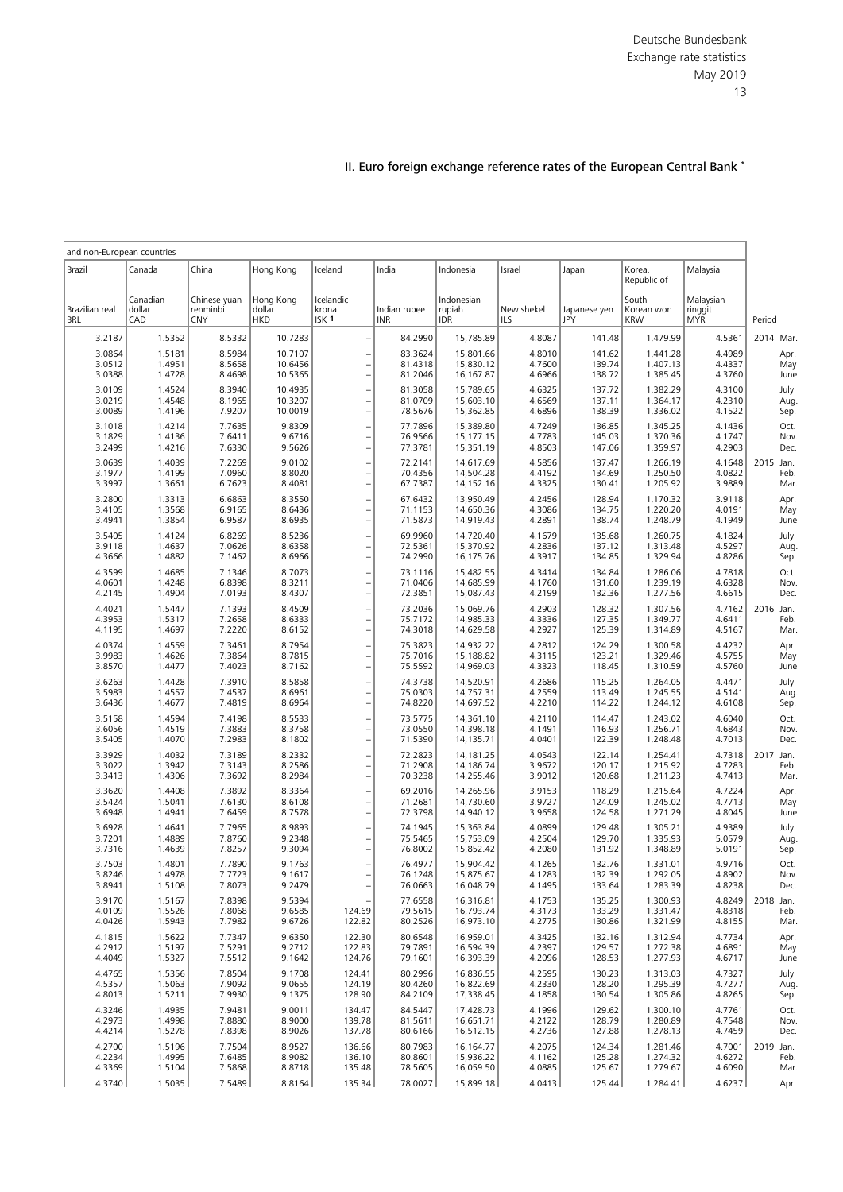## II. Euro foreign exchange reference rates of the European Central Bank *

| and non-European countries | | | | | | | | | | | |
|---|---|---|---|---|---|---|---|---|---|---|---|
| Brazil | Canada | China | Hong Kong | Iceland | India | Indonesia | Israel | Japan | Korea, Republic of | Malaysia | |
| Brazilian real BRL | Canadian dollar CAD | Chinese yuan renminbi CNY | Hong Kong dollar HKD | Icelandic krona ISK 1 | Indian rupee INR | Indonesian rupiah IDR | New shekel ILS | Japanese yen JPY | South Korean won KRW | Malaysian ringgit MYR | Period |
| 3.2187 | 1.5352 | 8.5332 | 10.7283 | – | 84.2990 | 15,785.89 | 4.8087 | 141.48 | 1,479.99 | 4.5361 | 2014 Mar. |
| 3.0864 | 1.5181 | 8.5984 | 10.7107 | – | 83.3624 | 15,801.66 | 4.8010 | 141.62 | 1,441.28 | 4.4989 | Apr. |
| 3.0512 | 1.4951 | 8.5658 | 10.6456 | – | 81.4318 | 15,830.12 | 4.7600 | 139.74 | 1,407.13 | 4.4337 | May |
| 3.0388 | 1.4728 | 8.4698 | 10.5365 | – | 81.2046 | 16,167.87 | 4.6966 | 138.72 | 1,385.45 | 4.3760 | June |
| 3.0109 | 1.4524 | 8.3940 | 10.4935 | – | 81.3058 | 15,789.65 | 4.6325 | 137.72 | 1,382.29 | 4.3100 | July |
| 3.0219 | 1.4548 | 8.1965 | 10.3207 | – | 81.0709 | 15,603.10 | 4.6569 | 137.11 | 1,364.17 | 4.2310 | Aug. |
| 3.0089 | 1.4196 | 7.9207 | 10.0019 | – | 78.5676 | 15,362.85 | 4.6896 | 138.39 | 1,336.02 | 4.1522 | Sep. |
| 3.1018 | 1.4214 | 7.7635 | 9.8309 | – | 77.7896 | 15,389.80 | 4.7249 | 136.85 | 1,345.25 | 4.1436 | Oct. |
| 3.1829 | 1.4136 | 7.6411 | 9.6716 | – | 76.9566 | 15,177.15 | 4.7783 | 145.03 | 1,370.36 | 4.1747 | Nov. |
| 3.2499 | 1.4216 | 7.6330 | 9.5626 | – | 77.3781 | 15,351.19 | 4.8503 | 147.06 | 1,359.97 | 4.2903 | Dec. |
| 3.0639 | 1.4039 | 7.2269 | 9.0102 | – | 72.2141 | 14,617.69 | 4.5856 | 137.47 | 1,266.19 | 4.1648 | 2015 Jan. |
| 3.1977 | 1.4199 | 7.0960 | 8.8020 | – | 70.4356 | 14,504.28 | 4.4192 | 134.69 | 1,250.50 | 4.0822 | Feb. |
| 3.3997 | 1.3661 | 6.7623 | 8.4081 | – | 67.7387 | 14,152.16 | 4.3325 | 130.41 | 1,205.92 | 3.9889 | Mar. |
| 3.2800 | 1.3313 | 6.6863 | 8.3550 | – | 67.6432 | 13,950.49 | 4.2456 | 128.94 | 1,170.32 | 3.9118 | Apr. |
| 3.4105 | 1.3568 | 6.9165 | 8.6436 | – | 71.1153 | 14,650.36 | 4.3086 | 134.75 | 1,220.20 | 4.0191 | May |
| 3.4941 | 1.3854 | 6.9587 | 8.6935 | – | 71.5873 | 14,919.43 | 4.2891 | 138.74 | 1,248.79 | 4.1949 | June |
| 3.5405 | 1.4124 | 6.8269 | 8.5236 | – | 69.9960 | 14,720.40 | 4.1679 | 135.68 | 1,260.75 | 4.1824 | July |
| 3.9118 | 1.4637 | 7.0626 | 8.6358 | – | 72.5361 | 15,370.92 | 4.2836 | 137.12 | 1,313.48 | 4.5297 | Aug. |
| 4.3666 | 1.4882 | 7.1462 | 8.6966 | – | 74.2990 | 16,175.76 | 4.3917 | 134.85 | 1,329.94 | 4.8286 | Sep. |
| 4.3599 | 1.4685 | 7.1346 | 8.7073 | – | 73.1116 | 15,482.55 | 4.3414 | 134.84 | 1,286.06 | 4.7818 | Oct. |
| 4.0601 | 1.4248 | 6.8398 | 8.3211 | – | 71.0406 | 14,685.99 | 4.1760 | 131.60 | 1,239.19 | 4.6328 | Nov. |
| 4.2145 | 1.4904 | 7.0193 | 8.4307 | – | 72.3851 | 15,087.43 | 4.2199 | 132.36 | 1,277.56 | 4.6615 | Dec. |
| 4.4021 | 1.5447 | 7.1393 | 8.4509 | – | 73.2036 | 15,069.76 | 4.2903 | 128.32 | 1,307.56 | 4.7162 | 2016 Jan. |
| 4.3953 | 1.5317 | 7.2658 | 8.6333 | – | 75.7172 | 14,985.33 | 4.3336 | 127.35 | 1,349.77 | 4.6411 | Feb. |
| 4.1195 | 1.4697 | 7.2220 | 8.6152 | – | 74.3018 | 14,629.58 | 4.2927 | 125.39 | 1,314.89 | 4.5167 | Mar. |
| 4.0374 | 1.4559 | 7.3461 | 8.7954 | – | 75.3823 | 14,932.22 | 4.2812 | 124.29 | 1,300.58 | 4.4232 | Apr. |
| 3.9983 | 1.4626 | 7.3864 | 8.7815 | – | 75.7016 | 15,188.82 | 4.3115 | 123.21 | 1,329.46 | 4.5755 | May |
| 3.8570 | 1.4477 | 7.4023 | 8.7162 | – | 75.5592 | 14,969.03 | 4.3323 | 118.45 | 1,310.59 | 4.5760 | June |
| 3.6263 | 1.4428 | 7.3910 | 8.5858 | – | 74.3738 | 14,520.91 | 4.2686 | 115.25 | 1,264.05 | 4.4471 | July |
| 3.5983 | 1.4557 | 7.4537 | 8.6961 | – | 75.0303 | 14,757.31 | 4.2559 | 113.49 | 1,245.55 | 4.5141 | Aug. |
| 3.6436 | 1.4677 | 7.4819 | 8.6964 | – | 74.8220 | 14,697.52 | 4.2210 | 114.22 | 1,244.12 | 4.6108 | Sep. |
| 3.5158 | 1.4594 | 7.4198 | 8.5533 | – | 73.5775 | 14,361.10 | 4.2110 | 114.47 | 1,243.02 | 4.6040 | Oct. |
| 3.6056 | 1.4519 | 7.3883 | 8.3758 | – | 73.0550 | 14,398.18 | 4.1491 | 116.93 | 1,256.71 | 4.6843 | Nov. |
| 3.5405 | 1.4070 | 7.2983 | 8.1802 | – | 71.5390 | 14,135.71 | 4.0401 | 122.39 | 1,248.48 | 4.7013 | Dec. |
| 3.3929 | 1.4032 | 7.3189 | 8.2332 | – | 72.2823 | 14,181.25 | 4.0543 | 122.14 | 1,254.41 | 4.7318 | 2017 Jan. |
| 3.3022 | 1.3942 | 7.3143 | 8.2586 | – | 71.2908 | 14,186.74 | 3.9672 | 120.17 | 1,215.92 | 4.7283 | Feb. |
| 3.3413 | 1.4306 | 7.3692 | 8.2984 | – | 70.3238 | 14,255.46 | 3.9012 | 120.68 | 1,211.23 | 4.7413 | Mar. |
| 3.3620 | 1.4408 | 7.3892 | 8.3364 | – | 69.2016 | 14,265.96 | 3.9153 | 118.29 | 1,215.64 | 4.7224 | Apr. |
| 3.5424 | 1.5041 | 7.6130 | 8.6108 | – | 71.2681 | 14,730.60 | 3.9727 | 124.09 | 1,245.02 | 4.7713 | May |
| 3.6948 | 1.4941 | 7.6459 | 8.7578 | – | 72.3798 | 14,940.12 | 3.9658 | 124.58 | 1,271.29 | 4.8045 | June |
| 3.6928 | 1.4641 | 7.7965 | 8.9893 | – | 74.1945 | 15,363.84 | 4.0899 | 129.48 | 1,305.21 | 4.9389 | July |
| 3.7201 | 1.4889 | 7.8760 | 9.2348 | – | 75.5465 | 15,753.09 | 4.2504 | 129.70 | 1,335.93 | 5.0579 | Aug. |
| 3.7316 | 1.4639 | 7.8257 | 9.3094 | – | 76.8002 | 15,852.42 | 4.2080 | 131.92 | 1,348.89 | 5.0191 | Sep. |
| 3.7503 | 1.4801 | 7.7890 | 9.1763 | – | 76.4977 | 15,904.42 | 4.1265 | 132.76 | 1,331.01 | 4.9716 | Oct. |
| 3.8246 | 1.4978 | 7.7723 | 9.1617 | – | 76.1248 | 15,875.67 | 4.1283 | 132.39 | 1,292.05 | 4.8902 | Nov. |
| 3.8941 | 1.5108 | 7.8073 | 9.2479 | – | 76.0663 | 16,048.79 | 4.1495 | 133.64 | 1,283.39 | 4.8238 | Dec. |
| 3.9170 | 1.5167 | 7.8398 | 9.5394 | – | 77.6558 | 16,316.81 | 4.1753 | 135.25 | 1,300.93 | 4.8249 | 2018 Jan. |
| 4.0109 | 1.5526 | 7.8068 | 9.6585 | 124.69 | 79.5615 | 16,793.74 | 4.3173 | 133.29 | 1,331.47 | 4.8318 | Feb. |
| 4.0426 | 1.5943 | 7.7982 | 9.6726 | 122.82 | 80.2526 | 16,973.10 | 4.2775 | 130.86 | 1,321.99 | 4.8155 | Mar. |
| 4.1815 | 1.5622 | 7.7347 | 9.6350 | 122.30 | 80.6548 | 16,959.01 | 4.3425 | 132.16 | 1,312.94 | 4.7734 | Apr. |
| 4.2912 | 1.5197 | 7.5291 | 9.2712 | 122.83 | 79.7891 | 16,594.39 | 4.2397 | 129.57 | 1,272.38 | 4.6891 | May |
| 4.4049 | 1.5327 | 7.5512 | 9.1642 | 124.76 | 79.1601 | 16,393.39 | 4.2096 | 128.53 | 1,277.93 | 4.6717 | June |
| 4.4765 | 1.5356 | 7.8504 | 9.1708 | 124.41 | 80.2996 | 16,836.55 | 4.2595 | 130.23 | 1,313.03 | 4.7327 | July |
| 4.5357 | 1.5063 | 7.9092 | 9.0655 | 124.19 | 80.4260 | 16,822.69 | 4.2330 | 128.20 | 1,295.39 | 4.7277 | Aug. |
| 4.8013 | 1.5211 | 7.9930 | 9.1375 | 128.90 | 84.2109 | 17,338.45 | 4.1858 | 130.54 | 1,305.86 | 4.8265 | Sep. |
| 4.3246 | 1.4935 | 7.9481 | 9.0011 | 134.47 | 84.5447 | 17,428.73 | 4.1996 | 129.62 | 1,300.10 | 4.7761 | Oct. |
| 4.2973 | 1.4998 | 7.8880 | 8.9000 | 139.78 | 81.5611 | 16,651.71 | 4.2122 | 128.79 | 1,280.89 | 4.7548 | Nov. |
| 4.4214 | 1.5278 | 7.8398 | 8.9026 | 137.78 | 80.6166 | 16,512.15 | 4.2736 | 127.88 | 1,278.13 | 4.7459 | Dec. |
| 4.2700 | 1.5196 | 7.7504 | 8.9527 | 136.66 | 80.7983 | 16,164.77 | 4.2075 | 124.34 | 1,281.46 | 4.7001 | 2019 Jan. |
| 4.2234 | 1.4995 | 7.6485 | 8.9082 | 136.10 | 80.8601 | 15,936.22 | 4.1162 | 125.28 | 1,274.32 | 4.6272 | Feb. |
| 4.3369 | 1.5104 | 7.5868 | 8.8718 | 135.48 | 78.5605 | 16,059.50 | 4.0885 | 125.67 | 1,279.67 | 4.6090 | Mar. |
| 4.3740 | 1.5035 | 7.5489 | 8.8164 | 135.34 | 78.0027 | 15,899.18 | 4.0413 | 125.44 | 1,284.41 | 4.6237 | Apr. |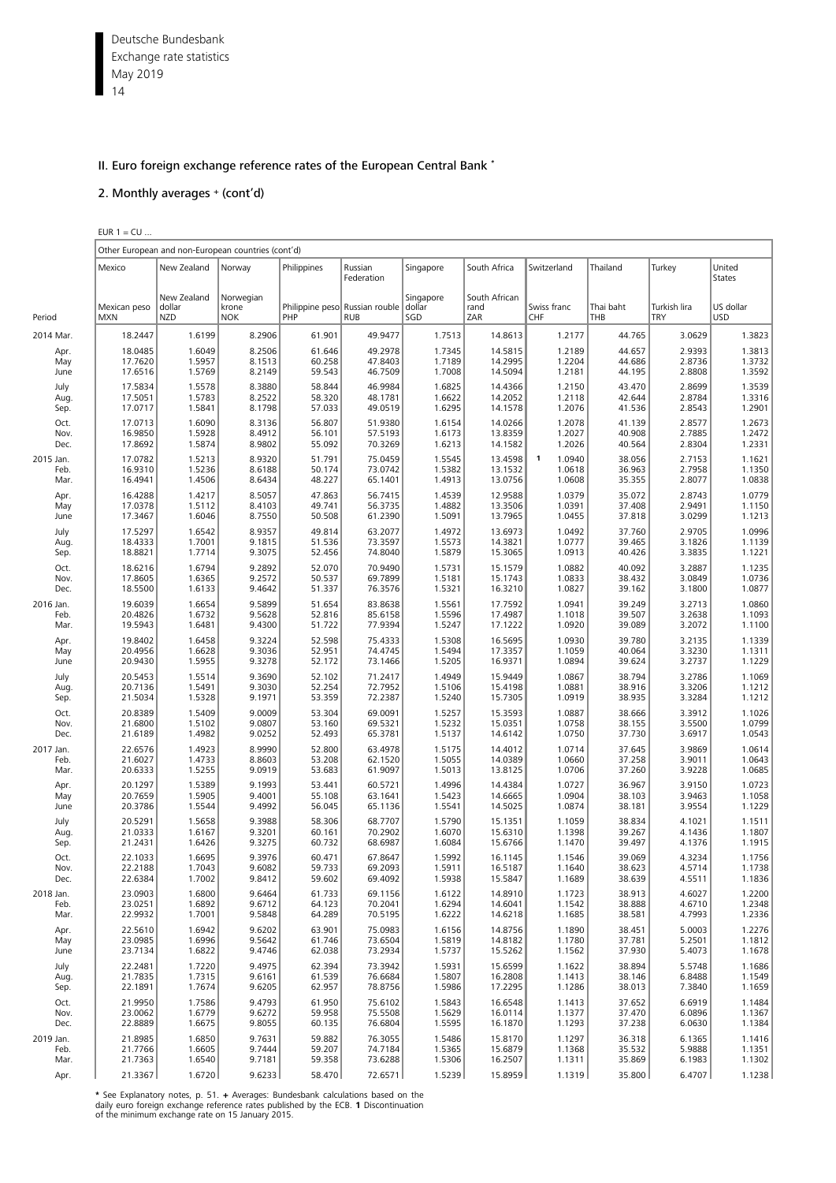## II. Euro foreign exchange reference rates of the European Central Bank *

### 2. Monthly averages + (cont'd)

EUR 1 = CU ...

| | Other European and non-European countries (cont'd) | | | | | | | | | | |
|---|---|---|---|---|---|---|---|---|---|---|---|
| | Mexico | New Zealand | Norway | Philippines | Russian Federation | Singapore | South Africa | Switzerland | Thailand | Turkey | United States |
| Period | Mexican peso MXN | New Zealand dollar NZD | Norwegian krone NOK | Philippine peso PHP | Russian rouble RUB | Singapore dollar SGD | South African rand ZAR | Swiss franc CHF | Thai baht THB | Turkish lira TRY | US dollar USD |
| 2014 Mar. | 18.2447 | 1.6199 | 8.2906 | 61.901 | 49.9477 | 1.7513 | 14.8613 | 1.2177 | 44.765 | 3.0629 | 1.3823 |
| Apr. | 18.0485 | 1.6049 | 8.2506 | 61.646 | 49.2978 | 1.7345 | 14.5815 | 1.2189 | 44.657 | 2.9393 | 1.3813 |
| May | 17.7620 | 1.5957 | 8.1513 | 60.258 | 47.8403 | 1.7189 | 14.2995 | 1.2204 | 44.686 | 2.8736 | 1.3732 |
| June | 17.6516 | 1.5769 | 8.2149 | 59.543 | 46.7509 | 1.7008 | 14.5094 | 1.2181 | 44.195 | 2.8808 | 1.3592 |
| July | 17.5834 | 1.5578 | 8.3880 | 58.844 | 46.9984 | 1.6825 | 14.4366 | 1.2150 | 43.470 | 2.8699 | 1.3539 |
| Aug. | 17.5051 | 1.5783 | 8.2522 | 58.320 | 48.1781 | 1.6622 | 14.2052 | 1.2118 | 42.644 | 2.8784 | 1.3316 |
| Sep. | 17.0717 | 1.5841 | 8.1798 | 57.033 | 49.0519 | 1.6295 | 14.1578 | 1.2076 | 41.536 | 2.8543 | 1.2901 |
| Oct. | 17.0713 | 1.6090 | 8.3136 | 56.807 | 51.9380 | 1.6154 | 14.0266 | 1.2078 | 41.139 | 2.8577 | 1.2673 |
| Nov. | 16.9850 | 1.5928 | 8.4912 | 56.101 | 57.5193 | 1.6173 | 13.8359 | 1.2027 | 40.908 | 2.7885 | 1.2472 |
| Dec. | 17.8692 | 1.5874 | 8.9802 | 55.092 | 70.3269 | 1.6213 | 14.1582 | 1.2026 | 40.564 | 2.8304 | 1.2331 |
| 2015 Jan. | 17.0782 | 1.5213 | 8.9320 | 51.791 | 75.0459 | 1.5545 | 13.4598 | 1 1.0940 | 38.056 | 2.7153 | 1.1621 |
| Feb. | 16.9310 | 1.5236 | 8.6188 | 50.174 | 73.0742 | 1.5382 | 13.1532 | 1.0618 | 36.963 | 2.7958 | 1.1350 |
| Mar. | 16.4941 | 1.4506 | 8.6434 | 48.227 | 65.1401 | 1.4913 | 13.0756 | 1.0608 | 35.355 | 2.8077 | 1.0838 |
| Apr. | 16.4288 | 1.4217 | 8.5057 | 47.863 | 56.7415 | 1.4539 | 12.9588 | 1.0379 | 35.072 | 2.8743 | 1.0779 |
| May | 17.0378 | 1.5112 | 8.4103 | 49.741 | 56.3735 | 1.4882 | 13.3506 | 1.0391 | 37.408 | 2.9491 | 1.1150 |
| June | 17.3467 | 1.6046 | 8.7550 | 50.508 | 61.2390 | 1.5091 | 13.7965 | 1.0455 | 37.818 | 3.0299 | 1.1213 |
| July | 17.5297 | 1.6542 | 8.9357 | 49.814 | 63.2077 | 1.4972 | 13.6973 | 1.0492 | 37.760 | 2.9705 | 1.0996 |
| Aug. | 18.4333 | 1.7001 | 9.1815 | 51.536 | 73.3597 | 1.5573 | 14.3821 | 1.0777 | 39.465 | 3.1826 | 1.1139 |
| Sep. | 18.8821 | 1.7714 | 9.3075 | 52.456 | 74.8040 | 1.5879 | 15.3065 | 1.0913 | 40.426 | 3.3835 | 1.1221 |
| Oct. | 18.6216 | 1.6794 | 9.2892 | 52.070 | 70.9490 | 1.5731 | 15.1579 | 1.0882 | 40.092 | 3.2887 | 1.1235 |
| Nov. | 17.8605 | 1.6365 | 9.2572 | 50.537 | 69.7899 | 1.5181 | 15.1743 | 1.0833 | 38.432 | 3.0849 | 1.0736 |
| Dec. | 18.5500 | 1.6133 | 9.4642 | 51.337 | 76.3576 | 1.5321 | 16.3210 | 1.0827 | 39.162 | 3.1800 | 1.0877 |
| 2016 Jan. | 19.6039 | 1.6654 | 9.5899 | 51.654 | 83.8638 | 1.5561 | 17.7592 | 1.0941 | 39.249 | 3.2713 | 1.0860 |
| Feb. | 20.4826 | 1.6732 | 9.5628 | 52.816 | 85.6158 | 1.5596 | 17.4987 | 1.1018 | 39.507 | 3.2638 | 1.1093 |
| Mar. | 19.5943 | 1.6481 | 9.4300 | 51.722 | 77.9394 | 1.5247 | 17.1222 | 1.0920 | 39.089 | 3.2072 | 1.1100 |
| Apr. | 19.8402 | 1.6458 | 9.3224 | 52.598 | 75.4333 | 1.5308 | 16.5695 | 1.0930 | 39.780 | 3.2135 | 1.1339 |
| May | 20.4956 | 1.6628 | 9.3036 | 52.951 | 74.4745 | 1.5494 | 17.3357 | 1.1059 | 40.064 | 3.3230 | 1.1311 |
| June | 20.9430 | 1.5955 | 9.3278 | 52.172 | 73.1466 | 1.5205 | 16.9371 | 1.0894 | 39.624 | 3.2737 | 1.1229 |
| July | 20.5453 | 1.5514 | 9.3690 | 52.102 | 71.2417 | 1.4949 | 15.9449 | 1.0867 | 38.794 | 3.2786 | 1.1069 |
| Aug. | 20.7136 | 1.5491 | 9.3030 | 52.254 | 72.7952 | 1.5106 | 15.4198 | 1.0881 | 38.916 | 3.3206 | 1.1212 |
| Sep. | 21.5034 | 1.5328 | 9.1971 | 53.359 | 72.2387 | 1.5240 | 15.7305 | 1.0919 | 38.935 | 3.3284 | 1.1212 |
| Oct. | 20.8389 | 1.5409 | 9.0009 | 53.304 | 69.0091 | 1.5257 | 15.3593 | 1.0887 | 38.666 | 3.3912 | 1.1026 |
| Nov. | 21.6800 | 1.5102 | 9.0807 | 53.160 | 69.5321 | 1.5232 | 15.0351 | 1.0758 | 38.155 | 3.5500 | 1.0799 |
| Dec. | 21.6189 | 1.4982 | 9.0252 | 52.493 | 65.3781 | 1.5137 | 14.6142 | 1.0750 | 37.730 | 3.6917 | 1.0543 |
| 2017 Jan. | 22.6576 | 1.4923 | 8.9990 | 52.800 | 63.4978 | 1.5175 | 14.4012 | 1.0714 | 37.645 | 3.9869 | 1.0614 |
| Feb. | 21.6027 | 1.4733 | 8.8603 | 53.208 | 62.1520 | 1.5055 | 14.0389 | 1.0660 | 37.258 | 3.9011 | 1.0643 |
| Mar. | 20.6333 | 1.5255 | 9.0919 | 53.683 | 61.9097 | 1.5013 | 13.8125 | 1.0706 | 37.260 | 3.9228 | 1.0685 |
| Apr. | 20.1297 | 1.5389 | 9.1993 | 53.441 | 60.5721 | 1.4996 | 14.4384 | 1.0727 | 36.967 | 3.9150 | 1.0723 |
| May | 20.7659 | 1.5905 | 9.4001 | 55.108 | 63.1641 | 1.5423 | 14.6665 | 1.0904 | 38.103 | 3.9463 | 1.1058 |
| June | 20.3786 | 1.5544 | 9.4992 | 56.045 | 65.1136 | 1.5541 | 14.5025 | 1.0874 | 38.181 | 3.9554 | 1.1229 |
| July | 20.5291 | 1.5658 | 9.3988 | 58.306 | 68.7707 | 1.5790 | 15.1351 | 1.1059 | 38.834 | 4.1021 | 1.1511 |
| Aug. | 21.0333 | 1.6167 | 9.3201 | 60.161 | 70.2902 | 1.6070 | 15.6310 | 1.1398 | 39.267 | 4.1436 | 1.1807 |
| Sep. | 21.2431 | 1.6426 | 9.3275 | 60.732 | 68.6987 | 1.6084 | 15.6766 | 1.1470 | 39.497 | 4.1376 | 1.1915 |
| Oct. | 22.1033 | 1.6695 | 9.3976 | 60.471 | 67.8647 | 1.5992 | 16.1145 | 1.1546 | 39.069 | 4.3234 | 1.1756 |
| Nov. | 22.2188 | 1.7043 | 9.6082 | 59.733 | 69.2093 | 1.5911 | 16.5187 | 1.1640 | 38.623 | 4.5714 | 1.1738 |
| Dec. | 22.6384 | 1.7002 | 9.8412 | 59.602 | 69.4092 | 1.5938 | 15.5847 | 1.1689 | 38.639 | 4.5511 | 1.1836 |
| 2018 Jan. | 23.0903 | 1.6800 | 9.6464 | 61.733 | 69.1156 | 1.6122 | 14.8910 | 1.1723 | 38.913 | 4.6027 | 1.2200 |
| Feb. | 23.0251 | 1.6892 | 9.6712 | 64.123 | 70.2041 | 1.6294 | 14.6041 | 1.1542 | 38.888 | 4.6710 | 1.2348 |
| Mar. | 22.9932 | 1.7001 | 9.5848 | 64.289 | 70.5195 | 1.6222 | 14.6218 | 1.1685 | 38.581 | 4.7993 | 1.2336 |
| Apr. | 22.5610 | 1.6942 | 9.6202 | 63.901 | 75.0983 | 1.6156 | 14.8756 | 1.1890 | 38.451 | 5.0003 | 1.2276 |
| May | 23.0985 | 1.6996 | 9.5642 | 61.746 | 73.6504 | 1.5819 | 14.8182 | 1.1780 | 37.781 | 5.2501 | 1.1812 |
| June | 23.7134 | 1.6822 | 9.4746 | 62.038 | 73.2934 | 1.5737 | 15.5262 | 1.1562 | 37.930 | 5.4073 | 1.1678 |
| July | 22.2481 | 1.7220 | 9.4975 | 62.394 | 73.3942 | 1.5931 | 15.6599 | 1.1622 | 38.894 | 5.5748 | 1.1686 |
| Aug. | 21.7835 | 1.7315 | 9.6161 | 61.539 | 76.6684 | 1.5807 | 16.2808 | 1.1413 | 38.146 | 6.8488 | 1.1549 |
| Sep. | 22.1891 | 1.7674 | 9.6205 | 62.957 | 78.8756 | 1.5986 | 17.2295 | 1.1286 | 38.013 | 7.3840 | 1.1659 |
| Oct. | 21.9950 | 1.7586 | 9.4793 | 61.950 | 75.6102 | 1.5843 | 16.6548 | 1.1413 | 37.652 | 6.6919 | 1.1484 |
| Nov. | 23.0062 | 1.6779 | 9.6272 | 59.958 | 75.5508 | 1.5629 | 16.0114 | 1.1377 | 37.470 | 6.0896 | 1.1367 |
| Dec. | 22.8889 | 1.6675 | 9.8055 | 60.135 | 76.6804 | 1.5595 | 16.1870 | 1.1293 | 37.238 | 6.0630 | 1.1384 |
| 2019 Jan. | 21.8985 | 1.6850 | 9.7631 | 59.882 | 76.3055 | 1.5486 | 15.8170 | 1.1297 | 36.318 | 6.1365 | 1.1416 |
| Feb. | 21.7766 | 1.6605 | 9.7444 | 59.207 | 74.7184 | 1.5365 | 15.6879 | 1.1368 | 35.532 | 5.9888 | 1.1351 |
| Mar. | 21.7363 | 1.6540 | 9.7181 | 59.358 | 73.6288 | 1.5306 | 16.2507 | 1.1311 | 35.869 | 6.1983 | 1.1302 |
| Apr. | 21.3367 | 1.6720 | 9.6233 | 58.470 | 72.6571 | 1.5239 | 15.8959 | 1.1319 | 35.800 | 6.4707 | 1.1238 |

* See Explanatory notes, p. 51. + Averages: Bundesbank calculations based on the daily euro foreign exchange reference rates published by the ECB. 1 Discontinuation of the minimum exchange rate on 15 January 2015.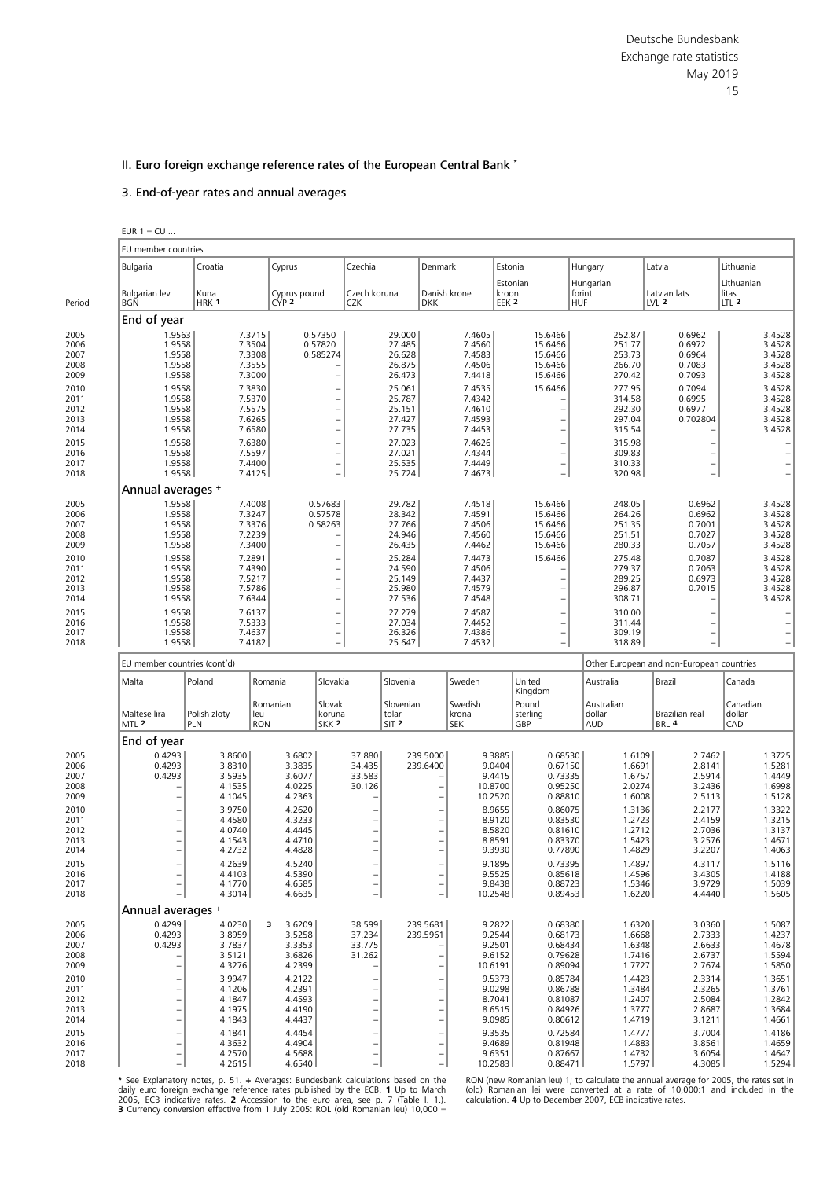## II. Euro foreign exchange reference rates of the European Central Bank *

### 3. End-of-year rates and annual averages

EUR 1 = CU ...

| Period | EU member countries | | | | | | | | |
|---|---|---|---|---|---|---|---|---|---|
| | Bulgaria | Croatia | Cyprus | Czechia | Denmark | Estonia | Hungary | Latvia | Lithuania |
| | Bulgarian lev BGN | Kuna HRK 1 | Cyprus pound CYP 2 | Czech koruna CZK | Danish krone DKK | Estonian kroon EEK 2 | Hungarian forint HUF | Latvian lats LVL 2 | Lithuanian litas LTL 2 |
| **End of year** | | | | | | | | | |
| 2005 | 1.9563 | 7.3715 | 0.57350 | 29.000 | 7.4605 | 15.6466 | 252.87 | 0.6962 | 3.4528 |
| 2006 | 1.9558 | 7.3504 | 0.57820 | 27.485 | 7.4560 | 15.6466 | 251.77 | 0.6972 | 3.4528 |
| 2007 | 1.9558 | 7.3308 | 0.585274 | 26.628 | 7.4583 | 15.6466 | 253.73 | 0.6964 | 3.4528 |
| 2008 | 1.9558 | 7.3555 | – | 26.875 | 7.4506 | 15.6466 | 266.70 | 0.7083 | 3.4528 |
| 2009 | 1.9558 | 7.3000 | – | 26.473 | 7.4418 | 15.6466 | 270.42 | 0.7093 | 3.4528 |
| 2010 | 1.9558 | 7.3830 | – | 25.061 | 7.4535 | 15.6466 | 277.95 | 0.7094 | 3.4528 |
| 2011 | 1.9558 | 7.5370 | – | 25.787 | 7.4342 | – | 314.58 | 0.6995 | 3.4528 |
| 2012 | 1.9558 | 7.5575 | – | 25.151 | 7.4610 | – | 292.30 | 0.6977 | 3.4528 |
| 2013 | 1.9558 | 7.6265 | – | 27.427 | 7.4593 | – | 297.04 | 0.702804 | 3.4528 |
| 2014 | 1.9558 | 7.6580 | – | 27.735 | 7.4453 | – | 315.54 | – | 3.4528 |
| 2015 | 1.9558 | 7.6380 | – | 27.023 | 7.4626 | – | 315.98 | – | – |
| 2016 | 1.9558 | 7.5597 | – | 27.021 | 7.4344 | – | 309.83 | – | – |
| 2017 | 1.9558 | 7.4400 | – | 25.535 | 7.4449 | – | 310.33 | – | – |
| 2018 | 1.9558 | 7.4125 | – | 25.724 | 7.4673 | – | 320.98 | – | – |
| **Annual averages +** | | | | | | | | | |
| 2005 | 1.9558 | 7.4008 | 0.57683 | 29.782 | 7.4518 | 15.6466 | 248.05 | 0.6962 | 3.4528 |
| 2006 | 1.9558 | 7.3247 | 0.57578 | 28.342 | 7.4591 | 15.6466 | 264.26 | 0.6962 | 3.4528 |
| 2007 | 1.9558 | 7.3376 | 0.58263 | 27.766 | 7.4506 | 15.6466 | 251.35 | 0.7001 | 3.4528 |
| 2008 | 1.9558 | 7.2239 | – | 24.946 | 7.4560 | 15.6466 | 251.51 | 0.7027 | 3.4528 |
| 2009 | 1.9558 | 7.3400 | – | 26.435 | 7.4462 | 15.6466 | 280.33 | 0.7057 | 3.4528 |
| 2010 | 1.9558 | 7.2891 | – | 25.284 | 7.4473 | 15.6466 | 275.48 | 0.7087 | 3.4528 |
| 2011 | 1.9558 | 7.4390 | – | 24.590 | 7.4506 | – | 279.37 | 0.7063 | 3.4528 |
| 2012 | 1.9558 | 7.5217 | – | 25.149 | 7.4437 | – | 289.25 | 0.6973 | 3.4528 |
| 2013 | 1.9558 | 7.5786 | – | 25.980 | 7.4579 | – | 296.87 | 0.7015 | 3.4528 |
| 2014 | 1.9558 | 7.6344 | – | 27.536 | 7.4548 | – | 308.71 | – | 3.4528 |
| 2015 | 1.9558 | 7.6137 | – | 27.279 | 7.4587 | – | 310.00 | – | – |
| 2016 | 1.9558 | 7.5333 | – | 27.034 | 7.4452 | – | 311.44 | – | – |
| 2017 | 1.9558 | 7.4637 | – | 26.326 | 7.4386 | – | 309.19 | – | – |
| 2018 | 1.9558 | 7.4182 | – | 25.647 | 7.4532 | – | 318.89 | – | – |

| Period | EU member countries (cont'd) | | | | | | | Other European and non-European countries | | |
|---|---|---|---|---|---|---|---|---|---|---|
| | Malta | Poland | Romania | Slovakia | Slovenia | Sweden | United Kingdom | Australia | Brazil | Canada |
| | Maltese lira MTL 2 | Polish zloty PLN | Romanian leu RON | Slovak koruna SKK 2 | Slovenian tolar SIT 2 | Swedish krona SEK | Pound sterling GBP | Australian dollar AUD | Brazilian real BRL 4 | Canadian dollar CAD |
| **End of year** | | | | | | | | | | |
| 2005 | 0.4293 | 3.8600 | 3.6802 | 37.880 | 239.5000 | 9.3885 | 0.68530 | 1.6109 | 2.7462 | 1.3725 |
| 2006 | 0.4293 | 3.8310 | 3.3835 | 34.435 | 239.6400 | 9.0404 | 0.67150 | 1.6691 | 2.8141 | 1.5281 |
| 2007 | 0.4293 | 3.5935 | 3.6077 | 33.583 | – | 9.4415 | 0.73335 | 1.6757 | 2.5914 | 1.4449 |
| 2008 | – | 4.1535 | 4.0225 | 30.126 | – | 10.8700 | 0.95250 | 2.0274 | 3.2436 | 1.6998 |
| 2009 | – | 4.1045 | 4.2363 | – | – | 10.2520 | 0.88810 | 1.6008 | 2.5113 | 1.5128 |
| 2010 | – | 3.9750 | 4.2620 | – | – | 8.9655 | 0.86075 | 1.3136 | 2.2177 | 1.3322 |
| 2011 | – | 4.4580 | 4.3233 | – | – | 8.9120 | 0.83530 | 1.2723 | 2.4159 | 1.3215 |
| 2012 | – | 4.0740 | 4.4445 | – | – | 8.5820 | 0.81610 | 1.2712 | 2.7036 | 1.3137 |
| 2013 | – | 4.1543 | 4.4710 | – | – | 8.8591 | 0.83370 | 1.5423 | 3.2576 | 1.4671 |
| 2014 | – | 4.2732 | 4.4828 | – | – | 9.3930 | 0.77890 | 1.4829 | 3.2207 | 1.4063 |
| 2015 | – | 4.2639 | 4.5240 | – | – | 9.1895 | 0.73395 | 1.4897 | 4.3117 | 1.5116 |
| 2016 | – | 4.4103 | 4.5390 | – | – | 9.5525 | 0.85618 | 1.4596 | 3.4305 | 1.4188 |
| 2017 | – | 4.1770 | 4.6585 | – | – | 9.8438 | 0.88723 | 1.5346 | 3.9729 | 1.5039 |
| 2018 | – | 4.3014 | 4.6635 | – | – | 10.2548 | 0.89453 | 1.6220 | 4.4440 | 1.5605 |
| **Annual averages +** | | | | | | | | | | |
| 2005 | 0.4299 | 4.0230 | 3 3.6209 | 38.599 | 239.5681 | 9.2822 | 0.68380 | 1.6320 | 3.0360 | 1.5087 |
| 2006 | 0.4293 | 3.8959 | 3.5258 | 37.234 | 239.5961 | 9.2544 | 0.68173 | 1.6668 | 2.7333 | 1.4237 |
| 2007 | 0.4293 | 3.7837 | 3.3353 | 33.775 | – | 9.2501 | 0.68434 | 1.6348 | 2.6633 | 1.4678 |
| 2008 | – | 3.5121 | 3.6826 | 31.262 | – | 9.6152 | 0.79628 | 1.7416 | 2.6737 | 1.5594 |
| 2009 | – | 4.3276 | 4.2399 | – | – | 10.6191 | 0.89094 | 1.7727 | 2.7674 | 1.5850 |
| 2010 | – | 3.9947 | 4.2122 | – | – | 9.5373 | 0.85784 | 1.4423 | 2.3314 | 1.3651 |
| 2011 | – | 4.1206 | 4.2391 | – | – | 9.0298 | 0.86788 | 1.3484 | 2.3265 | 1.3761 |
| 2012 | – | 4.1847 | 4.4593 | – | – | 8.7041 | 0.81087 | 1.2407 | 2.5084 | 1.2842 |
| 2013 | – | 4.1975 | 4.4190 | – | – | 8.6515 | 0.84926 | 1.3777 | 2.8687 | 1.3684 |
| 2014 | – | 4.1843 | 4.4437 | – | – | 9.0985 | 0.80612 | 1.4719 | 3.1211 | 1.4661 |
| 2015 | – | 4.1841 | 4.4454 | – | – | 9.3535 | 0.72584 | 1.4777 | 3.7004 | 1.4186 |
| 2016 | – | 4.3632 | 4.4904 | – | – | 9.4689 | 0.81948 | 1.4883 | 3.8561 | 1.4659 |
| 2017 | – | 4.2570 | 4.5688 | – | – | 9.6351 | 0.87667 | 1.4732 | 3.6054 | 1.4647 |
| 2018 | – | 4.2615 | 4.6540 | – | – | 10.2583 | 0.88471 | 1.5797 | 4.3085 | 1.5294 |

**\*** See Explanatory notes, p. 51. **+** Averages: Bundesbank calculations based on the daily euro foreign exchange reference rates published by the ECB. **1** Up to March 2005, ECB indicative rates. **2** Accession to the euro area, see p. 7 (Table I. 1.). **3** Currency conversion effective from 1 July 2005: ROL (old Romanian leu) 10,000 = RON (new Romanian leu) 1; to calculate the annual average for 2005, the rates set in (old) Romanian lei were converted at a rate of 10,000:1 and included in the calculation. **4** Up to December 2007, ECB indicative rates.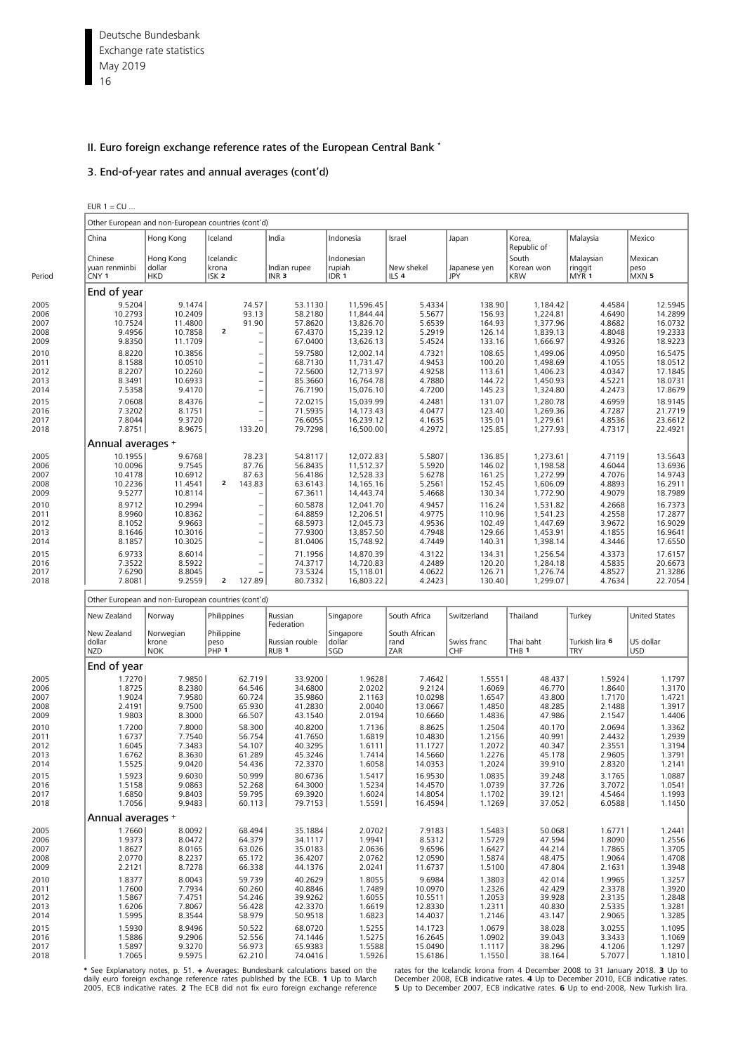## II. Euro foreign exchange reference rates of the European Central Bank *

### 3. End-of-year rates and annual averages (cont'd)

EUR 1 = CU ...

| Period | China | Hong Kong | Iceland | India | Indonesia | Israel | Japan | Korea, Republic of South | Malaysia | Mexico |
|---|---|---|---|---|---|---|---|---|---|---|
| | Chinese yuan renminbi CNY 1 | Hong Kong dollar HKD | Icelandic krona ISK 2 | Indian rupee INR 3 | Indonesian rupiah IDR 1 | New shekel ILS 4 | Japanese yen JPY | Korean won KRW | Malaysian ringgit MYR 1 | Mexican peso MXN 5 |
| **End of year** | | | | | | | | | | |
| 2005 | 9.5204 | 9.1474 | 74.57 | 53.1130 | 11,596.45 | 5.4334 | 138.90 | 1,184.42 | 4.4584 | 12.5945 |
| 2006 | 10.2793 | 10.2409 | 93.13 | 58.2180 | 11,844.44 | 5.5677 | 156.93 | 1,224.81 | 4.6490 | 14.2899 |
| 2007 | 10.7524 | 11.4800 | 91.90 | 57.8620 | 13,826.70 | 5.6539 | 164.93 | 1,377.96 | 4.8682 | 16.0732 |
| 2008 | 9.4956 | 10.7858 | 2 – | 67.4370 | 15,239.12 | 5.2919 | 126.14 | 1,839.13 | 4.8048 | 19.2333 |
| 2009 | 9.8350 | 11.1709 | – | 67.0400 | 13,626.13 | 5.4524 | 133.16 | 1,666.97 | 4.9326 | 18.9223 |
| 2010 | 8.8220 | 10.3856 | – | 59.7580 | 12,002.14 | 4.7321 | 108.65 | 1,499.06 | 4.0950 | 16.5475 |
| 2011 | 8.1588 | 10.0510 | – | 68.7130 | 11,731.47 | 4.9453 | 100.20 | 1,498.69 | 4.1055 | 18.0512 |
| 2012 | 8.2207 | 10.2260 | – | 72.5600 | 12,713.97 | 4.9258 | 113.61 | 1,406.23 | 4.0347 | 17.1845 |
| 2013 | 8.3491 | 10.6933 | – | 85.3660 | 16,764.78 | 4.7880 | 144.72 | 1,450.93 | 4.5221 | 18.0731 |
| 2014 | 7.5358 | 9.4170 | – | 76.7190 | 15,076.10 | 4.7200 | 145.23 | 1,324.80 | 4.2473 | 17.8679 |
| 2015 | 7.0608 | 8.4376 | – | 72.0215 | 15,039.99 | 4.2481 | 131.07 | 1,280.78 | 4.6959 | 18.9145 |
| 2016 | 7.3202 | 8.1751 | – | 71.5935 | 14,173.43 | 4.0477 | 123.40 | 1,269.36 | 4.7287 | 21.7719 |
| 2017 | 7.8044 | 9.3720 | – | 76.6055 | 16,239.12 | 4.1635 | 135.01 | 1,279.61 | 4.8536 | 23.6612 |
| 2018 | 7.8751 | 8.9675 | 133.20 | 79.7298 | 16,500.00 | 4.2972 | 125.85 | 1,277.93 | 4.7317 | 22.4921 |
| **Annual averages +** | | | | | | | | | | |
| 2005 | 10.1955 | 9.6768 | 78.23 | 54.8117 | 12,072.83 | 5.5807 | 136.85 | 1,273.61 | 4.7119 | 13.5643 |
| 2006 | 10.0096 | 9.7545 | 87.76 | 56.8435 | 11,512.37 | 5.5920 | 146.02 | 1,198.58 | 4.6044 | 13.6936 |
| 2007 | 10.4178 | 10.6912 | 87.63 | 56.4186 | 12,528.33 | 5.6278 | 161.25 | 1,272.99 | 4.7076 | 14.9743 |
| 2008 | 10.2236 | 11.4541 | 2 143.83 | 63.6143 | 14,165.16 | 5.2561 | 152.45 | 1,606.09 | 4.8893 | 16.2911 |
| 2009 | 9.5277 | 10.8114 | – | 67.3611 | 14,443.74 | 5.4668 | 130.34 | 1,772.90 | 4.9079 | 18.7989 |
| 2010 | 8.9712 | 10.2994 | – | 60.5878 | 12,041.70 | 4.9457 | 116.24 | 1,531.82 | 4.2668 | 16.7373 |
| 2011 | 8.9960 | 10.8362 | – | 64.8859 | 12,206.51 | 4.9775 | 110.96 | 1,541.23 | 4.2558 | 17.2877 |
| 2012 | 8.1052 | 9.9663 | – | 68.5973 | 12,045.73 | 4.9536 | 102.49 | 1,447.69 | 3.9672 | 16.9029 |
| 2013 | 8.1646 | 10.3016 | – | 77.9300 | 13,857.50 | 4.7948 | 129.66 | 1,453.91 | 4.1855 | 16.9641 |
| 2014 | 8.1857 | 10.3025 | – | 81.0406 | 15,748.92 | 4.7449 | 140.31 | 1,398.14 | 4.3446 | 17.6550 |
| 2015 | 6.9733 | 8.6014 | – | 71.1956 | 14,870.39 | 4.3122 | 134.31 | 1,256.54 | 4.3373 | 17.6157 |
| 2016 | 7.3522 | 8.5922 | – | 74.3717 | 14,720.83 | 4.2489 | 120.20 | 1,284.18 | 4.5835 | 20.6673 |
| 2017 | 7.6290 | 8.8045 | – | 73.5324 | 15,118.01 | 4.0622 | 126.71 | 1,276.74 | 4.8527 | 21.3286 |
| 2018 | 7.8081 | 9.2559 | 2 127.89 | 80.7332 | 16,803.22 | 4.2423 | 130.40 | 1,299.07 | 4.7634 | 22.7054 |

| Period | New Zealand | Norway | Philippines | Russian Federation | Singapore | South Africa | Switzerland | Thailand | Turkey | United States |
|---|---|---|---|---|---|---|---|---|---|---|
| | New Zealand dollar NZD | Norwegian krone NOK | Philippine peso PHP 1 | Russian rouble RUB 1 | Singapore dollar SGD | South African rand ZAR | Swiss franc CHF | Thai baht THB 1 | Turkish lira 6 TRY | US dollar USD |
| **End of year** | | | | | | | | | | |
| 2005 | 1.7270 | 7.9850 | 62.719 | 33.9200 | 1.9628 | 7.4642 | 1.5551 | 48.437 | 1.5924 | 1.1797 |
| 2006 | 1.8725 | 8.2380 | 64.546 | 34.6800 | 2.0202 | 9.2124 | 1.6069 | 46.770 | 1.8640 | 1.3170 |
| 2007 | 1.9024 | 7.9580 | 60.724 | 35.9860 | 2.1163 | 10.0298 | 1.6547 | 43.800 | 1.7170 | 1.4721 |
| 2008 | 2.4191 | 9.7500 | 65.930 | 41.2830 | 2.0040 | 13.0667 | 1.4850 | 48.285 | 2.1488 | 1.3917 |
| 2009 | 1.9803 | 8.3000 | 66.507 | 43.1540 | 2.0194 | 10.6660 | 1.4836 | 47.986 | 2.1547 | 1.4406 |
| 2010 | 1.7200 | 7.8000 | 58.300 | 40.8200 | 1.7136 | 8.8625 | 1.2504 | 40.170 | 2.0694 | 1.3362 |
| 2011 | 1.6737 | 7.7540 | 56.754 | 41.7650 | 1.6819 | 10.4830 | 1.2156 | 40.991 | 2.4432 | 1.2939 |
| 2012 | 1.6045 | 7.3483 | 54.107 | 40.3295 | 1.6111 | 11.1727 | 1.2072 | 40.347 | 2.3551 | 1.3194 |
| 2013 | 1.6762 | 8.3630 | 61.289 | 45.3246 | 1.7414 | 14.5660 | 1.2276 | 45.178 | 2.9605 | 1.3791 |
| 2014 | 1.5525 | 9.0420 | 54.436 | 72.3370 | 1.6058 | 14.0353 | 1.2024 | 39.910 | 2.8320 | 1.2141 |
| 2015 | 1.5923 | 9.6030 | 50.999 | 80.6736 | 1.5417 | 16.9530 | 1.0835 | 39.248 | 3.1765 | 1.0887 |
| 2016 | 1.5158 | 9.0863 | 52.268 | 64.3000 | 1.5234 | 14.4570 | 1.0739 | 37.726 | 3.7072 | 1.0541 |
| 2017 | 1.6850 | 9.8403 | 59.795 | 69.3920 | 1.6024 | 14.8054 | 1.1702 | 39.121 | 4.5464 | 1.1993 |
| 2018 | 1.7056 | 9.9483 | 60.113 | 79.7153 | 1.5591 | 16.4594 | 1.1269 | 37.052 | 6.0588 | 1.1450 |
| **Annual averages +** | | | | | | | | | | |
| 2005 | 1.7660 | 8.0092 | 68.494 | 35.1884 | 2.0702 | 7.9183 | 1.5483 | 50.068 | 1.6771 | 1.2441 |
| 2006 | 1.9373 | 8.0472 | 64.379 | 34.1117 | 1.9941 | 8.5312 | 1.5729 | 47.594 | 1.8090 | 1.2556 |
| 2007 | 1.8627 | 8.0165 | 63.026 | 35.0183 | 2.0636 | 9.6596 | 1.6427 | 44.214 | 1.7865 | 1.3705 |
| 2008 | 2.0770 | 8.2237 | 65.172 | 36.4207 | 2.0762 | 12.0590 | 1.5874 | 48.475 | 1.9064 | 1.4708 |
| 2009 | 2.2121 | 8.7278 | 66.338 | 44.1376 | 2.0241 | 11.6737 | 1.5100 | 47.804 | 2.1631 | 1.3948 |
| 2010 | 1.8377 | 8.0043 | 59.739 | 40.2629 | 1.8055 | 9.6984 | 1.3803 | 42.014 | 1.9965 | 1.3257 |
| 2011 | 1.7600 | 7.7934 | 60.260 | 40.8846 | 1.7489 | 10.0970 | 1.2326 | 42.429 | 2.3378 | 1.3920 |
| 2012 | 1.5867 | 7.4751 | 54.246 | 39.9262 | 1.6055 | 10.5511 | 1.2053 | 39.928 | 2.3135 | 1.2848 |
| 2013 | 1.6206 | 7.8067 | 56.428 | 42.3370 | 1.6619 | 12.8330 | 1.2311 | 40.830 | 2.5335 | 1.3281 |
| 2014 | 1.5995 | 8.3544 | 58.979 | 50.9518 | 1.6823 | 14.4037 | 1.2146 | 43.147 | 2.9065 | 1.3285 |
| 2015 | 1.5930 | 8.9496 | 50.522 | 68.0720 | 1.5255 | 14.1723 | 1.0679 | 38.028 | 3.0255 | 1.1095 |
| 2016 | 1.5886 | 9.2906 | 52.556 | 74.1446 | 1.5275 | 16.2645 | 1.0902 | 39.043 | 3.3433 | 1.1069 |
| 2017 | 1.5897 | 9.3270 | 56.973 | 65.9383 | 1.5588 | 15.0490 | 1.1117 | 38.296 | 4.1206 | 1.1297 |
| 2018 | 1.7065 | 9.5975 | 62.210 | 74.0416 | 1.5926 | 15.6186 | 1.1550 | 38.164 | 5.7077 | 1.1810 |

* See Explanatory notes, p. 51. + Averages: Bundesbank calculations based on the daily euro foreign exchange reference rates published by the ECB. 1 Up to March 2005, ECB indicative rates. 2 The ECB did not fix euro foreign exchange reference rates for the Icelandic krona from 4 December 2008 to 31 January 2018. 3 Up to December 2008, ECB indicative rates. 4 Up to December 2010, ECB indicative rates. 5 Up to December 2007, ECB indicative rates. 6 Up to end-2008, New Turkish lira.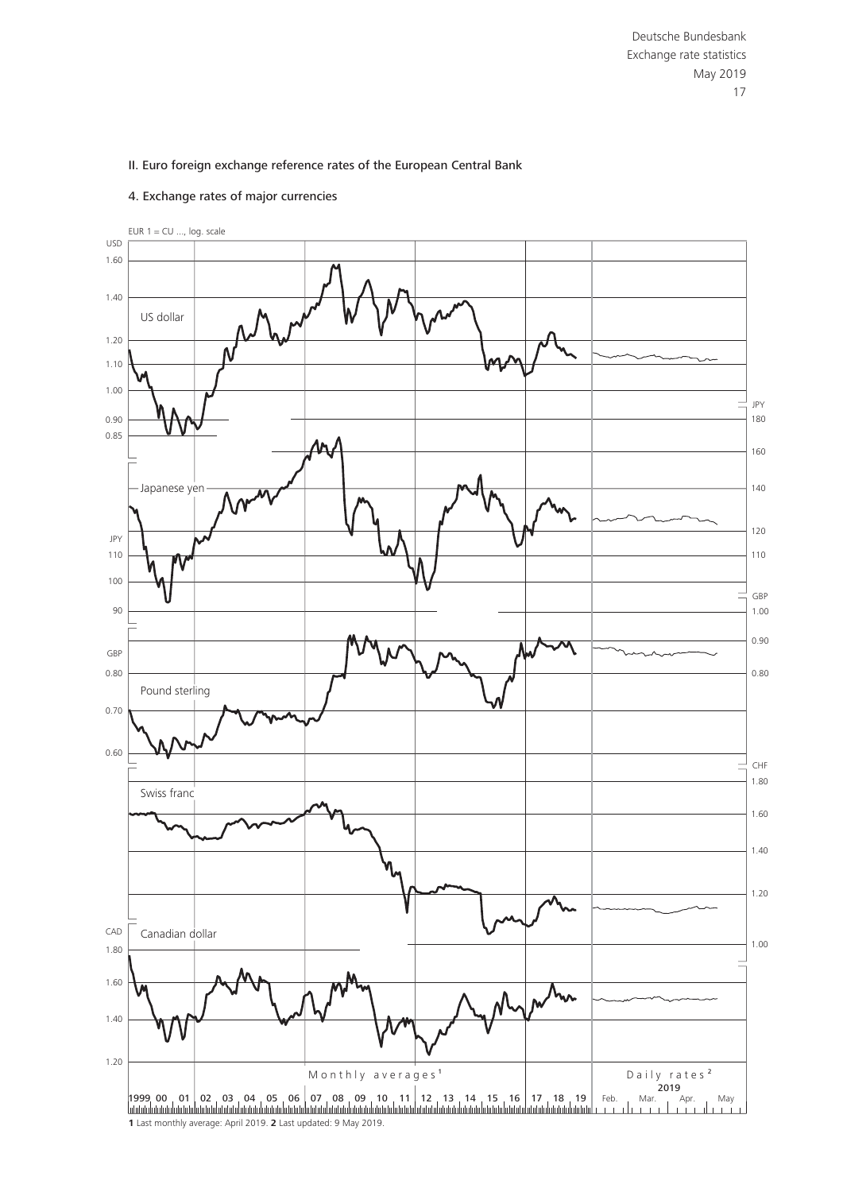## II. Euro foreign exchange reference rates of the European Central Bank

### 4. Exchange rates of major currencies

EUR 1 = CU ..., log. scale

US dollar

Japanese yen

Pound sterling

Swiss franc

Canadian dollar

Monthly averages [1]

Daily rates [2]

2019

**1** Last monthly average: April 2019. **2** Last updated: 9 May 2019.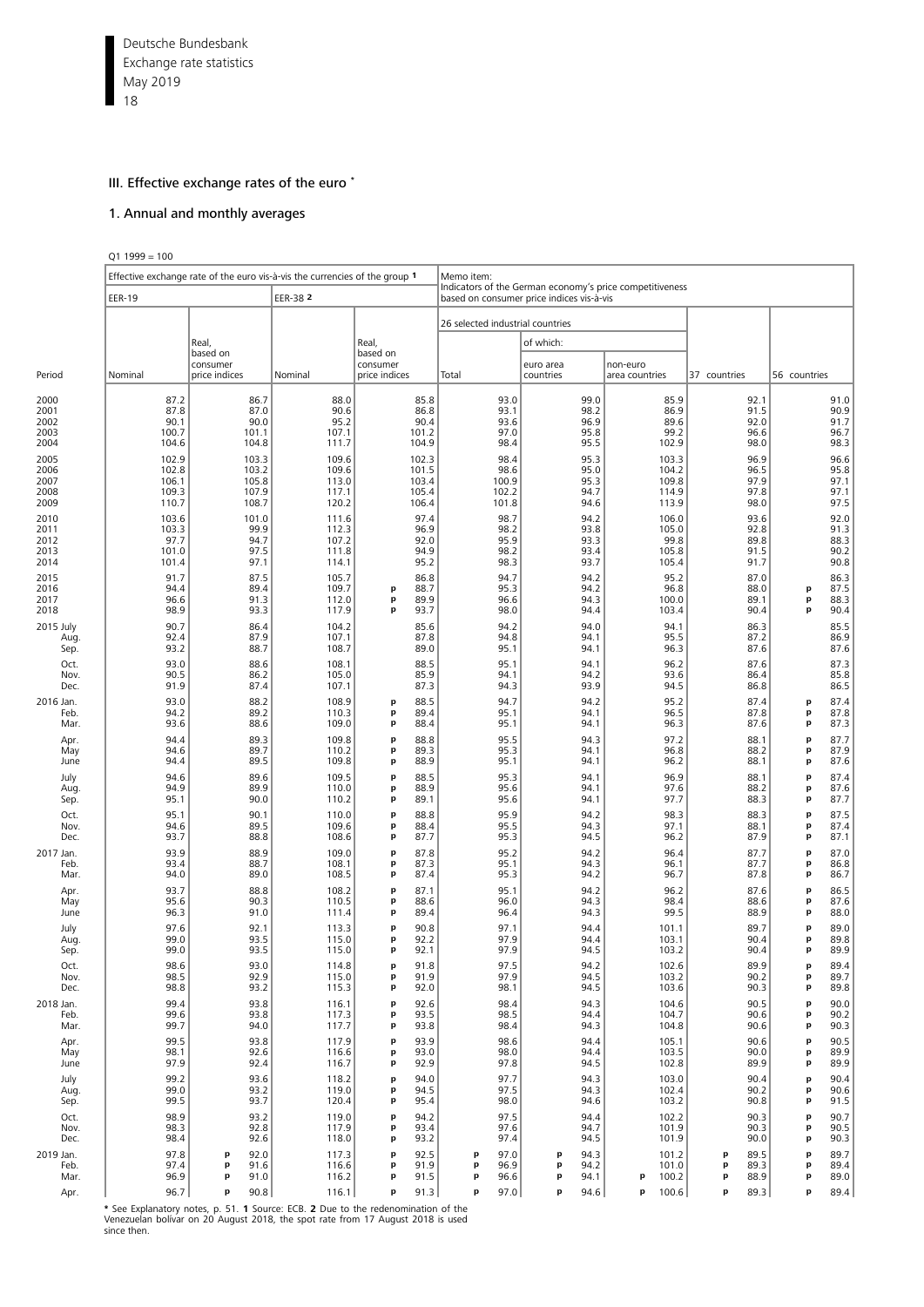## III. Effective exchange rates of the euro *

### 1. Annual and monthly averages

Q1 1999 = 100

| Period | Effective exchange rate of the euro vis-à-vis the currencies of the group 1 | | | | Memo item: Indicators of the German economy's price competitiveness based on consumer price indices vis-à-vis | | | | |
|---|---|---|---|---|---|---|---|---|---|
| | EER-19 | | EER-38 2 | | 26 selected industrial countries | | | 37 countries | 56 countries |
| | | | | | | of which: | | | |
| | Nominal | Real, based on consumer price indices | Nominal | Real, based on consumer price indices | Total | euro area countries | non-euro area countries | | |
| 2000 | 87.2 | 86.7 | 88.0 | 85.8 | 93.0 | 99.0 | 85.9 | 92.1 | 91.0 |
| 2001 | 87.8 | 87.0 | 90.6 | 86.8 | 93.1 | 98.2 | 86.9 | 91.5 | 90.9 |
| 2002 | 90.1 | 90.0 | 95.2 | 90.4 | 93.6 | 96.9 | 89.6 | 92.0 | 91.7 |
| 2003 | 100.7 | 101.1 | 107.1 | 101.2 | 97.0 | 95.8 | 99.2 | 96.6 | 96.7 |
| 2004 | 104.6 | 104.8 | 111.7 | 104.9 | 98.4 | 95.5 | 102.9 | 98.0 | 98.3 |
| 2005 | 102.9 | 103.3 | 109.6 | 102.3 | 98.4 | 95.3 | 103.3 | 96.9 | 96.6 |
| 2006 | 102.8 | 103.2 | 109.6 | 101.5 | 98.6 | 95.0 | 104.2 | 96.5 | 95.8 |
| 2007 | 106.1 | 105.8 | 113.0 | 103.4 | 100.9 | 95.3 | 109.8 | 97.9 | 97.1 |
| 2008 | 109.3 | 107.9 | 117.1 | 105.4 | 102.2 | 94.7 | 114.9 | 97.8 | 97.1 |
| 2009 | 110.7 | 108.7 | 120.2 | 106.4 | 101.8 | 94.6 | 113.9 | 98.0 | 97.5 |
| 2010 | 103.6 | 101.0 | 111.6 | 97.4 | 98.7 | 94.2 | 106.0 | 93.6 | 92.0 |
| 2011 | 103.3 | 99.9 | 112.3 | 96.9 | 98.2 | 93.8 | 105.0 | 92.8 | 91.3 |
| 2012 | 97.7 | 94.7 | 107.2 | 92.0 | 95.9 | 93.3 | 99.8 | 89.8 | 88.3 |
| 2013 | 101.0 | 97.5 | 111.8 | 94.9 | 98.2 | 93.4 | 105.8 | 91.5 | 90.2 |
| 2014 | 101.4 | 97.1 | 114.1 | 95.2 | 98.3 | 93.7 | 105.4 | 91.7 | 90.8 |
| 2015 | 91.7 | 87.5 | 105.7 | 86.8 | 94.7 | 94.2 | 95.2 | 87.0 | 86.3 |
| 2016 | 94.4 | 89.4 | 109.7 | p 88.7 | 95.3 | 94.2 | 96.8 | 88.0 | p 87.5 |
| 2017 | 96.6 | 91.3 | 112.0 | p 89.9 | 96.6 | 94.3 | 100.0 | 89.1 | p 88.3 |
| 2018 | 98.9 | 93.3 | 117.9 | p 93.7 | 98.0 | 94.4 | 103.4 | 90.4 | p 90.4 |
| 2015 July | 90.7 | 86.4 | 104.2 | 85.6 | 94.2 | 94.0 | 94.1 | 86.3 | 85.5 |
| Aug. | 92.4 | 87.9 | 107.1 | 87.8 | 94.8 | 94.1 | 95.5 | 87.2 | 86.9 |
| Sep. | 93.2 | 88.7 | 108.7 | 89.0 | 95.1 | 94.1 | 96.3 | 87.6 | 87.6 |
| Oct. | 93.0 | 88.6 | 108.1 | 88.5 | 95.1 | 94.1 | 96.2 | 87.6 | 87.3 |
| Nov. | 90.5 | 86.2 | 105.0 | 85.9 | 94.1 | 94.2 | 93.6 | 86.4 | 85.8 |
| Dec. | 91.9 | 87.4 | 107.1 | 87.3 | 94.3 | 93.9 | 94.5 | 86.8 | 86.5 |
| 2016 Jan. | 93.0 | 88.2 | 108.9 | p 88.5 | 94.7 | 94.2 | 95.2 | 87.4 | p 87.4 |
| Feb. | 94.2 | 89.2 | 110.3 | p 89.4 | 95.1 | 94.1 | 96.5 | 87.8 | p 87.8 |
| Mar. | 93.6 | 88.6 | 109.0 | p 88.4 | 95.1 | 94.1 | 96.3 | 87.6 | p 87.3 |
| Apr. | 94.4 | 89.3 | 109.8 | p 88.8 | 95.5 | 94.3 | 97.2 | 88.1 | p 87.7 |
| May | 94.6 | 89.7 | 110.2 | p 89.3 | 95.3 | 94.1 | 96.8 | 88.2 | p 87.9 |
| June | 94.4 | 89.5 | 109.8 | p 88.9 | 95.1 | 94.1 | 96.2 | 88.1 | p 87.6 |
| July | 94.6 | 89.6 | 109.5 | p 88.5 | 95.3 | 94.1 | 96.9 | 88.1 | p 87.4 |
| Aug. | 94.9 | 89.9 | 110.0 | p 88.9 | 95.6 | 94.1 | 97.6 | 88.2 | p 87.6 |
| Sep. | 95.1 | 90.0 | 110.2 | p 89.1 | 95.6 | 94.1 | 97.7 | 88.3 | p 87.7 |
| Oct. | 95.1 | 90.1 | 110.0 | p 88.8 | 95.9 | 94.2 | 98.3 | 88.3 | p 87.5 |
| Nov. | 94.6 | 89.5 | 109.6 | p 88.4 | 95.5 | 94.3 | 97.1 | 88.1 | p 87.4 |
| Dec. | 93.7 | 88.8 | 108.6 | p 87.7 | 95.3 | 94.5 | 96.2 | 87.9 | p 87.1 |
| 2017 Jan. | 93.9 | 88.9 | 109.0 | p 87.8 | 95.2 | 94.2 | 96.4 | 87.7 | p 87.0 |
| Feb. | 93.4 | 88.7 | 108.1 | p 87.3 | 95.1 | 94.3 | 96.1 | 87.7 | p 86.8 |
| Mar. | 94.0 | 89.0 | 108.5 | p 87.4 | 95.3 | 94.2 | 96.7 | 87.8 | p 86.7 |
| Apr. | 93.7 | 88.8 | 108.2 | p 87.1 | 95.1 | 94.2 | 96.2 | 87.6 | p 86.5 |
| May | 95.6 | 90.3 | 110.5 | p 88.6 | 96.0 | 94.3 | 98.4 | 88.6 | p 87.6 |
| June | 96.3 | 91.0 | 111.4 | p 89.4 | 96.4 | 94.3 | 99.5 | 88.9 | p 88.0 |
| July | 97.6 | 92.1 | 113.3 | p 90.8 | 97.1 | 94.4 | 101.1 | 89.7 | p 89.0 |
| Aug. | 99.0 | 93.5 | 115.0 | p 92.2 | 97.9 | 94.4 | 103.1 | 90.4 | p 89.8 |
| Sep. | 99.0 | 93.5 | 115.0 | p 92.1 | 97.9 | 94.5 | 103.2 | 90.4 | p 89.9 |
| Oct. | 98.6 | 93.0 | 114.8 | p 91.8 | 97.5 | 94.2 | 102.6 | 89.9 | p 89.4 |
| Nov. | 98.5 | 92.9 | 115.0 | p 91.9 | 97.9 | 94.5 | 103.2 | 90.2 | p 89.7 |
| Dec. | 98.8 | 93.2 | 115.3 | p 92.0 | 98.1 | 94.5 | 103.6 | 90.3 | p 89.8 |
| 2018 Jan. | 99.4 | 93.8 | 116.1 | p 92.6 | 98.4 | 94.3 | 104.6 | 90.5 | p 90.0 |
| Feb. | 99.6 | 93.8 | 117.3 | p 93.5 | 98.5 | 94.4 | 104.7 | 90.6 | p 90.2 |
| Mar. | 99.7 | 94.0 | 117.7 | p 93.8 | 98.4 | 94.3 | 104.8 | 90.6 | p 90.3 |
| Apr. | 99.5 | 93.8 | 117.9 | p 93.9 | 98.6 | 94.4 | 105.1 | 90.6 | p 90.5 |
| May | 98.1 | 92.6 | 116.6 | p 93.0 | 98.0 | 94.4 | 103.5 | 90.0 | p 89.9 |
| June | 97.9 | 92.4 | 116.7 | p 92.9 | 97.8 | 94.5 | 102.8 | 89.9 | p 89.9 |
| July | 99.2 | 93.6 | 118.2 | p 94.0 | 97.7 | 94.3 | 103.0 | 90.4 | p 90.4 |
| Aug. | 99.0 | 93.2 | 119.0 | p 94.5 | 97.5 | 94.3 | 102.4 | 90.2 | p 90.6 |
| Sep. | 99.5 | 93.7 | 120.4 | p 95.4 | 98.0 | 94.6 | 103.2 | 90.8 | p 91.5 |
| Oct. | 98.9 | 93.2 | 119.0 | p 94.2 | 97.5 | 94.4 | 102.2 | 90.3 | p 90.7 |
| Nov. | 98.3 | 92.8 | 117.9 | p 93.4 | 97.6 | 94.7 | 101.9 | 90.3 | p 90.5 |
| Dec. | 98.4 | 92.6 | 118.0 | p 93.2 | 97.4 | 94.5 | 101.9 | 90.0 | p 90.3 |
| 2019 Jan. | 97.8 | p 92.0 | 117.3 | p 92.5 | p 97.0 | p 94.3 | 101.2 | p 89.5 | p 89.7 |
| Feb. | 97.4 | p 91.6 | 116.6 | p 91.9 | p 96.9 | p 94.2 | 101.0 | p 89.3 | p 89.4 |
| Mar. | 96.9 | p 91.0 | 116.2 | p 91.5 | p 96.6 | p 94.1 | p 100.2 | p 88.9 | p 89.0 |
| Apr. | 96.7 | p 90.8 | 116.1 | p 91.3 | p 97.0 | p 94.6 | p 100.6 | p 89.3 | p 89.4 |

* See Explanatory notes, p. 51. **1** Source: ECB. **2** Due to the redenomination of the Venezuelan bolivar on 20 August 2018, the spot rate from 17 August 2018 is used since then.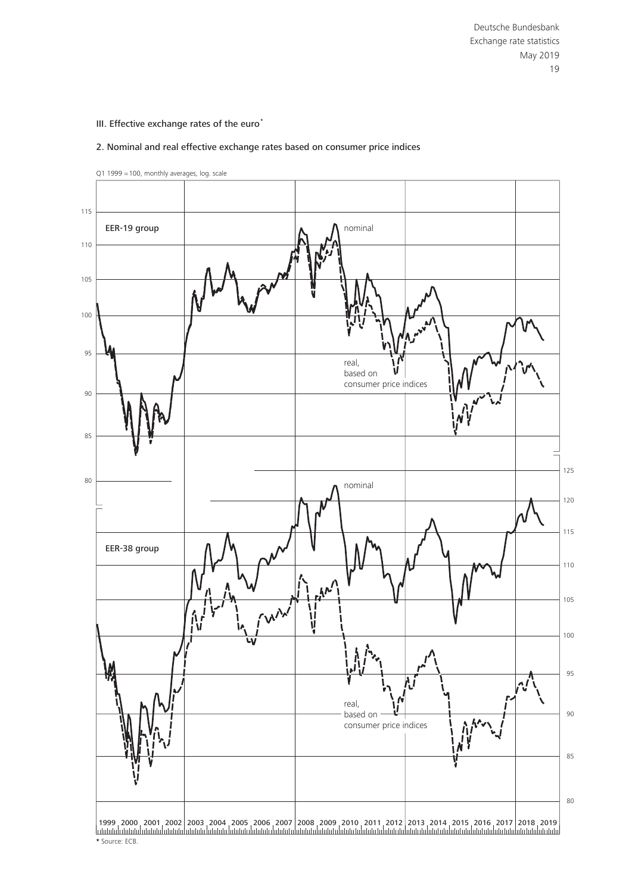## III. Effective exchange rates of the euro*

### 2. Nominal and real effective exchange rates based on consumer price indices

Q1 1999 = 100, monthly averages, log. scale

EER-19 group

nominal

real, based on consumer price indices

EER-38 group

nominal

real, based on consumer price indices

1999 2000 2001 2002 2003 2004 2005 2006 2007 2008 2009 2010 2011 2012 2013 2014 2015 2016 2017 2018 2019

* Source: ECB.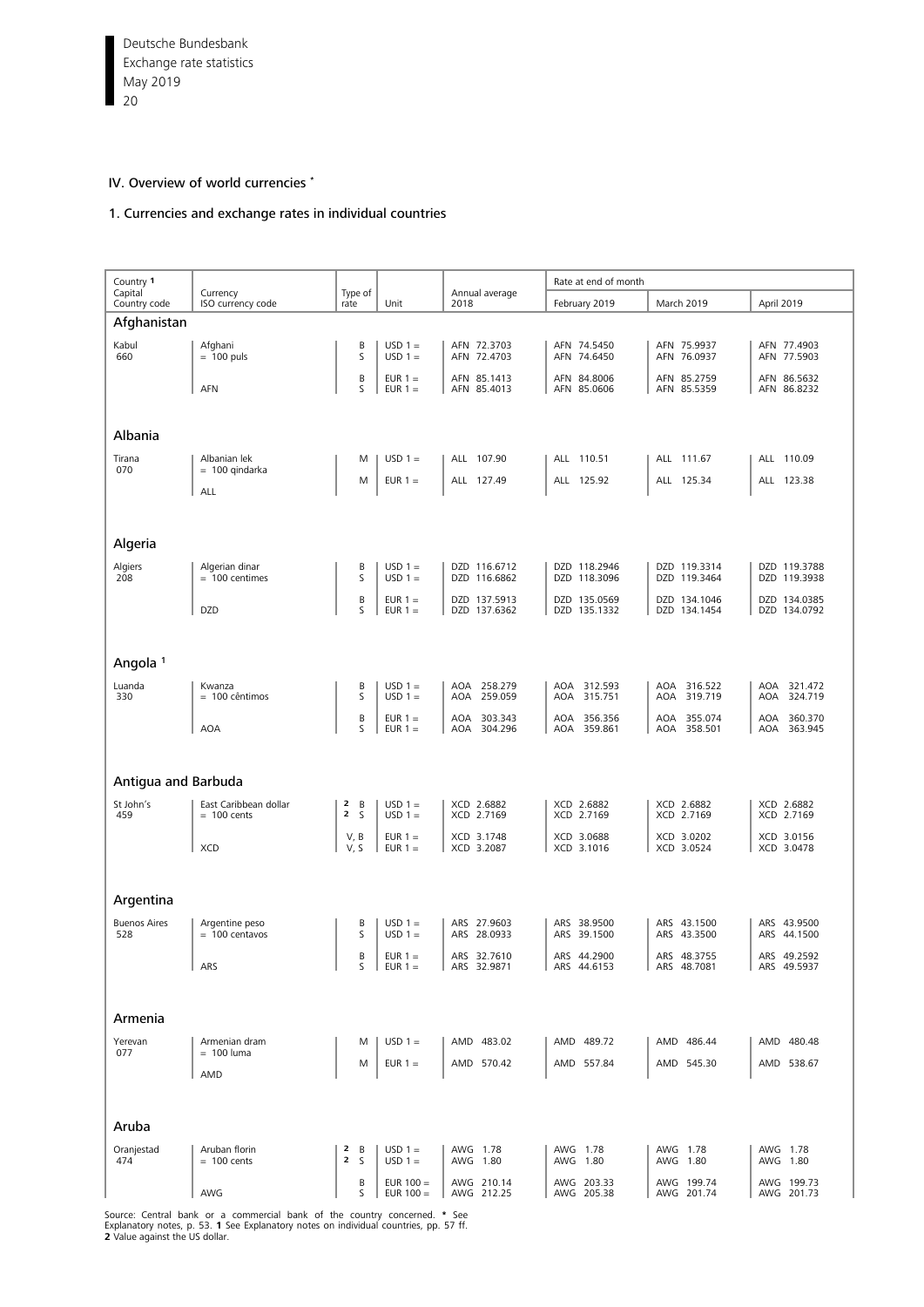## IV. Overview of world currencies *

### 1. Currencies and exchange rates in individual countries

| Country [1] Capital Country code | Currency ISO currency code | Type of rate | Unit | Annual average 2018 | Rate at end of month February 2019 | March 2019 | April 2019 |
|---|---|---|---|---|---|---|---|
| **Afghanistan** | | | | | | | |
| Kabul 660 | Afghani = 100 puls | B | USD 1 = | AFN 72.3703 | AFN 74.5450 | AFN 75.9937 | AFN 77.4903 |
| | | S | USD 1 = | AFN 72.4703 | AFN 74.6450 | AFN 76.0937 | AFN 77.5903 |
| | | B | EUR 1 = | AFN 85.1413 | AFN 84.8006 | AFN 85.2759 | AFN 86.5632 |
| | AFN | S | EUR 1 = | AFN 85.4013 | AFN 85.0606 | AFN 85.5359 | AFN 86.8232 |
| **Albania** | | | | | | | |
| Tirana 070 | Albanian lek = 100 qindarka | M | USD 1 = | ALL 107.90 | ALL 110.51 | ALL 111.67 | ALL 110.09 |
| | ALL | M | EUR 1 = | ALL 127.49 | ALL 125.92 | ALL 125.34 | ALL 123.38 |
| **Algeria** | | | | | | | |
| Algiers 208 | Algerian dinar = 100 centimes | B | USD 1 = | DZD 116.6712 | DZD 118.2946 | DZD 119.3314 | DZD 119.3788 |
| | | S | USD 1 = | DZD 116.6862 | DZD 118.3096 | DZD 119.3464 | DZD 119.3938 |
| | | B | EUR 1 = | DZD 137.5913 | DZD 135.0569 | DZD 134.1046 | DZD 134.0385 |
| | DZD | S | EUR 1 = | DZD 137.6362 | DZD 135.1332 | DZD 134.1454 | DZD 134.0792 |
| **Angola** [1] | | | | | | | |
| Luanda 330 | Kwanza = 100 cêntimos | B | USD 1 = | AOA 258.279 | AOA 312.593 | AOA 316.522 | AOA 321.472 |
| | | S | USD 1 = | AOA 259.059 | AOA 315.751 | AOA 319.719 | AOA 324.719 |
| | | B | EUR 1 = | AOA 303.343 | AOA 356.356 | AOA 355.074 | AOA 360.370 |
| | AOA | S | EUR 1 = | AOA 304.296 | AOA 359.861 | AOA 358.501 | AOA 363.945 |
| **Antigua and Barbuda** | | | | | | | |
| St John's 459 | East Caribbean dollar = 100 cents | [2] B | USD 1 = | XCD 2.6882 | XCD 2.6882 | XCD 2.6882 | XCD 2.6882 |
| | | [2] S | USD 1 = | XCD 2.7169 | XCD 2.7169 | XCD 2.7169 | XCD 2.7169 |
| | | V, B | EUR 1 = | XCD 3.1748 | XCD 3.0688 | XCD 3.0202 | XCD 3.0156 |
| | XCD | V, S | EUR 1 = | XCD 3.2087 | XCD 3.1016 | XCD 3.0524 | XCD 3.0478 |
| **Argentina** | | | | | | | |
| Buenos Aires 528 | Argentine peso = 100 centavos | B | USD 1 = | ARS 27.9603 | ARS 38.9500 | ARS 43.1500 | ARS 43.9500 |
| | | S | USD 1 = | ARS 28.0933 | ARS 39.1500 | ARS 43.3500 | ARS 44.1500 |
| | | B | EUR 1 = | ARS 32.7610 | ARS 44.2900 | ARS 48.3755 | ARS 49.2592 |
| | ARS | S | EUR 1 = | ARS 32.9871 | ARS 44.6153 | ARS 48.7081 | ARS 49.5937 |
| **Armenia** | | | | | | | |
| Yerevan 077 | Armenian dram = 100 luma | M | USD 1 = | AMD 483.02 | AMD 489.72 | AMD 486.44 | AMD 480.48 |
| | AMD | M | EUR 1 = | AMD 570.42 | AMD 557.84 | AMD 545.30 | AMD 538.67 |
| **Aruba** | | | | | | | |
| Oranjestad 474 | Aruban florin = 100 cents | [2] B | USD 1 = | AWG 1.78 | AWG 1.78 | AWG 1.78 | AWG 1.78 |
| | | [2] S | USD 1 = | AWG 1.80 | AWG 1.80 | AWG 1.80 | AWG 1.80 |
| | | B | EUR 100 = | AWG 210.14 | AWG 203.33 | AWG 199.74 | AWG 199.73 |
| | AWG | S | EUR 100 = | AWG 212.25 | AWG 205.38 | AWG 201.74 | AWG 201.73 |

Source: Central bank or a commercial bank of the country concerned. * See Explanatory notes, p. 53. **1** See Explanatory notes on individual countries, pp. 57 ff. **2** Value against the US dollar.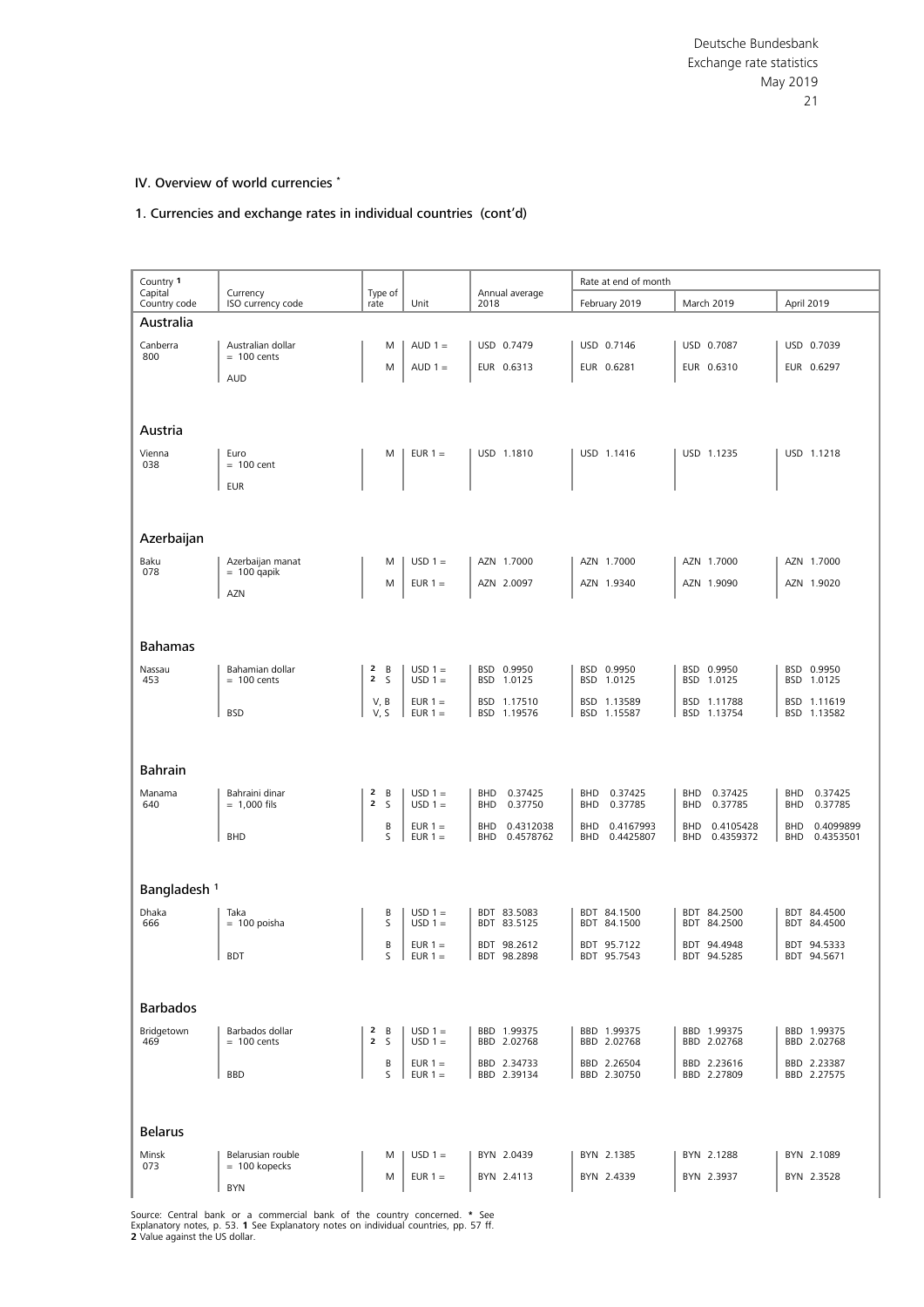## IV. Overview of world currencies *

### 1. Currencies and exchange rates in individual countries (cont'd)

| Country [1] Capital Country code | Currency ISO currency code | Type of rate | Unit | Annual average 2018 | Rate at end of month February 2019 | March 2019 | April 2019 |
|---|---|---|---|---|---|---|---|
| **Australia** | | | | | | | |
| Canberra 800 | Australian dollar = 100 cents AUD | M | AUD 1 = | USD 0.7479 | USD 0.7146 | USD 0.7087 | USD 0.7039 |
| | | M | AUD 1 = | EUR 0.6313 | EUR 0.6281 | EUR 0.6310 | EUR 0.6297 |
| **Austria** | | | | | | | |
| Vienna 038 | Euro = 100 cent EUR | M | EUR 1 = | USD 1.1810 | USD 1.1416 | USD 1.1235 | USD 1.1218 |
| **Azerbaijan** | | | | | | | |
| Baku 078 | Azerbaijan manat = 100 qapik AZN | M | USD 1 = | AZN 1.7000 | AZN 1.7000 | AZN 1.7000 | AZN 1.7000 |
| | | M | EUR 1 = | AZN 2.0097 | AZN 1.9340 | AZN 1.9090 | AZN 1.9020 |
| **Bahamas** | | | | | | | |
| Nassau 453 | Bahamian dollar = 100 cents BSD | [2] B | USD 1 = | BSD 0.9950 | BSD 0.9950 | BSD 0.9950 | BSD 0.9950 |
| | | [2] S | USD 1 = | BSD 1.0125 | BSD 1.0125 | BSD 1.0125 | BSD 1.0125 |
| | | V, B | EUR 1 = | BSD 1.17510 | BSD 1.13589 | BSD 1.11788 | BSD 1.11619 |
| | | V, S | EUR 1 = | BSD 1.19576 | BSD 1.15587 | BSD 1.13754 | BSD 1.13582 |
| **Bahrain** | | | | | | | |
| Manama 640 | Bahraini dinar = 1,000 fils BHD | [2] B | USD 1 = | BHD 0.37425 | BHD 0.37425 | BHD 0.37425 | BHD 0.37425 |
| | | [2] S | USD 1 = | BHD 0.37750 | BHD 0.37785 | BHD 0.37785 | BHD 0.37785 |
| | | B | EUR 1 = | BHD 0.4312038 | BHD 0.4167993 | BHD 0.4105428 | BHD 0.4099899 |
| | | S | EUR 1 = | BHD 0.4578762 | BHD 0.4425807 | BHD 0.4359372 | BHD 0.4353501 |
| **Bangladesh [1]** | | | | | | | |
| Dhaka 666 | Taka = 100 poisha BDT | B | USD 1 = | BDT 83.5083 | BDT 84.1500 | BDT 84.2500 | BDT 84.4500 |
| | | S | USD 1 = | BDT 83.5125 | BDT 84.1500 | BDT 84.2500 | BDT 84.4500 |
| | | B | EUR 1 = | BDT 98.2612 | BDT 95.7122 | BDT 94.4948 | BDT 94.5333 |
| | | S | EUR 1 = | BDT 98.2898 | BDT 95.7543 | BDT 94.5285 | BDT 94.5671 |
| **Barbados** | | | | | | | |
| Bridgetown 469 | Barbados dollar = 100 cents BBD | [2] B | USD 1 = | BBD 1.99375 | BBD 1.99375 | BBD 1.99375 | BBD 1.99375 |
| | | [2] S | USD 1 = | BBD 2.02768 | BBD 2.02768 | BBD 2.02768 | BBD 2.02768 |
| | | B | EUR 1 = | BBD 2.34733 | BBD 2.26504 | BBD 2.23616 | BBD 2.23387 |
| | | S | EUR 1 = | BBD 2.39134 | BBD 2.30750 | BBD 2.27809 | BBD 2.27575 |
| **Belarus** | | | | | | | |
| Minsk 073 | Belarusian rouble = 100 kopecks BYN | M | USD 1 = | BYN 2.0439 | BYN 2.1385 | BYN 2.1288 | BYN 2.1089 |
| | | M | EUR 1 = | BYN 2.4113 | BYN 2.4339 | BYN 2.3937 | BYN 2.3528 |

Source: Central bank or a commercial bank of the country concerned. * See Explanatory notes, p. 53. 1 See Explanatory notes on individual countries, pp. 57 ff. 2 Value against the US dollar.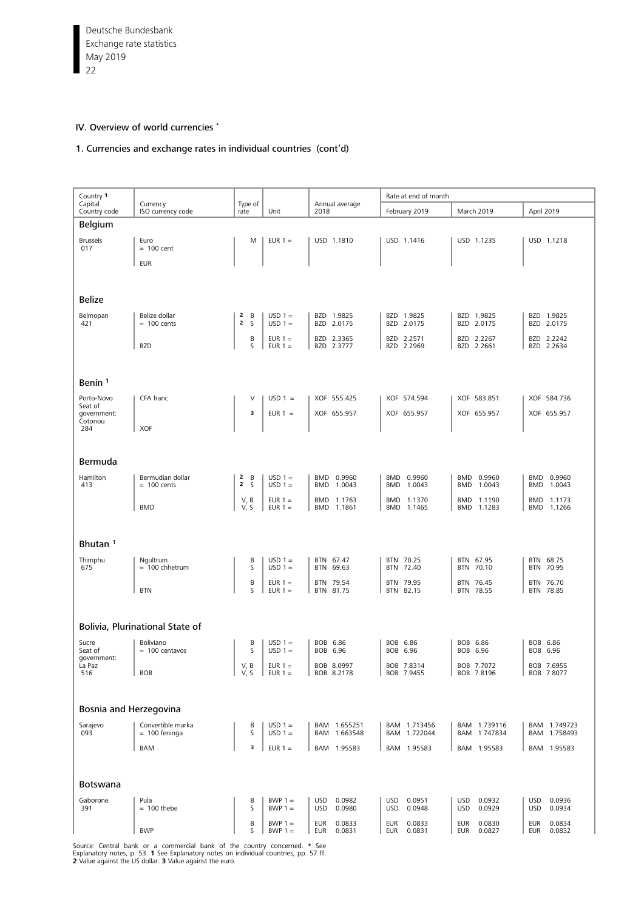## IV. Overview of world currencies *

### 1. Currencies and exchange rates in individual countries (cont'd)

| Country [1] Capital Country code | Currency ISO currency code | Type of rate | Unit | Annual average 2018 | Rate at end of month February 2019 | March 2019 | April 2019 |
|---|---|---|---|---|---|---|---|
| **Belgium** | | | | | | | |
| Brussels 017 | Euro = 100 cent EUR | M | EUR 1 = | USD 1.1810 | USD 1.1416 | USD 1.1235 | USD 1.1218 |
| **Belize** | | | | | | | |
| Belmopan 421 | Belize dollar = 100 cents | [2] B | USD 1 = | BZD 1.9825 | BZD 1.9825 | BZD 1.9825 | BZD 1.9825 |
| | | [2] S | USD 1 = | BZD 2.0175 | BZD 2.0175 | BZD 2.0175 | BZD 2.0175 |
| | | B | EUR 1 = | BZD 2.3365 | BZD 2.2571 | BZD 2.2267 | BZD 2.2242 |
| | BZD | S | EUR 1 = | BZD 2.3777 | BZD 2.2969 | BZD 2.2661 | BZD 2.2634 |
| **Benin [1]** | | | | | | | |
| Porto-Novo Seat of government: Cotonou 284 | CFA franc | V | USD 1 = | XOF 555.425 | XOF 574.594 | XOF 583.851 | XOF 584.736 |
| | XOF | [3] | EUR 1 = | XOF 655.957 | XOF 655.957 | XOF 655.957 | XOF 655.957 |
| **Bermuda** | | | | | | | |
| Hamilton 413 | Bermudian dollar = 100 cents | [2] B | USD 1 = | BMD 0.9960 | BMD 0.9960 | BMD 0.9960 | BMD 0.9960 |
| | | [2] S | USD 1 = | BMD 1.0043 | BMD 1.0043 | BMD 1.0043 | BMD 1.0043 |
| | | V, B | EUR 1 = | BMD 1.1763 | BMD 1.1370 | BMD 1.1190 | BMD 1.1173 |
| | BMD | V, S | EUR 1 = | BMD 1.1861 | BMD 1.1465 | BMD 1.1283 | BMD 1.1266 |
| **Bhutan [1]** | | | | | | | |
| Thimphu 675 | Ngultrum = 100 chhetrum | B | USD 1 = | BTN 67.47 | BTN 70.25 | BTN 67.95 | BTN 68.75 |
| | | S | USD 1 = | BTN 69.63 | BTN 72.40 | BTN 70.10 | BTN 70.95 |
| | | B | EUR 1 = | BTN 79.54 | BTN 79.95 | BTN 76.45 | BTN 76.70 |
| | BTN | S | EUR 1 = | BTN 81.75 | BTN 82.15 | BTN 78.55 | BTN 78.85 |
| **Bolivia, Plurinational State of** | | | | | | | |
| Sucre Seat of government: La Paz 516 | Boliviano = 100 centavos | B | USD 1 = | BOB 6.86 | BOB 6.86 | BOB 6.86 | BOB 6.86 |
| | | S | USD 1 = | BOB 6.96 | BOB 6.96 | BOB 6.96 | BOB 6.96 |
| | | V, B | EUR 1 = | BOB 8.0997 | BOB 7.8314 | BOB 7.7072 | BOB 7.6955 |
| | BOB | V, S | EUR 1 = | BOB 8.2178 | BOB 7.9455 | BOB 7.8196 | BOB 7.8077 |
| **Bosnia and Herzegovina** | | | | | | | |
| Sarajevo 093 | Convertible marka = 100 feninga | B | USD 1 = | BAM 1.655251 | BAM 1.713456 | BAM 1.739116 | BAM 1.749723 |
| | | S | USD 1 = | BAM 1.663548 | BAM 1.722044 | BAM 1.747834 | BAM 1.758493 |
| | BAM | [3] | EUR 1 = | BAM 1.95583 | BAM 1.95583 | BAM 1.95583 | BAM 1.95583 |
| **Botswana** | | | | | | | |
| Gaborone 391 | Pula = 100 thebe | B | BWP 1 = | USD 0.0982 | USD 0.0951 | USD 0.0932 | USD 0.0936 |
| | | S | BWP 1 = | USD 0.0980 | USD 0.0948 | USD 0.0929 | USD 0.0934 |
| | | B | BWP 1 = | EUR 0.0833 | EUR 0.0833 | EUR 0.0830 | EUR 0.0834 |
| | BWP | S | BWP 1 = | EUR 0.0831 | EUR 0.0831 | EUR 0.0827 | EUR 0.0832 |

Source: Central bank or a commercial bank of the country concerned. * See Explanatory notes, p. 53. **1** See Explanatory notes on individual countries, pp. 57 ff. **2** Value against the US dollar. **3** Value against the euro.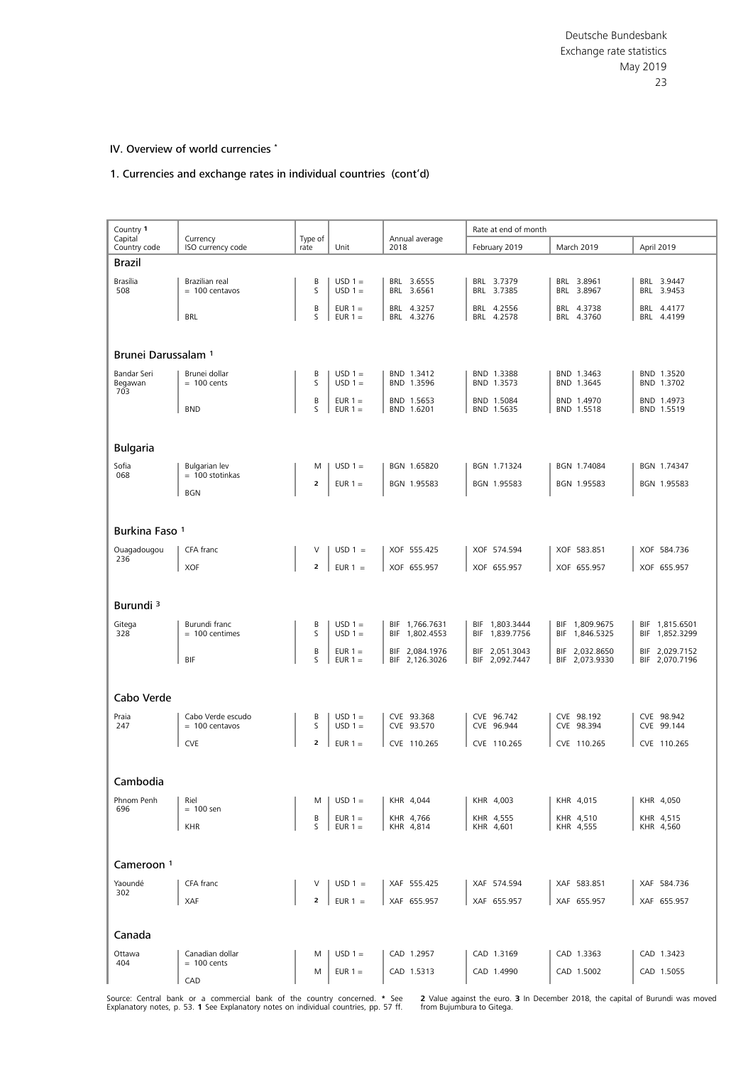## IV. Overview of world currencies *

### 1. Currencies and exchange rates in individual countries (cont'd)

| Country [1] Capital Country code | Currency ISO currency code | Type of rate | Unit | Annual average 2018 | Rate at end of month February 2019 | March 2019 | April 2019 |
|---|---|---|---|---|---|---|---|
| **Brazil** | | | | | | | |
| Brasília 508 | Brazilian real = 100 centavos | B | USD 1 = | BRL 3.6555 | BRL 3.7379 | BRL 3.8961 | BRL 3.9447 |
| | | S | USD 1 = | BRL 3.6561 | BRL 3.7385 | BRL 3.8967 | BRL 3.9453 |
| | | B | EUR 1 = | BRL 4.3257 | BRL 4.2556 | BRL 4.3738 | BRL 4.4177 |
| | BRL | S | EUR 1 = | BRL 4.3276 | BRL 4.2578 | BRL 4.3760 | BRL 4.4199 |
| **Brunei Darussalam [1]** | | | | | | | |
| Bandar Seri Begawan 703 | Brunei dollar = 100 cents | B | USD 1 = | BND 1.3412 | BND 1.3388 | BND 1.3463 | BND 1.3520 |
| | | S | USD 1 = | BND 1.3596 | BND 1.3573 | BND 1.3645 | BND 1.3702 |
| | | B | EUR 1 = | BND 1.5653 | BND 1.5084 | BND 1.4970 | BND 1.4973 |
| | BND | S | EUR 1 = | BND 1.6201 | BND 1.5635 | BND 1.5518 | BND 1.5519 |
| **Bulgaria** | | | | | | | |
| Sofia 068 | Bulgarian lev = 100 stotinkas | M | USD 1 = | BGN 1.65820 | BGN 1.71324 | BGN 1.74084 | BGN 1.74347 |
| | BGN | 2 | EUR 1 = | BGN 1.95583 | BGN 1.95583 | BGN 1.95583 | BGN 1.95583 |
| **Burkina Faso [1]** | | | | | | | |
| Ouagadougou 236 | CFA franc | V | USD 1 = | XOF 555.425 | XOF 574.594 | XOF 583.851 | XOF 584.736 |
| | XOF | 2 | EUR 1 = | XOF 655.957 | XOF 655.957 | XOF 655.957 | XOF 655.957 |
| **Burundi [3]** | | | | | | | |
| Gitega 328 | Burundi franc = 100 centimes | B | USD 1 = | BIF 1,766.7631 | BIF 1,803.3444 | BIF 1,809.9675 | BIF 1,815.6501 |
| | | S | USD 1 = | BIF 1,802.4553 | BIF 1,839.7756 | BIF 1,846.5325 | BIF 1,852.3299 |
| | | B | EUR 1 = | BIF 2,084.1976 | BIF 2,051.3043 | BIF 2,032.8650 | BIF 2,029.7152 |
| | BIF | S | EUR 1 = | BIF 2,126.3026 | BIF 2,092.7447 | BIF 2,073.9330 | BIF 2,070.7196 |
| **Cabo Verde** | | | | | | | |
| Praia 247 | Cabo Verde escudo = 100 centavos | B | USD 1 = | CVE 93.368 | CVE 96.742 | CVE 98.192 | CVE 98.942 |
| | | S | USD 1 = | CVE 93.570 | CVE 96.944 | CVE 98.394 | CVE 99.144 |
| | CVE | 2 | EUR 1 = | CVE 110.265 | CVE 110.265 | CVE 110.265 | CVE 110.265 |
| **Cambodia** | | | | | | | |
| Phnom Penh 696 | Riel = 100 sen | M | USD 1 = | KHR 4,044 | KHR 4,003 | KHR 4,015 | KHR 4,050 |
| | | B | EUR 1 = | KHR 4,766 | KHR 4,555 | KHR 4,510 | KHR 4,515 |
| | KHR | S | EUR 1 = | KHR 4,814 | KHR 4,601 | KHR 4,555 | KHR 4,560 |
| **Cameroon [1]** | | | | | | | |
| Yaoundé 302 | CFA franc | V | USD 1 = | XAF 555.425 | XAF 574.594 | XAF 583.851 | XAF 584.736 |
| | XAF | 2 | EUR 1 = | XAF 655.957 | XAF 655.957 | XAF 655.957 | XAF 655.957 |
| **Canada** | | | | | | | |
| Ottawa 404 | Canadian dollar = 100 cents | M | USD 1 = | CAD 1.2957 | CAD 1.3169 | CAD 1.3363 | CAD 1.3423 |
| | CAD | M | EUR 1 = | CAD 1.5313 | CAD 1.4990 | CAD 1.5002 | CAD 1.5055 |

Source: Central bank or a commercial bank of the country concerned. * See Explanatory notes, p. 53. **1** See Explanatory notes on individual countries, pp. 57 ff. **2** Value against the euro. **3** In December 2018, the capital of Burundi was moved from Bujumbura to Gitega.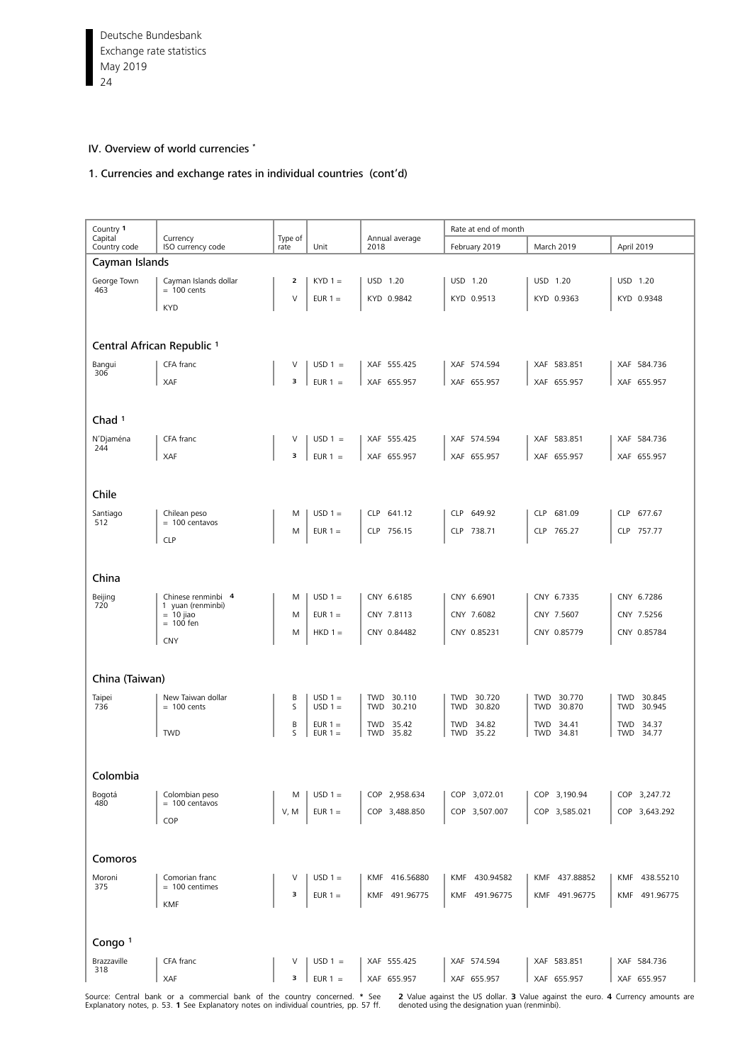## IV. Overview of world currencies *

### 1. Currencies and exchange rates in individual countries (cont'd)

| Country [1] Capital Country code | Currency ISO currency code | Type of rate | Unit | Annual average 2018 | Rate at end of month February 2019 | March 2019 | April 2019 |
|---|---|---|---|---|---|---|---|
| **Cayman Islands** | | | | | | | |
| George Town 463 | Cayman Islands dollar = 100 cents KYD | 2 | KYD 1 = | USD 1.20 | USD 1.20 | USD 1.20 | USD 1.20 |
| | | V | EUR 1 = | KYD 0.9842 | KYD 0.9513 | KYD 0.9363 | KYD 0.9348 |
| **Central African Republic [1]** | | | | | | | |
| Bangui 306 | CFA franc XAF | V | USD 1 = | XAF 555.425 | XAF 574.594 | XAF 583.851 | XAF 584.736 |
| | | 3 | EUR 1 = | XAF 655.957 | XAF 655.957 | XAF 655.957 | XAF 655.957 |
| **Chad [1]** | | | | | | | |
| N'Djaména 244 | CFA franc XAF | V | USD 1 = | XAF 555.425 | XAF 574.594 | XAF 583.851 | XAF 584.736 |
| | | 3 | EUR 1 = | XAF 655.957 | XAF 655.957 | XAF 655.957 | XAF 655.957 |
| **Chile** | | | | | | | |
| Santiago 512 | Chilean peso = 100 centavos CLP | M | USD 1 = | CLP 641.12 | CLP 649.92 | CLP 681.09 | CLP 677.67 |
| | | M | EUR 1 = | CLP 756.15 | CLP 738.71 | CLP 765.27 | CLP 757.77 |
| **China** | | | | | | | |
| Beijing 720 | Chinese renminbi [4] 1 yuan (renminbi) = 10 jiao = 100 fen CNY | M | USD 1 = | CNY 6.6185 | CNY 6.6901 | CNY 6.7335 | CNY 6.7286 |
| | | M | EUR 1 = | CNY 7.8113 | CNY 7.6082 | CNY 7.5607 | CNY 7.5256 |
| | | M | HKD 1 = | CNY 0.84482 | CNY 0.85231 | CNY 0.85779 | CNY 0.85784 |
| **China (Taiwan)** | | | | | | | |
| Taipei 736 | New Taiwan dollar = 100 cents TWD | B | USD 1 = | TWD 30.110 | TWD 30.720 | TWD 30.770 | TWD 30.845 |
| | | S | USD 1 = | TWD 30.210 | TWD 30.820 | TWD 30.870 | TWD 30.945 |
| | | B | EUR 1 = | TWD 35.42 | TWD 34.82 | TWD 34.41 | TWD 34.37 |
| | | S | EUR 1 = | TWD 35.82 | TWD 35.22 | TWD 34.81 | TWD 34.77 |
| **Colombia** | | | | | | | |
| Bogotá 480 | Colombian peso = 100 centavos COP | M | USD 1 = | COP 2,958.634 | COP 3,072.01 | COP 3,190.94 | COP 3,247.72 |
| | | V, M | EUR 1 = | COP 3,488.850 | COP 3,507.007 | COP 3,585.021 | COP 3,643.292 |
| **Comoros** | | | | | | | |
| Moroni 375 | Comorian franc = 100 centimes KMF | V | USD 1 = | KMF 416.56880 | KMF 430.94582 | KMF 437.88852 | KMF 438.55210 |
| | | 3 | EUR 1 = | KMF 491.96775 | KMF 491.96775 | KMF 491.96775 | KMF 491.96775 |
| **Congo [1]** | | | | | | | |
| Brazzaville 318 | CFA franc XAF | V | USD 1 = | XAF 555.425 | XAF 574.594 | XAF 583.851 | XAF 584.736 |
| | | 3 | EUR 1 = | XAF 655.957 | XAF 655.957 | XAF 655.957 | XAF 655.957 |

Source: Central bank or a commercial bank of the country concerned. * See Explanatory notes, p. 53. **1** See Explanatory notes on individual countries, pp. 57 ff. **2** Value against the US dollar. **3** Value against the euro. **4** Currency amounts are denoted using the designation yuan (renminbi).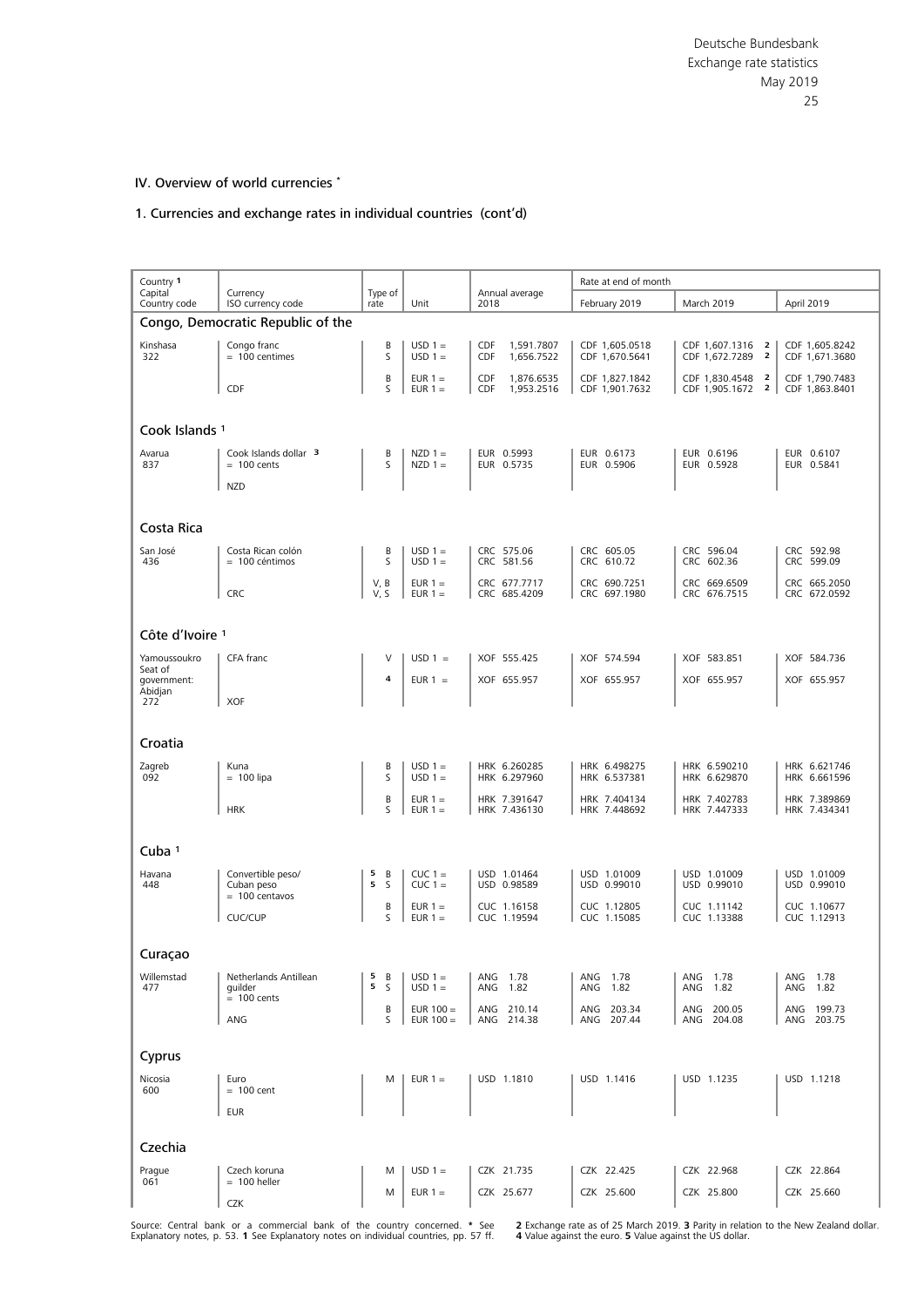## IV. Overview of world currencies *

### 1. Currencies and exchange rates in individual countries (cont'd)

| Country [1] Capital Country code | Currency ISO currency code | Type of rate | Unit | Annual average 2018 | Rate at end of month February 2019 | March 2019 | April 2019 |
|---|---|---|---|---|---|---|---|
| **Congo, Democratic Republic of the** | | | | | | | |
| Kinshasa 322 | Congo franc = 100 centimes | B | USD 1 = | CDF 1,591.7807 | CDF 1,605.0518 | CDF 1,607.1316 [2] | CDF 1,605.8242 |
| | | S | USD 1 = | CDF 1,656.7522 | CDF 1,670.5641 | CDF 1,672.7289 [2] | CDF 1,671.3680 |
| | CDF | B | EUR 1 = | CDF 1,876.6535 | CDF 1,827.1842 | CDF 1,830.4548 [2] | CDF 1,790.7483 |
| | | S | EUR 1 = | CDF 1,953.2516 | CDF 1,901.7632 | CDF 1,905.1672 [2] | CDF 1,863.8401 |
| **Cook Islands [1]** | | | | | | | |
| Avarua 837 | Cook Islands dollar [3] = 100 cents | B | NZD 1 = | EUR 0.5993 | EUR 0.6173 | EUR 0.6196 | EUR 0.6107 |
| | NZD | S | NZD 1 = | EUR 0.5735 | EUR 0.5906 | EUR 0.5928 | EUR 0.5841 |
| **Costa Rica** | | | | | | | |
| San José 436 | Costa Rican colón = 100 céntimos | B | USD 1 = | CRC 575.06 | CRC 605.05 | CRC 596.04 | CRC 592.98 |
| | | S | USD 1 = | CRC 581.56 | CRC 610.72 | CRC 602.36 | CRC 599.09 |
| | CRC | V, B | EUR 1 = | CRC 677.7717 | CRC 690.7251 | CRC 669.6509 | CRC 665.2050 |
| | | V, S | EUR 1 = | CRC 685.4209 | CRC 697.1980 | CRC 676.7515 | CRC 672.0592 |
| **Côte d'Ivoire [1]** | | | | | | | |
| Yamoussoukro Seat of government: Abidjan 272 | CFA franc | V | USD 1 = | XOF 555.425 | XOF 574.594 | XOF 583.851 | XOF 584.736 |
| | XOF | 4 | EUR 1 = | XOF 655.957 | XOF 655.957 | XOF 655.957 | XOF 655.957 |
| **Croatia** | | | | | | | |
| Zagreb 092 | Kuna = 100 lipa | B | USD 1 = | HRK 6.260285 | HRK 6.498275 | HRK 6.590210 | HRK 6.621746 |
| | | S | USD 1 = | HRK 6.297960 | HRK 6.537381 | HRK 6.629870 | HRK 6.661596 |
| | HRK | B | EUR 1 = | HRK 7.391647 | HRK 7.404134 | HRK 7.402783 | HRK 7.389869 |
| | | S | EUR 1 = | HRK 7.436130 | HRK 7.448692 | HRK 7.447333 | HRK 7.434341 |
| **Cuba [1]** | | | | | | | |
| Havana 448 | Convertible peso/ Cuban peso = 100 centavos | 5 B | CUC 1 = | USD 1.01464 | USD 1.01009 | USD 1.01009 | USD 1.01009 |
| | | 5 S | CUC 1 = | USD 0.98589 | USD 0.99010 | USD 0.99010 | USD 0.99010 |
| | CUC/CUP | B | EUR 1 = | CUC 1.16158 | CUC 1.12805 | CUC 1.11142 | CUC 1.10677 |
| | | S | EUR 1 = | CUC 1.19594 | CUC 1.15085 | CUC 1.13388 | CUC 1.12913 |
| **Curaçao** | | | | | | | |
| Willemstad 477 | Netherlands Antillean guilder = 100 cents | 5 B | USD 1 = | ANG 1.78 | ANG 1.78 | ANG 1.78 | ANG 1.78 |
| | | 5 S | USD 1 = | ANG 1.82 | ANG 1.82 | ANG 1.82 | ANG 1.82 |
| | ANG | B | EUR 100 = | ANG 210.14 | ANG 203.34 | ANG 200.05 | ANG 199.73 |
| | | S | EUR 100 = | ANG 214.38 | ANG 207.44 | ANG 204.08 | ANG 203.75 |
| **Cyprus** | | | | | | | |
| Nicosia 600 | Euro = 100 cent EUR | M | EUR 1 = | USD 1.1810 | USD 1.1416 | USD 1.1235 | USD 1.1218 |
| **Czechia** | | | | | | | |
| Prague 061 | Czech koruna = 100 heller | M | USD 1 = | CZK 21.735 | CZK 22.425 | CZK 22.968 | CZK 22.864 |
| | CZK | M | EUR 1 = | CZK 25.677 | CZK 25.600 | CZK 25.800 | CZK 25.660 |

Source: Central bank or a commercial bank of the country concerned. * See Explanatory notes, p. 53. **1** See Explanatory notes on individual countries, pp. 57 ff. **2** Exchange rate as of 25 March 2019. **3** Parity in relation to the New Zealand dollar. **4** Value against the euro. **5** Value against the US dollar.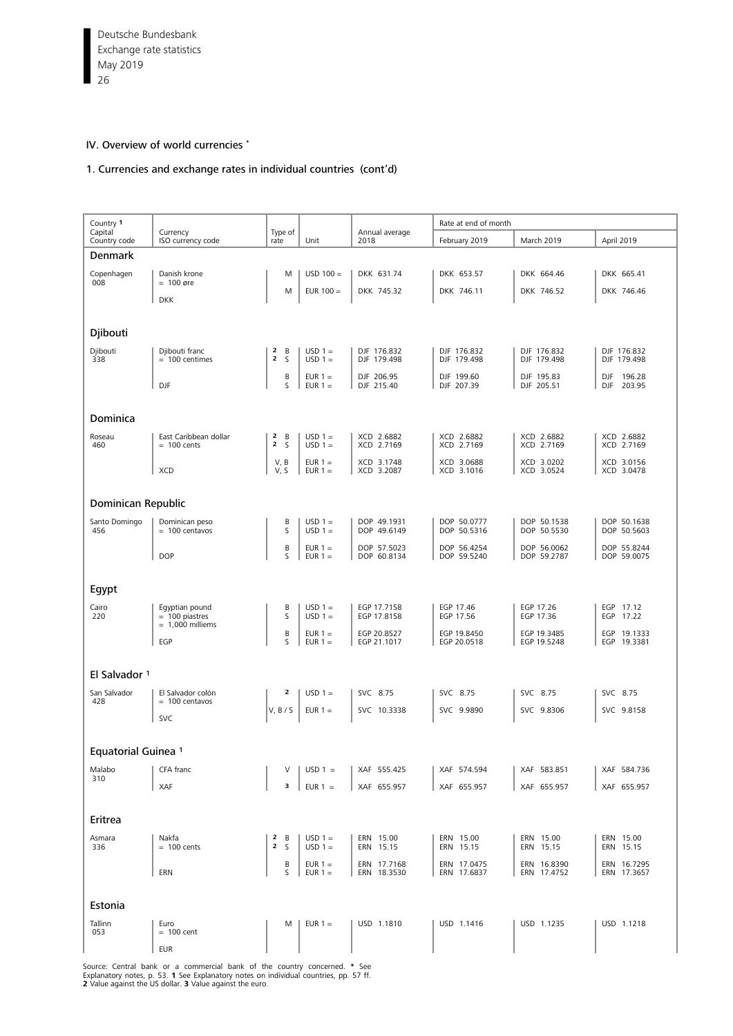## IV. Overview of world currencies *

### 1. Currencies and exchange rates in individual countries (cont'd)

| Country [1] Capital Country code | Currency ISO currency code | Type of rate | Unit | Annual average 2018 | Rate at end of month February 2019 | March 2019 | April 2019 |
|---|---|---|---|---|---|---|---|
| **Denmark** | | | | | | | |
| Copenhagen 008 | Danish krone = 100 øre | M | USD 100 = | DKK 631.74 | DKK 653.57 | DKK 664.46 | DKK 665.41 |
| | DKK | M | EUR 100 = | DKK 745.32 | DKK 746.11 | DKK 746.52 | DKK 746.46 |
| **Djibouti** | | | | | | | |
| Djibouti 338 | Djibouti franc = 100 centimes | [2] B | USD 1 = | DJF 176.832 | DJF 176.832 | DJF 176.832 | DJF 176.832 |
| | | [2] S | USD 1 = | DJF 179.498 | DJF 179.498 | DJF 179.498 | DJF 179.498 |
| | | B | EUR 1 = | DJF 206.95 | DJF 199.60 | DJF 195.83 | DJF 196.28 |
| | DJF | S | EUR 1 = | DJF 215.40 | DJF 207.39 | DJF 205.51 | DJF 203.95 |
| **Dominica** | | | | | | | |
| Roseau 460 | East Caribbean dollar = 100 cents | [2] B | USD 1 = | XCD 2.6882 | XCD 2.6882 | XCD 2.6882 | XCD 2.6882 |
| | | [2] S | USD 1 = | XCD 2.7169 | XCD 2.7169 | XCD 2.7169 | XCD 2.7169 |
| | | V, B | EUR 1 = | XCD 3.1748 | XCD 3.0688 | XCD 3.0202 | XCD 3.0156 |
| | XCD | V, S | EUR 1 = | XCD 3.2087 | XCD 3.1016 | XCD 3.0524 | XCD 3.0478 |
| **Dominican Republic** | | | | | | | |
| Santo Domingo 456 | Dominican peso = 100 centavos | B | USD 1 = | DOP 49.1931 | DOP 50.0777 | DOP 50.1538 | DOP 50.1638 |
| | | S | USD 1 = | DOP 49.6149 | DOP 50.5316 | DOP 50.5530 | DOP 50.5603 |
| | | B | EUR 1 = | DOP 57.5023 | DOP 56.4254 | DOP 56.0062 | DOP 55.8244 |
| | DOP | S | EUR 1 = | DOP 60.8134 | DOP 59.5240 | DOP 59.2787 | DOP 59.0075 |
| **Egypt** | | | | | | | |
| Cairo 220 | Egyptian pound = 100 piastres = 1,000 milliems | B | USD 1 = | EGP 17.7158 | EGP 17.46 | EGP 17.26 | EGP 17.12 |
| | | S | USD 1 = | EGP 17.8158 | EGP 17.56 | EGP 17.36 | EGP 17.22 |
| | | B | EUR 1 = | EGP 20.8527 | EGP 19.8450 | EGP 19.3485 | EGP 19.1333 |
| | EGP | S | EUR 1 = | EGP 21.1017 | EGP 20.0518 | EGP 19.5248 | EGP 19.3381 |
| **El Salvador [1]** | | | | | | | |
| San Salvador 428 | El Salvador colón = 100 centavos | [2] | USD 1 = | SVC 8.75 | SVC 8.75 | SVC 8.75 | SVC 8.75 |
| | SVC | V, B / S | EUR 1 = | SVC 10.3338 | SVC 9.9890 | SVC 9.8306 | SVC 9.8158 |
| **Equatorial Guinea [1]** | | | | | | | |
| Malabo 310 | CFA franc | V | USD 1 = | XAF 555.425 | XAF 574.594 | XAF 583.851 | XAF 584.736 |
| | XAF | [3] | EUR 1 = | XAF 655.957 | XAF 655.957 | XAF 655.957 | XAF 655.957 |
| **Eritrea** | | | | | | | |
| Asmara 336 | Nakfa = 100 cents | [2] B | USD 1 = | ERN 15.00 | ERN 15.00 | ERN 15.00 | ERN 15.00 |
| | | [2] S | USD 1 = | ERN 15.15 | ERN 15.15 | ERN 15.15 | ERN 15.15 |
| | | B | EUR 1 = | ERN 17.7168 | ERN 17.0475 | ERN 16.8390 | ERN 16.7295 |
| | ERN | S | EUR 1 = | ERN 18.3530 | ERN 17.6837 | ERN 17.4752 | ERN 17.3657 |
| **Estonia** | | | | | | | |
| Tallinn 053 | Euro = 100 cent | M | EUR 1 = | USD 1.1810 | USD 1.1416 | USD 1.1235 | USD 1.1218 |
| | EUR | | | | | | |

Source: Central bank or a commercial bank of the country concerned. * See Explanatory notes, p. 53. 1 See Explanatory notes on individual countries, pp. 57 ff. 2 Value against the US dollar. 3 Value against the euro.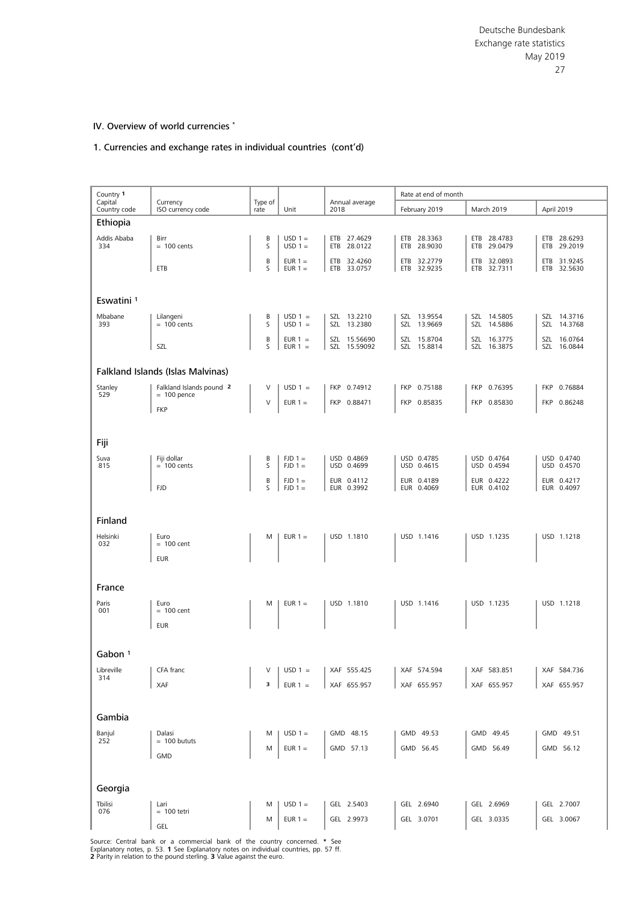## IV. Overview of world currencies *

### 1. Currencies and exchange rates in individual countries (cont'd)

| Country 1<br>Capital<br>Country code | Currency<br>ISO currency code | Type of rate | Unit | Annual average 2018 | Rate at end of month<br>February 2019 | March 2019 | April 2019 |
|---|---|---|---|---|---|---|---|
| **Ethiopia** | | | | | | | |
| Addis Ababa<br>334 | Birr<br>= 100 cents | B | USD 1 = | ETB 27.4629 | ETB 28.3363 | ETB 28.4783 | ETB 28.6293 |
| | | S | USD 1 = | ETB 28.0122 | ETB 28.9030 | ETB 29.0479 | ETB 29.2019 |
| | | B | EUR 1 = | ETB 32.4260 | ETB 32.2779 | ETB 32.0893 | ETB 31.9245 |
| | ETB | S | EUR 1 = | ETB 33.0757 | ETB 32.9235 | ETB 32.7311 | ETB 32.5630 |
| **Eswatini 1** | | | | | | | |
| Mbabane<br>393 | Lilangeni<br>= 100 cents | B | USD 1 = | SZL 13.2210 | SZL 13.9554 | SZL 14.5805 | SZL 14.3716 |
| | | S | USD 1 = | SZL 13.2380 | SZL 13.9669 | SZL 14.5886 | SZL 14.3768 |
| | | B | EUR 1 = | SZL 15.56690 | SZL 15.8704 | SZL 16.3775 | SZL 16.0764 |
| | SZL | S | EUR 1 = | SZL 15.59092 | SZL 15.8814 | SZL 16.3875 | SZL 16.0844 |
| **Falkland Islands (Islas Malvinas)** | | | | | | | |
| Stanley<br>529 | Falkland Islands pound 2<br>= 100 pence | V | USD 1 = | FKP 0.74912 | FKP 0.75188 | FKP 0.76395 | FKP 0.76884 |
| | FKP | V | EUR 1 = | FKP 0.88471 | FKP 0.85835 | FKP 0.85830 | FKP 0.86248 |
| **Fiji** | | | | | | | |
| Suva<br>815 | Fiji dollar<br>= 100 cents | B | FJD 1 = | USD 0.4869 | USD 0.4785 | USD 0.4764 | USD 0.4740 |
| | | S | FJD 1 = | USD 0.4699 | USD 0.4615 | USD 0.4594 | USD 0.4570 |
| | | B | FJD 1 = | EUR 0.4112 | EUR 0.4189 | EUR 0.4222 | EUR 0.4217 |
| | FJD | S | FJD 1 = | EUR 0.3992 | EUR 0.4069 | EUR 0.4102 | EUR 0.4097 |
| **Finland** | | | | | | | |
| Helsinki<br>032 | Euro<br>= 100 cent<br>EUR | M | EUR 1 = | USD 1.1810 | USD 1.1416 | USD 1.1235 | USD 1.1218 |
| **France** | | | | | | | |
| Paris<br>001 | Euro<br>= 100 cent<br>EUR | M | EUR 1 = | USD 1.1810 | USD 1.1416 | USD 1.1235 | USD 1.1218 |
| **Gabon 1** | | | | | | | |
| Libreville<br>314 | CFA franc | V | USD 1 = | XAF 555.425 | XAF 574.594 | XAF 583.851 | XAF 584.736 |
| | XAF | 3 | EUR 1 = | XAF 655.957 | XAF 655.957 | XAF 655.957 | XAF 655.957 |
| **Gambia** | | | | | | | |
| Banjul<br>252 | Dalasi<br>= 100 bututs | M | USD 1 = | GMD 48.15 | GMD 49.53 | GMD 49.45 | GMD 49.51 |
| | GMD | M | EUR 1 = | GMD 57.13 | GMD 56.45 | GMD 56.49 | GMD 56.12 |
| **Georgia** | | | | | | | |
| Tbilisi<br>076 | Lari<br>= 100 tetri | M | USD 1 = | GEL 2.5403 | GEL 2.6940 | GEL 2.6969 | GEL 2.7007 |
| | GEL | M | EUR 1 = | GEL 2.9973 | GEL 3.0701 | GEL 3.0335 | GEL 3.0067 |

Source: Central bank or a commercial bank of the country concerned. * See Explanatory notes, p. 53. 1 See Explanatory notes on individual countries, pp. 57 ff. 2 Parity in relation to the pound sterling. 3 Value against the euro.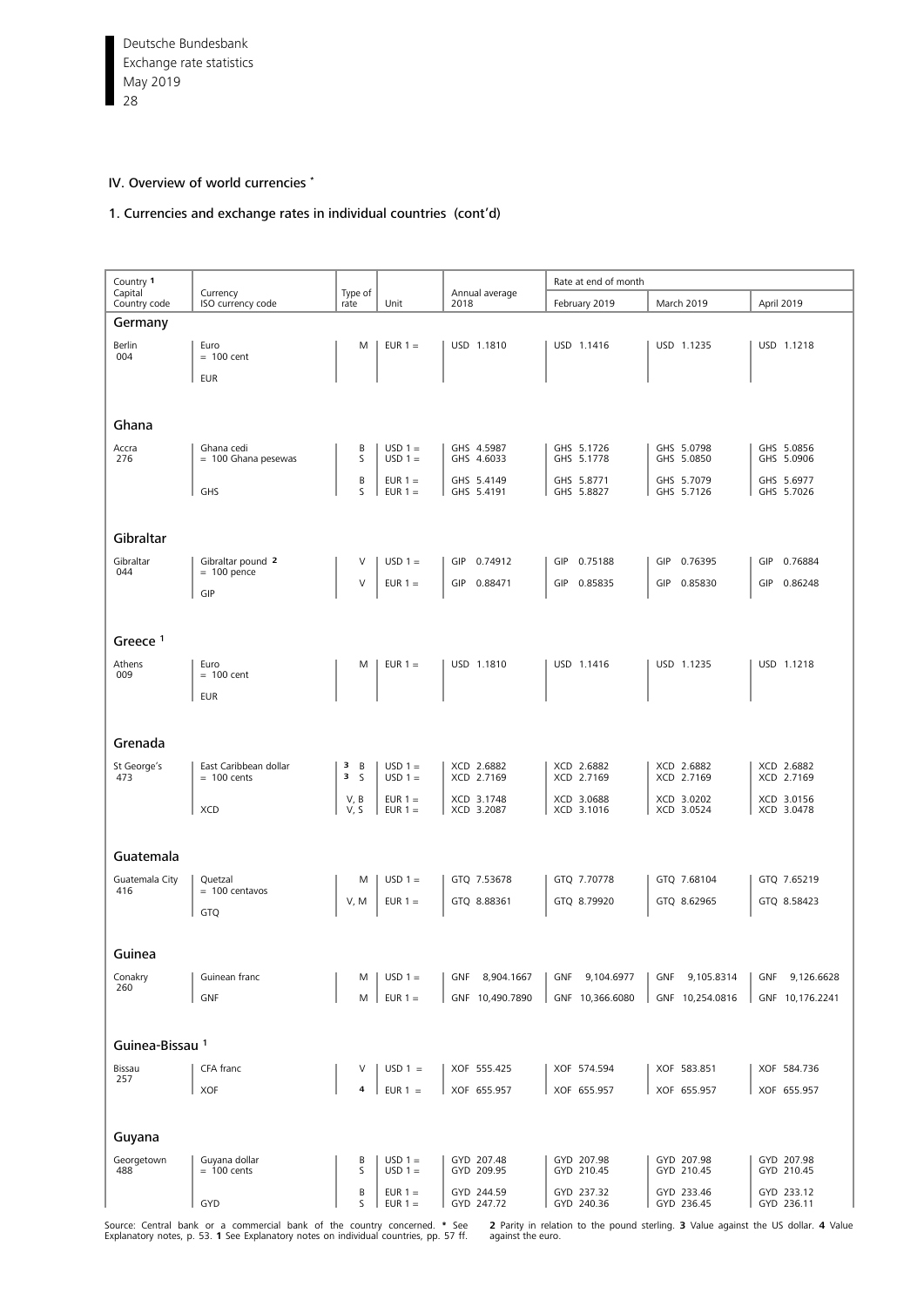## IV. Overview of world currencies *

### 1. Currencies and exchange rates in individual countries (cont'd)

| Country [1] Capital Country code | Currency ISO currency code | Type of rate | Unit | Annual average 2018 | Rate at end of month February 2019 | March 2019 | April 2019 |
|---|---|---|---|---|---|---|---|
| **Germany** | | | | | | | |
| Berlin 004 | Euro = 100 cent EUR | M | EUR 1 = | USD 1.1810 | USD 1.1416 | USD 1.1235 | USD 1.1218 |
| **Ghana** | | | | | | | |
| Accra 276 | Ghana cedi = 100 Ghana pesewas | B | USD 1 = | GHS 4.5987 | GHS 5.1726 | GHS 5.0798 | GHS 5.0856 |
| | | S | USD 1 = | GHS 4.6033 | GHS 5.1778 | GHS 5.0850 | GHS 5.0906 |
| | | B | EUR 1 = | GHS 5.4149 | GHS 5.8771 | GHS 5.7079 | GHS 5.6977 |
| | GHS | S | EUR 1 = | GHS 5.4191 | GHS 5.8827 | GHS 5.7126 | GHS 5.7026 |
| **Gibraltar** | | | | | | | |
| Gibraltar 044 | Gibraltar pound [2] = 100 pence | V | USD 1 = | GIP 0.74912 | GIP 0.75188 | GIP 0.76395 | GIP 0.76884 |
| | GIP | V | EUR 1 = | GIP 0.88471 | GIP 0.85835 | GIP 0.85830 | GIP 0.86248 |
| **Greece [1]** | | | | | | | |
| Athens 009 | Euro = 100 cent EUR | M | EUR 1 = | USD 1.1810 | USD 1.1416 | USD 1.1235 | USD 1.1218 |
| **Grenada** | | | | | | | |
| St George's 473 | East Caribbean dollar = 100 cents | [3] B | USD 1 = | XCD 2.6882 | XCD 2.6882 | XCD 2.6882 | XCD 2.6882 |
| | | [3] S | USD 1 = | XCD 2.7169 | XCD 2.7169 | XCD 2.7169 | XCD 2.7169 |
| | | V, B | EUR 1 = | XCD 3.1748 | XCD 3.0688 | XCD 3.0202 | XCD 3.0156 |
| | XCD | V, S | EUR 1 = | XCD 3.2087 | XCD 3.1016 | XCD 3.0524 | XCD 3.0478 |
| **Guatemala** | | | | | | | |
| Guatemala City 416 | Quetzal = 100 centavos | M | USD 1 = | GTQ 7.53678 | GTQ 7.70778 | GTQ 7.68104 | GTQ 7.65219 |
| | GTQ | V, M | EUR 1 = | GTQ 8.88361 | GTQ 8.79920 | GTQ 8.62965 | GTQ 8.58423 |
| **Guinea** | | | | | | | |
| Conakry 260 | Guinean franc | M | USD 1 = | GNF 8,904.1667 | GNF 9,104.6977 | GNF 9,105.8314 | GNF 9,126.6628 |
| | GNF | M | EUR 1 = | GNF 10,490.7890 | GNF 10,366.6080 | GNF 10,254.0816 | GNF 10,176.2241 |
| **Guinea-Bissau [1]** | | | | | | | |
| Bissau 257 | CFA franc | V | USD 1 = | XOF 555.425 | XOF 574.594 | XOF 583.851 | XOF 584.736 |
| | XOF | [4] | EUR 1 = | XOF 655.957 | XOF 655.957 | XOF 655.957 | XOF 655.957 |
| **Guyana** | | | | | | | |
| Georgetown 488 | Guyana dollar = 100 cents | B | USD 1 = | GYD 207.48 | GYD 207.98 | GYD 207.98 | GYD 207.98 |
| | | S | USD 1 = | GYD 209.95 | GYD 210.45 | GYD 210.45 | GYD 210.45 |
| | | B | EUR 1 = | GYD 244.59 | GYD 237.32 | GYD 233.46 | GYD 233.12 |
| | GYD | S | EUR 1 = | GYD 247.72 | GYD 240.36 | GYD 236.45 | GYD 236.11 |

Source: Central bank or a commercial bank of the country concerned. * See Explanatory notes, p. 53. **1** See Explanatory notes on individual countries, pp. 57 ff. **2** Parity in relation to the pound sterling. **3** Value against the US dollar. **4** Value against the euro.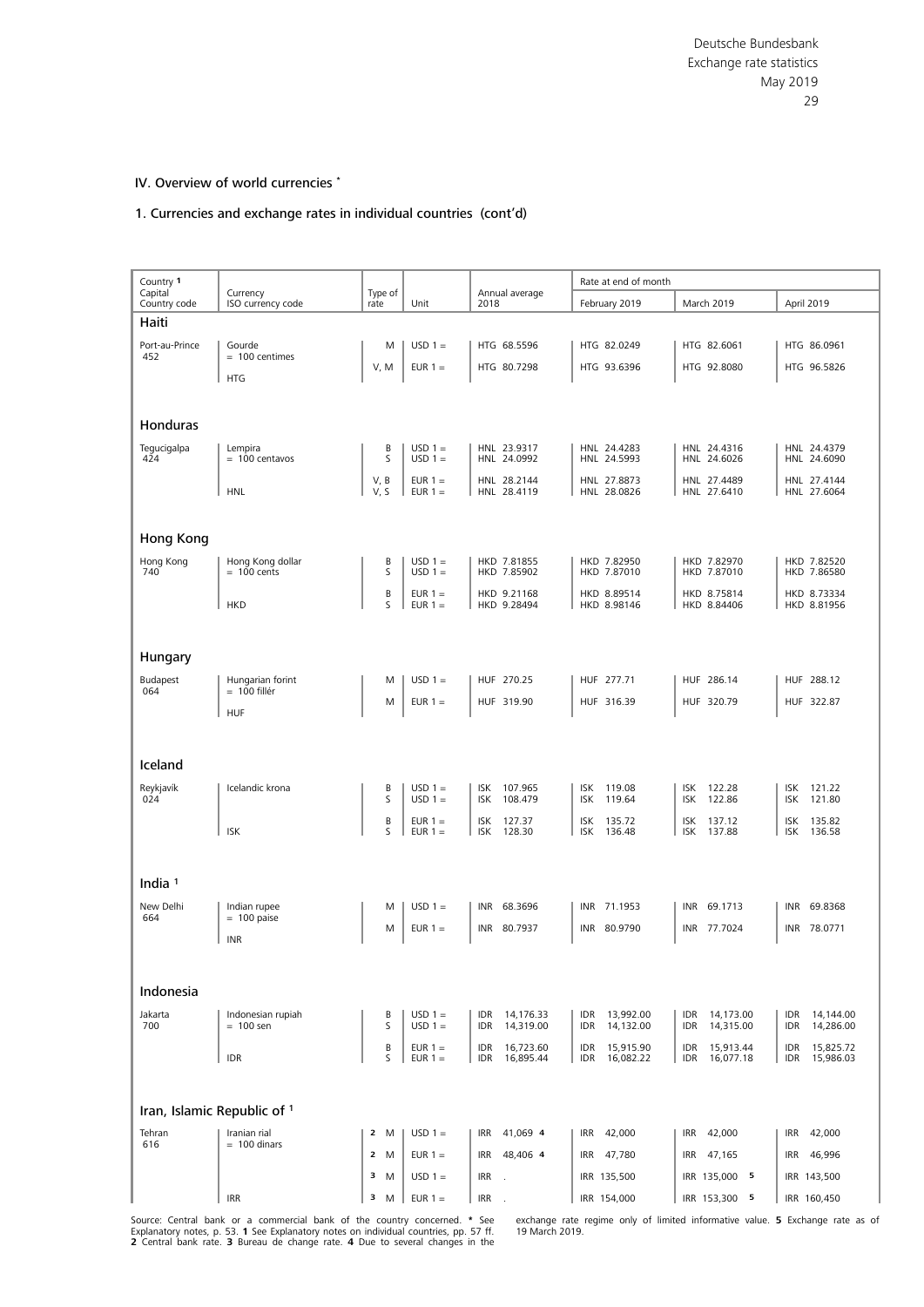## IV. Overview of world currencies *

### 1. Currencies and exchange rates in individual countries (cont'd)

| Country 1 / Capital / Country code | Currency / ISO currency code | Type of rate | Unit | Annual average 2018 | Rate at end of month: February 2019 | March 2019 | April 2019 |
|---|---|---|---|---|---|---|---|
| **Haiti** | | | | | | | |
| Port-au-Prince 452 | Gourde = 100 centimes HTG | M | USD 1 = | HTG 68.5596 | HTG 82.0249 | HTG 82.6061 | HTG 86.0961 |
| | | V, M | EUR 1 = | HTG 80.7298 | HTG 93.6396 | HTG 92.8080 | HTG 96.5826 |
| **Honduras** | | | | | | | |
| Tegucigalpa 424 | Lempira = 100 centavos HNL | B | USD 1 = | HNL 23.9317 | HNL 24.4283 | HNL 24.4316 | HNL 24.4379 |
| | | S | USD 1 = | HNL 24.0992 | HNL 24.5993 | HNL 24.6026 | HNL 24.6090 |
| | | V, B | EUR 1 = | HNL 28.2144 | HNL 27.8873 | HNL 27.4489 | HNL 27.4144 |
| | | V, S | EUR 1 = | HNL 28.4119 | HNL 28.0826 | HNL 27.6410 | HNL 27.6064 |
| **Hong Kong** | | | | | | | |
| Hong Kong 740 | Hong Kong dollar = 100 cents HKD | B | USD 1 = | HKD 7.81855 | HKD 7.82950 | HKD 7.82970 | HKD 7.82520 |
| | | S | USD 1 = | HKD 7.85902 | HKD 7.87010 | HKD 7.87010 | HKD 7.86580 |
| | | B | EUR 1 = | HKD 9.21168 | HKD 8.89514 | HKD 8.75814 | HKD 8.73334 |
| | | S | EUR 1 = | HKD 9.28494 | HKD 8.98146 | HKD 8.84406 | HKD 8.81956 |
| **Hungary** | | | | | | | |
| Budapest 064 | Hungarian forint = 100 fillér HUF | M | USD 1 = | HUF 270.25 | HUF 277.71 | HUF 286.14 | HUF 288.12 |
| | | M | EUR 1 = | HUF 319.90 | HUF 316.39 | HUF 320.79 | HUF 322.87 |
| **Iceland** | | | | | | | |
| Reykjavík 024 | Icelandic krona ISK | B | USD 1 = | ISK 107.965 | ISK 119.08 | ISK 122.28 | ISK 121.22 |
| | | S | USD 1 = | ISK 108.479 | ISK 119.64 | ISK 122.86 | ISK 121.80 |
| | | B | EUR 1 = | ISK 127.37 | ISK 135.72 | ISK 137.12 | ISK 135.82 |
| | | S | EUR 1 = | ISK 128.30 | ISK 136.48 | ISK 137.88 | ISK 136.58 |
| **India 1** | | | | | | | |
| New Delhi 664 | Indian rupee = 100 paise INR | M | USD 1 = | INR 68.3696 | INR 71.1953 | INR 69.1713 | INR 69.8368 |
| | | M | EUR 1 = | INR 80.7937 | INR 80.9790 | INR 77.7024 | INR 78.0771 |
| **Indonesia** | | | | | | | |
| Jakarta 700 | Indonesian rupiah = 100 sen IDR | B | USD 1 = | IDR 14,176.33 | IDR 13,992.00 | IDR 14,173.00 | IDR 14,144.00 |
| | | S | USD 1 = | IDR 14,319.00 | IDR 14,132.00 | IDR 14,315.00 | IDR 14,286.00 |
| | | B | EUR 1 = | IDR 16,723.60 | IDR 15,915.90 | IDR 15,913.44 | IDR 15,825.72 |
| | | S | EUR 1 = | IDR 16,895.44 | IDR 16,082.22 | IDR 16,077.18 | IDR 15,986.03 |
| **Iran, Islamic Republic of 1** | | | | | | | |
| Tehran 616 | Iranian rial = 100 dinars IRR | 2 M | USD 1 = | IRR 41,069 4 | IRR 42,000 | IRR 42,000 | IRR 42,000 |
| | | 2 M | EUR 1 = | IRR 48,406 4 | IRR 47,780 | IRR 47,165 | IRR 46,996 |
| | | 3 M | USD 1 = | IRR . | IRR 135,500 | IRR 135,000 5 | IRR 143,500 |
| | | 3 M | EUR 1 = | IRR . | IRR 154,000 | IRR 153,300 5 | IRR 160,450 |

Source: Central bank or a commercial bank of the country concerned. * See Explanatory notes, p. 53. 1 See Explanatory notes on individual countries, pp. 57 ff. 2 Central bank rate. 3 Bureau de change rate. 4 Due to several changes in the exchange rate regime only of limited informative value. 5 Exchange rate as of 19 March 2019.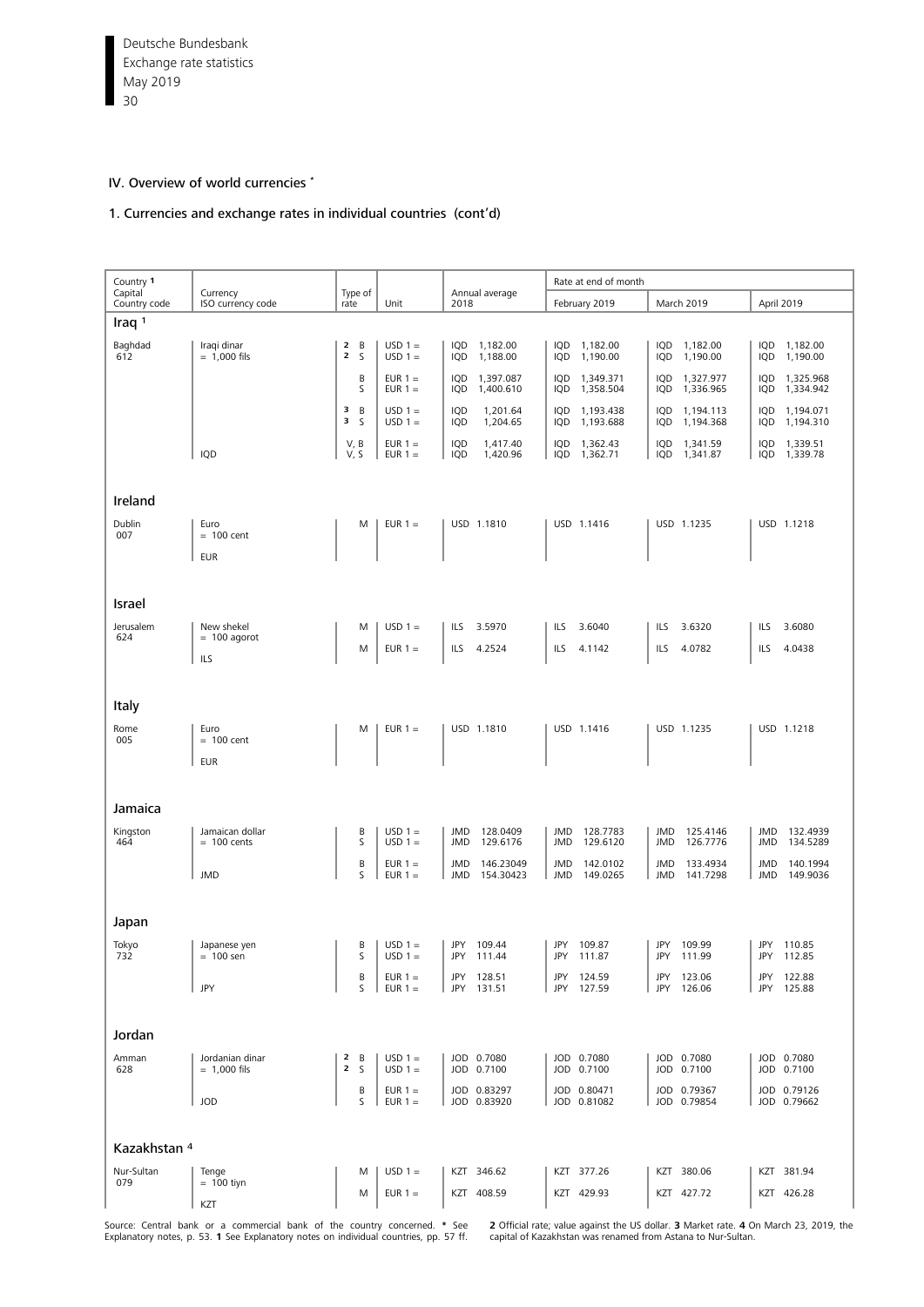## IV. Overview of world currencies *

### 1. Currencies and exchange rates in individual countries (cont'd)

| Country 1<br>Capital<br>Country code | Currency<br>ISO currency code | Type of rate | Unit | Annual average 2018 | Rate at end of month<br>February 2019 | March 2019 | April 2019 |
|---|---|---|---|---|---|---|---|
| **Iraq** 1 | | | | | | | |
| Baghdad<br>612 | Iraqi dinar<br>= 1,000 fils | 2 B | USD 1 = | IQD 1,182.00 | IQD 1,182.00 | IQD 1,182.00 | IQD 1,182.00 |
| | | 2 S | USD 1 = | IQD 1,188.00 | IQD 1,190.00 | IQD 1,190.00 | IQD 1,190.00 |
| | | B | EUR 1 = | IQD 1,397.087 | IQD 1,349.371 | IQD 1,327.977 | IQD 1,325.968 |
| | | S | EUR 1 = | IQD 1,400.610 | IQD 1,358.504 | IQD 1,336.965 | IQD 1,334.942 |
| | | 3 B | USD 1 = | IQD 1,201.64 | IQD 1,193.438 | IQD 1,194.113 | IQD 1,194.071 |
| | | 3 S | USD 1 = | IQD 1,204.65 | IQD 1,193.688 | IQD 1,194.368 | IQD 1,194.310 |
| | | V, B | EUR 1 = | IQD 1,417.40 | IQD 1,362.43 | IQD 1,341.59 | IQD 1,339.51 |
| | IQD | V, S | EUR 1 = | IQD 1,420.96 | IQD 1,362.71 | IQD 1,341.87 | IQD 1,339.78 |
| **Ireland** | | | | | | | |
| Dublin<br>007 | Euro<br>= 100 cent<br>EUR | M | EUR 1 = | USD 1.1810 | USD 1.1416 | USD 1.1235 | USD 1.1218 |
| **Israel** | | | | | | | |
| Jerusalem<br>624 | New shekel<br>= 100 agorot | M | USD 1 = | ILS 3.5970 | ILS 3.6040 | ILS 3.6320 | ILS 3.6080 |
| | ILS | M | EUR 1 = | ILS 4.2524 | ILS 4.1142 | ILS 4.0782 | ILS 4.0438 |
| **Italy** | | | | | | | |
| Rome<br>005 | Euro<br>= 100 cent<br>EUR | M | EUR 1 = | USD 1.1810 | USD 1.1416 | USD 1.1235 | USD 1.1218 |
| **Jamaica** | | | | | | | |
| Kingston<br>464 | Jamaican dollar<br>= 100 cents | B | USD 1 = | JMD 128.0409 | JMD 128.7783 | JMD 125.4146 | JMD 132.4939 |
| | | S | USD 1 = | JMD 129.6176 | JMD 129.6120 | JMD 126.7776 | JMD 134.5289 |
| | | B | EUR 1 = | JMD 146.23049 | JMD 142.0102 | JMD 133.4934 | JMD 140.1994 |
| | JMD | S | EUR 1 = | JMD 154.30423 | JMD 149.0265 | JMD 141.7298 | JMD 149.9036 |
| **Japan** | | | | | | | |
| Tokyo<br>732 | Japanese yen<br>= 100 sen | B | USD 1 = | JPY 109.44 | JPY 109.87 | JPY 109.99 | JPY 110.85 |
| | | S | USD 1 = | JPY 111.44 | JPY 111.87 | JPY 111.99 | JPY 112.85 |
| | | B | EUR 1 = | JPY 128.51 | JPY 124.59 | JPY 123.06 | JPY 122.88 |
| | JPY | S | EUR 1 = | JPY 131.51 | JPY 127.59 | JPY 126.06 | JPY 125.88 |
| **Jordan** | | | | | | | |
| Amman<br>628 | Jordanian dinar<br>= 1,000 fils | 2 B | USD 1 = | JOD 0.7080 | JOD 0.7080 | JOD 0.7080 | JOD 0.7080 |
| | | 2 S | USD 1 = | JOD 0.7100 | JOD 0.7100 | JOD 0.7100 | JOD 0.7100 |
| | | B | EUR 1 = | JOD 0.83297 | JOD 0.80471 | JOD 0.79367 | JOD 0.79126 |
| | JOD | S | EUR 1 = | JOD 0.83920 | JOD 0.81082 | JOD 0.79854 | JOD 0.79662 |
| **Kazakhstan** 4 | | | | | | | |
| Nur-Sultan<br>079 | Tenge<br>= 100 tiyn | M | USD 1 = | KZT 346.62 | KZT 377.26 | KZT 380.06 | KZT 381.94 |
| | KZT | M | EUR 1 = | KZT 408.59 | KZT 429.93 | KZT 427.72 | KZT 426.28 |

Source: Central bank or a commercial bank of the country concerned. * See Explanatory notes, p. 53. 1 See Explanatory notes on individual countries, pp. 57 ff. 2 Official rate; value against the US dollar. 3 Market rate. 4 On March 23, 2019, the capital of Kazakhstan was renamed from Astana to Nur-Sultan.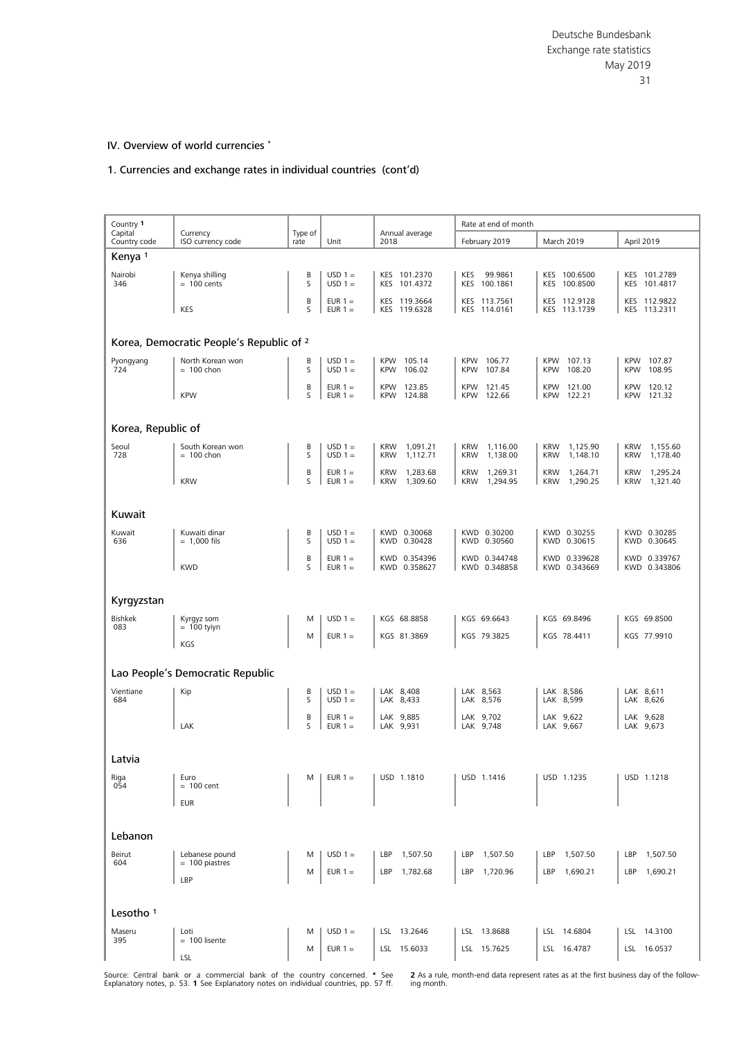## IV. Overview of world currencies *

### 1. Currencies and exchange rates in individual countries (cont'd)

| Country 1<br>Capital<br>Country code | Currency<br>ISO currency code | Type of rate | Unit | Annual average 2018 | Rate at end of month<br>February 2019 | <br>March 2019 | <br>April 2019 |
|---|---|---|---|---|---|---|---|
| **Kenya 1** | | | | | | | |
| Nairobi<br>346 | Kenya shilling<br>= 100 cents | B | USD 1 = | KES 101.2370 | KES 99.9861 | KES 100.6500 | KES 101.2789 |
| | | S | USD 1 = | KES 101.4372 | KES 100.1861 | KES 100.8500 | KES 101.4817 |
| | | B | EUR 1 = | KES 119.3664 | KES 113.7561 | KES 112.9128 | KES 112.9822 |
| | KES | S | EUR 1 = | KES 119.6328 | KES 114.0161 | KES 113.1739 | KES 113.2311 |
| **Korea, Democratic People's Republic of 2** | | | | | | | |
| Pyongyang<br>724 | North Korean won<br>= 100 chon | B | USD 1 = | KPW 105.14 | KPW 106.77 | KPW 107.13 | KPW 107.87 |
| | | S | USD 1 = | KPW 106.02 | KPW 107.84 | KPW 108.20 | KPW 108.95 |
| | | B | EUR 1 = | KPW 123.85 | KPW 121.45 | KPW 121.00 | KPW 120.12 |
| | KPW | S | EUR 1 = | KPW 124.88 | KPW 122.66 | KPW 122.21 | KPW 121.32 |
| **Korea, Republic of** | | | | | | | |
| Seoul<br>728 | South Korean won<br>= 100 chon | B | USD 1 = | KRW 1,091.21 | KRW 1,116.00 | KRW 1,125.90 | KRW 1,155.60 |
| | | S | USD 1 = | KRW 1,112.71 | KRW 1,138.00 | KRW 1,148.10 | KRW 1,178.40 |
| | | B | EUR 1 = | KRW 1,283.68 | KRW 1,269.31 | KRW 1,264.71 | KRW 1,295.24 |
| | KRW | S | EUR 1 = | KRW 1,309.60 | KRW 1,294.95 | KRW 1,290.25 | KRW 1,321.40 |
| **Kuwait** | | | | | | | |
| Kuwait<br>636 | Kuwaiti dinar<br>= 1,000 fils | B | USD 1 = | KWD 0.30068 | KWD 0.30200 | KWD 0.30255 | KWD 0.30285 |
| | | S | USD 1 = | KWD 0.30428 | KWD 0.30560 | KWD 0.30615 | KWD 0.30645 |
| | | B | EUR 1 = | KWD 0.354396 | KWD 0.344748 | KWD 0.339628 | KWD 0.339767 |
| | KWD | S | EUR 1 = | KWD 0.358627 | KWD 0.348858 | KWD 0.343669 | KWD 0.343806 |
| **Kyrgyzstan** | | | | | | | |
| Bishkek<br>083 | Kyrgyz som<br>= 100 tyiyn | M | USD 1 = | KGS 68.8858 | KGS 69.6643 | KGS 69.8496 | KGS 69.8500 |
| | KGS | M | EUR 1 = | KGS 81.3869 | KGS 79.3825 | KGS 78.4411 | KGS 77.9910 |
| **Lao People's Democratic Republic** | | | | | | | |
| Vientiane<br>684 | Kip | B | USD 1 = | LAK 8,408 | LAK 8,563 | LAK 8,586 | LAK 8,611 |
| | | S | USD 1 = | LAK 8,433 | LAK 8,576 | LAK 8,599 | LAK 8,626 |
| | | B | EUR 1 = | LAK 9,885 | LAK 9,702 | LAK 9,622 | LAK 9,628 |
| | LAK | S | EUR 1 = | LAK 9,931 | LAK 9,748 | LAK 9,667 | LAK 9,673 |
| **Latvia** | | | | | | | |
| Riga<br>054 | Euro<br>= 100 cent<br>EUR | M | EUR 1 = | USD 1.1810 | USD 1.1416 | USD 1.1235 | USD 1.1218 |
| **Lebanon** | | | | | | | |
| Beirut<br>604 | Lebanese pound<br>= 100 piastres | M | USD 1 = | LBP 1,507.50 | LBP 1,507.50 | LBP 1,507.50 | LBP 1,507.50 |
| | LBP | M | EUR 1 = | LBP 1,782.68 | LBP 1,720.96 | LBP 1,690.21 | LBP 1,690.21 |
| **Lesotho 1** | | | | | | | |
| Maseru<br>395 | Loti<br>= 100 lisente | M | USD 1 = | LSL 13.2646 | LSL 13.8688 | LSL 14.6804 | LSL 14.3100 |
| | LSL | M | EUR 1 = | LSL 15.6033 | LSL 15.7625 | LSL 16.4787 | LSL 16.0537 |

Source: Central bank or a commercial bank of the country concerned. * See Explanatory notes, p. 53. 1 See Explanatory notes on individual countries, pp. 57 ff. 2 As a rule, month-end data represent rates as at the first business day of the following month.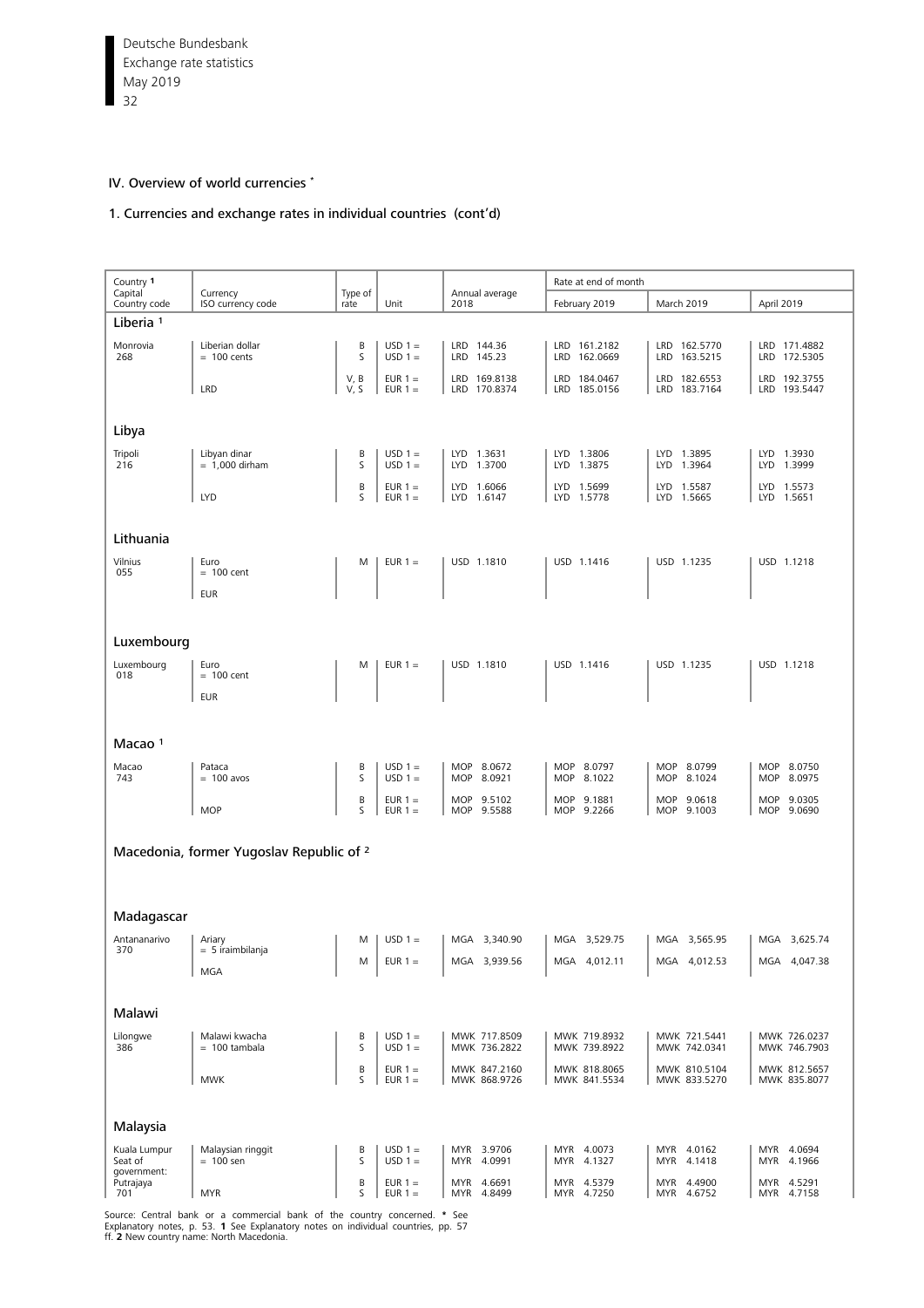## IV. Overview of world currencies *

### 1. Currencies and exchange rates in individual countries (cont'd)

| Country [1] Capital Country code | Currency ISO currency code | Type of rate | Unit | Annual average 2018 | Rate at end of month February 2019 | March 2019 | April 2019 |
|---|---|---|---|---|---|---|---|
| **Liberia [1]** | | | | | | | |
| Monrovia 268 | Liberian dollar = 100 cents | B | USD 1 = | LRD 144.36 | LRD 161.2182 | LRD 162.5770 | LRD 171.4882 |
| | | S | USD 1 = | LRD 145.23 | LRD 162.0669 | LRD 163.5215 | LRD 172.5305 |
| | | V, B | EUR 1 = | LRD 169.8138 | LRD 184.0467 | LRD 182.6553 | LRD 192.3755 |
| | LRD | V, S | EUR 1 = | LRD 170.8374 | LRD 185.0156 | LRD 183.7164 | LRD 193.5447 |
| **Libya** | | | | | | | |
| Tripoli 216 | Libyan dinar = 1,000 dirham | B | USD 1 = | LYD 1.3631 | LYD 1.3806 | LYD 1.3895 | LYD 1.3930 |
| | | S | USD 1 = | LYD 1.3700 | LYD 1.3875 | LYD 1.3964 | LYD 1.3999 |
| | | B | EUR 1 = | LYD 1.6066 | LYD 1.5699 | LYD 1.5587 | LYD 1.5573 |
| | LYD | S | EUR 1 = | LYD 1.6147 | LYD 1.5778 | LYD 1.5665 | LYD 1.5651 |
| **Lithuania** | | | | | | | |
| Vilnius 055 | Euro = 100 cent EUR | M | EUR 1 = | USD 1.1810 | USD 1.1416 | USD 1.1235 | USD 1.1218 |
| **Luxembourg** | | | | | | | |
| Luxembourg 018 | Euro = 100 cent EUR | M | EUR 1 = | USD 1.1810 | USD 1.1416 | USD 1.1235 | USD 1.1218 |
| **Macao [1]** | | | | | | | |
| Macao 743 | Pataca = 100 avos | B | USD 1 = | MOP 8.0672 | MOP 8.0797 | MOP 8.0799 | MOP 8.0750 |
| | | S | USD 1 = | MOP 8.0921 | MOP 8.1022 | MOP 8.1024 | MOP 8.0975 |
| | | B | EUR 1 = | MOP 9.5102 | MOP 9.1881 | MOP 9.0618 | MOP 9.0305 |
| | MOP | S | EUR 1 = | MOP 9.5588 | MOP 9.2266 | MOP 9.1003 | MOP 9.0690 |
| **Macedonia, former Yugoslav Republic of [2]** | | | | | | | |
| **Madagascar** | | | | | | | |
| Antananarivo 370 | Ariary = 5 iraimbilanja | M | USD 1 = | MGA 3,340.90 | MGA 3,529.75 | MGA 3,565.95 | MGA 3,625.74 |
| | MGA | M | EUR 1 = | MGA 3,939.56 | MGA 4,012.11 | MGA 4,012.53 | MGA 4,047.38 |
| **Malawi** | | | | | | | |
| Lilongwe 386 | Malawi kwacha = 100 tambala | B | USD 1 = | MWK 717.8509 | MWK 719.8932 | MWK 721.5441 | MWK 726.0237 |
| | | S | USD 1 = | MWK 736.2822 | MWK 739.8922 | MWK 742.0341 | MWK 746.7903 |
| | | B | EUR 1 = | MWK 847.2160 | MWK 818.8065 | MWK 810.5104 | MWK 812.5657 |
| | MWK | S | EUR 1 = | MWK 868.9726 | MWK 841.5534 | MWK 833.5270 | MWK 835.8077 |
| **Malaysia** | | | | | | | |
| Kuala Lumpur Seat of government: Putrajaya 701 | Malaysian ringgit = 100 sen | B | USD 1 = | MYR 3.9706 | MYR 4.0073 | MYR 4.0162 | MYR 4.0694 |
| | | S | USD 1 = | MYR 4.0991 | MYR 4.1327 | MYR 4.1418 | MYR 4.1966 |
| | | B | EUR 1 = | MYR 4.6691 | MYR 4.5379 | MYR 4.4900 | MYR 4.5291 |
| | MYR | S | EUR 1 = | MYR 4.8499 | MYR 4.7250 | MYR 4.6752 | MYR 4.7158 |

Source: Central bank or a commercial bank of the country concerned. * See Explanatory notes, p. 53. **1** See Explanatory notes on individual countries, pp. 57 ff. **2** New country name: North Macedonia.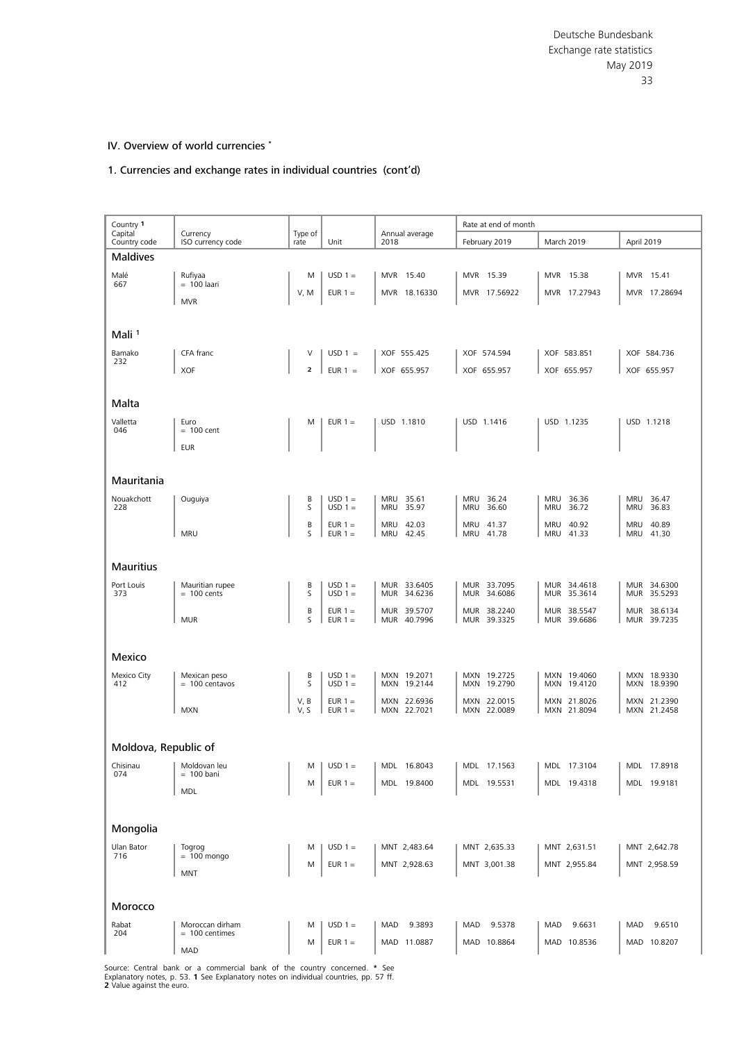## IV. Overview of world currencies *

### 1. Currencies and exchange rates in individual countries (cont'd)

| Country 1 Capital Country code | Currency ISO currency code | Type of rate | Unit | Annual average 2018 | Rate at end of month February 2019 | March 2019 | April 2019 |
|---|---|---|---|---|---|---|---|
| **Maldives** | | | | | | | |
| Malé 667 | Rufiyaa = 100 laari MVR | M | USD 1 = | MVR 15.40 | MVR 15.39 | MVR 15.38 | MVR 15.41 |
| | | V, M | EUR 1 = | MVR 18.16330 | MVR 17.56922 | MVR 17.27943 | MVR 17.28694 |
| **Mali 1** | | | | | | | |
| Bamako 232 | CFA franc XOF | V | USD 1 = | XOF 555.425 | XOF 574.594 | XOF 583.851 | XOF 584.736 |
| | | 2 | EUR 1 = | XOF 655.957 | XOF 655.957 | XOF 655.957 | XOF 655.957 |
| **Malta** | | | | | | | |
| Valletta 046 | Euro = 100 cent EUR | M | EUR 1 = | USD 1.1810 | USD 1.1416 | USD 1.1235 | USD 1.1218 |
| **Mauritania** | | | | | | | |
| Nouakchott 228 | Ouguiya MRU | B | USD 1 = | MRU 35.61 | MRU 36.24 | MRU 36.36 | MRU 36.47 |
| | | S | USD 1 = | MRU 35.97 | MRU 36.60 | MRU 36.72 | MRU 36.83 |
| | | B | EUR 1 = | MRU 42.03 | MRU 41.37 | MRU 40.92 | MRU 40.89 |
| | | S | EUR 1 = | MRU 42.45 | MRU 41.78 | MRU 41.33 | MRU 41.30 |
| **Mauritius** | | | | | | | |
| Port Louis 373 | Mauritian rupee = 100 cents MUR | B | USD 1 = | MUR 33.6405 | MUR 33.7095 | MUR 34.4618 | MUR 34.6300 |
| | | S | USD 1 = | MUR 34.6236 | MUR 34.6086 | MUR 35.3614 | MUR 35.5293 |
| | | B | EUR 1 = | MUR 39.5707 | MUR 38.2240 | MUR 38.5547 | MUR 38.6134 |
| | | S | EUR 1 = | MUR 40.7996 | MUR 39.3325 | MUR 39.6686 | MUR 39.7235 |
| **Mexico** | | | | | | | |
| Mexico City 412 | Mexican peso = 100 centavos MXN | B | USD 1 = | MXN 19.2071 | MXN 19.2725 | MXN 19.4060 | MXN 18.9330 |
| | | S | USD 1 = | MXN 19.2144 | MXN 19.2790 | MXN 19.4120 | MXN 18.9390 |
| | | V, B | EUR 1 = | MXN 22.6936 | MXN 22.0015 | MXN 21.8026 | MXN 21.2390 |
| | | V, S | EUR 1 = | MXN 22.7021 | MXN 22.0089 | MXN 21.8094 | MXN 21.2458 |
| **Moldova, Republic of** | | | | | | | |
| Chisinau 074 | Moldovan leu = 100 bani MDL | M | USD 1 = | MDL 16.8043 | MDL 17.1563 | MDL 17.3104 | MDL 17.8918 |
| | | M | EUR 1 = | MDL 19.8400 | MDL 19.5531 | MDL 19.4318 | MDL 19.9181 |
| **Mongolia** | | | | | | | |
| Ulan Bator 716 | Togrog = 100 mongo MNT | M | USD 1 = | MNT 2,483.64 | MNT 2,635.33 | MNT 2,631.51 | MNT 2,642.78 |
| | | M | EUR 1 = | MNT 2,928.63 | MNT 3,001.38 | MNT 2,955.84 | MNT 2,958.59 |
| **Morocco** | | | | | | | |
| Rabat 204 | Moroccan dirham = 100 centimes MAD | M | USD 1 = | MAD 9.3893 | MAD 9.5378 | MAD 9.6631 | MAD 9.6510 |
| | | M | EUR 1 = | MAD 11.0887 | MAD 10.8864 | MAD 10.8536 | MAD 10.8207 |

Source: Central bank or a commercial bank of the country concerned. * See Explanatory notes, p. 53. 1 See Explanatory notes on individual countries, pp. 57 ff. 2 Value against the euro.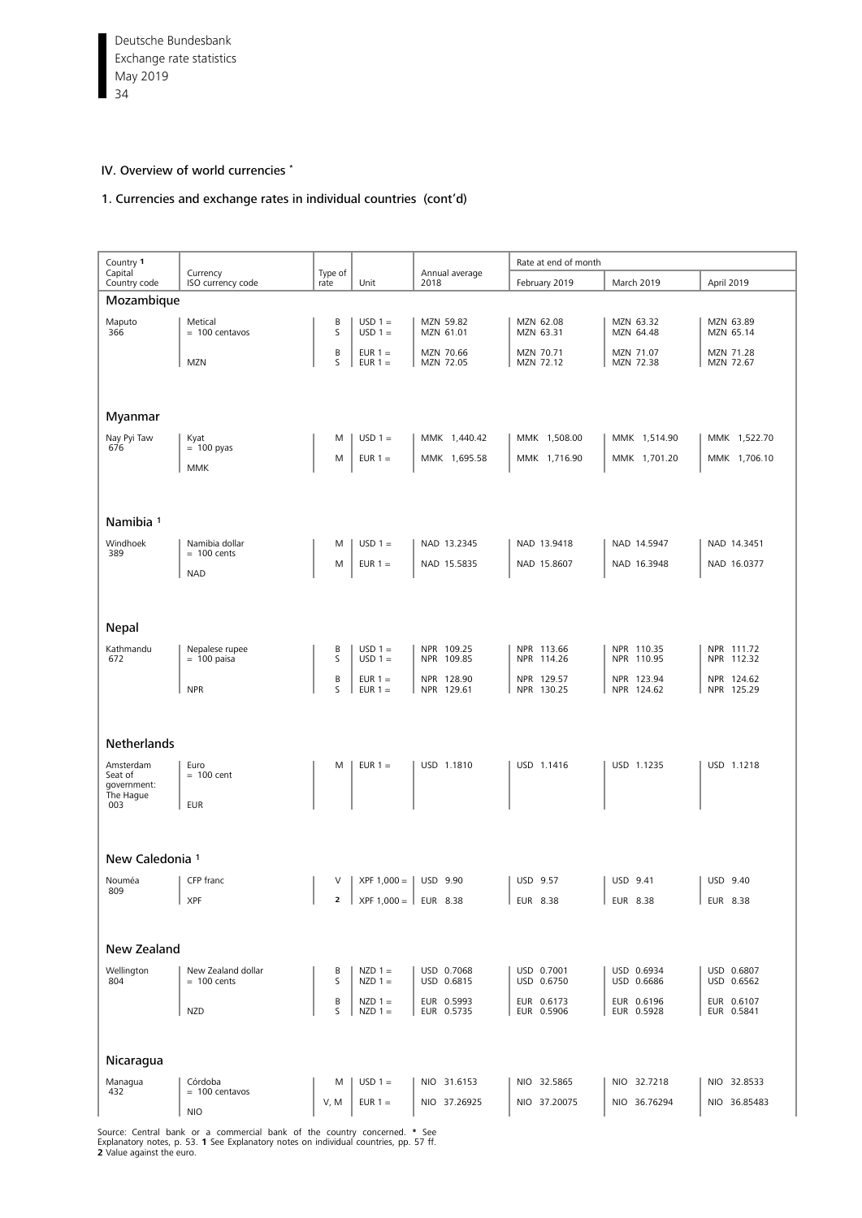## IV. Overview of world currencies *

### 1. Currencies and exchange rates in individual countries (cont'd)

| Country 1 Capital Country code | Currency ISO currency code | Type of rate | Unit | Annual average 2018 | Rate at end of month February 2019 | March 2019 | April 2019 |
|---|---|---|---|---|---|---|---|
| **Mozambique** | | | | | | | |
| Maputo 366 | Metical = 100 centavos | B | USD 1 = | MZN 59.82 | MZN 62.08 | MZN 63.32 | MZN 63.89 |
| | | S | USD 1 = | MZN 61.01 | MZN 63.31 | MZN 64.48 | MZN 65.14 |
| | | B | EUR 1 = | MZN 70.66 | MZN 70.71 | MZN 71.07 | MZN 71.28 |
| | MZN | S | EUR 1 = | MZN 72.05 | MZN 72.12 | MZN 72.38 | MZN 72.67 |
| **Myanmar** | | | | | | | |
| Nay Pyi Taw 676 | Kyat = 100 pyas | M | USD 1 = | MMK 1,440.42 | MMK 1,508.00 | MMK 1,514.90 | MMK 1,522.70 |
| | MMK | M | EUR 1 = | MMK 1,695.58 | MMK 1,716.90 | MMK 1,701.20 | MMK 1,706.10 |
| **Namibia 1** | | | | | | | |
| Windhoek 389 | Namibia dollar = 100 cents | M | USD 1 = | NAD 13.2345 | NAD 13.9418 | NAD 14.5947 | NAD 14.3451 |
| | NAD | M | EUR 1 = | NAD 15.5835 | NAD 15.8607 | NAD 16.3948 | NAD 16.0377 |
| **Nepal** | | | | | | | |
| Kathmandu 672 | Nepalese rupee = 100 paisa | B | USD 1 = | NPR 109.25 | NPR 113.66 | NPR 110.35 | NPR 111.72 |
| | | S | USD 1 = | NPR 109.85 | NPR 114.26 | NPR 110.95 | NPR 112.32 |
| | | B | EUR 1 = | NPR 128.90 | NPR 129.57 | NPR 123.94 | NPR 124.62 |
| | NPR | S | EUR 1 = | NPR 129.61 | NPR 130.25 | NPR 124.62 | NPR 125.29 |
| **Netherlands** | | | | | | | |
| Amsterdam Seat of government: The Hague 003 | Euro = 100 cent EUR | M | EUR 1 = | USD 1.1810 | USD 1.1416 | USD 1.1235 | USD 1.1218 |
| **New Caledonia 1** | | | | | | | |
| Nouméa 809 | CFP franc | V | XPF 1,000 = | USD 9.90 | USD 9.57 | USD 9.41 | USD 9.40 |
| | XPF | 2 | XPF 1,000 = | EUR 8.38 | EUR 8.38 | EUR 8.38 | EUR 8.38 |
| **New Zealand** | | | | | | | |
| Wellington 804 | New Zealand dollar = 100 cents | B | NZD 1 = | USD 0.7068 | USD 0.7001 | USD 0.6934 | USD 0.6807 |
| | | S | NZD 1 = | USD 0.6815 | USD 0.6750 | USD 0.6686 | USD 0.6562 |
| | | B | NZD 1 = | EUR 0.5993 | EUR 0.6173 | EUR 0.6196 | EUR 0.6107 |
| | NZD | S | NZD 1 = | EUR 0.5735 | EUR 0.5906 | EUR 0.5928 | EUR 0.5841 |
| **Nicaragua** | | | | | | | |
| Managua 432 | Córdoba = 100 centavos | M | USD 1 = | NIO 31.6153 | NIO 32.5865 | NIO 32.7218 | NIO 32.8533 |
| | NIO | V, M | EUR 1 = | NIO 37.26925 | NIO 37.20075 | NIO 36.76294 | NIO 36.85483 |

Source: Central bank or a commercial bank of the country concerned. * See Explanatory notes, p. 53. 1 See Explanatory notes on individual countries, pp. 57 ff. 2 Value against the euro.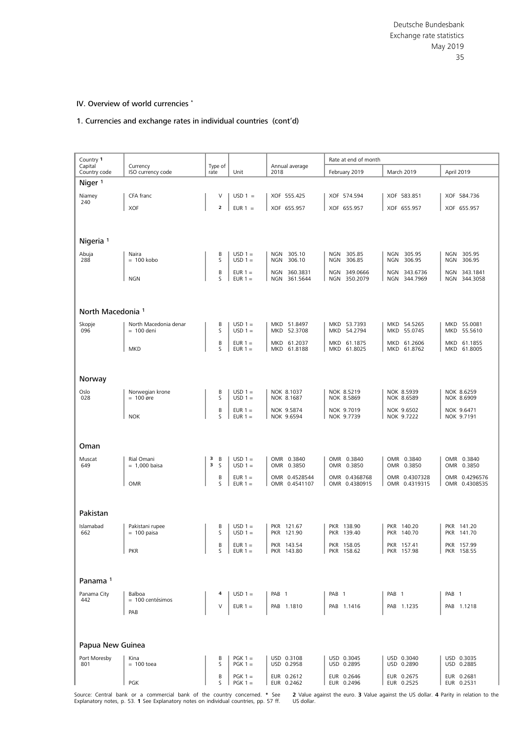## IV. Overview of world currencies *

### 1. Currencies and exchange rates in individual countries (cont'd)

| Country [1] Capital Country code | Currency ISO currency code | Type of rate | Unit | Annual average 2018 | Rate at end of month February 2019 | March 2019 | April 2019 |
|---|---|---|---|---|---|---|---|
| **Niger [1]** | | | | | | | |
| Niamey 240 | CFA franc | V | USD 1 = | XOF 555.425 | XOF 574.594 | XOF 583.851 | XOF 584.736 |
| | XOF | [2] | EUR 1 = | XOF 655.957 | XOF 655.957 | XOF 655.957 | XOF 655.957 |
| **Nigeria [1]** | | | | | | | |
| Abuja 288 | Naira = 100 kobo | B | USD 1 = | NGN 305.10 | NGN 305.85 | NGN 305.95 | NGN 305.95 |
| | | S | USD 1 = | NGN 306.10 | NGN 306.85 | NGN 306.95 | NGN 306.95 |
| | | B | EUR 1 = | NGN 360.3831 | NGN 349.0666 | NGN 343.6736 | NGN 343.1841 |
| | NGN | S | EUR 1 = | NGN 361.5644 | NGN 350.2079 | NGN 344.7969 | NGN 344.3058 |
| **North Macedonia [1]** | | | | | | | |
| Skopje 096 | North Macedonia denar = 100 deni | B | USD 1 = | MKD 51.8497 | MKD 53.7393 | MKD 54.5265 | MKD 55.0081 |
| | | S | USD 1 = | MKD 52.3708 | MKD 54.2794 | MKD 55.0745 | MKD 55.5610 |
| | | B | EUR 1 = | MKD 61.2037 | MKD 61.1875 | MKD 61.2606 | MKD 61.1855 |
| | MKD | S | EUR 1 = | MKD 61.8188 | MKD 61.8025 | MKD 61.8762 | MKD 61.8005 |
| **Norway** | | | | | | | |
| Oslo 028 | Norwegian krone = 100 øre | B | USD 1 = | NOK 8.1037 | NOK 8.5219 | NOK 8.5939 | NOK 8.6259 |
| | | S | USD 1 = | NOK 8.1687 | NOK 8.5869 | NOK 8.6589 | NOK 8.6909 |
| | | B | EUR 1 = | NOK 9.5874 | NOK 9.7019 | NOK 9.6502 | NOK 9.6471 |
| | NOK | S | EUR 1 = | NOK 9.6594 | NOK 9.7739 | NOK 9.7222 | NOK 9.7191 |
| **Oman** | | | | | | | |
| Muscat 649 | Rial Omani = 1,000 baisa | [3] B | USD 1 = | OMR 0.3840 | OMR 0.3840 | OMR 0.3840 | OMR 0.3840 |
| | | [3] S | USD 1 = | OMR 0.3850 | OMR 0.3850 | OMR 0.3850 | OMR 0.3850 |
| | | B | EUR 1 = | OMR 0.4528544 | OMR 0.4368768 | OMR 0.4307328 | OMR 0.4296576 |
| | OMR | S | EUR 1 = | OMR 0.4541107 | OMR 0.4380915 | OMR 0.4319315 | OMR 0.4308535 |
| **Pakistan** | | | | | | | |
| Islamabad 662 | Pakistani rupee = 100 paisa | B | USD 1 = | PKR 121.67 | PKR 138.90 | PKR 140.20 | PKR 141.20 |
| | | S | USD 1 = | PKR 121.90 | PKR 139.40 | PKR 140.70 | PKR 141.70 |
| | | B | EUR 1 = | PKR 143.54 | PKR 158.05 | PKR 157.41 | PKR 157.99 |
| | PKR | S | EUR 1 = | PKR 143.80 | PKR 158.62 | PKR 157.98 | PKR 158.55 |
| **Panama [1]** | | | | | | | |
| Panama City 442 | Balboa = 100 centésimos | [4] | USD 1 = | PAB 1 | PAB 1 | PAB 1 | PAB 1 |
| | PAB | V | EUR 1 = | PAB 1.1810 | PAB 1.1416 | PAB 1.1235 | PAB 1.1218 |
| **Papua New Guinea** | | | | | | | |
| Port Moresby 801 | Kina = 100 toea | B | PGK 1 = | USD 0.3108 | USD 0.3045 | USD 0.3040 | USD 0.3035 |
| | | S | PGK 1 = | USD 0.2958 | USD 0.2895 | USD 0.2890 | USD 0.2885 |
| | | B | PGK 1 = | EUR 0.2612 | EUR 0.2646 | EUR 0.2675 | EUR 0.2681 |
| | PGK | S | PGK 1 = | EUR 0.2462 | EUR 0.2496 | EUR 0.2525 | EUR 0.2531 |

Source: Central bank or a commercial bank of the country concerned. * See Explanatory notes, p. 53. **1** See Explanatory notes on individual countries, pp. 57 ff. **2** Value against the euro. **3** Value against the US dollar. **4** Parity in relation to the US dollar.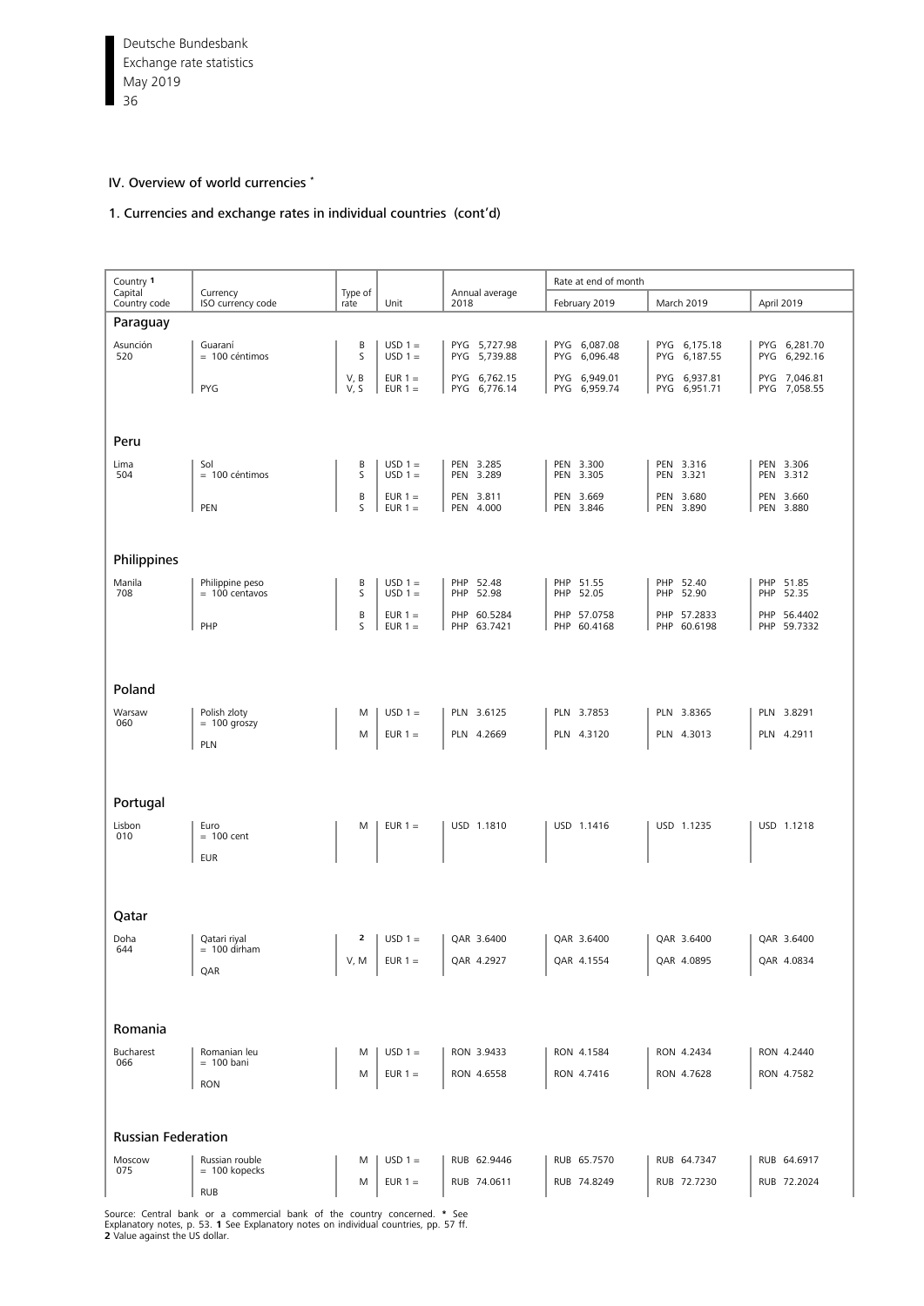## IV. Overview of world currencies *

### 1. Currencies and exchange rates in individual countries (cont'd)

| Country 1 Capital Country code | Currency ISO currency code | Type of rate | Unit | Annual average 2018 | Rate at end of month February 2019 | March 2019 | April 2019 |
|---|---|---|---|---|---|---|---|
| **Paraguay** | | | | | | | |
| Asunción 520 | Guaraní = 100 céntimos | B | USD 1 = | PYG 5,727.98 | PYG 6,087.08 | PYG 6,175.18 | PYG 6,281.70 |
| | | S | USD 1 = | PYG 5,739.88 | PYG 6,096.48 | PYG 6,187.55 | PYG 6,292.16 |
| | | V, B | EUR 1 = | PYG 6,762.15 | PYG 6,949.01 | PYG 6,937.81 | PYG 7,046.81 |
| | PYG | V, S | EUR 1 = | PYG 6,776.14 | PYG 6,959.74 | PYG 6,951.71 | PYG 7,058.55 |
| **Peru** | | | | | | | |
| Lima 504 | Sol = 100 céntimos | B | USD 1 = | PEN 3.285 | PEN 3.300 | PEN 3.316 | PEN 3.306 |
| | | S | USD 1 = | PEN 3.289 | PEN 3.305 | PEN 3.321 | PEN 3.312 |
| | | B | EUR 1 = | PEN 3.811 | PEN 3.669 | PEN 3.680 | PEN 3.660 |
| | PEN | S | EUR 1 = | PEN 4.000 | PEN 3.846 | PEN 3.890 | PEN 3.880 |
| **Philippines** | | | | | | | |
| Manila 708 | Philippine peso = 100 centavos | B | USD 1 = | PHP 52.48 | PHP 51.55 | PHP 52.40 | PHP 51.85 |
| | | S | USD 1 = | PHP 52.98 | PHP 52.05 | PHP 52.90 | PHP 52.35 |
| | | B | EUR 1 = | PHP 60.5284 | PHP 57.0758 | PHP 57.2833 | PHP 56.4402 |
| | PHP | S | EUR 1 = | PHP 63.7421 | PHP 60.4168 | PHP 60.6198 | PHP 59.7332 |
| **Poland** | | | | | | | |
| Warsaw 060 | Polish zloty = 100 groszy | M | USD 1 = | PLN 3.6125 | PLN 3.7853 | PLN 3.8365 | PLN 3.8291 |
| | PLN | M | EUR 1 = | PLN 4.2669 | PLN 4.3120 | PLN 4.3013 | PLN 4.2911 |
| **Portugal** | | | | | | | |
| Lisbon 010 | Euro = 100 cent EUR | M | EUR 1 = | USD 1.1810 | USD 1.1416 | USD 1.1235 | USD 1.1218 |
| **Qatar** | | | | | | | |
| Doha 644 | Qatari riyal = 100 dirham | 2 | USD 1 = | QAR 3.6400 | QAR 3.6400 | QAR 3.6400 | QAR 3.6400 |
| | QAR | V, M | EUR 1 = | QAR 4.2927 | QAR 4.1554 | QAR 4.0895 | QAR 4.0834 |
| **Romania** | | | | | | | |
| Bucharest 066 | Romanian leu = 100 bani | M | USD 1 = | RON 3.9433 | RON 4.1584 | RON 4.2434 | RON 4.2440 |
| | RON | M | EUR 1 = | RON 4.6558 | RON 4.7416 | RON 4.7628 | RON 4.7582 |
| **Russian Federation** | | | | | | | |
| Moscow 075 | Russian rouble = 100 kopecks | M | USD 1 = | RUB 62.9446 | RUB 65.7570 | RUB 64.7347 | RUB 64.6917 |
| | RUB | M | EUR 1 = | RUB 74.0611 | RUB 74.8249 | RUB 72.7230 | RUB 72.2024 |

Source: Central bank or a commercial bank of the country concerned. * See Explanatory notes, p. 53. 1 See Explanatory notes on individual countries, pp. 57 ff. 2 Value against the US dollar.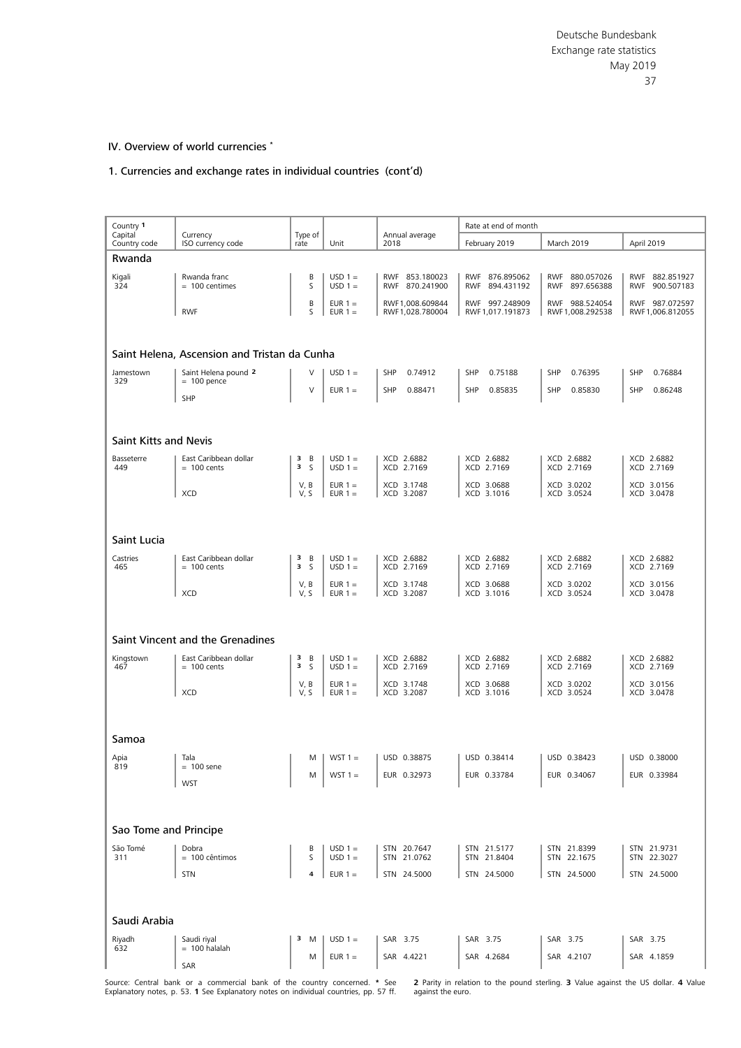## IV. Overview of world currencies *

### 1. Currencies and exchange rates in individual countries (cont'd)

| Country 1 Capital Country code | Currency ISO currency code | Type of rate | Unit | Annual average 2018 | Rate at end of month February 2019 | March 2019 | April 2019 |
|---|---|---|---|---|---|---|---|
| **Rwanda** | | | | | | | |
| Kigali 324 | Rwanda franc = 100 centimes | B | USD 1 = | RWF 853.180023 | RWF 876.895062 | RWF 880.057026 | RWF 882.851927 |
| | | S | USD 1 = | RWF 870.241900 | RWF 894.431192 | RWF 897.656388 | RWF 900.507183 |
| | | B | EUR 1 = | RWF 1,008.609844 | RWF 997.248909 | RWF 988.524054 | RWF 987.072597 |
| | RWF | S | EUR 1 = | RWF 1,028.780004 | RWF 1,017.191873 | RWF 1,008.292538 | RWF 1,006.812055 |
| **Saint Helena, Ascension and Tristan da Cunha** | | | | | | | |
| Jamestown 329 | Saint Helena pound 2 = 100 pence | V | USD 1 = | SHP 0.74912 | SHP 0.75188 | SHP 0.76395 | SHP 0.76884 |
| | SHP | V | EUR 1 = | SHP 0.88471 | SHP 0.85835 | SHP 0.85830 | SHP 0.86248 |
| **Saint Kitts and Nevis** | | | | | | | |
| Basseterre 449 | East Caribbean dollar = 100 cents | 3 B | USD 1 = | XCD 2.6882 | XCD 2.6882 | XCD 2.6882 | XCD 2.6882 |
| | | 3 S | USD 1 = | XCD 2.7169 | XCD 2.7169 | XCD 2.7169 | XCD 2.7169 |
| | | V, B | EUR 1 = | XCD 3.1748 | XCD 3.0688 | XCD 3.0202 | XCD 3.0156 |
| | XCD | V, S | EUR 1 = | XCD 3.2087 | XCD 3.1016 | XCD 3.0524 | XCD 3.0478 |
| **Saint Lucia** | | | | | | | |
| Castries 465 | East Caribbean dollar = 100 cents | 3 B | USD 1 = | XCD 2.6882 | XCD 2.6882 | XCD 2.6882 | XCD 2.6882 |
| | | 3 S | USD 1 = | XCD 2.7169 | XCD 2.7169 | XCD 2.7169 | XCD 2.7169 |
| | | V, B | EUR 1 = | XCD 3.1748 | XCD 3.0688 | XCD 3.0202 | XCD 3.0156 |
| | XCD | V, S | EUR 1 = | XCD 3.2087 | XCD 3.1016 | XCD 3.0524 | XCD 3.0478 |
| **Saint Vincent and the Grenadines** | | | | | | | |
| Kingstown 467 | East Caribbean dollar = 100 cents | 3 B | USD 1 = | XCD 2.6882 | XCD 2.6882 | XCD 2.6882 | XCD 2.6882 |
| | | 3 S | USD 1 = | XCD 2.7169 | XCD 2.7169 | XCD 2.7169 | XCD 2.7169 |
| | | V, B | EUR 1 = | XCD 3.1748 | XCD 3.0688 | XCD 3.0202 | XCD 3.0156 |
| | XCD | V, S | EUR 1 = | XCD 3.2087 | XCD 3.1016 | XCD 3.0524 | XCD 3.0478 |
| **Samoa** | | | | | | | |
| Apia 819 | Tala = 100 sene | M | WST 1 = | USD 0.38875 | USD 0.38414 | USD 0.38423 | USD 0.38000 |
| | WST | M | WST 1 = | EUR 0.32973 | EUR 0.33784 | EUR 0.34067 | EUR 0.33984 |
| **Sao Tome and Principe** | | | | | | | |
| São Tomé 311 | Dobra = 100 cêntimos | B | USD 1 = | STN 20.7647 | STN 21.5177 | STN 21.8399 | STN 21.9731 |
| | | S | USD 1 = | STN 21.0762 | STN 21.8404 | STN 22.1675 | STN 22.3027 |
| | STN | 4 | EUR 1 = | STN 24.5000 | STN 24.5000 | STN 24.5000 | STN 24.5000 |
| **Saudi Arabia** | | | | | | | |
| Riyadh 632 | Saudi riyal = 100 halalah | 3 M | USD 1 = | SAR 3.75 | SAR 3.75 | SAR 3.75 | SAR 3.75 |
| | SAR | M | EUR 1 = | SAR 4.4221 | SAR 4.2684 | SAR 4.2107 | SAR 4.1859 |

Source: Central bank or a commercial bank of the country concerned. * See Explanatory notes, p. 53. 1 See Explanatory notes on individual countries, pp. 57 ff. 2 Parity in relation to the pound sterling. 3 Value against the US dollar. 4 Value against the euro.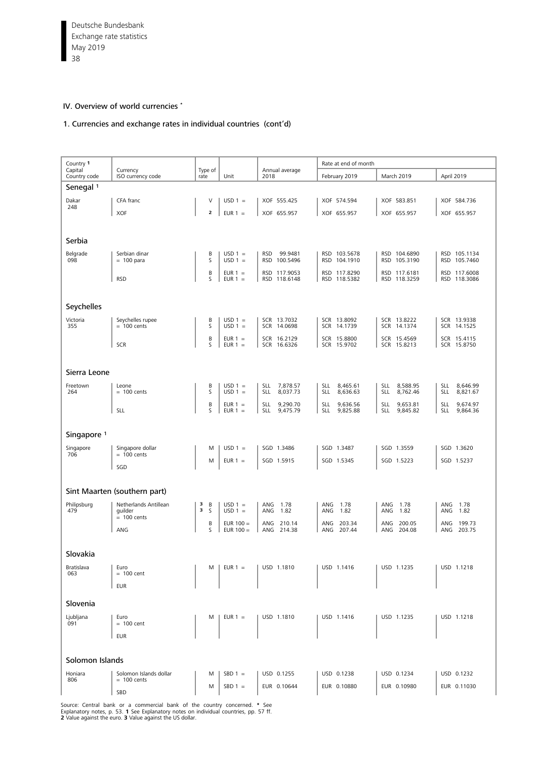## IV. Overview of world currencies *

### 1. Currencies and exchange rates in individual countries (cont'd)

| Country [1] Capital Country code | Currency ISO currency code | Type of rate | Unit | Annual average 2018 | Rate at end of month February 2019 | March 2019 | April 2019 |
|---|---|---|---|---|---|---|---|
| **Senegal [1]** | | | | | | | |
| Dakar 248 | CFA franc | V | USD 1 = | XOF 555.425 | XOF 574.594 | XOF 583.851 | XOF 584.736 |
| | XOF | 2 | EUR 1 = | XOF 655.957 | XOF 655.957 | XOF 655.957 | XOF 655.957 |
| **Serbia** | | | | | | | |
| Belgrade 098 | Serbian dinar = 100 para | B | USD 1 = | RSD 99.9481 | RSD 103.5678 | RSD 104.6890 | RSD 105.1134 |
| | | S | USD 1 = | RSD 100.5496 | RSD 104.1910 | RSD 105.3190 | RSD 105.7460 |
| | | B | EUR 1 = | RSD 117.9053 | RSD 117.8290 | RSD 117.6181 | RSD 117.6008 |
| | RSD | S | EUR 1 = | RSD 118.6148 | RSD 118.5382 | RSD 118.3259 | RSD 118.3086 |
| **Seychelles** | | | | | | | |
| Victoria 355 | Seychelles rupee = 100 cents | B | USD 1 = | SCR 13.7032 | SCR 13.8092 | SCR 13.8222 | SCR 13.9338 |
| | | S | USD 1 = | SCR 14.0698 | SCR 14.1739 | SCR 14.1374 | SCR 14.1525 |
| | | B | EUR 1 = | SCR 16.2129 | SCR 15.8800 | SCR 15.4569 | SCR 15.4115 |
| | SCR | S | EUR 1 = | SCR 16.6326 | SCR 15.9702 | SCR 15.8213 | SCR 15.8750 |
| **Sierra Leone** | | | | | | | |
| Freetown 264 | Leone = 100 cents | B | USD 1 = | SLL 7,878.57 | SLL 8,465.61 | SLL 8,588.95 | SLL 8,646.99 |
| | | S | USD 1 = | SLL 8,037.73 | SLL 8,636.63 | SLL 8,762.46 | SLL 8,821.67 |
| | | B | EUR 1 = | SLL 9,290.70 | SLL 9,636.56 | SLL 9,653.81 | SLL 9,674.97 |
| | SLL | S | EUR 1 = | SLL 9,475.79 | SLL 9,825.88 | SLL 9,845.82 | SLL 9,864.36 |
| **Singapore [1]** | | | | | | | |
| Singapore 706 | Singapore dollar = 100 cents | M | USD 1 = | SGD 1.3486 | SGD 1.3487 | SGD 1.3559 | SGD 1.3620 |
| | SGD | M | EUR 1 = | SGD 1.5915 | SGD 1.5345 | SGD 1.5223 | SGD 1.5237 |
| **Sint Maarten (southern part)** | | | | | | | |
| Philipsburg 479 | Netherlands Antillean guilder = 100 cents | 3 B | USD 1 = | ANG 1.78 | ANG 1.78 | ANG 1.78 | ANG 1.78 |
| | | 3 S | USD 1 = | ANG 1.82 | ANG 1.82 | ANG 1.82 | ANG 1.82 |
| | | B | EUR 100 = | ANG 210.14 | ANG 203.34 | ANG 200.05 | ANG 199.73 |
| | ANG | S | EUR 100 = | ANG 214.38 | ANG 207.44 | ANG 204.08 | ANG 203.75 |
| **Slovakia** | | | | | | | |
| Bratislava 063 | Euro = 100 cent EUR | M | EUR 1 = | USD 1.1810 | USD 1.1416 | USD 1.1235 | USD 1.1218 |
| **Slovenia** | | | | | | | |
| Ljubljana 091 | Euro = 100 cent EUR | M | EUR 1 = | USD 1.1810 | USD 1.1416 | USD 1.1235 | USD 1.1218 |
| **Solomon Islands** | | | | | | | |
| Honiara 806 | Solomon Islands dollar = 100 cents | M | SBD 1 = | USD 0.1255 | USD 0.1238 | USD 0.1234 | USD 0.1232 |
| | SBD | M | SBD 1 = | EUR 0.10644 | EUR 0.10880 | EUR 0.10980 | EUR 0.11030 |

Source: Central bank or a commercial bank of the country concerned. * See Explanatory notes, p. 53. **1** See Explanatory notes on individual countries, pp. 57 ff. **2** Value against the euro. **3** Value against the US dollar.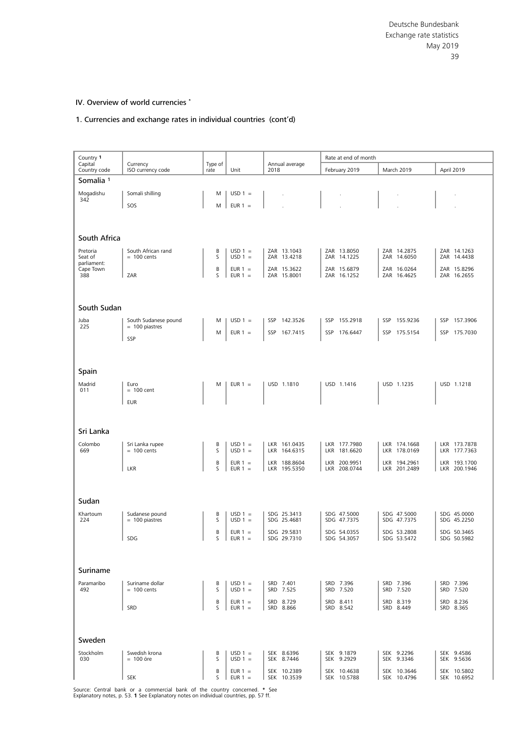## IV. Overview of world currencies *

### 1. Currencies and exchange rates in individual countries (cont'd)

| Country 1<br>Capital<br>Country code | Currency<br>ISO currency code | Type of rate | Unit | Annual average 2018 | Rate at end of month<br>February 2019 | March 2019 | April 2019 |
|---|---|---|---|---|---|---|---|
| **Somalia 1** | | | | | | | |
| Mogadishu<br>342 | Somali shilling<br>SOS | M | USD 1 = | . | . | . | . |
| | | M | EUR 1 = | . | . | . | . |
| **South Africa** | | | | | | | |
| Pretoria<br>Seat of parliament:<br>Cape Town<br>388 | South African rand<br>= 100 cents<br>ZAR | B | USD 1 = | ZAR 13.1043 | ZAR 13.8050 | ZAR 14.2875 | ZAR 14.1263 |
| | | S | USD 1 = | ZAR 13.4218 | ZAR 14.1225 | ZAR 14.6050 | ZAR 14.4438 |
| | | B | EUR 1 = | ZAR 15.3622 | ZAR 15.6879 | ZAR 16.0264 | ZAR 15.8296 |
| | | S | EUR 1 = | ZAR 15.8001 | ZAR 16.1252 | ZAR 16.4625 | ZAR 16.2655 |
| **South Sudan** | | | | | | | |
| Juba<br>225 | South Sudanese pound<br>= 100 piastres<br>SSP | M | USD 1 = | SSP 142.3526 | SSP 155.2918 | SSP 155.9236 | SSP 157.3906 |
| | | M | EUR 1 = | SSP 167.7415 | SSP 176.6447 | SSP 175.5154 | SSP 175.7030 |
| **Spain** | | | | | | | |
| Madrid<br>011 | Euro<br>= 100 cent<br>EUR | M | EUR 1 = | USD 1.1810 | USD 1.1416 | USD 1.1235 | USD 1.1218 |
| **Sri Lanka** | | | | | | | |
| Colombo<br>669 | Sri Lanka rupee<br>= 100 cents<br>LKR | B | USD 1 = | LKR 161.0435 | LKR 177.7980 | LKR 174.1668 | LKR 173.7878 |
| | | S | USD 1 = | LKR 164.6315 | LKR 181.6620 | LKR 178.0169 | LKR 177.7363 |
| | | B | EUR 1 = | LKR 188.8604 | LKR 200.9951 | LKR 194.2961 | LKR 193.1700 |
| | | S | EUR 1 = | LKR 195.5350 | LKR 208.0744 | LKR 201.2489 | LKR 200.1946 |
| **Sudan** | | | | | | | |
| Khartoum<br>224 | Sudanese pound<br>= 100 piastres<br>SDG | B | USD 1 = | SDG 25.3413 | SDG 47.5000 | SDG 47.5000 | SDG 45.0000 |
| | | S | USD 1 = | SDG 25.4681 | SDG 47.7375 | SDG 47.7375 | SDG 45.2250 |
| | | B | EUR 1 = | SDG 29.5831 | SDG 54.0355 | SDG 53.2808 | SDG 50.3465 |
| | | S | EUR 1 = | SDG 29.7310 | SDG 54.3057 | SDG 53.5472 | SDG 50.5982 |
| **Suriname** | | | | | | | |
| Paramaribo<br>492 | Suriname dollar<br>= 100 cents<br>SRD | B | USD 1 = | SRD 7.401 | SRD 7.396 | SRD 7.396 | SRD 7.396 |
| | | S | USD 1 = | SRD 7.525 | SRD 7.520 | SRD 7.520 | SRD 7.520 |
| | | B | EUR 1 = | SRD 8.729 | SRD 8.411 | SRD 8.319 | SRD 8.236 |
| | | S | EUR 1 = | SRD 8.866 | SRD 8.542 | SRD 8.449 | SRD 8.365 |
| **Sweden** | | | | | | | |
| Stockholm<br>030 | Swedish krona<br>= 100 öre<br>SEK | B | USD 1 = | SEK 8.6396 | SEK 9.1879 | SEK 9.2296 | SEK 9.4586 |
| | | S | USD 1 = | SEK 8.7446 | SEK 9.2929 | SEK 9.3346 | SEK 9.5636 |
| | | B | EUR 1 = | SEK 10.2389 | SEK 10.4638 | SEK 10.3646 | SEK 10.5802 |
| | | S | EUR 1 = | SEK 10.3539 | SEK 10.5788 | SEK 10.4796 | SEK 10.6952 |

Source: Central bank or a commercial bank of the country concerned. * See Explanatory notes, p. 53. **1** See Explanatory notes on individual countries, pp. 57 ff.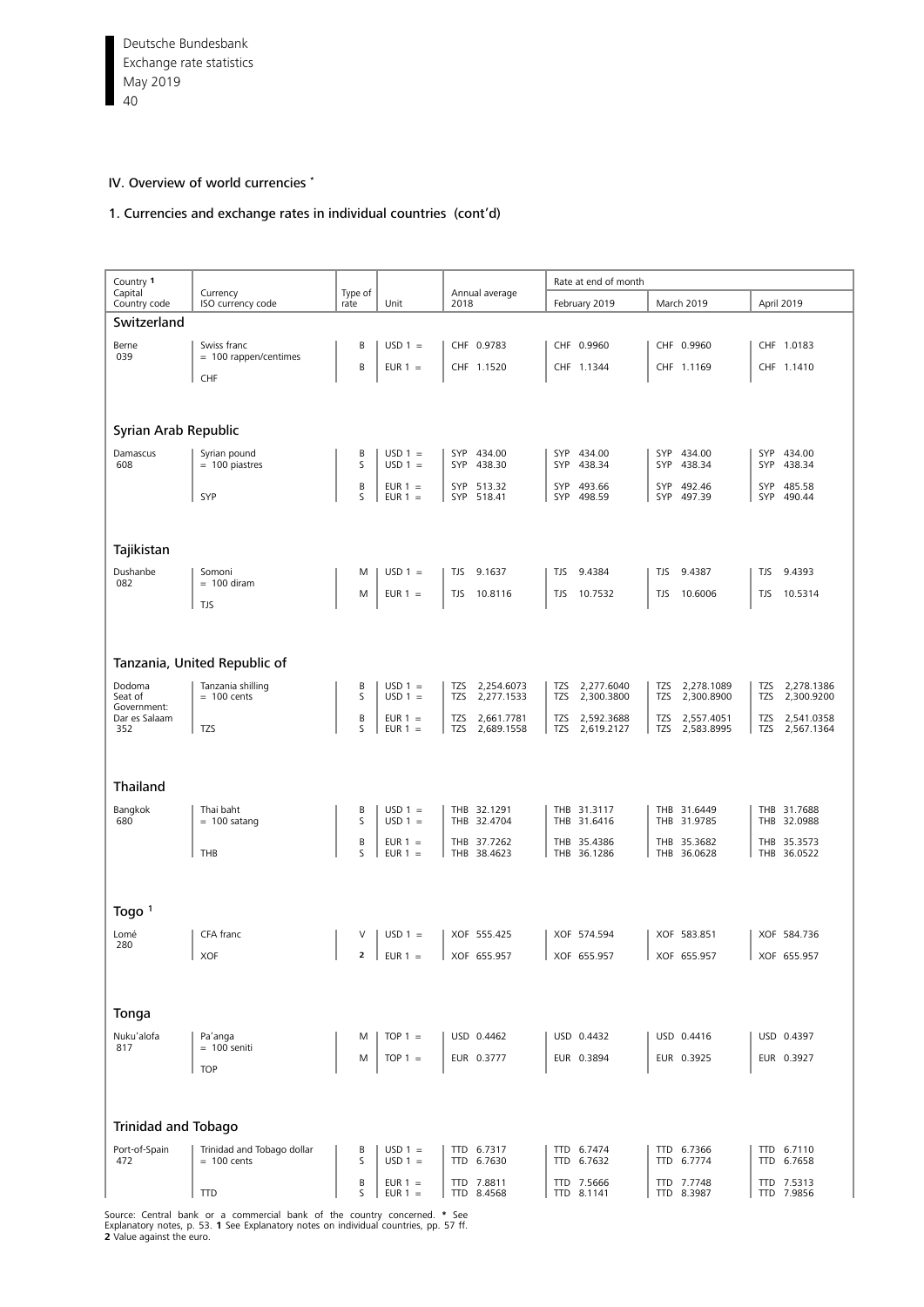## IV. Overview of world currencies *

### 1. Currencies and exchange rates in individual countries (cont'd)

| Country [1] Capital Country code | Currency ISO currency code | Type of rate | Unit | Annual average 2018 | Rate at end of month February 2019 | March 2019 | April 2019 |
|---|---|---|---|---|---|---|---|
| **Switzerland** | | | | | | | |
| Berne 039 | Swiss franc = 100 rappen/centimes CHF | B | USD 1 = | CHF 0.9783 | CHF 0.9960 | CHF 0.9960 | CHF 1.0183 |
| | | B | EUR 1 = | CHF 1.1520 | CHF 1.1344 | CHF 1.1169 | CHF 1.1410 |
| **Syrian Arab Republic** | | | | | | | |
| Damascus 608 | Syrian pound = 100 piastres SYP | B | USD 1 = | SYP 434.00 | SYP 434.00 | SYP 434.00 | SYP 434.00 |
| | | S | USD 1 = | SYP 438.30 | SYP 438.34 | SYP 438.34 | SYP 438.34 |
| | | B | EUR 1 = | SYP 513.32 | SYP 493.66 | SYP 492.46 | SYP 485.58 |
| | | S | EUR 1 = | SYP 518.41 | SYP 498.59 | SYP 497.39 | SYP 490.44 |
| **Tajikistan** | | | | | | | |
| Dushanbe 082 | Somoni = 100 diram TJS | M | USD 1 = | TJS 9.1637 | TJS 9.4384 | TJS 9.4387 | TJS 9.4393 |
| | | M | EUR 1 = | TJS 10.8116 | TJS 10.7532 | TJS 10.6006 | TJS 10.5314 |
| **Tanzania, United Republic of** | | | | | | | |
| Dodoma Seat of Government: Dar es Salaam 352 | Tanzania shilling = 100 cents TZS | B | USD 1 = | TZS 2,254.6073 | TZS 2,277.6040 | TZS 2,278.1089 | TZS 2,278.1386 |
| | | S | USD 1 = | TZS 2,277.1533 | TZS 2,300.3800 | TZS 2,300.8900 | TZS 2,300.9200 |
| | | B | EUR 1 = | TZS 2,661.7781 | TZS 2,592.3688 | TZS 2,557.4051 | TZS 2,541.0358 |
| | | S | EUR 1 = | TZS 2,689.1558 | TZS 2,619.2127 | TZS 2,583.8995 | TZS 2,567.1364 |
| **Thailand** | | | | | | | |
| Bangkok 680 | Thai baht = 100 satang THB | B | USD 1 = | THB 32.1291 | THB 31.3117 | THB 31.6449 | THB 31.7688 |
| | | S | USD 1 = | THB 32.4704 | THB 31.6416 | THB 31.9785 | THB 32.0988 |
| | | B | EUR 1 = | THB 37.7262 | THB 35.4386 | THB 35.3682 | THB 35.3573 |
| | | S | EUR 1 = | THB 38.4623 | THB 36.1286 | THB 36.0628 | THB 36.0522 |
| **Togo [1]** | | | | | | | |
| Lomé 280 | CFA franc XOF | V | USD 1 = | XOF 555.425 | XOF 574.594 | XOF 583.851 | XOF 584.736 |
| | | 2 | EUR 1 = | XOF 655.957 | XOF 655.957 | XOF 655.957 | XOF 655.957 |
| **Tonga** | | | | | | | |
| Nuku'alofa 817 | Pa'anga = 100 seniti TOP | M | TOP 1 = | USD 0.4462 | USD 0.4432 | USD 0.4416 | USD 0.4397 |
| | | M | TOP 1 = | EUR 0.3777 | EUR 0.3894 | EUR 0.3925 | EUR 0.3927 |
| **Trinidad and Tobago** | | | | | | | |
| Port-of-Spain 472 | Trinidad and Tobago dollar = 100 cents TTD | B | USD 1 = | TTD 6.7317 | TTD 6.7474 | TTD 6.7366 | TTD 6.7110 |
| | | S | USD 1 = | TTD 6.7630 | TTD 6.7632 | TTD 6.7774 | TTD 6.7658 |
| | | B | EUR 1 = | TTD 7.8811 | TTD 7.5666 | TTD 7.7748 | TTD 7.5313 |
| | | S | EUR 1 = | TTD 8.4568 | TTD 8.1141 | TTD 8.3987 | TTD 7.9856 |

Source: Central bank or a commercial bank of the country concerned. * See Explanatory notes, p. 53. **1** See Explanatory notes on individual countries, pp. 57 ff. **2** Value against the euro.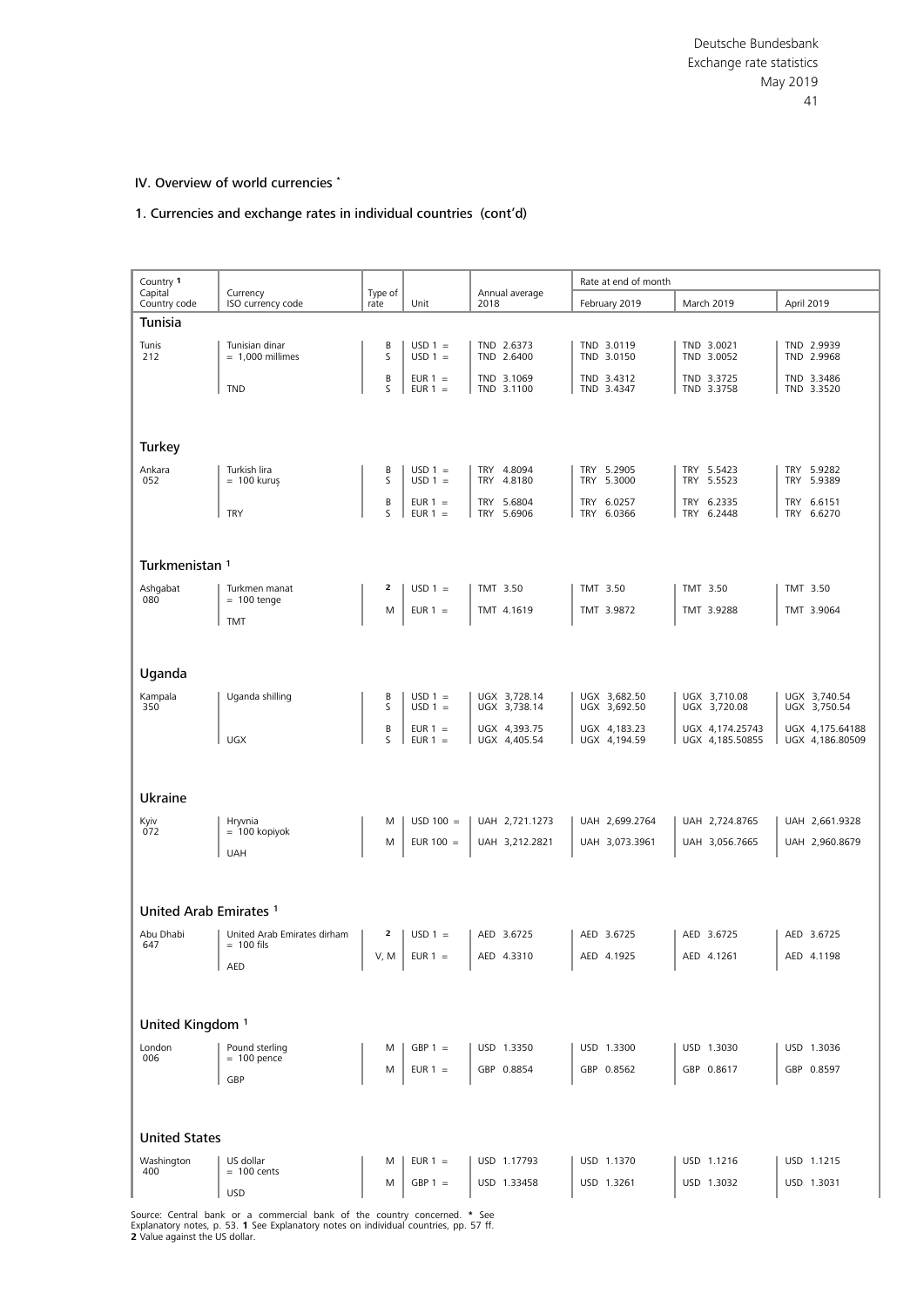## IV. Overview of world currencies *

### 1. Currencies and exchange rates in individual countries (cont'd)

| Country 1<br>Capital<br>Country code | Currency<br>ISO currency code | Type of rate | Unit | Annual average 2018 | Rate at end of month<br>February 2019 | March 2019 | April 2019 |
|---|---|---|---|---|---|---|---|
| **Tunisia** | | | | | | | |
| Tunis<br>212 | Tunisian dinar<br>= 1,000 millimes | B | USD 1 = | TND 2.6373 | TND 3.0119 | TND 3.0021 | TND 2.9939 |
| | | S | USD 1 = | TND 2.6400 | TND 3.0150 | TND 3.0052 | TND 2.9968 |
| | | B | EUR 1 = | TND 3.1069 | TND 3.4312 | TND 3.3725 | TND 3.3486 |
| | TND | S | EUR 1 = | TND 3.1100 | TND 3.4347 | TND 3.3758 | TND 3.3520 |
| **Turkey** | | | | | | | |
| Ankara<br>052 | Turkish lira<br>= 100 kuruş | B | USD 1 = | TRY 4.8094 | TRY 5.2905 | TRY 5.5423 | TRY 5.9282 |
| | | S | USD 1 = | TRY 4.8180 | TRY 5.3000 | TRY 5.5523 | TRY 5.9389 |
| | | B | EUR 1 = | TRY 5.6804 | TRY 6.0257 | TRY 6.2335 | TRY 6.6151 |
| | TRY | S | EUR 1 = | TRY 5.6906 | TRY 6.0366 | TRY 6.2448 | TRY 6.6270 |
| **Turkmenistan 1** | | | | | | | |
| Ashgabat<br>080 | Turkmen manat<br>= 100 tenge | 2 | USD 1 = | TMT 3.50 | TMT 3.50 | TMT 3.50 | TMT 3.50 |
| | TMT | M | EUR 1 = | TMT 4.1619 | TMT 3.9872 | TMT 3.9288 | TMT 3.9064 |
| **Uganda** | | | | | | | |
| Kampala<br>350 | Uganda shilling | B | USD 1 = | UGX 3,728.14 | UGX 3,682.50 | UGX 3,710.08 | UGX 3,740.54 |
| | | S | USD 1 = | UGX 3,738.14 | UGX 3,692.50 | UGX 3,720.08 | UGX 3,750.54 |
| | | B | EUR 1 = | UGX 4,393.75 | UGX 4,183.23 | UGX 4,174.25743 | UGX 4,175.64188 |
| | UGX | S | EUR 1 = | UGX 4,405.54 | UGX 4,194.59 | UGX 4,185.50855 | UGX 4,186.80509 |
| **Ukraine** | | | | | | | |
| Kyiv<br>072 | Hryvnia<br>= 100 kopiyok | M | USD 100 = | UAH 2,721.1273 | UAH 2,699.2764 | UAH 2,724.8765 | UAH 2,661.9328 |
| | UAH | M | EUR 100 = | UAH 3,212.2821 | UAH 3,073.3961 | UAH 3,056.7665 | UAH 2,960.8679 |
| **United Arab Emirates 1** | | | | | | | |
| Abu Dhabi<br>647 | United Arab Emirates dirham<br>= 100 fils | 2 | USD 1 = | AED 3.6725 | AED 3.6725 | AED 3.6725 | AED 3.6725 |
| | AED | V, M | EUR 1 = | AED 4.3310 | AED 4.1925 | AED 4.1261 | AED 4.1198 |
| **United Kingdom 1** | | | | | | | |
| London<br>006 | Pound sterling<br>= 100 pence | M | GBP 1 = | USD 1.3350 | USD 1.3300 | USD 1.3030 | USD 1.3036 |
| | GBP | M | EUR 1 = | GBP 0.8854 | GBP 0.8562 | GBP 0.8617 | GBP 0.8597 |
| **United States** | | | | | | | |
| Washington<br>400 | US dollar<br>= 100 cents | M | EUR 1 = | USD 1.17793 | USD 1.1370 | USD 1.1216 | USD 1.1215 |
| | USD | M | GBP 1 = | USD 1.33458 | USD 1.3261 | USD 1.3032 | USD 1.3031 |

Source: Central bank or a commercial bank of the country concerned. * See Explanatory notes, p. 53. 1 See Explanatory notes on individual countries, pp. 57 ff. 2 Value against the US dollar.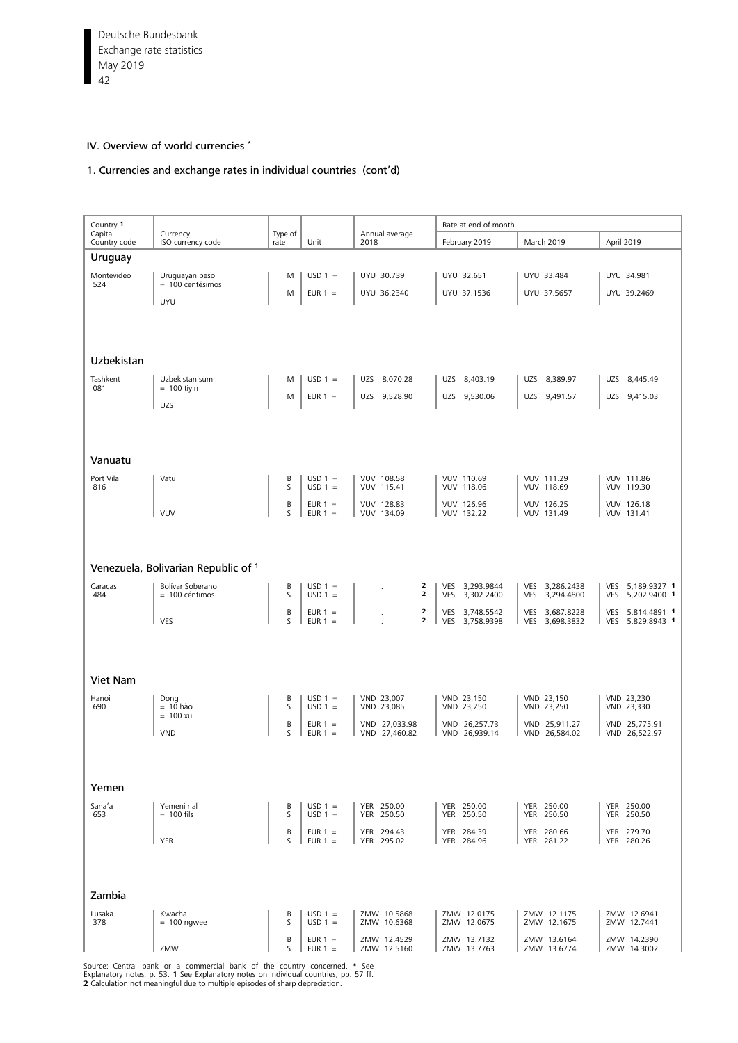## IV. Overview of world currencies *

### 1. Currencies and exchange rates in individual countries (cont'd)

| Country [1] Capital Country code | Currency ISO currency code | Type of rate | Unit | Annual average 2018 | Rate at end of month February 2019 | March 2019 | April 2019 |
|---|---|---|---|---|---|---|---|
| **Uruguay** | | | | | | | |
| Montevideo 524 | Uruguayan peso = 100 centésimos UYU | M | USD 1 = | UYU 30.739 | UYU 32.651 | UYU 33.484 | UYU 34.981 |
| | | M | EUR 1 = | UYU 36.2340 | UYU 37.1536 | UYU 37.5657 | UYU 39.2469 |
| **Uzbekistan** | | | | | | | |
| Tashkent 081 | Uzbekistan sum = 100 tiyin UZS | M | USD 1 = | UZS 8,070.28 | UZS 8,403.19 | UZS 8,389.97 | UZS 8,445.49 |
| | | M | EUR 1 = | UZS 9,528.90 | UZS 9,530.06 | UZS 9,491.57 | UZS 9,415.03 |
| **Vanuatu** | | | | | | | |
| Port Vila 816 | Vatu VUV | B | USD 1 = | VUV 108.58 | VUV 110.69 | VUV 111.29 | VUV 111.86 |
| | | S | USD 1 = | VUV 115.41 | VUV 118.06 | VUV 118.69 | VUV 119.30 |
| | | B | EUR 1 = | VUV 128.83 | VUV 126.96 | VUV 126.25 | VUV 126.18 |
| | | S | EUR 1 = | VUV 134.09 | VUV 132.22 | VUV 131.49 | VUV 131.41 |
| **Venezuela, Bolivarian Republic of [1]** | | | | | | | |
| Caracas 484 | Bolívar Soberano = 100 céntimos VES | B | USD 1 = | . [2] | VES 3,293.9844 | VES 3,286.2438 | VES 5,189.9327 [1] |
| | | S | USD 1 = | . [2] | VES 3,302.2400 | VES 3,294.4800 | VES 5,202.9400 [1] |
| | | B | EUR 1 = | . [2] | VES 3,748.5542 | VES 3,687.8228 | VES 5,814.4891 [1] |
| | | S | EUR 1 = | . [2] | VES 3,758.9398 | VES 3,698.3832 | VES 5,829.8943 [1] |
| **Viet Nam** | | | | | | | |
| Hanoi 690 | Dong = 10 hào = 100 xu VND | B | USD 1 = | VND 23,007 | VND 23,150 | VND 23,150 | VND 23,230 |
| | | S | USD 1 = | VND 23,085 | VND 23,250 | VND 23,250 | VND 23,330 |
| | | B | EUR 1 = | VND 27,033.98 | VND 26,257.73 | VND 25,911.27 | VND 25,775.91 |
| | | S | EUR 1 = | VND 27,460.82 | VND 26,939.14 | VND 26,584.02 | VND 26,522.97 |
| **Yemen** | | | | | | | |
| Sana'a 653 | Yemeni rial = 100 fils YER | B | USD 1 = | YER 250.00 | YER 250.00 | YER 250.00 | YER 250.00 |
| | | S | USD 1 = | YER 250.50 | YER 250.50 | YER 250.50 | YER 250.50 |
| | | B | EUR 1 = | YER 294.43 | YER 284.39 | YER 280.66 | YER 279.70 |
| | | S | EUR 1 = | YER 295.02 | YER 284.96 | YER 281.22 | YER 280.26 |
| **Zambia** | | | | | | | |
| Lusaka 378 | Kwacha = 100 ngwee ZMW | B | USD 1 = | ZMW 10.5868 | ZMW 12.0175 | ZMW 12.1175 | ZMW 12.6941 |
| | | S | USD 1 = | ZMW 10.6368 | ZMW 12.0675 | ZMW 12.1675 | ZMW 12.7441 |
| | | B | EUR 1 = | ZMW 12.4529 | ZMW 13.7132 | ZMW 13.6164 | ZMW 14.2390 |
| | | S | EUR 1 = | ZMW 12.5160 | ZMW 13.7763 | ZMW 13.6774 | ZMW 14.3002 |

Source: Central bank or a commercial bank of the country concerned. * See Explanatory notes, p. 53. 1 See Explanatory notes on individual countries, pp. 57 ff. 2 Calculation not meaningful due to multiple episodes of sharp depreciation.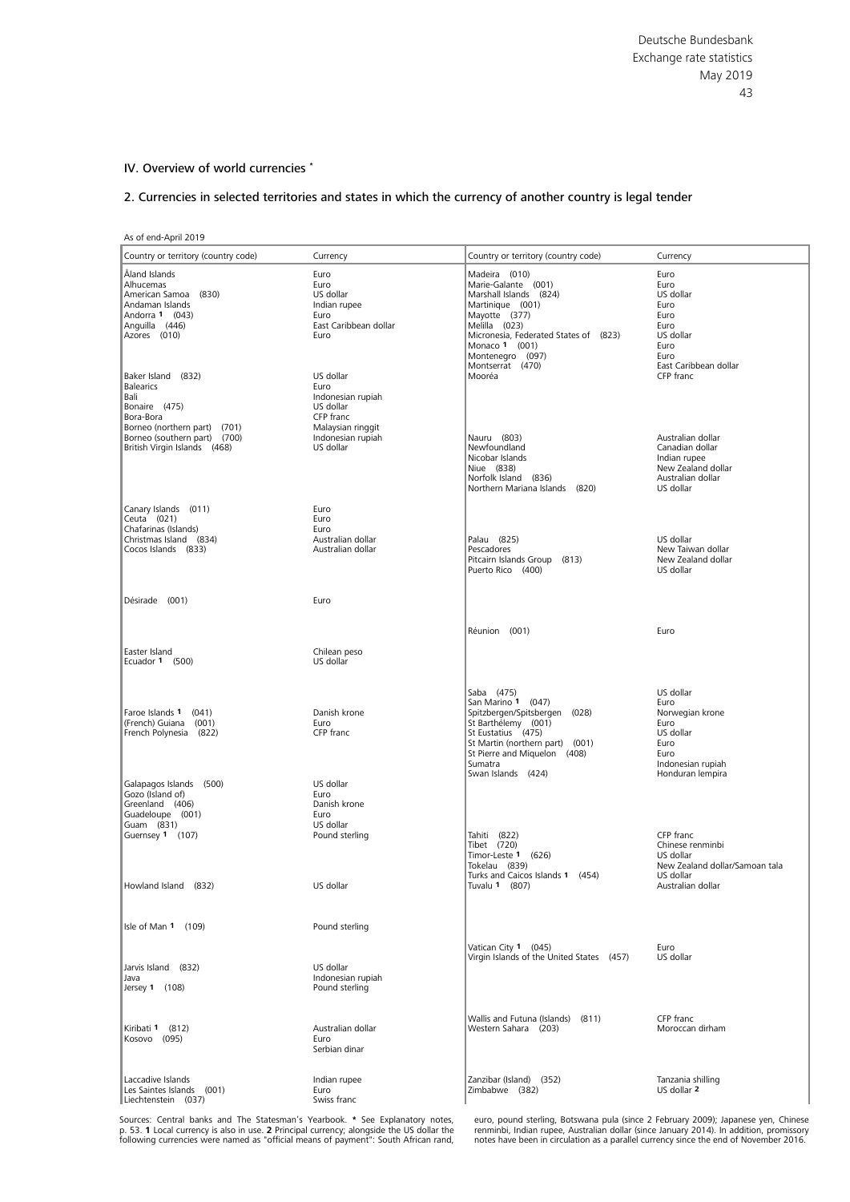## IV. Overview of world currencies *

### 2. Currencies in selected territories and states in which the currency of another country is legal tender

As of end-April 2019

| Country or territory (country code) | Currency | Country or territory (country code) | Currency |
|---|---|---|---|
| Åland Islands | Euro | Madeira (010) | Euro |
| Alhucemas | Euro | Marie-Galante (001) | Euro |
| American Samoa (830) | US dollar | Marshall Islands (824) | US dollar |
| Andaman Islands | Indian rupee | Martinique (001) | Euro |
| Andorra 1 (043) | Euro | Mayotte (377) | Euro |
| Anguilla (446) | East Caribbean dollar | Melilla (023) | Euro |
| Azores (010) | Euro | Micronesia, Federated States of (823) | US dollar |
| | | Monaco 1 (001) | Euro |
| | | Montenegro (097) | Euro |
| | | Montserrat (470) | East Caribbean dollar |
| Baker Island (832) | US dollar | Mooréa | CFP franc |
| Balearics | Euro | | |
| Bali | Indonesian rupiah | | |
| Bonaire (475) | US dollar | | |
| Bora-Bora | CFP franc | | |
| Borneo (northern part) (701) | Malaysian ringgit | | |
| Borneo (southern part) (700) | Indonesian rupiah | Nauru (803) | Australian dollar |
| British Virgin Islands (468) | US dollar | Newfoundland | Canadian dollar |
| | | Nicobar Islands | Indian rupee |
| | | Niue (838) | New Zealand dollar |
| | | Norfolk Island (836) | Australian dollar |
| | | Northern Mariana Islands (820) | US dollar |
| Canary Islands (011) | Euro | | |
| Ceuta (021) | Euro | | |
| Chafarinas (Islands) | Euro | | |
| Christmas Island (834) | Australian dollar | Palau (825) | US dollar |
| Cocos Islands (833) | Australian dollar | Pescadores | New Taiwan dollar |
| | | Pitcairn Islands Group (813) | New Zealand dollar |
| | | Puerto Rico (400) | US dollar |
| Désirade (001) | Euro | | |
| | | Réunion (001) | Euro |
| Easter Island | Chilean peso | | |
| Ecuador 1 (500) | US dollar | | |
| | | Saba (475) | US dollar |
| | | San Marino 1 (047) | Euro |
| Faroe Islands 1 (041) | Danish krone | Spitzbergen/Spitsbergen (028) | Norwegian krone |
| (French) Guiana (001) | Euro | St Barthélemy (001) | Euro |
| French Polynesia (822) | CFP franc | St Eustatius (475) | US dollar |
| | | St Martin (northern part) (001) | Euro |
| | | St Pierre and Miquelon (408) | Euro |
| | | Sumatra | Indonesian rupiah |
| | | Swan Islands (424) | Honduran lempira |
| Galapagos Islands (500) | US dollar | | |
| Gozo (Island of) | Euro | | |
| Greenland (406) | Danish krone | | |
| Guadeloupe (001) | Euro | | |
| Guam (831) | US dollar | | |
| Guernsey 1 (107) | Pound sterling | Tahiti (822) | CFP franc |
| | | Tibet (720) | Chinese renminbi |
| | | Timor-Leste 1 (626) | US dollar |
| | | Tokelau (839) | New Zealand dollar/Samoan tala |
| | | Turks and Caicos Islands 1 (454) | US dollar |
| Howland Island (832) | US dollar | Tuvalu 1 (807) | Australian dollar |
| Isle of Man 1 (109) | Pound sterling | | |
| | | Vatican City 1 (045) | Euro |
| | | Virgin Islands of the United States (457) | US dollar |
| Jarvis Island (832) | US dollar | | |
| Java | Indonesian rupiah | | |
| Jersey 1 (108) | Pound sterling | | |
| | | Wallis and Futuna (Islands) (811) | CFP franc |
| Kiribati 1 (812) | Australian dollar | Western Sahara (203) | Moroccan dirham |
| Kosovo (095) | Euro | | |
| | Serbian dinar | | |
| Laccadive Islands | Indian rupee | Zanzibar (Island) (352) | Tanzania shilling |
| Les Saintes Islands (001) | Euro | Zimbabwe (382) | US dollar 2 |
| Liechtenstein (037) | Swiss franc | | |

Sources: Central banks and The Statesman's Yearbook. * See Explanatory notes, p. 53. **1** Local currency is also in use. **2** Principal currency; alongside the US dollar the following currencies were named as "official means of payment": South African rand, euro, pound sterling, Botswana pula (since 2 February 2009); Japanese yen, Chinese renminbi, Indian rupee, Australian dollar (since January 2014). In addition, promissory notes have been in circulation as a parallel currency since the end of November 2016.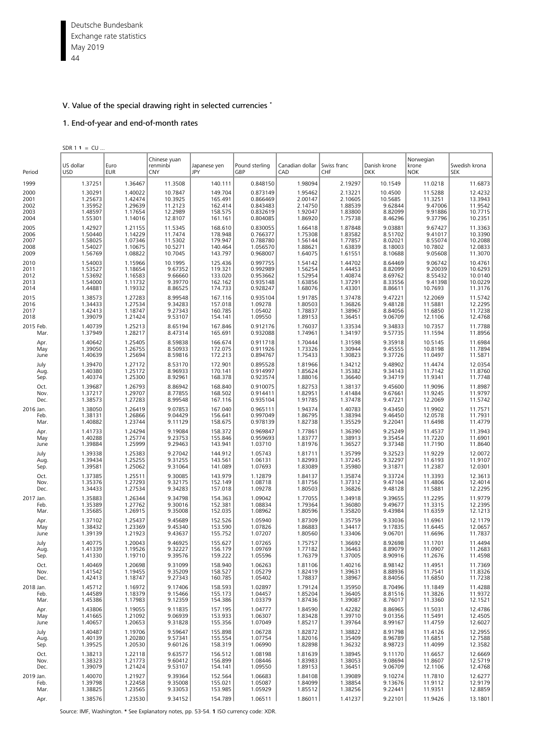## V. Value of the special drawing right in selected currencies *

### 1. End-of-year and end-of-month rates

SDR 1 **1** = CU ...

| Period | US dollar USD | Euro EUR | Chinese yuan renminbi CNY | Japanese yen JPY | Pound sterling GBP | Canadian dollar CAD | Swiss franc CHF | Danish krone DKK | Norwegian krone NOK | Swedish krona SEK |
|---|---|---|---|---|---|---|---|---|---|---|
| 1999 | 1.37251 | 1.36467 | 11.3508 | 140.111 | 0.848150 | 1.98094 | 2.19297 | 10.1549 | 11.0218 | 11.6873 |
| 2000 | 1.30291 | 1.40022 | 10.7847 | 149.704 | 0.873149 | 1.95462 | 2.13221 | 10.4500 | 11.5288 | 12.4232 |
| 2001 | 1.25673 | 1.42474 | 10.3925 | 165.491 | 0.866469 | 2.00147 | 2.10605 | 10.5685 | 11.3251 | 13.3943 |
| 2002 | 1.35952 | 1.29639 | 11.2123 | 162.414 | 0.843483 | 2.14750 | 1.88539 | 9.62844 | 9.47006 | 11.9542 |
| 2003 | 1.48597 | 1.17654 | 12.2989 | 158.575 | 0.832619 | 1.92047 | 1.83800 | 8.82099 | 9.91886 | 10.7715 |
| 2004 | 1.55301 | 1.14016 | 12.8107 | 161.161 | 0.804085 | 1.86920 | 1.75738 | 8.46296 | 9.37796 | 10.2351 |
| 2005 | 1.42927 | 1.21155 | 11.5345 | 168.610 | 0.830055 | 1.66418 | 1.87848 | 9.03881 | 9.67427 | 11.3363 |
| 2006 | 1.50440 | 1.14229 | 11.7474 | 178.948 | 0.766377 | 1.75308 | 1.83582 | 8.51702 | 9.41017 | 10.3390 |
| 2007 | 1.58025 | 1.07346 | 11.5302 | 179.947 | 0.788780 | 1.56144 | 1.77857 | 8.02021 | 8.55074 | 10.2088 |
| 2008 | 1.54027 | 1.10675 | 10.5271 | 140.464 | 1.056570 | 1.88621 | 1.63839 | 8.18003 | 10.7802 | 12.0833 |
| 2009 | 1.56769 | 1.08822 | 10.7045 | 143.797 | 0.968007 | 1.64075 | 1.61551 | 8.10688 | 9.05608 | 11.3070 |
| 2010 | 1.54003 | 1.15966 | 10.1995 | 125.436 | 0.997755 | 1.54142 | 1.44702 | 8.64469 | 9.06742 | 10.4761 |
| 2011 | 1.53527 | 1.18654 | 9.67352 | 119.321 | 0.992989 | 1.56254 | 1.44453 | 8.82099 | 9.20039 | 10.6293 |
| 2012 | 1.53692 | 1.16583 | 9.66660 | 133.020 | 0.953662 | 1.52954 | 1.40874 | 8.69762 | 8.55432 | 10.0140 |
| 2013 | 1.54000 | 1.11732 | 9.39770 | 162.162 | 0.935148 | 1.63856 | 1.37291 | 8.33556 | 9.41398 | 10.0229 |
| 2014 | 1.44881 | 1.19332 | 8.86525 | 174.733 | 0.928247 | 1.68076 | 1.43301 | 8.86611 | 10.7693 | 11.3176 |
| 2015 | 1.38573 | 1.27283 | 8.99548 | 167.116 | 0.935104 | 1.91785 | 1.37478 | 9.47221 | 12.2069 | 11.5742 |
| 2016 | 1.34433 | 1.27534 | 9.34283 | 157.018 | 1.09278 | 1.80503 | 1.36826 | 9.48128 | 11.5881 | 12.2295 |
| 2017 | 1.42413 | 1.18747 | 9.27343 | 160.785 | 1.05402 | 1.78837 | 1.38967 | 8.84056 | 11.6850 | 11.7238 |
| 2018 | 1.39079 | 1.21424 | 9.53107 | 154.141 | 1.09550 | 1.89153 | 1.36451 | 9.06709 | 12.1106 | 12.4768 |
| 2015 Feb. | 1.40739 | 1.25213 | 8.65194 | 167.846 | 0.912176 | 1.76037 | 1.33534 | 9.34833 | 10.7357 | 11.7788 |
| Mar. | 1.37949 | 1.28217 | 8.47314 | 165.691 | 0.932088 | 1.74961 | 1.34197 | 9.57735 | 11.1594 | 11.8956 |
| Apr. | 1.40642 | 1.25405 | 8.59838 | 166.674 | 0.911718 | 1.70444 | 1.31598 | 9.35918 | 10.5145 | 11.6984 |
| May | 1.39050 | 1.26755 | 8.50933 | 172.075 | 0.911926 | 1.73326 | 1.30944 | 9.45555 | 10.8198 | 11.7894 |
| June | 1.40639 | 1.25694 | 8.59816 | 172.213 | 0.894767 | 1.75433 | 1.30823 | 9.37726 | 11.0497 | 11.5871 |
| July | 1.39470 | 1.27172 | 8.53170 | 172.901 | 0.895528 | 1.81966 | 1.34212 | 9.48902 | 11.4474 | 12.0354 |
| Aug. | 1.40380 | 1.25172 | 8.96933 | 170.141 | 0.914997 | 1.85624 | 1.35382 | 9.34143 | 11.7142 | 11.8760 |
| Sep. | 1.40374 | 1.25300 | 8.92961 | 168.378 | 0.923574 | 1.88016 | 1.36640 | 9.34719 | 11.9341 | 11.7748 |
| Oct. | 1.39687 | 1.26793 | 8.86942 | 168.840 | 0.910075 | 1.82753 | 1.38137 | 9.45600 | 11.9096 | 11.8987 |
| Nov. | 1.37217 | 1.29707 | 8.77855 | 168.502 | 0.914411 | 1.82951 | 1.41484 | 9.67661 | 11.9245 | 11.9797 |
| Dec. | 1.38573 | 1.27283 | 8.99548 | 167.116 | 0.935104 | 1.91785 | 1.37478 | 9.47221 | 12.2069 | 11.5742 |
| 2016 Jan. | 1.38050 | 1.26419 | 9.07853 | 167.040 | 0.965111 | 1.94374 | 1.40783 | 9.43450 | 11.9902 | 11.7571 |
| Feb. | 1.38131 | 1.26866 | 9.04429 | 156.641 | 0.997049 | 1.86795 | 1.38394 | 9.46450 | 12.0578 | 11.7931 |
| Mar. | 1.40882 | 1.23744 | 9.11129 | 158.675 | 0.978139 | 1.82738 | 1.35529 | 9.22041 | 11.6498 | 11.4779 |
| Apr. | 1.41733 | 1.24294 | 9.19084 | 158.372 | 0.969847 | 1.77861 | 1.36390 | 9.25249 | 11.4537 | 11.3943 |
| May | 1.40288 | 1.25774 | 9.23753 | 155.846 | 0.959693 | 1.83777 | 1.38913 | 9.35454 | 11.7220 | 11.6901 |
| June | 1.39884 | 1.25999 | 9.29463 | 143.941 | 1.03710 | 1.81976 | 1.36527 | 9.37348 | 11.7190 | 11.8640 |
| July | 1.39338 | 1.25383 | 9.27042 | 144.912 | 1.05743 | 1.81711 | 1.35799 | 9.32523 | 11.9229 | 12.0072 |
| Aug. | 1.39434 | 1.25255 | 9.31255 | 143.561 | 1.06131 | 1.82993 | 1.37245 | 9.32297 | 11.6193 | 11.9107 |
| Sep. | 1.39581 | 1.25062 | 9.31064 | 141.089 | 1.07693 | 1.83089 | 1.35980 | 9.31871 | 11.2387 | 12.0301 |
| Oct. | 1.37385 | 1.25511 | 9.30085 | 143.979 | 1.12879 | 1.84137 | 1.35874 | 9.33724 | 11.3393 | 12.3613 |
| Nov. | 1.35376 | 1.27293 | 9.32175 | 152.149 | 1.08718 | 1.81756 | 1.37312 | 9.47104 | 11.4806 | 12.4014 |
| Dec. | 1.34433 | 1.27534 | 9.34283 | 157.018 | 1.09278 | 1.80503 | 1.36826 | 9.48128 | 11.5881 | 12.2295 |
| 2017 Jan. | 1.35883 | 1.26344 | 9.34798 | 154.363 | 1.09042 | 1.77055 | 1.34918 | 9.39655 | 11.2295 | 11.9779 |
| Feb. | 1.35389 | 1.27762 | 9.30016 | 152.381 | 1.08834 | 1.79364 | 1.36080 | 9.49677 | 11.3315 | 12.2395 |
| Mar. | 1.35685 | 1.26915 | 9.35008 | 152.035 | 1.08962 | 1.80596 | 1.35820 | 9.43984 | 11.6359 | 12.1213 |
| Apr. | 1.37102 | 1.25437 | 9.45689 | 152.526 | 1.05940 | 1.87309 | 1.35759 | 9.33036 | 11.6961 | 12.1179 |
| May | 1.38432 | 1.23369 | 9.45340 | 153.590 | 1.07826 | 1.86883 | 1.34417 | 9.17835 | 11.6445 | 12.0657 |
| June | 1.39139 | 1.21923 | 9.43637 | 155.752 | 1.07207 | 1.80560 | 1.33406 | 9.06701 | 11.6696 | 11.7837 |
| July | 1.40775 | 1.20043 | 9.46925 | 155.627 | 1.07265 | 1.75757 | 1.36692 | 8.92698 | 11.1701 | 11.4494 |
| Aug. | 1.41339 | 1.19526 | 9.32227 | 156.179 | 1.09769 | 1.77182 | 1.36463 | 8.89079 | 11.0907 | 11.2683 |
| Sep. | 1.41330 | 1.19710 | 9.39576 | 159.222 | 1.05596 | 1.76379 | 1.37005 | 8.90916 | 11.2676 | 11.4598 |
| Oct. | 1.40469 | 1.20698 | 9.31099 | 158.940 | 1.06263 | 1.81106 | 1.40216 | 8.98142 | 11.4951 | 11.7369 |
| Nov. | 1.41542 | 1.19455 | 9.35209 | 158.527 | 1.05279 | 1.82419 | 1.39631 | 8.88936 | 11.7541 | 11.8326 |
| Dec. | 1.42413 | 1.18747 | 9.27343 | 160.785 | 1.05402 | 1.78837 | 1.38967 | 8.84056 | 11.6850 | 11.7238 |
| 2018 Jan. | 1.45712 | 1.16972 | 9.17406 | 158.593 | 1.02897 | 1.79124 | 1.35950 | 8.70496 | 11.1849 | 11.4288 |
| Feb. | 1.44589 | 1.18379 | 9.15466 | 155.173 | 1.04457 | 1.85204 | 1.36405 | 8.81516 | 11.3826 | 11.9372 |
| Mar. | 1.45386 | 1.17983 | 9.12359 | 154.386 | 1.03379 | 1.87436 | 1.39087 | 8.76017 | 11.3360 | 12.1521 |
| Apr. | 1.43806 | 1.19055 | 9.11835 | 157.195 | 1.04777 | 1.84590 | 1.42282 | 8.86965 | 11.5031 | 12.4786 |
| May | 1.41665 | 1.21092 | 9.06939 | 153.933 | 1.06307 | 1.83428 | 1.39710 | 9.01356 | 11.5491 | 12.4505 |
| June | 1.40657 | 1.20653 | 9.31828 | 155.356 | 1.07049 | 1.85217 | 1.39764 | 8.99167 | 11.4759 | 12.6027 |
| July | 1.40487 | 1.19706 | 9.59647 | 155.898 | 1.06728 | 1.82872 | 1.38822 | 8.91798 | 11.4126 | 12.2955 |
| Aug. | 1.40139 | 1.20280 | 9.57341 | 155.554 | 1.07754 | 1.82016 | 1.35409 | 8.96789 | 11.6851 | 12.7588 |
| Sep. | 1.39525 | 1.20530 | 9.60126 | 158.319 | 1.06990 | 1.82898 | 1.36232 | 8.98723 | 11.4099 | 12.3582 |
| Oct. | 1.38213 | 1.22118 | 9.63577 | 156.512 | 1.08198 | 1.81639 | 1.38945 | 9.11170 | 11.6657 | 12.6669 |
| Nov. | 1.38323 | 1.21773 | 9.60412 | 156.899 | 1.08446 | 1.83983 | 1.38053 | 9.08694 | 11.8607 | 12.5719 |
| Dec. | 1.39079 | 1.21424 | 9.53107 | 154.141 | 1.09550 | 1.89153 | 1.36451 | 9.06709 | 12.1106 | 12.4768 |
| 2019 Jan. | 1.40070 | 1.21927 | 9.39364 | 152.564 | 1.06683 | 1.84108 | 1.39089 | 9.10274 | 11.7810 | 12.6277 |
| Feb. | 1.39798 | 1.22458 | 9.35008 | 155.021 | 1.05087 | 1.84099 | 1.38854 | 9.13676 | 11.9112 | 12.9179 |
| Mar. | 1.38825 | 1.23565 | 9.33053 | 153.985 | 1.05929 | 1.85512 | 1.38256 | 9.22441 | 11.9351 | 12.8859 |
| Apr. | 1.38576 | 1.23530 | 9.34152 | 154.789 | 1.06511 | 1.86011 | 1.41237 | 9.22101 | 11.9426 | 13.1801 |

Source: IMF, Washington. * See Explanatory notes, pp. 53-54. **1** ISO currency code: XDR.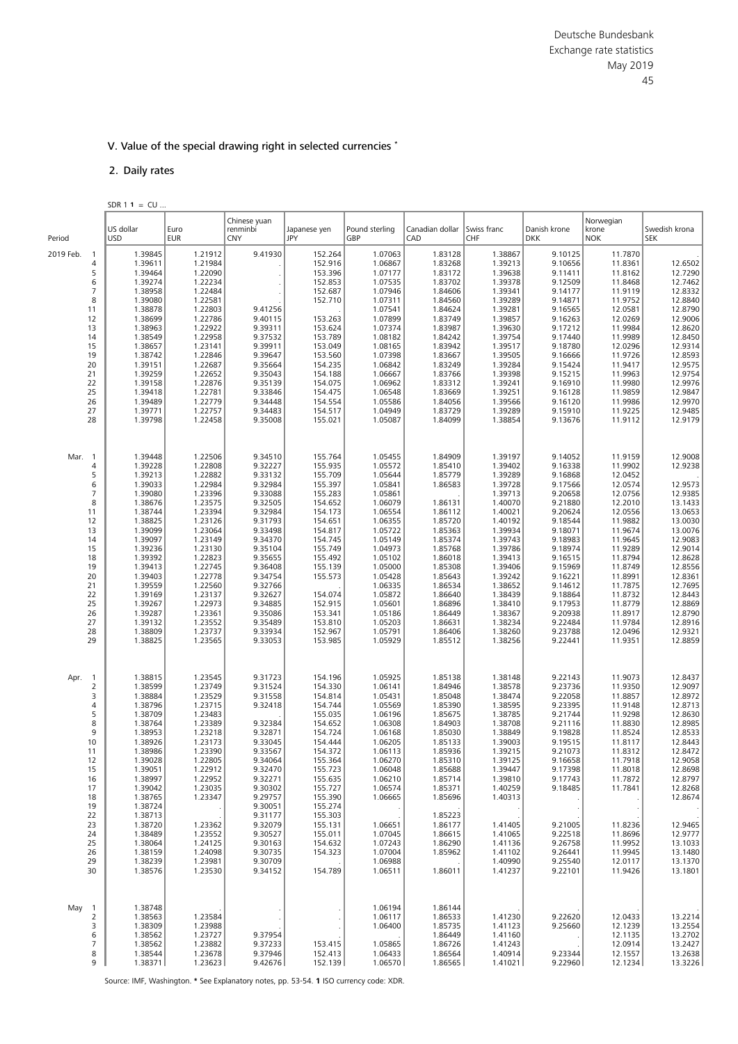## V. Value of the special drawing right in selected currencies *

### 2. Daily rates

SDR 1 **1** = CU ...

| Period | | US dollar USD | Euro EUR | Chinese yuan renminbi CNY | Japanese yen JPY | Pound sterling GBP | Canadian dollar CAD | Swiss franc CHF | Danish krone DKK | Norwegian krone NOK | Swedish krona SEK |
|---|---|---|---|---|---|---|---|---|---|---|---|
| 2019 Feb. | 1 | 1.39845 | 1.21912 | 9.41930 | 152.264 | 1.07063 | 1.83128 | 1.38867 | 9.10125 | 11.7870 | . |
| | 4 | 1.39611 | 1.21984 | . | 152.916 | 1.06867 | 1.83268 | 1.39213 | 9.10656 | 11.8361 | 12.6502 |
| | 5 | 1.39464 | 1.22090 | . | 153.396 | 1.07177 | 1.83172 | 1.39638 | 9.11411 | 11.8162 | 12.7290 |
| | 6 | 1.39274 | 1.22234 | . | 152.853 | 1.07535 | 1.83702 | 1.39378 | 9.12509 | 11.8468 | 12.7462 |
| | 7 | 1.38958 | 1.22484 | . | 152.687 | 1.07946 | 1.84606 | 1.39341 | 9.14177 | 11.9119 | 12.8332 |
| | 8 | 1.39080 | 1.22581 | . | 152.710 | 1.07311 | 1.84560 | 1.39289 | 9.14871 | 11.9752 | 12.8840 |
| | 11 | 1.38878 | 1.22803 | 9.41256 | . | 1.07541 | 1.84624 | 1.39281 | 9.16565 | 12.0581 | 12.8790 |
| | 12 | 1.38699 | 1.22786 | 9.40115 | 153.263 | 1.07899 | 1.83749 | 1.39857 | 9.16263 | 12.0269 | 12.9006 |
| | 13 | 1.38963 | 1.22922 | 9.39311 | 153.624 | 1.07374 | 1.83987 | 1.39630 | 9.17212 | 11.9984 | 12.8620 |
| | 14 | 1.38549 | 1.22958 | 9.37532 | 153.789 | 1.08182 | 1.84242 | 1.39754 | 9.17440 | 11.9989 | 12.8450 |
| | 15 | 1.38657 | 1.23141 | 9.39911 | 153.049 | 1.08165 | 1.83942 | 1.39517 | 9.18780 | 12.0296 | 12.9314 |
| | 19 | 1.38742 | 1.22846 | 9.39647 | 153.560 | 1.07398 | 1.83667 | 1.39505 | 9.16666 | 11.9726 | 12.8593 |
| | 20 | 1.39151 | 1.22687 | 9.35664 | 154.235 | 1.06842 | 1.83249 | 1.39284 | 9.15424 | 11.9417 | 12.9575 |
| | 21 | 1.39259 | 1.22652 | 9.35043 | 154.188 | 1.06667 | 1.83766 | 1.39398 | 9.15215 | 11.9963 | 12.9754 |
| | 22 | 1.39158 | 1.22876 | 9.35139 | 154.075 | 1.06962 | 1.83312 | 1.39241 | 9.16910 | 11.9980 | 12.9976 |
| | 25 | 1.39418 | 1.22781 | 9.33846 | 154.475 | 1.06548 | 1.83669 | 1.39251 | 9.16128 | 11.9859 | 12.9847 |
| | 26 | 1.39489 | 1.22779 | 9.34448 | 154.554 | 1.05586 | 1.84056 | 1.39566 | 9.16120 | 11.9986 | 12.9970 |
| | 27 | 1.39771 | 1.22757 | 9.34483 | 154.517 | 1.04949 | 1.83729 | 1.39289 | 9.15910 | 11.9225 | 12.9485 |
| | 28 | 1.39798 | 1.22458 | 9.35008 | 155.021 | 1.05087 | 1.84099 | 1.38854 | 9.13676 | 11.9112 | 12.9179 |
| Mar. | 1 | 1.39448 | 1.22506 | 9.34510 | 155.764 | 1.05455 | 1.84909 | 1.39197 | 9.14052 | 11.9159 | 12.9008 |
| | 4 | 1.39228 | 1.22808 | 9.32227 | 155.935 | 1.05572 | 1.85410 | 1.39402 | 9.16338 | 11.9902 | 12.9238 |
| | 5 | 1.39213 | 1.22882 | 9.33132 | 155.709 | 1.05644 | 1.85779 | 1.39289 | 9.16868 | 12.0452 | . |
| | 6 | 1.39033 | 1.22984 | 9.32984 | 155.397 | 1.05841 | 1.86583 | 1.39728 | 9.17566 | 12.0574 | 12.9573 |
| | 7 | 1.39080 | 1.23396 | 9.33088 | 155.283 | 1.05861 | . | 1.39713 | 9.20658 | 12.0756 | 12.9385 |
| | 8 | 1.38676 | 1.23575 | 9.32505 | 154.652 | 1.06079 | 1.86131 | 1.40070 | 9.21880 | 12.2010 | 13.1433 |
| | 11 | 1.38744 | 1.23394 | 9.32984 | 154.173 | 1.06554 | 1.86112 | 1.40021 | 9.20624 | 12.0556 | 13.0653 |
| | 12 | 1.38825 | 1.23126 | 9.31793 | 154.651 | 1.06355 | 1.85720 | 1.40192 | 9.18544 | 11.9882 | 13.0030 |
| | 13 | 1.39099 | 1.23064 | 9.33498 | 154.817 | 1.05722 | 1.85363 | 1.39934 | 9.18071 | 11.9674 | 13.0076 |
| | 14 | 1.39097 | 1.23149 | 9.34370 | 154.745 | 1.05149 | 1.85374 | 1.39743 | 9.18983 | 11.9645 | 12.9083 |
| | 15 | 1.39236 | 1.23130 | 9.35104 | 155.749 | 1.04973 | 1.85768 | 1.39786 | 9.18974 | 11.9289 | 12.9014 |
| | 18 | 1.39392 | 1.22823 | 9.35655 | 155.492 | 1.05102 | 1.86018 | 1.39413 | 9.16515 | 11.8794 | 12.8628 |
| | 19 | 1.39413 | 1.22745 | 9.36408 | 155.139 | 1.05000 | 1.85308 | 1.39406 | 9.15969 | 11.8749 | 12.8556 |
| | 20 | 1.39403 | 1.22778 | 9.34754 | 155.573 | 1.05428 | 1.85643 | 1.39242 | 9.16221 | 11.8991 | 12.8361 |
| | 21 | 1.39559 | 1.22560 | 9.32766 | . | 1.06335 | 1.86534 | 1.38652 | 9.14612 | 11.7875 | 12.7695 |
| | 22 | 1.39169 | 1.23137 | 9.32627 | 154.074 | 1.05872 | 1.86640 | 1.38439 | 9.18864 | 11.8732 | 12.8443 |
| | 25 | 1.39267 | 1.22973 | 9.34885 | 152.915 | 1.05601 | 1.86896 | 1.38410 | 9.17953 | 11.8779 | 12.8869 |
| | 26 | 1.39287 | 1.23361 | 9.35086 | 153.341 | 1.05186 | 1.86449 | 1.38367 | 9.20938 | 11.8917 | 12.8790 |
| | 27 | 1.39132 | 1.23552 | 9.35489 | 153.810 | 1.05203 | 1.86631 | 1.38234 | 9.22484 | 11.9784 | 12.8916 |
| | 28 | 1.38809 | 1.23737 | 9.33934 | 152.967 | 1.05791 | 1.86406 | 1.38260 | 9.23788 | 12.0496 | 12.9321 |
| | 29 | 1.38825 | 1.23565 | 9.33053 | 153.985 | 1.05929 | 1.85512 | 1.38256 | 9.22441 | 11.9351 | 12.8859 |
| Apr. | 1 | 1.38815 | 1.23545 | 9.31723 | 154.196 | 1.05925 | 1.85138 | 1.38148 | 9.22143 | 11.9073 | 12.8437 |
| | 2 | 1.38599 | 1.23749 | 9.31524 | 154.330 | 1.06141 | 1.84946 | 1.38578 | 9.23736 | 11.9350 | 12.9097 |
| | 3 | 1.38884 | 1.23529 | 9.31558 | 154.814 | 1.05431 | 1.85048 | 1.38474 | 9.22058 | 11.8857 | 12.8972 |
| | 4 | 1.38796 | 1.23715 | 9.32418 | 154.744 | 1.05569 | 1.85390 | 1.38595 | 9.23395 | 11.9148 | 12.8713 |
| | 5 | 1.38709 | 1.23483 | . | 155.035 | 1.06196 | 1.85675 | 1.38785 | 9.21744 | 11.9298 | 12.8630 |
| | 8 | 1.38764 | 1.23389 | 9.32384 | 154.652 | 1.06308 | 1.84903 | 1.38708 | 9.21116 | 11.8830 | 12.8985 |
| | 9 | 1.38953 | 1.23218 | 9.32871 | 154.724 | 1.06168 | 1.85030 | 1.38849 | 9.19828 | 11.8524 | 12.8533 |
| | 10 | 1.38926 | 1.23173 | 9.33045 | 154.444 | 1.06205 | 1.85133 | 1.39003 | 9.19515 | 11.8117 | 12.8443 |
| | 11 | 1.38986 | 1.23390 | 9.33567 | 154.372 | 1.06113 | 1.85936 | 1.39215 | 9.21073 | 11.8312 | 12.8472 |
| | 12 | 1.39028 | 1.22805 | 9.34064 | 155.364 | 1.06270 | 1.85310 | 1.39125 | 9.16658 | 11.7918 | 12.9058 |
| | 15 | 1.39051 | 1.22912 | 9.32470 | 155.723 | 1.06048 | 1.85688 | 1.39447 | 9.17398 | 11.8018 | 12.8698 |
| | 16 | 1.38997 | 1.22952 | 9.32271 | 155.635 | 1.06210 | 1.85714 | 1.39810 | 9.17743 | 11.7872 | 12.8797 |
| | 17 | 1.39042 | 1.23035 | 9.30302 | 155.727 | 1.06574 | 1.85371 | 1.40259 | 9.18485 | 11.7841 | 12.8268 |
| | 18 | 1.38765 | 1.23347 | 9.29757 | 155.390 | 1.06665 | 1.85696 | 1.40313 | . | . | 12.8674 |
| | 19 | 1.38724 | . | 9.30051 | 155.274 | . | . | . | . | . | . |
| | 22 | 1.38713 | . | 9.31177 | 155.303 | . | 1.85223 | . | . | . | . |
| | 23 | 1.38720 | 1.23362 | 9.32079 | 155.131 | 1.06651 | 1.86177 | 1.41405 | 9.21005 | 11.8236 | 12.9465 |
| | 24 | 1.38489 | 1.23552 | 9.30527 | 155.011 | 1.07045 | 1.86615 | 1.41065 | 9.22518 | 11.8696 | 12.9777 |
| | 25 | 1.38064 | 1.24125 | 9.30163 | 154.632 | 1.07243 | 1.86290 | 1.41136 | 9.26758 | 11.9952 | 13.1033 |
| | 26 | 1.38159 | 1.24098 | 9.30735 | 154.323 | 1.07004 | 1.85962 | 1.41102 | 9.26441 | 11.9945 | 13.1480 |
| | 29 | 1.38239 | 1.23981 | 9.30709 | . | 1.06988 | . | 1.40990 | 9.25540 | 12.0117 | 13.1370 |
| | 30 | 1.38576 | 1.23530 | 9.34152 | 154.789 | 1.06511 | 1.86011 | 1.41237 | 9.22101 | 11.9426 | 13.1801 |
| May | 1 | 1.38748 | . | . | . | 1.06194 | 1.86144 | . | . | . | . |
| | 2 | 1.38563 | 1.23584 | . | . | 1.06117 | 1.86533 | 1.41230 | 9.22620 | 12.0433 | 13.2214 |
| | 3 | 1.38309 | 1.23988 | . | . | 1.06400 | 1.85735 | 1.41123 | 9.25660 | 12.1239 | 13.2554 |
| | 6 | 1.38562 | 1.23727 | 9.37954 | . | . | 1.86449 | 1.41160 | . | 12.1135 | 13.2702 |
| | 7 | 1.38562 | 1.23882 | 9.37233 | 153.415 | 1.05865 | 1.86726 | 1.41243 | . | 12.0914 | 13.2427 |
| | 8 | 1.38544 | 1.23678 | 9.37946 | 152.413 | 1.06433 | 1.86564 | 1.40914 | 9.23344 | 12.1557 | 13.2638 |
| | 9 | 1.38371 | 1.23623 | 9.42676 | 152.139 | 1.06570 | 1.86565 | 1.41021 | 9.22960 | 12.1234 | 13.3226 |

Source: IMF, Washington. * See Explanatory notes, pp. 53-54. **1** ISO currency code: XDR.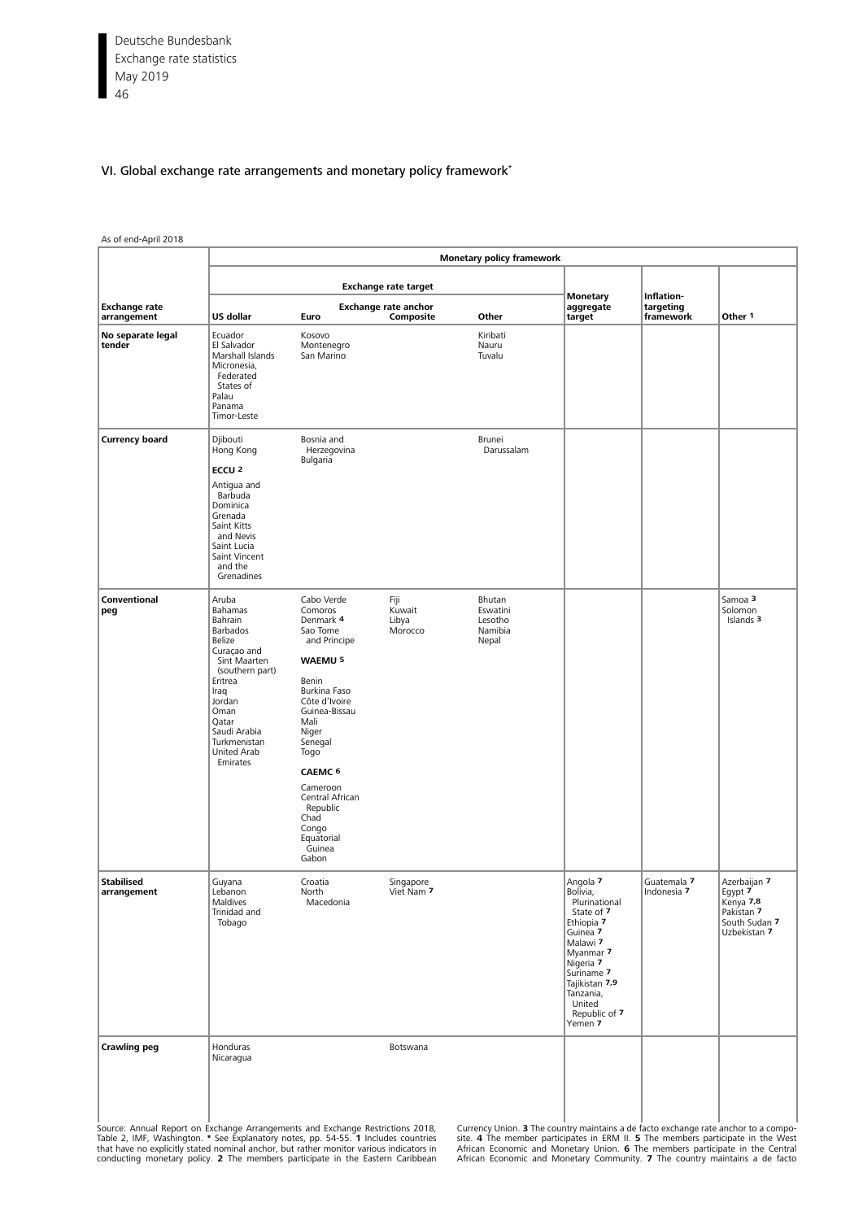## VI. Global exchange rate arrangements and monetary policy framework*

As of end-April 2018

| Exchange rate arrangement | Monetary policy framework | | | | | | |
|---|---|---|---|---|---|---|---|
| | Exchange rate target | | | | Monetary aggregate target | Inflation-targeting framework | Other [1] |
| | Exchange rate anchor | | | | | | |
| | US dollar | Euro | Composite | Other | | | |
| **No separate legal tender** | Ecuador<br>El Salvador<br>Marshall Islands<br>Micronesia, Federated States of<br>Palau<br>Panama<br>Timor-Leste | Kosovo<br>Montenegro<br>San Marino | | Kiribati<br>Nauru<br>Tuvalu | | | |
| **Currency board** | Djibouti<br>Hong Kong<br>**ECCU [2]**<br>Antigua and Barbuda<br>Dominica<br>Grenada<br>Saint Kitts and Nevis<br>Saint Lucia<br>Saint Vincent and the Grenadines | Bosnia and Herzegovina<br>Bulgaria | | Brunei Darussalam | | | |
| **Conventional peg** | Aruba<br>Bahamas<br>Bahrain<br>Barbados<br>Belize<br>Curaçao and Sint Maarten (southern part)<br>Eritrea<br>Iraq<br>Jordan<br>Oman<br>Qatar<br>Saudi Arabia<br>Turkmenistan<br>United Arab Emirates | Cabo Verde<br>Comoros<br>Denmark [4]<br>Sao Tome and Principe<br>**WAEMU [5]**<br>Benin<br>Burkina Faso<br>Côte d'Ivoire<br>Guinea-Bissau<br>Mali<br>Niger<br>Senegal<br>Togo<br>**CAEMC [6]**<br>Cameroon<br>Central African Republic<br>Chad<br>Congo<br>Equatorial Guinea<br>Gabon | Fiji<br>Kuwait<br>Libya<br>Morocco | Bhutan<br>Eswatini<br>Lesotho<br>Namibia<br>Nepal | | | Samoa [3]<br>Solomon Islands [3] |
| **Stabilised arrangement** | Guyana<br>Lebanon<br>Maldives<br>Trinidad and Tobago | Croatia<br>North Macedonia | Singapore<br>Viet Nam [7] | | Angola [7]<br>Bolivia, Plurinational State of [7]<br>Ethiopia [7]<br>Guinea [7]<br>Malawi [7]<br>Myanmar [7]<br>Nigeria [7]<br>Suriname [7]<br>Tajikistan [7,9]<br>Tanzania, United Republic of [7]<br>Yemen [7] | Guatemala [7]<br>Indonesia [7] | Azerbaijan [7]<br>Egypt [7]<br>Kenya [7,8]<br>Pakistan [7]<br>South Sudan [7]<br>Uzbekistan [7] |
| **Crawling peg** | Honduras<br>Nicaragua | | Botswana | | | | |

Source: Annual Report on Exchange Arrangements and Exchange Restrictions 2018, Table 2, IMF, Washington. * See Explanatory notes, pp. 54-55. **1** Includes countries that have no explicitly stated nominal anchor, but rather monitor various indicators in conducting monetary policy. **2** The members participate in the Eastern Caribbean Currency Union. **3** The country maintains a de facto exchange rate anchor to a composite. **4** The member participates in ERM II. **5** The members participate in the West African Economic and Monetary Union. **6** The members participate in the Central African Economic and Monetary Community. **7** The country maintains a de facto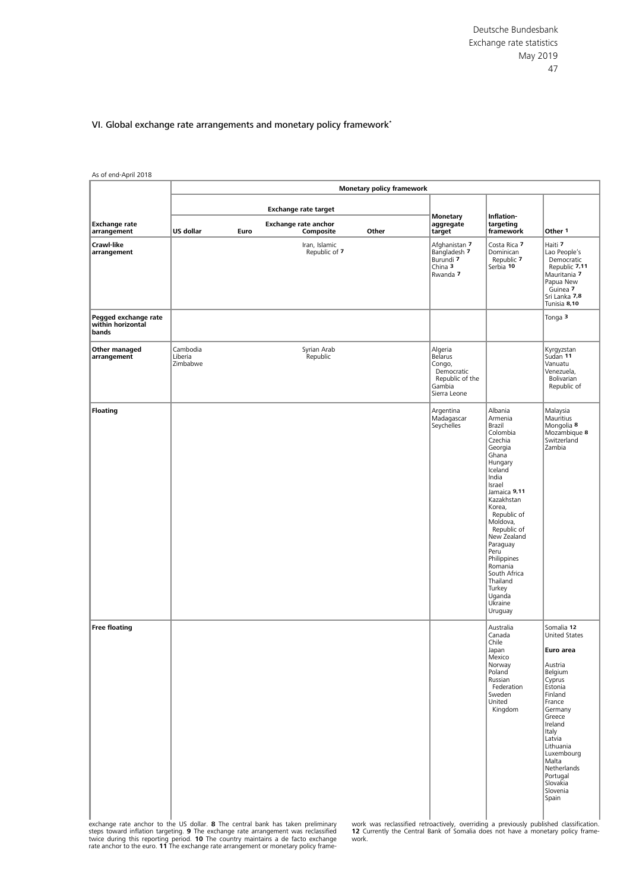## VI. Global exchange rate arrangements and monetary policy framework*

As of end-April 2018

| Exchange rate arrangement | Monetary policy framework | | | | | | |
|---|---|---|---|---|---|---|---|
| | Exchange rate target | | | | Monetary aggregate target | Inflation-targeting framework | Other [1] |
| | Exchange rate anchor | | | | | | |
| | US dollar | Euro | Composite | Other | | | |
| **Crawl-like arrangement** | | | Iran, Islamic Republic of [7] | | Afghanistan [7]<br>Bangladesh [7]<br>Burundi [7]<br>China [3]<br>Rwanda [7] | Costa Rica [7]<br>Dominican Republic [7]<br>Serbia [10] | Haiti [7]<br>Lao People's Democratic Republic [7,11]<br>Mauritania [7]<br>Papua New Guinea [7]<br>Sri Lanka [7,8]<br>Tunisia [8,10] |
| **Pegged exchange rate within horizontal bands** | | | | | | | Tonga [3] |
| **Other managed arrangement** | Cambodia<br>Liberia<br>Zimbabwe | | Syrian Arab Republic | | Algeria<br>Belarus<br>Congo, Democratic Republic of the<br>Gambia<br>Sierra Leone | | Kyrgyzstan<br>Sudan [11]<br>Vanuatu<br>Venezuela, Bolivarian Republic of |
| **Floating** | | | | | Argentina<br>Madagascar<br>Seychelles | Albania<br>Armenia<br>Brazil<br>Colombia<br>Czechia<br>Georgia<br>Ghana<br>Hungary<br>Iceland<br>India<br>Israel<br>Jamaica [9,11]<br>Kazakhstan<br>Korea, Republic of<br>Moldova, Republic of<br>New Zealand<br>Paraguay<br>Peru<br>Philippines<br>Romania<br>South Africa<br>Thailand<br>Turkey<br>Uganda<br>Ukraine<br>Uruguay | Malaysia<br>Mauritius<br>Mongolia [8]<br>Mozambique [8]<br>Switzerland<br>Zambia |
| **Free floating** | | | | | | Australia<br>Canada<br>Chile<br>Japan<br>Mexico<br>Norway<br>Poland<br>Russian Federation<br>Sweden<br>United Kingdom | Somalia [12]<br>United States<br>**Euro area**<br>Austria<br>Belgium<br>Cyprus<br>Estonia<br>Finland<br>France<br>Germany<br>Greece<br>Ireland<br>Italy<br>Latvia<br>Lithuania<br>Luxembourg<br>Malta<br>Netherlands<br>Portugal<br>Slovakia<br>Slovenia<br>Spain |

exchange rate anchor to the US dollar. **8** The central bank has taken preliminary steps toward inflation targeting. **9** The exchange rate arrangement was reclassified twice during this reporting period. **10** The country maintains a de facto exchange rate anchor to the euro. **11** The exchange rate arrangement or monetary policy framework was reclassified retroactively, overriding a previously published classification. **12** Currently the Central Bank of Somalia does not have a monetary policy framework.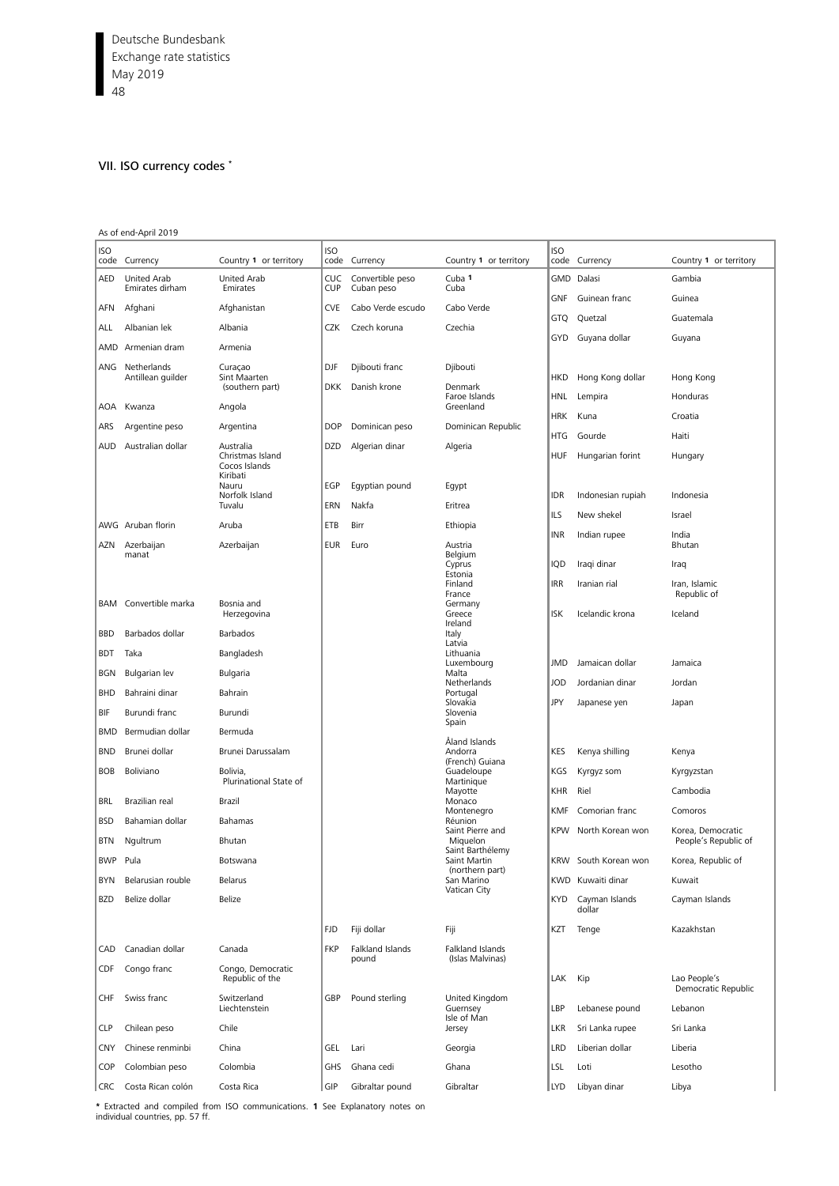## VII. ISO currency codes *

As of end-April 2019

| ISO code | Currency | Country 1 or territory |
|---|---|---|
| AED | United Arab Emirates dirham | United Arab Emirates |
| AFN | Afghani | Afghanistan |
| ALL | Albanian lek | Albania |
| AMD | Armenian dram | Armenia |
| ANG | Netherlands Antillean guilder | Curaçao<br>Sint Maarten (southern part) |
| AOA | Kwanza | Angola |
| ARS | Argentine peso | Argentina |
| AUD | Australian dollar | Australia<br>Christmas Island<br>Cocos Islands<br>Kiribati<br>Nauru<br>Norfolk Island<br>Tuvalu |
| AWG | Aruban florin | Aruba |
| AZN | Azerbaijan manat | Azerbaijan |
| BAM | Convertible marka | Bosnia and Herzegovina |
| BBD | Barbados dollar | Barbados |
| BDT | Taka | Bangladesh |
| BGN | Bulgarian lev | Bulgaria |
| BHD | Bahraini dinar | Bahrain |
| BIF | Burundi franc | Burundi |
| BMD | Bermudian dollar | Bermuda |
| BND | Brunei dollar | Brunei Darussalam |
| BOB | Boliviano | Bolivia, Plurinational State of |
| BRL | Brazilian real | Brazil |
| BSD | Bahamian dollar | Bahamas |
| BTN | Ngultrum | Bhutan |
| BWP | Pula | Botswana |
| BYN | Belarusian rouble | Belarus |
| BZD | Belize dollar | Belize |
| CAD | Canadian dollar | Canada |
| CDF | Congo franc | Congo, Democratic Republic of the |
| CHF | Swiss franc | Switzerland<br>Liechtenstein |
| CLP | Chilean peso | Chile |
| CNY | Chinese renminbi | China |
| COP | Colombian peso | Colombia |
| CRC | Costa Rican colón | Costa Rica |
| CUC | Convertible peso | Cuba 1 |
| CUP | Cuban peso | Cuba |
| CVE | Cabo Verde escudo | Cabo Verde |
| CZK | Czech koruna | Czechia |
| DJF | Djibouti franc | Djibouti |
| DKK | Danish krone | Denmark<br>Faroe Islands<br>Greenland |
| DOP | Dominican peso | Dominican Republic |
| DZD | Algerian dinar | Algeria |
| EGP | Egyptian pound | Egypt |
| ERN | Nakfa | Eritrea |
| ETB | Birr | Ethiopia |
| EUR | Euro | Austria<br>Belgium<br>Cyprus<br>Estonia<br>Finland<br>France<br>Germany<br>Greece<br>Ireland<br>Italy<br>Latvia<br>Lithuania<br>Luxembourg<br>Malta<br>Netherlands<br>Portugal<br>Slovakia<br>Slovenia<br>Spain<br><br>Åland Islands<br>Andorra<br>(French) Guiana<br>Guadeloupe<br>Martinique<br>Mayotte<br>Monaco<br>Montenegro<br>Réunion<br>Saint Pierre and Miquelon<br>Saint Barthélemy<br>Saint Martin (northern part)<br>San Marino<br>Vatican City |
| FJD | Fiji dollar | Fiji |
| FKP | Falkland Islands pound | Falkland Islands (Islas Malvinas) |
| GBP | Pound sterling | United Kingdom<br>Guernsey<br>Isle of Man<br>Jersey |
| GEL | Lari | Georgia |
| GHS | Ghana cedi | Ghana |
| GIP | Gibraltar pound | Gibraltar |
| GMD | Dalasi | Gambia |
| GNF | Guinean franc | Guinea |
| GTQ | Quetzal | Guatemala |
| GYD | Guyana dollar | Guyana |
| HKD | Hong Kong dollar | Hong Kong |
| HNL | Lempira | Honduras |
| HRK | Kuna | Croatia |
| HTG | Gourde | Haiti |
| HUF | Hungarian forint | Hungary |
| IDR | Indonesian rupiah | Indonesia |
| ILS | New shekel | Israel |
| INR | Indian rupee | India<br>Bhutan |
| IQD | Iraqi dinar | Iraq |
| IRR | Iranian rial | Iran, Islamic Republic of |
| ISK | Icelandic krona | Iceland |
| JMD | Jamaican dollar | Jamaica |
| JOD | Jordanian dinar | Jordan |
| JPY | Japanese yen | Japan |
| KES | Kenya shilling | Kenya |
| KGS | Kyrgyz som | Kyrgyzstan |
| KHR | Riel | Cambodia |
| KMF | Comorian franc | Comoros |
| KPW | North Korean won | Korea, Democratic People's Republic of |
| KRW | South Korean won | Korea, Republic of |
| KWD | Kuwaiti dinar | Kuwait |
| KYD | Cayman Islands dollar | Cayman Islands |
| KZT | Tenge | Kazakhstan |
| LAK | Kip | Lao People's Democratic Republic |
| LBP | Lebanese pound | Lebanon |
| LKR | Sri Lanka rupee | Sri Lanka |
| LRD | Liberian dollar | Liberia |
| LSL | Loti | Lesotho |
| LYD | Libyan dinar | Libya |

* Extracted and compiled from ISO communications. **1** See Explanatory notes on individual countries, pp. 57 ff.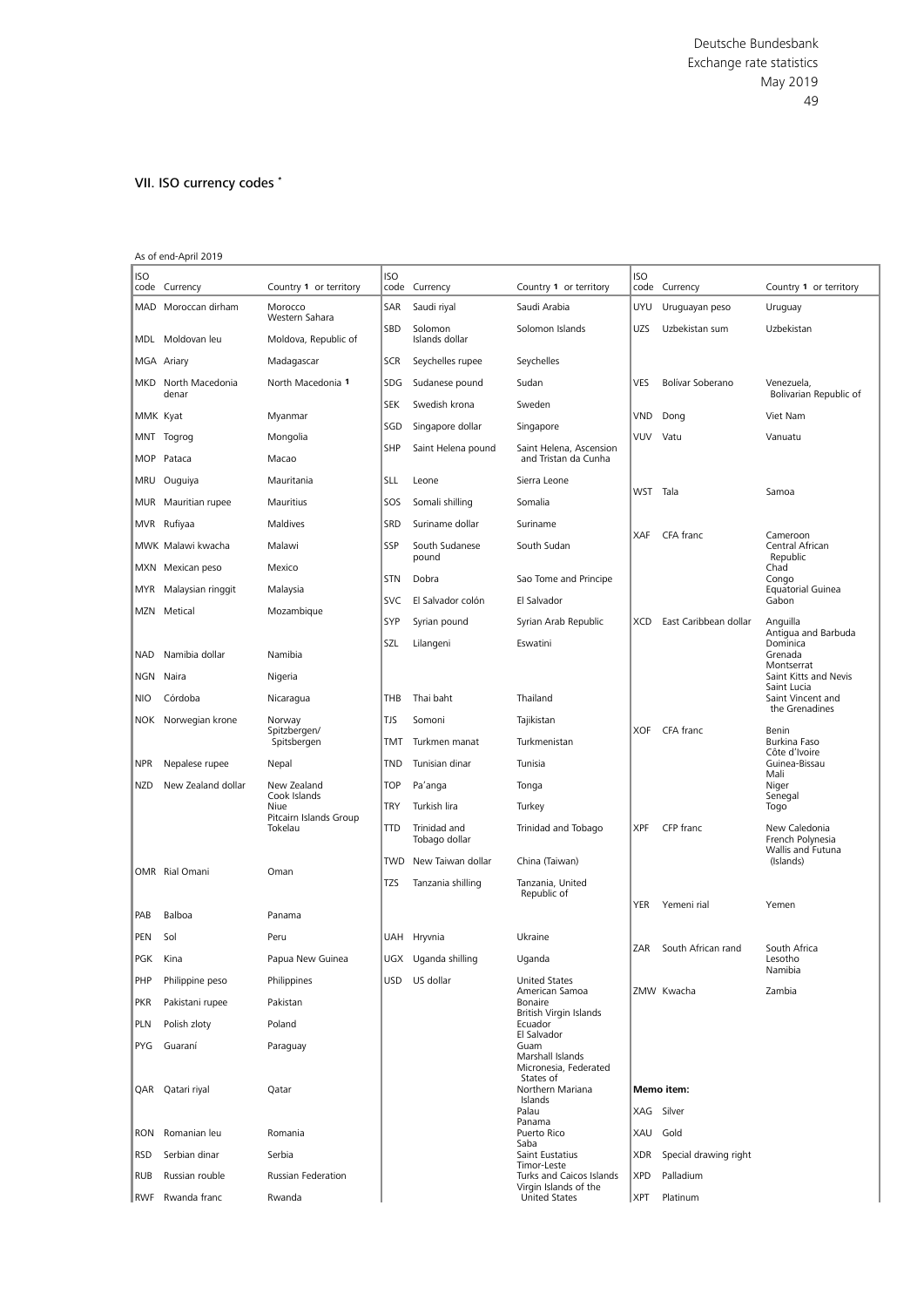## VII. ISO currency codes *

As of end-April 2019

| ISO code | Currency | Country [1] or territory |
|---|---|---|
| MAD | Moroccan dirham | Morocco<br>Western Sahara |
| MDL | Moldovan leu | Moldova, Republic of |
| MGA | Ariary | Madagascar |
| MKD | North Macedonia denar | North Macedonia [1] |
| MMK | Kyat | Myanmar |
| MNT | Togrog | Mongolia |
| MOP | Pataca | Macao |
| MRU | Ouguiya | Mauritania |
| MUR | Mauritian rupee | Mauritius |
| MVR | Rufiyaa | Maldives |
| MWK | Malawi kwacha | Malawi |
| MXN | Mexican peso | Mexico |
| MYR | Malaysian ringgit | Malaysia |
| MZN | Metical | Mozambique |
| NAD | Namibia dollar | Namibia |
| NGN | Naira | Nigeria |
| NIO | Córdoba | Nicaragua |
| NOK | Norwegian krone | Norway<br>Spitzbergen/ Spitsbergen |
| NPR | Nepalese rupee | Nepal |
| NZD | New Zealand dollar | New Zealand<br>Cook Islands<br>Niue<br>Pitcairn Islands Group<br>Tokelau |
| OMR | Rial Omani | Oman |
| PAB | Balboa | Panama |
| PEN | Sol | Peru |
| PGK | Kina | Papua New Guinea |
| PHP | Philippine peso | Philippines |
| PKR | Pakistani rupee | Pakistan |
| PLN | Polish zloty | Poland |
| PYG | Guaraní | Paraguay |
| QAR | Qatari riyal | Qatar |
| RON | Romanian leu | Romania |
| RSD | Serbian dinar | Serbia |
| RUB | Russian rouble | Russian Federation |
| RWF | Rwanda franc | Rwanda |
| SAR | Saudi riyal | Saudi Arabia |
| SBD | Solomon Islands dollar | Solomon Islands |
| SCR | Seychelles rupee | Seychelles |
| SDG | Sudanese pound | Sudan |
| SEK | Swedish krona | Sweden |
| SGD | Singapore dollar | Singapore |
| SHP | Saint Helena pound | Saint Helena, Ascension and Tristan da Cunha |
| SLL | Leone | Sierra Leone |
| SOS | Somali shilling | Somalia |
| SRD | Suriname dollar | Suriname |
| SSP | South Sudanese pound | South Sudan |
| STN | Dobra | Sao Tome and Principe |
| SVC | El Salvador colón | El Salvador |
| SYP | Syrian pound | Syrian Arab Republic |
| SZL | Lilangeni | Eswatini |
| THB | Thai baht | Thailand |
| TJS | Somoni | Tajikistan |
| TMT | Turkmen manat | Turkmenistan |
| TND | Tunisian dinar | Tunisia |
| TOP | Pa'anga | Tonga |
| TRY | Turkish lira | Turkey |
| TTD | Trinidad and Tobago dollar | Trinidad and Tobago |
| TWD | New Taiwan dollar | China (Taiwan) |
| TZS | Tanzania shilling | Tanzania, United Republic of |
| UAH | Hryvnia | Ukraine |
| UGX | Uganda shilling | Uganda |
| USD | US dollar | United States<br>American Samoa<br>Bonaire<br>British Virgin Islands<br>Ecuador<br>El Salvador<br>Guam<br>Marshall Islands<br>Micronesia, Federated States of<br>Northern Mariana Islands<br>Palau<br>Panama<br>Puerto Rico<br>Saba<br>Saint Eustatius<br>Timor-Leste<br>Turks and Caicos Islands<br>Virgin Islands of the United States |
| UYU | Uruguayan peso | Uruguay |
| UZS | Uzbekistan sum | Uzbekistan |
| VES | Bolívar Soberano | Venezuela, Bolivarian Republic of |
| VND | Dong | Viet Nam |
| VUV | Vatu | Vanuatu |
| WST | Tala | Samoa |
| XAF | CFA franc | Cameroon<br>Central African Republic<br>Chad<br>Congo<br>Equatorial Guinea<br>Gabon |
| XCD | East Caribbean dollar | Anguilla<br>Antigua and Barbuda<br>Dominica<br>Grenada<br>Montserrat<br>Saint Kitts and Nevis<br>Saint Lucia<br>Saint Vincent and the Grenadines |
| XOF | CFA franc | Benin<br>Burkina Faso<br>Côte d'Ivoire<br>Guinea-Bissau<br>Mali<br>Niger<br>Senegal<br>Togo |
| XPF | CFP franc | New Caledonia<br>French Polynesia<br>Wallis and Futuna (Islands) |
| YER | Yemeni rial | Yemen |
| ZAR | South African rand | South Africa<br>Lesotho<br>Namibia |
| ZMW | Kwacha | Zambia |

**Memo item:**

| ISO code | Currency |
|---|---|
| XAG | Silver |
| XAU | Gold |
| XDR | Special drawing right |
| XPD | Palladium |
| XPT | Platinum |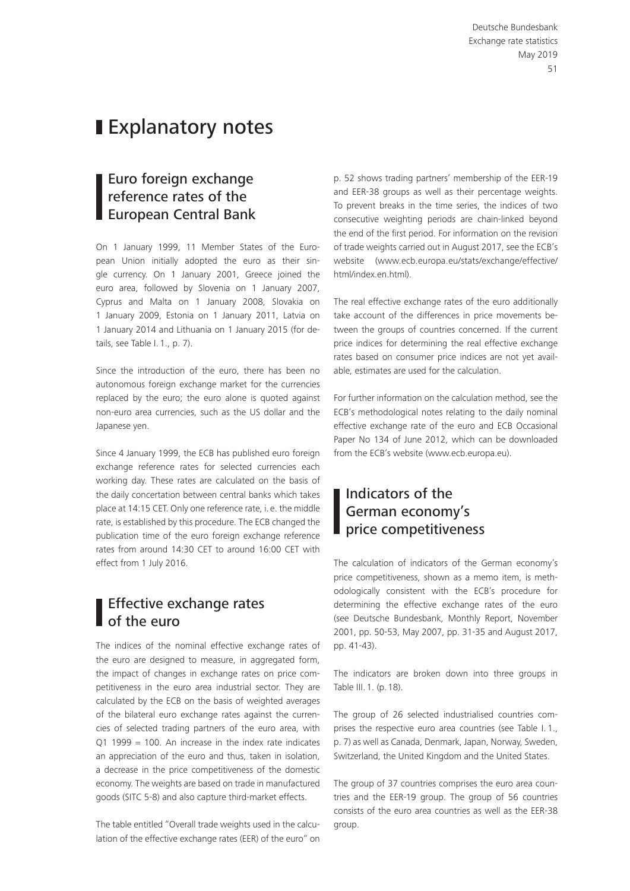# Explanatory notes

## Euro foreign exchange reference rates of the European Central Bank

On 1 January 1999, 11 Member States of the European Union initially adopted the euro as their single currency. On 1 January 2001, Greece joined the euro area, followed by Slovenia on 1 January 2007, Cyprus and Malta on 1 January 2008, Slovakia on 1 January 2009, Estonia on 1 January 2011, Latvia on 1 January 2014 and Lithuania on 1 January 2015 (for details, see Table I. 1., p. 7).

Since the introduction of the euro, there has been no autonomous foreign exchange market for the currencies replaced by the euro; the euro alone is quoted against non-euro area currencies, such as the US dollar and the Japanese yen.

Since 4 January 1999, the ECB has published euro foreign exchange reference rates for selected currencies each working day. These rates are calculated on the basis of the daily concertation between central banks which takes place at 14:15 CET. Only one reference rate, i. e. the middle rate, is established by this procedure. The ECB changed the publication time of the euro foreign exchange reference rates from around 14:30 CET to around 16:00 CET with effect from 1 July 2016.

## Effective exchange rates of the euro

The indices of the nominal effective exchange rates of the euro are designed to measure, in aggregated form, the impact of changes in exchange rates on price competitiveness in the euro area industrial sector. They are calculated by the ECB on the basis of weighted averages of the bilateral euro exchange rates against the currencies of selected trading partners of the euro area, with Q1 1999 = 100. An increase in the index rate indicates an appreciation of the euro and thus, taken in isolation, a decrease in the price competitiveness of the domestic economy. The weights are based on trade in manufactured goods (SITC 5-8) and also capture third-market effects.

The table entitled "Overall trade weights used in the calculation of the effective exchange rates (EER) of the euro" on p. 52 shows trading partners' membership of the EER-19 and EER-38 groups as well as their percentage weights. To prevent breaks in the time series, the indices of two consecutive weighting periods are chain-linked beyond the end of the first period. For information on the revision of trade weights carried out in August 2017, see the ECB's website (www.ecb.europa.eu/stats/exchange/effective/html/index.en.html).

The real effective exchange rates of the euro additionally take account of the differences in price movements between the groups of countries concerned. If the current price indices for determining the real effective exchange rates based on consumer price indices are not yet available, estimates are used for the calculation.

For further information on the calculation method, see the ECB's methodological notes relating to the daily nominal effective exchange rate of the euro and ECB Occasional Paper No 134 of June 2012, which can be downloaded from the ECB's website (www.ecb.europa.eu).

## Indicators of the German economy's price competitiveness

The calculation of indicators of the German economy's price competitiveness, shown as a memo item, is methodologically consistent with the ECB's procedure for determining the effective exchange rates of the euro (see Deutsche Bundesbank, Monthly Report, November 2001, pp. 50-53, May 2007, pp. 31-35 and August 2017, pp. 41-43).

The indicators are broken down into three groups in Table III. 1. (p. 18).

The group of 26 selected industrialised countries comprises the respective euro area countries (see Table I. 1., p. 7) as well as Canada, Denmark, Japan, Norway, Sweden, Switzerland, the United Kingdom and the United States.

The group of 37 countries comprises the euro area countries and the EER-19 group. The group of 56 countries consists of the euro area countries as well as the EER-38 group.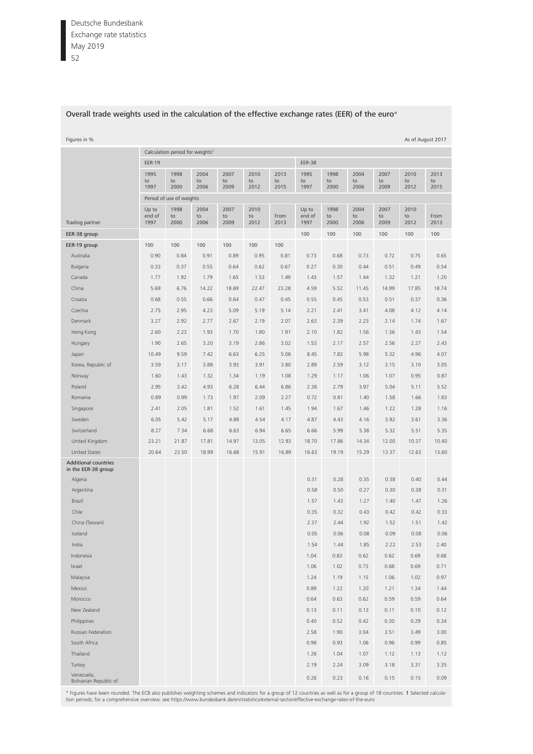## Overall trade weights used in the calculation of the effective exchange rates (EER) of the euro°

Figures in %

As of August 2017

| | Calculation period for weights[1] | | | | | | | | | | | |
|---|---|---|---|---|---|---|---|---|---|---|---|---|
| | EER-19 | | | | | | EER-38 | | | | | |
| | 1995 to 1997 | 1998 to 2000 | 2004 to 2006 | 2007 to 2009 | 2010 to 2012 | 2013 to 2015 | 1995 to 1997 | 1998 to 2000 | 2004 to 2006 | 2007 to 2009 | 2010 to 2012 | 2013 to 2015 |
| | Period of use of weights | | | | | | | | | | | |
| Trading partner | Up to end of 1997 | 1998 to 2000 | 2004 to 2006 | 2007 to 2009 | 2010 to 2012 | From 2013 | Up to end of 1997 | 1998 to 2000 | 2004 to 2006 | 2007 to 2009 | 2010 to 2012 | From 2013 |
| **EER-38 group** | | | | | | | 100 | 100 | 100 | 100 | 100 | 100 |
| **EER-19 group** | 100 | 100 | 100 | 100 | 100 | 100 | | | | | | |
| Australia | 0.90 | 0.84 | 0.91 | 0.89 | 0.95 | 0.81 | 0.73 | 0.68 | 0.73 | 0.72 | 0.75 | 0.65 |
| Bulgaria | 0.33 | 0.37 | 0.55 | 0.64 | 0.62 | 0.67 | 0.27 | 0.30 | 0.44 | 0.51 | 0.49 | 0.54 |
| Canada | 1.77 | 1.92 | 1.79 | 1.65 | 1.53 | 1.49 | 1.43 | 1.57 | 1.44 | 1.32 | 1.21 | 1.20 |
| China | 5.69 | 6.76 | 14.22 | 18.69 | 22.47 | 23.28 | 4.59 | 5.52 | 11.45 | 14.99 | 17.85 | 18.74 |
| Croatia | 0.68 | 0.55 | 0.66 | 0.64 | 0.47 | 0.45 | 0.55 | 0.45 | 0.53 | 0.51 | 0.37 | 0.36 |
| Czechia | 2.75 | 2.95 | 4.23 | 5.09 | 5.19 | 5.14 | 2.21 | 2.41 | 3.41 | 4.08 | 4.12 | 4.14 |
| Denmark | 3.27 | 2.92 | 2.77 | 2.67 | 2.19 | 2.07 | 2.63 | 2.39 | 2.23 | 2.14 | 1.74 | 1.67 |
| Hong Kong | 2.60 | 2.23 | 1.93 | 1.70 | 1.80 | 1.91 | 2.10 | 1.82 | 1.56 | 1.36 | 1.43 | 1.54 |
| Hungary | 1.90 | 2.65 | 3.20 | 3.19 | 2.86 | 3.02 | 1.53 | 2.17 | 2.57 | 2.56 | 2.27 | 2.43 |
| Japan | 10.49 | 9.59 | 7.42 | 6.63 | 6.25 | 5.06 | 8.45 | 7.83 | 5.98 | 5.32 | 4.96 | 4.07 |
| Korea, Republic of | 3.59 | 3.17 | 3.88 | 3.93 | 3.91 | 3.80 | 2.89 | 2.59 | 3.12 | 3.15 | 3.10 | 3.05 |
| Norway | 1.60 | 1.43 | 1.32 | 1.34 | 1.19 | 1.08 | 1.29 | 1.17 | 1.06 | 1.07 | 0.95 | 0.87 |
| Poland | 2.95 | 3.42 | 4.93 | 6.28 | 6.44 | 6.86 | 2.38 | 2.79 | 3.97 | 5.04 | 5.11 | 5.52 |
| Romania | 0.89 | 0.99 | 1.73 | 1.97 | 2.09 | 2.27 | 0.72 | 0.81 | 1.40 | 1.58 | 1.66 | 1.83 |
| Singapore | 2.41 | 2.05 | 1.81 | 1.52 | 1.61 | 1.45 | 1.94 | 1.67 | 1.46 | 1.22 | 1.28 | 1.16 |
| Sweden | 6.05 | 5.42 | 5.17 | 4.89 | 4.54 | 4.17 | 4.87 | 4.43 | 4.16 | 3.92 | 3.61 | 3.36 |
| Switzerland | 8.27 | 7.34 | 6.68 | 6.63 | 6.94 | 6.65 | 6.66 | 5.99 | 5.38 | 5.32 | 5.51 | 5.35 |
| United Kingdom | 23.21 | 21.87 | 17.81 | 14.97 | 13.05 | 12.93 | 18.70 | 17.86 | 14.34 | 12.00 | 10.37 | 10.40 |
| United States | 20.64 | 23.50 | 18.99 | 16.68 | 15.91 | 16.89 | 16.63 | 19.19 | 15.29 | 13.37 | 12.63 | 13.60 |
| **Additional countries in the EER-38 group** | | | | | | | | | | | | |
| Algeria | | | | | | | 0.31 | 0.28 | 0.35 | 0.38 | 0.40 | 0.44 |
| Argentina | | | | | | | 0.58 | 0.50 | 0.27 | 0.30 | 0.38 | 0.31 |
| Brazil | | | | | | | 1.57 | 1.43 | 1.27 | 1.40 | 1.47 | 1.26 |
| Chile | | | | | | | 0.35 | 0.32 | 0.43 | 0.42 | 0.42 | 0.33 |
| China (Taiwan) | | | | | | | 2.37 | 2.44 | 1.92 | 1.52 | 1.51 | 1.42 |
| Iceland | | | | | | | 0.05 | 0.06 | 0.08 | 0.09 | 0.08 | 0.06 |
| India | | | | | | | 1.54 | 1.44 | 1.85 | 2.22 | 2.53 | 2.40 |
| Indonesia | | | | | | | 1.04 | 0.83 | 0.62 | 0.62 | 0.69 | 0.68 |
| Israel | | | | | | | 1.06 | 1.02 | 0.73 | 0.68 | 0.69 | 0.71 |
| Malaysia | | | | | | | 1.24 | 1.19 | 1.15 | 1.06 | 1.02 | 0.97 |
| Mexico | | | | | | | 0.89 | 1.22 | 1.20 | 1.21 | 1.34 | 1.44 |
| Morocco | | | | | | | 0.64 | 0.63 | 0.62 | 0.59 | 0.59 | 0.64 |
| New Zealand | | | | | | | 0.13 | 0.11 | 0.13 | 0.11 | 0.10 | 0.12 |
| Philippines | | | | | | | 0.40 | 0.52 | 0.42 | 0.30 | 0.29 | 0.34 |
| Russian Federation | | | | | | | 2.58 | 1.90 | 3.04 | 3.51 | 3.49 | 3.00 |
| South Africa | | | | | | | 0.98 | 0.93 | 1.06 | 0.96 | 0.99 | 0.85 |
| Thailand | | | | | | | 1.26 | 1.04 | 1.07 | 1.12 | 1.13 | 1.12 |
| Turkey | | | | | | | 2.19 | 2.24 | 3.09 | 3.18 | 3.31 | 3.35 |
| Venezuela, Bolivarian Republic of | | | | | | | 0.26 | 0.23 | 0.16 | 0.15 | 0.15 | 0.09 |

° Figures have been rounded. The ECB also publishes weighting schemes and indicators for a group of 12 countries as well as for a group of 18 countries. **1** Selected calculation periods; for a comprehensive overview, see https://www.bundesbank.de/en/statistics/external-sector/effective-exchange-rates-of-the-euro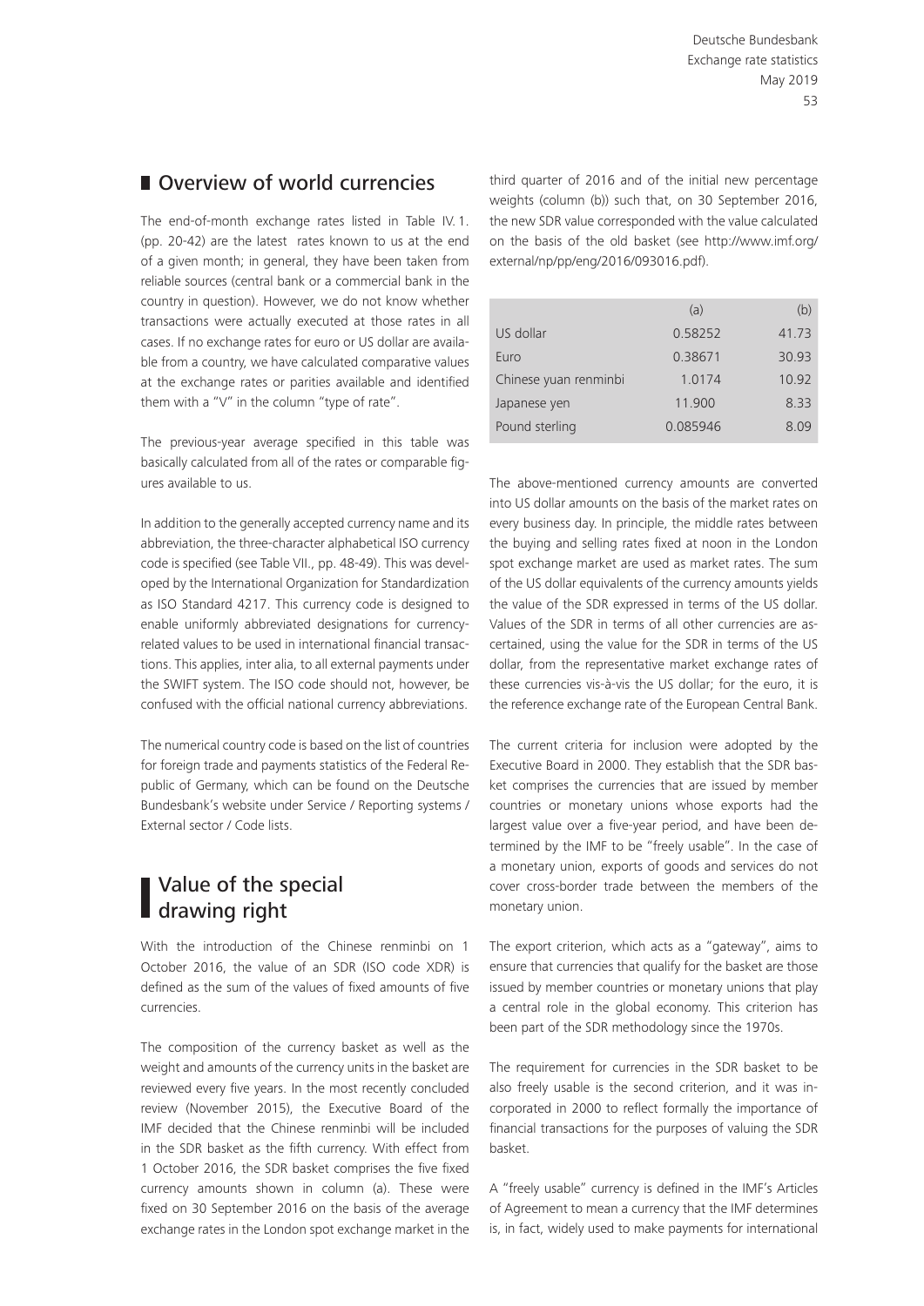## Overview of world currencies

The end-of-month exchange rates listed in Table IV. 1. (pp. 20-42) are the latest  rates known to us at the end of a given month; in general, they have been taken from reliable sources (central bank or a commercial bank in the country in question). However, we do not know whether transactions were actually executed at those rates in all cases. If no exchange rates for euro or US dollar are available from a country, we have calculated comparative values at the exchange rates or parities available and identified them with a "V" in the column "type of rate".

The previous-year average specified in this table was basically calculated from all of the rates or comparable figures available to us.

In addition to the generally accepted currency name and its abbreviation, the three-character alphabetical ISO currency code is specified (see Table VII., pp. 48-49). This was developed by the International Organization for Standardization as ISO Standard 4217. This currency code is designed to enable uniformly abbreviated designations for currency-related values to be used in international financial transactions. This applies, inter alia, to all external payments under the SWIFT system. The ISO code should not, however, be confused with the official national currency abbreviations.

The numerical country code is based on the list of countries for foreign trade and payments statistics of the Federal Republic of Germany, which can be found on the Deutsche Bundesbank's website under Service / Reporting systems / External sector / Code lists.

## Value of the special drawing right

With the introduction of the Chinese renminbi on 1 October 2016, the value of an SDR (ISO code XDR) is defined as the sum of the values of fixed amounts of five currencies.

The composition of the currency basket as well as the weight and amounts of the currency units in the basket are reviewed every five years. In the most recently concluded review (November 2015), the Executive Board of the IMF decided that the Chinese renminbi will be included in the SDR basket as the fifth currency. With effect from 1 October 2016, the SDR basket comprises the five fixed currency amounts shown in column (a). These were fixed on 30 September 2016 on the basis of the average exchange rates in the London spot exchange market in the third quarter of 2016 and of the initial new percentage weights (column (b)) such that, on 30 September 2016, the new SDR value corresponded with the value calculated on the basis of the old basket (see http://www.imf.org/external/np/pp/eng/2016/093016.pdf).

| | (a) | (b) |
|---|---|---|
| US dollar | 0.58252 | 41.73 |
| Euro | 0.38671 | 30.93 |
| Chinese yuan renminbi | 1.0174 | 10.92 |
| Japanese yen | 11.900 | 8.33 |
| Pound sterling | 0.085946 | 8.09 |

The above-mentioned currency amounts are converted into US dollar amounts on the basis of the market rates on every business day. In principle, the middle rates between the buying and selling rates fixed at noon in the London spot exchange market are used as market rates. The sum of the US dollar equivalents of the currency amounts yields the value of the SDR expressed in terms of the US dollar. Values of the SDR in terms of all other currencies are ascertained, using the value for the SDR in terms of the US dollar, from the representative market exchange rates of these currencies vis-à-vis the US dollar; for the euro, it is the reference exchange rate of the European Central Bank.

The current criteria for inclusion were adopted by the Executive Board in 2000. They establish that the SDR basket comprises the currencies that are issued by member countries or monetary unions whose exports had the largest value over a five-year period, and have been determined by the IMF to be "freely usable". In the case of a monetary union, exports of goods and services do not cover cross-border trade between the members of the monetary union.

The export criterion, which acts as a "gateway", aims to ensure that currencies that qualify for the basket are those issued by member countries or monetary unions that play a central role in the global economy. This criterion has been part of the SDR methodology since the 1970s.

The requirement for currencies in the SDR basket to be also freely usable is the second criterion, and it was incorporated in 2000 to reflect formally the importance of financial transactions for the purposes of valuing the SDR basket.

A "freely usable" currency is defined in the IMF's Articles of Agreement to mean a currency that the IMF determines is, in fact, widely used to make payments for international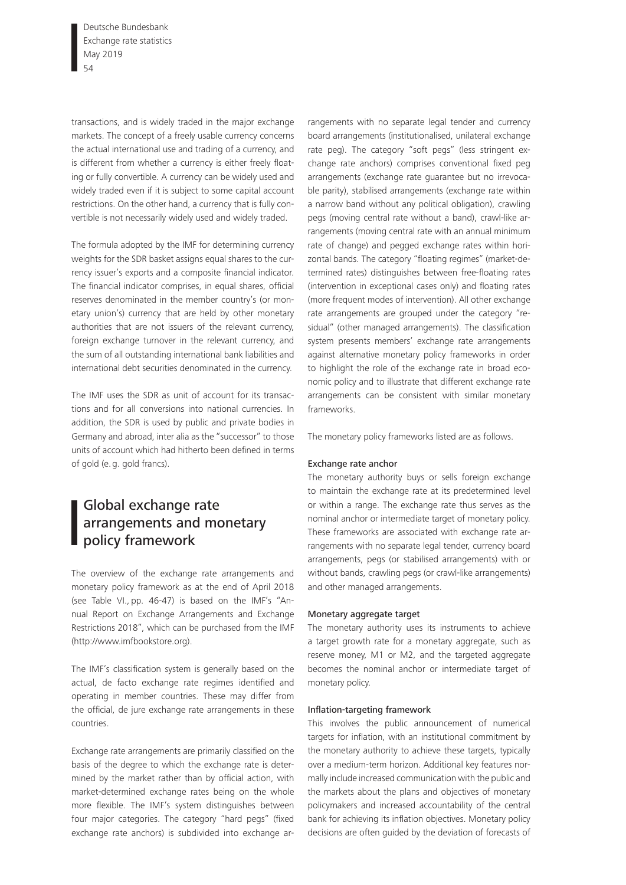transactions, and is widely traded in the major exchange markets. The concept of a freely usable currency concerns the actual international use and trading of a currency, and is different from whether a currency is either freely floating or fully convertible. A currency can be widely used and widely traded even if it is subject to some capital account restrictions. On the other hand, a currency that is fully convertible is not necessarily widely used and widely traded.

The formula adopted by the IMF for determining currency weights for the SDR basket assigns equal shares to the currency issuer's exports and a composite financial indicator. The financial indicator comprises, in equal shares, official reserves denominated in the member country's (or monetary union's) currency that are held by other monetary authorities that are not issuers of the relevant currency, foreign exchange turnover in the relevant currency, and the sum of all outstanding international bank liabilities and international debt securities denominated in the currency.

The IMF uses the SDR as unit of account for its transactions and for all conversions into national currencies. In addition, the SDR is used by public and private bodies in Germany and abroad, inter alia as the "successor" to those units of account which had hitherto been defined in terms of gold (e. g. gold francs).

## Global exchange rate arrangements and monetary policy framework

The overview of the exchange rate arrangements and monetary policy framework as at the end of April 2018 (see Table VI., pp. 46-47) is based on the IMF's "Annual Report on Exchange Arrangements and Exchange Restrictions 2018", which can be purchased from the IMF (http://www.imfbookstore.org).

The IMF's classification system is generally based on the actual, de facto exchange rate regimes identified and operating in member countries. These may differ from the official, de jure exchange rate arrangements in these countries.

Exchange rate arrangements are primarily classified on the basis of the degree to which the exchange rate is determined by the market rather than by official action, with market-determined exchange rates being on the whole more flexible. The IMF's system distinguishes between four major categories. The category "hard pegs" (fixed exchange rate anchors) is subdivided into exchange arrangements with no separate legal tender and currency board arrangements (institutionalised, unilateral exchange rate peg). The category "soft pegs" (less stringent exchange rate anchors) comprises conventional fixed peg arrangements (exchange rate guarantee but no irrevocable parity), stabilised arrangements (exchange rate within a narrow band without any political obligation), crawling pegs (moving central rate without a band), crawl-like arrangements (moving central rate with an annual minimum rate of change) and pegged exchange rates within horizontal bands. The category "floating regimes" (market-determined rates) distinguishes between free-floating rates (intervention in exceptional cases only) and floating rates (more frequent modes of intervention). All other exchange rate arrangements are grouped under the category "residual" (other managed arrangements). The classification system presents members' exchange rate arrangements against alternative monetary policy frameworks in order to highlight the role of the exchange rate in broad economic policy and to illustrate that different exchange rate arrangements can be consistent with similar monetary frameworks.

The monetary policy frameworks listed are as follows.

#### Exchange rate anchor

The monetary authority buys or sells foreign exchange to maintain the exchange rate at its predetermined level or within a range. The exchange rate thus serves as the nominal anchor or intermediate target of monetary policy. These frameworks are associated with exchange rate arrangements with no separate legal tender, currency board arrangements, pegs (or stabilised arrangements) with or without bands, crawling pegs (or crawl-like arrangements) and other managed arrangements.

#### Monetary aggregate target

The monetary authority uses its instruments to achieve a target growth rate for a monetary aggregate, such as reserve money, M1 or M2, and the targeted aggregate becomes the nominal anchor or intermediate target of monetary policy.

#### Inflation-targeting framework

This involves the public announcement of numerical targets for inflation, with an institutional commitment by the monetary authority to achieve these targets, typically over a medium-term horizon. Additional key features normally include increased communication with the public and the markets about the plans and objectives of monetary policymakers and increased accountability of the central bank for achieving its inflation objectives. Monetary policy decisions are often guided by the deviation of forecasts of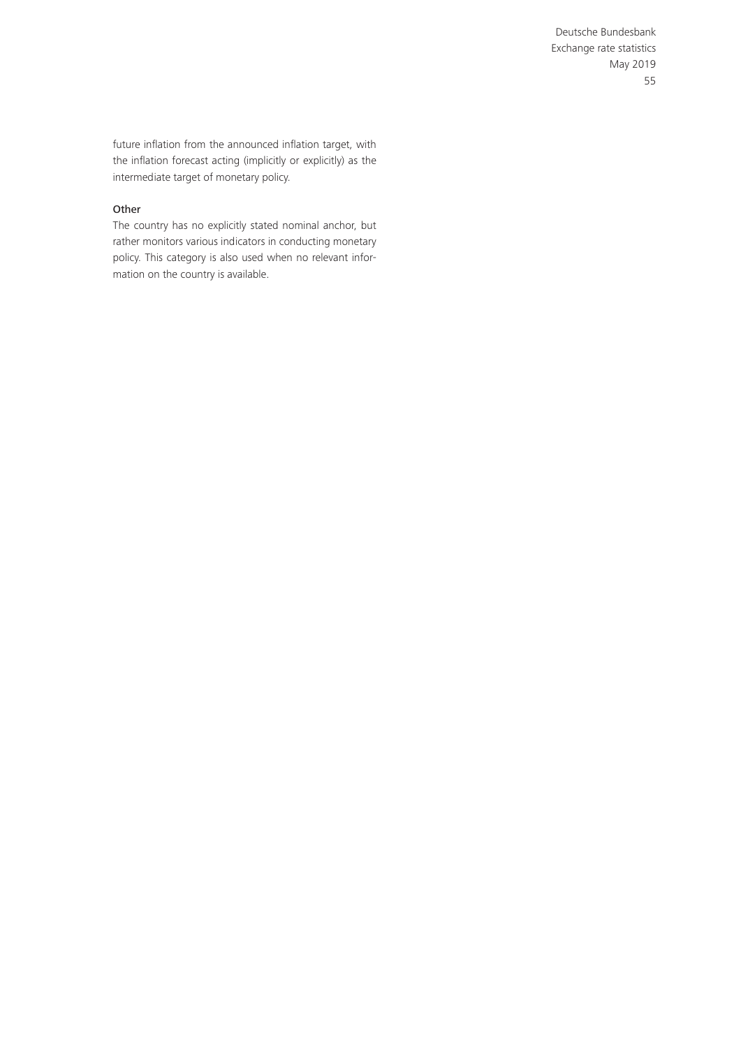future inflation from the announced inflation target, with the inflation forecast acting (implicitly or explicitly) as the intermediate target of monetary policy.

#### Other

The country has no explicitly stated nominal anchor, but rather monitors various indicators in conducting monetary policy. This category is also used when no relevant information on the country is available.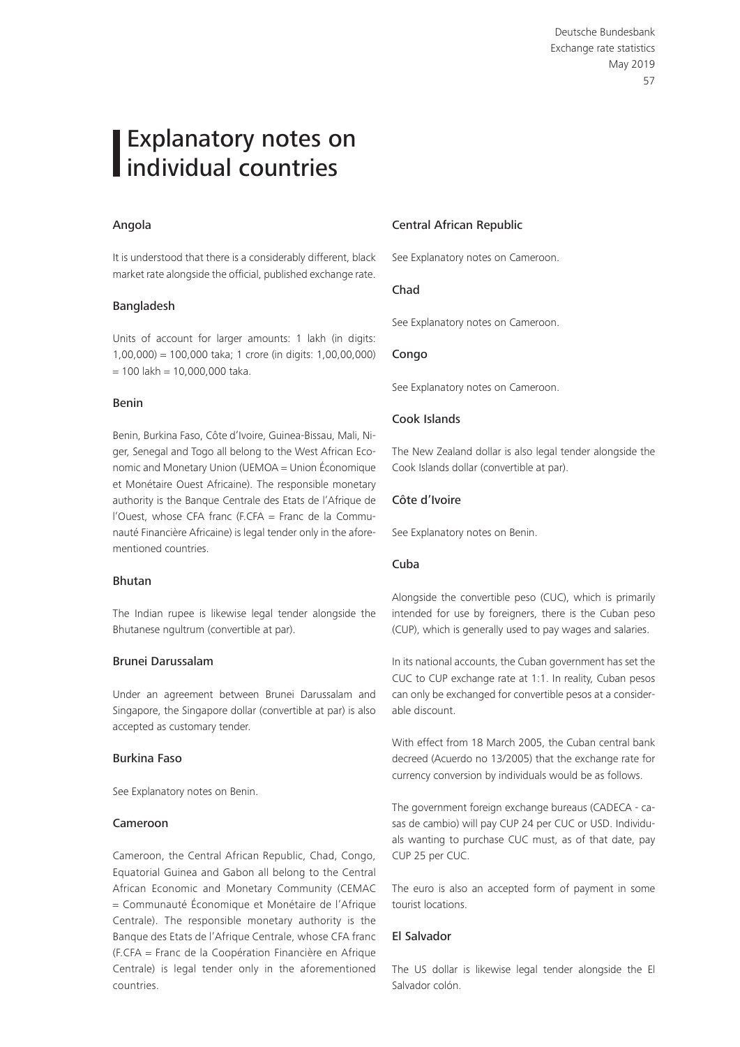# Explanatory notes on individual countries

### Angola

It is understood that there is a considerably different, black market rate alongside the official, published exchange rate.

### Bangladesh

Units of account for larger amounts: 1 lakh (in digits: 1,00,000) = 100,000 taka; 1 crore (in digits: 1,00,00,000) = 100 lakh = 10,000,000 taka.

### Benin

Benin, Burkina Faso, Côte d'Ivoire, Guinea-Bissau, Mali, Niger, Senegal and Togo all belong to the West African Economic and Monetary Union (UEMOA = Union Économique et Monétaire Ouest Africaine). The responsible monetary authority is the Banque Centrale des Etats de l'Afrique de l'Ouest, whose CFA franc (F.CFA = Franc de la Communauté Financière Africaine) is legal tender only in the aforementioned countries.

### Bhutan

The Indian rupee is likewise legal tender alongside the Bhutanese ngultrum (convertible at par).

### Brunei Darussalam

Under an agreement between Brunei Darussalam and Singapore, the Singapore dollar (convertible at par) is also accepted as customary tender.

### Burkina Faso

See Explanatory notes on Benin.

### Cameroon

Cameroon, the Central African Republic, Chad, Congo, Equatorial Guinea and Gabon all belong to the Central African Economic and Monetary Community (CEMAC = Communauté Économique et Monétaire de l'Afrique Centrale). The responsible monetary authority is the Banque des Etats de l'Afrique Centrale, whose CFA franc (F.CFA = Franc de la Coopération Financière en Afrique Centrale) is legal tender only in the aforementioned countries.

### Central African Republic

See Explanatory notes on Cameroon.

### Chad

See Explanatory notes on Cameroon.

### Congo

See Explanatory notes on Cameroon.

### Cook Islands

The New Zealand dollar is also legal tender alongside the Cook Islands dollar (convertible at par).

### Côte d'Ivoire

See Explanatory notes on Benin.

### Cuba

Alongside the convertible peso (CUC), which is primarily intended for use by foreigners, there is the Cuban peso (CUP), which is generally used to pay wages and salaries.

In its national accounts, the Cuban government has set the CUC to CUP exchange rate at 1:1. In reality, Cuban pesos can only be exchanged for convertible pesos at a considerable discount.

With effect from 18 March 2005, the Cuban central bank decreed (Acuerdo no 13/2005) that the exchange rate for currency conversion by individuals would be as follows.

The government foreign exchange bureaus (CADECA - casas de cambio) will pay CUP 24 per CUC or USD. Individuals wanting to purchase CUC must, as of that date, pay CUP 25 per CUC.

The euro is also an accepted form of payment in some tourist locations.

### El Salvador

The US dollar is likewise legal tender alongside the El Salvador colón.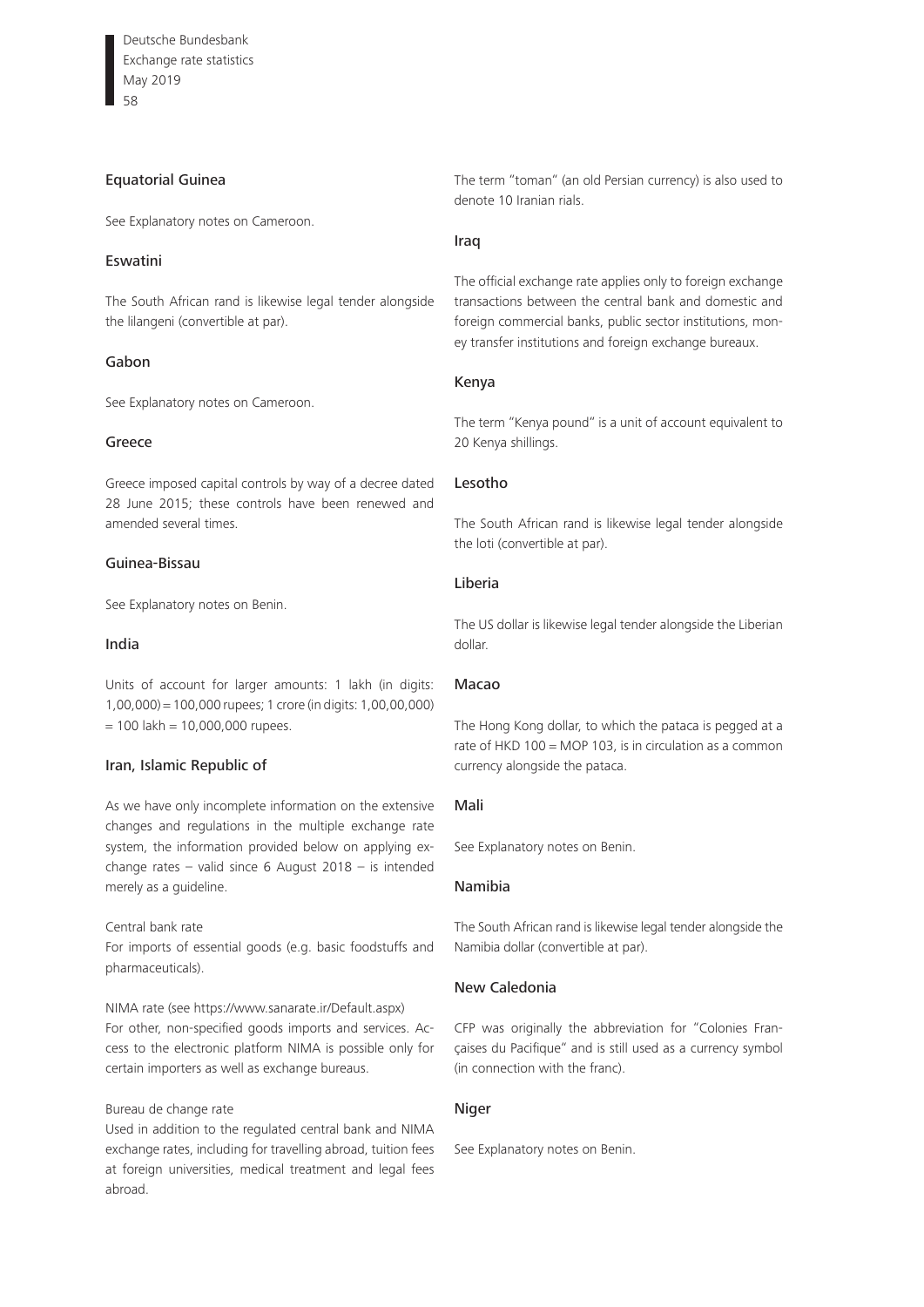## Equatorial Guinea

See Explanatory notes on Cameroon.

## Eswatini

The South African rand is likewise legal tender alongside the lilangeni (convertible at par).

## Gabon

See Explanatory notes on Cameroon.

## Greece

Greece imposed capital controls by way of a decree dated 28 June 2015; these controls have been renewed and amended several times.

## Guinea-Bissau

See Explanatory notes on Benin.

## India

Units of account for larger amounts: 1 lakh (in digits: 1,00,000) = 100,000 rupees; 1 crore (in digits: 1,00,00,000) = 100 lakh = 10,000,000 rupees.

## Iran, Islamic Republic of

As we have only incomplete information on the extensive changes and regulations in the multiple exchange rate system, the information provided below on applying exchange rates – valid since 6 August 2018 – is intended merely as a guideline.

Central bank rate
For imports of essential goods (e.g. basic foodstuffs and pharmaceuticals).

NIMA rate (see https://www.sanarate.ir/Default.aspx)
For other, non-specified goods imports and services. Access to the electronic platform NIMA is possible only for certain importers as well as exchange bureaus.

Bureau de change rate
Used in addition to the regulated central bank and NIMA exchange rates, including for travelling abroad, tuition fees at foreign universities, medical treatment and legal fees abroad.

The term "toman" (an old Persian currency) is also used to denote 10 Iranian rials.

## Iraq

The official exchange rate applies only to foreign exchange transactions between the central bank and domestic and foreign commercial banks, public sector institutions, money transfer institutions and foreign exchange bureaux.

## Kenya

The term "Kenya pound" is a unit of account equivalent to 20 Kenya shillings.

## Lesotho

The South African rand is likewise legal tender alongside the loti (convertible at par).

## Liberia

The US dollar is likewise legal tender alongside the Liberian dollar.

## Macao

The Hong Kong dollar, to which the pataca is pegged at a rate of HKD 100 = MOP 103, is in circulation as a common currency alongside the pataca.

## Mali

See Explanatory notes on Benin.

## Namibia

The South African rand is likewise legal tender alongside the Namibia dollar (convertible at par).

## New Caledonia

CFP was originally the abbreviation for "Colonies Françaises du Pacifique" and is still used as a currency symbol (in connection with the franc).

## Niger

See Explanatory notes on Benin.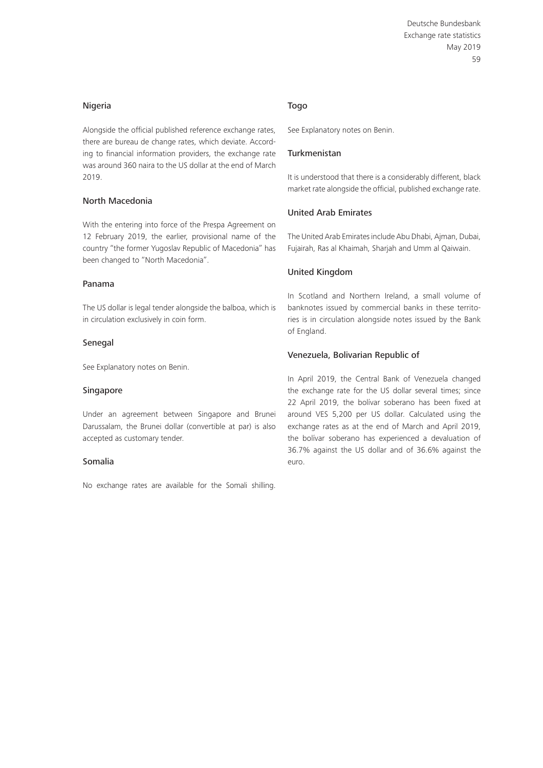### Nigeria

Alongside the official published reference exchange rates, there are bureau de change rates, which deviate. According to financial information providers, the exchange rate was around 360 naira to the US dollar at the end of March 2019.

### North Macedonia

With the entering into force of the Prespa Agreement on 12 February 2019, the earlier, provisional name of the country "the former Yugoslav Republic of Macedonia" has been changed to "North Macedonia".

### Panama

The US dollar is legal tender alongside the balboa, which is in circulation exclusively in coin form.

### Senegal

See Explanatory notes on Benin.

### Singapore

Under an agreement between Singapore and Brunei Darussalam, the Brunei dollar (convertible at par) is also accepted as customary tender.

### Somalia

No exchange rates are available for the Somali shilling.

### Togo

See Explanatory notes on Benin.

### Turkmenistan

It is understood that there is a considerably different, black market rate alongside the official, published exchange rate.

### United Arab Emirates

The United Arab Emirates include Abu Dhabi, Ajman, Dubai, Fujairah, Ras al Khaimah, Sharjah and Umm al Qaiwain.

### United Kingdom

In Scotland and Northern Ireland, a small volume of banknotes issued by commercial banks in these territories is in circulation alongside notes issued by the Bank of England.

### Venezuela, Bolivarian Republic of

In April 2019, the Central Bank of Venezuela changed the exchange rate for the US dollar several times; since 22 April 2019, the bolívar soberano has been fixed at around VES 5,200 per US dollar. Calculated using the exchange rates as at the end of March and April 2019, the bolívar soberano has experienced a devaluation of 36.7% against the US dollar and of 36.6% against the euro.